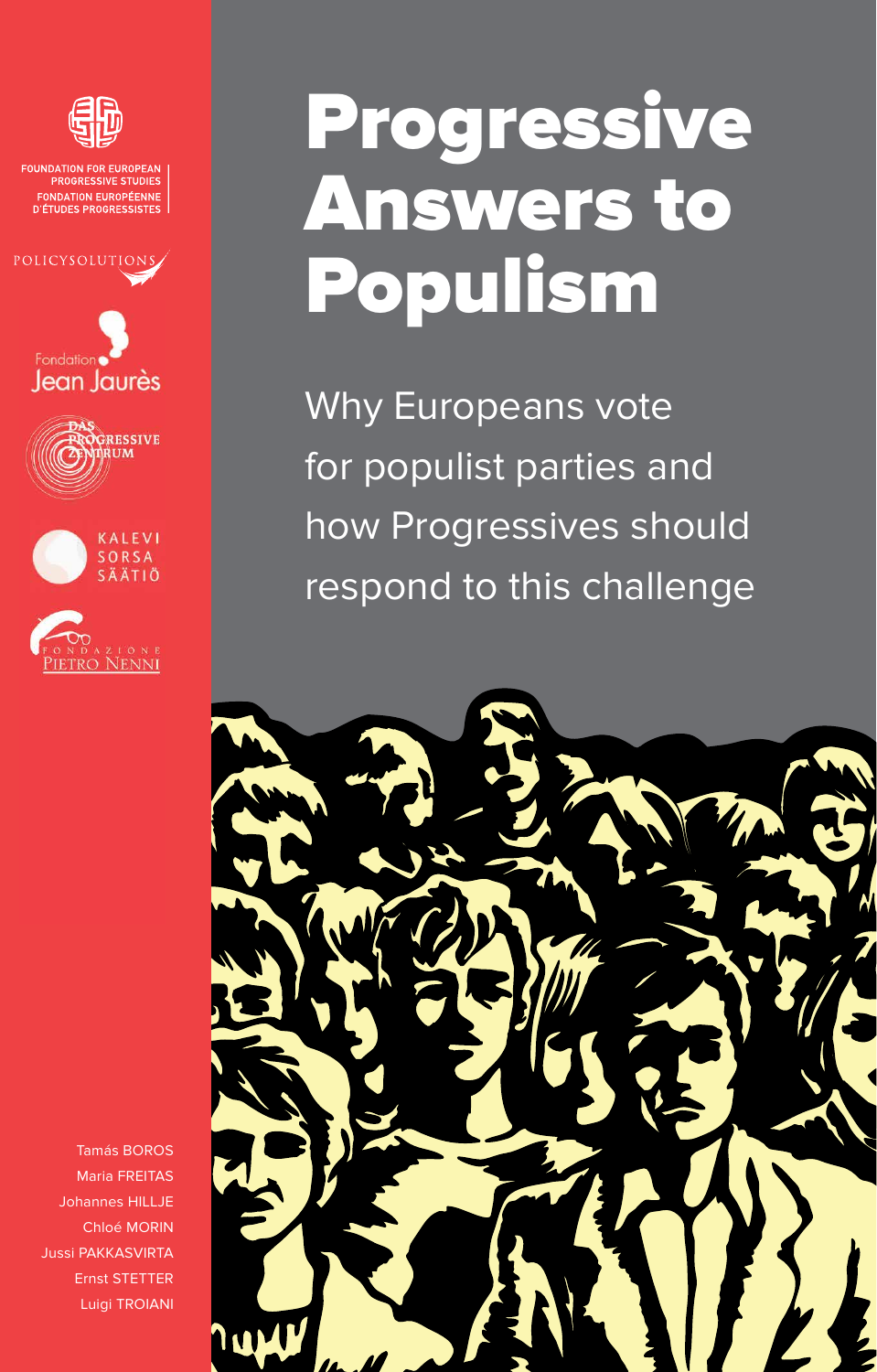FOUNDATION FOR EUROPEAN PROGRESSIVE STUDIES
FONDATION EUROPÉENNE D'ÉTUDES PROGRESSISTES

POLICYSOLUTIONS

Fondation Jean Jaurès

DAS PROGRESSIVE ZENTRUM

KALEVI SORSA SÄÄTIÖ

FONDAZIONE PIETRO NENNI

# Progressive Answers to Populism

## Why Europeans vote for populist parties and how Progressives should respond to this challenge

Tamás BOROS
Maria FREITAS
Johannes HILLJE
Chloé MORIN
Jussi PAKKASVIRTA
Ernst STETTER
Luigi TROIANI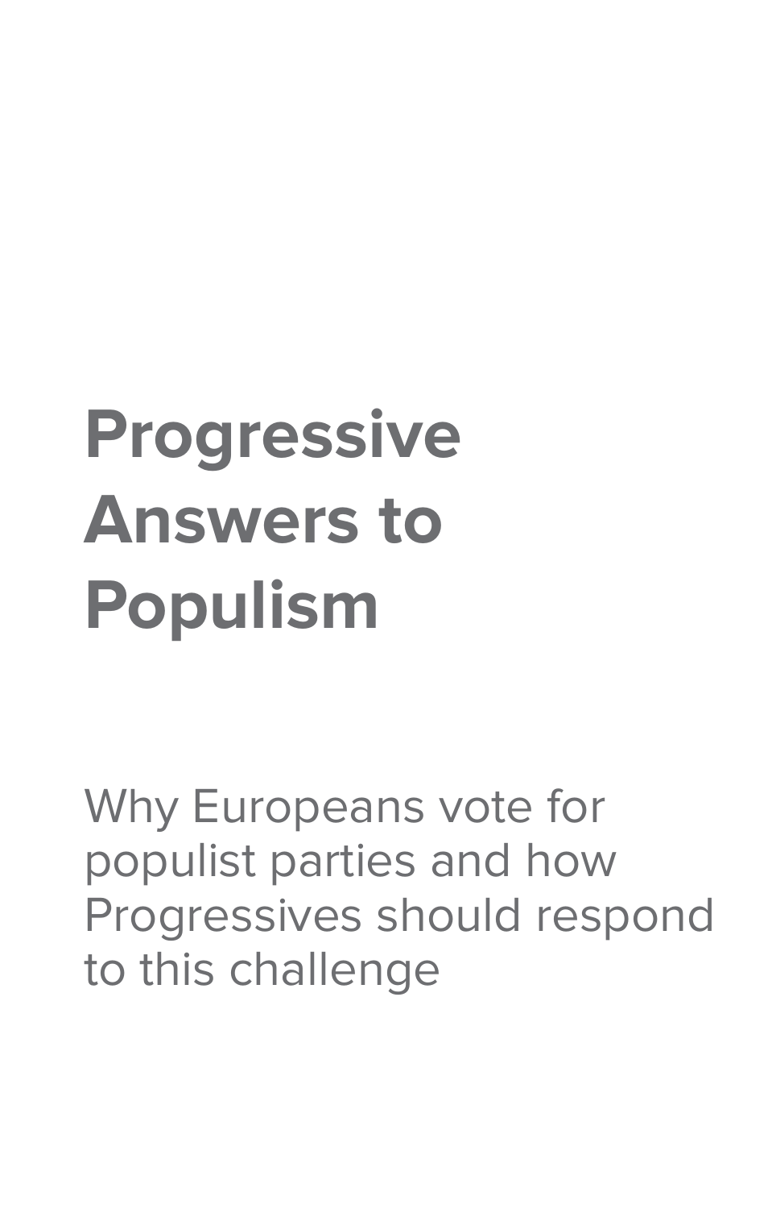# Progressive Answers to Populism

Why Europeans vote for populist parties and how Progressives should respond to this challenge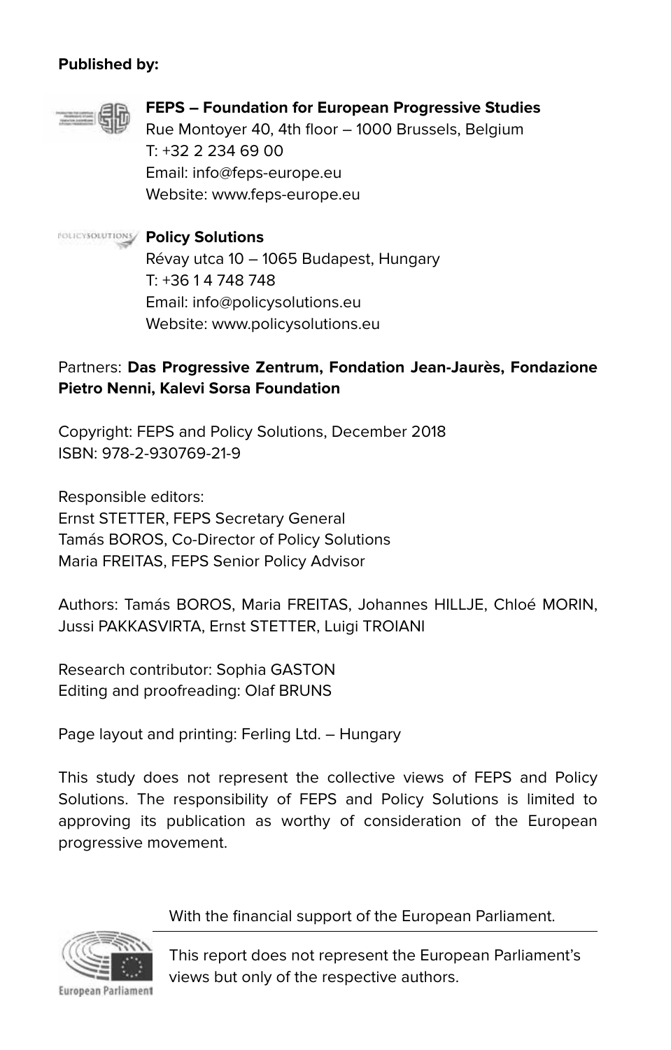**Published by:**

**FEPS – Foundation for European Progressive Studies**
Rue Montoyer 40, 4th floor – 1000 Brussels, Belgium
T: +32 2 234 69 00
Email: info@feps-europe.eu
Website: www.feps-europe.eu

**Policy Solutions**
Révay utca 10 – 1065 Budapest, Hungary
T: +36 1 4 748 748
Email: info@policysolutions.eu
Website: www.policysolutions.eu

Partners: **Das Progressive Zentrum, Fondation Jean-Jaurès, Fondazione Pietro Nenni, Kalevi Sorsa Foundation**

Copyright: FEPS and Policy Solutions, December 2018
ISBN: 978-2-930769-21-9

Responsible editors:
Ernst STETTER, FEPS Secretary General
Tamás BOROS, Co-Director of Policy Solutions
Maria FREITAS, FEPS Senior Policy Advisor

Authors: Tamás BOROS, Maria FREITAS, Johannes HILLJE, Chloé MORIN, Jussi PAKKASVIRTA, Ernst STETTER, Luigi TROIANI

Research contributor: Sophia GASTON
Editing and proofreading: Olaf BRUNS

Page layout and printing: Ferling Ltd. – Hungary

This study does not represent the collective views of FEPS and Policy Solutions. The responsibility of FEPS and Policy Solutions is limited to approving its publication as worthy of consideration of the European progressive movement.

With the financial support of the European Parliament.

This report does not represent the European Parliament's views but only of the respective authors.

European Parliament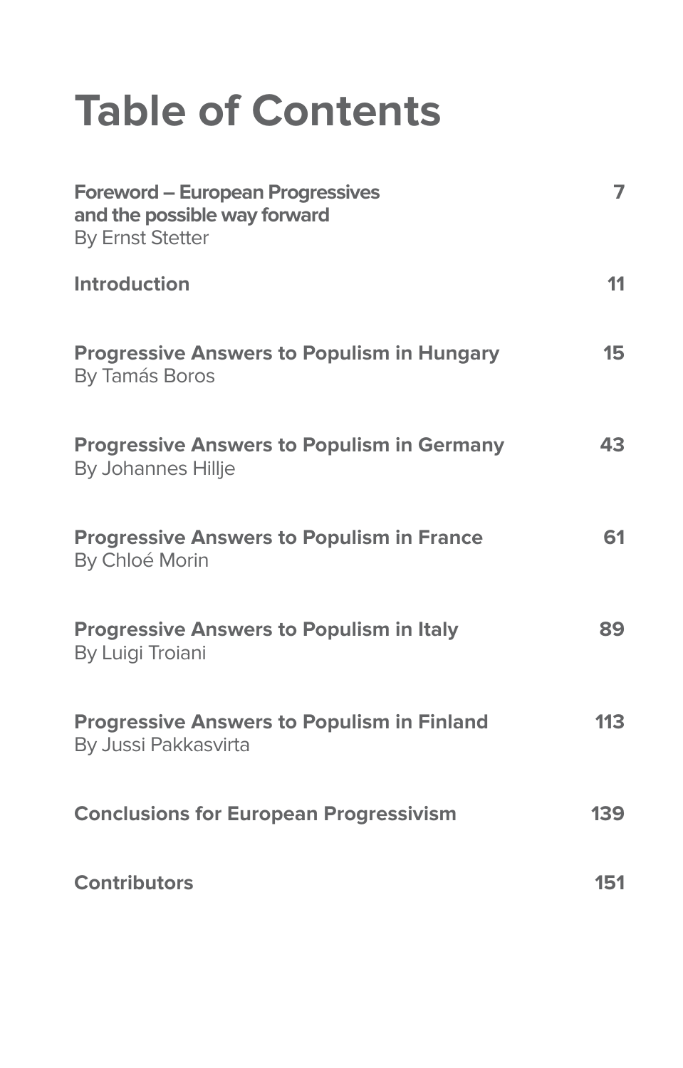# Table of Contents

| | |
|---|---|
| **Foreword – European Progressives and the possible way forward** By Ernst Stetter | 7 |
| **Introduction** | 11 |
| **Progressive Answers to Populism in Hungary** By Tamás Boros | 15 |
| **Progressive Answers to Populism in Germany** By Johannes Hillje | 43 |
| **Progressive Answers to Populism in France** By Chloé Morin | 61 |
| **Progressive Answers to Populism in Italy** By Luigi Troiani | 89 |
| **Progressive Answers to Populism in Finland** By Jussi Pakkasvirta | 113 |
| **Conclusions for European Progressivism** | 139 |
| **Contributors** | 151 |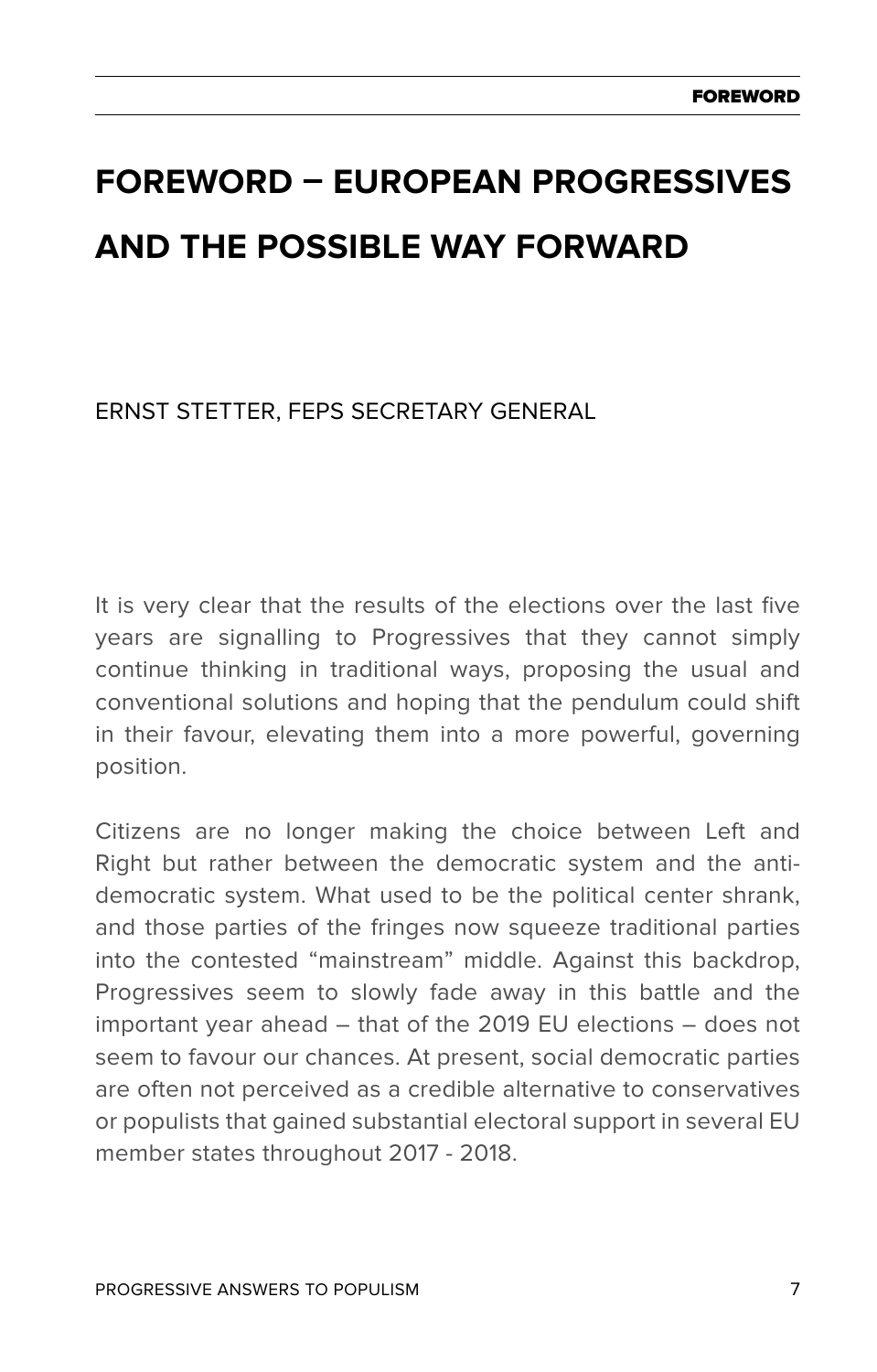# FOREWORD – EUROPEAN PROGRESSIVES AND THE POSSIBLE WAY FORWARD

ERNST STETTER, FEPS SECRETARY GENERAL

It is very clear that the results of the elections over the last five years are signalling to Progressives that they cannot simply continue thinking in traditional ways, proposing the usual and conventional solutions and hoping that the pendulum could shift in their favour, elevating them into a more powerful, governing position.

Citizens are no longer making the choice between Left and Right but rather between the democratic system and the anti-democratic system. What used to be the political center shrank, and those parties of the fringes now squeeze traditional parties into the contested "mainstream" middle. Against this backdrop, Progressives seem to slowly fade away in this battle and the important year ahead – that of the 2019 EU elections – does not seem to favour our chances. At present, social democratic parties are often not perceived as a credible alternative to conservatives or populists that gained substantial electoral support in several EU member states throughout 2017 - 2018.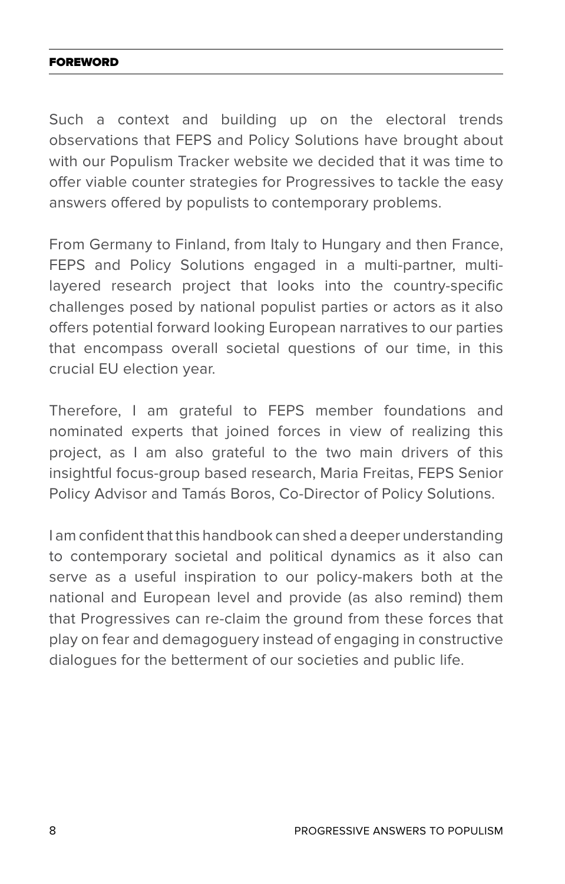Such a context and building up on the electoral trends observations that FEPS and Policy Solutions have brought about with our Populism Tracker website we decided that it was time to offer viable counter strategies for Progressives to tackle the easy answers offered by populists to contemporary problems.

From Germany to Finland, from Italy to Hungary and then France, FEPS and Policy Solutions engaged in a multi-partner, multi-layered research project that looks into the country-specific challenges posed by national populist parties or actors as it also offers potential forward looking European narratives to our parties that encompass overall societal questions of our time, in this crucial EU election year.

Therefore, I am grateful to FEPS member foundations and nominated experts that joined forces in view of realizing this project, as I am also grateful to the two main drivers of this insightful focus-group based research, Maria Freitas, FEPS Senior Policy Advisor and Tamás Boros, Co-Director of Policy Solutions.

I am confident that this handbook can shed a deeper understanding to contemporary societal and political dynamics as it also can serve as a useful inspiration to our policy-makers both at the national and European level and provide (as also remind) them that Progressives can re-claim the ground from these forces that play on fear and demagoguery instead of engaging in constructive dialogues for the betterment of our societies and public life.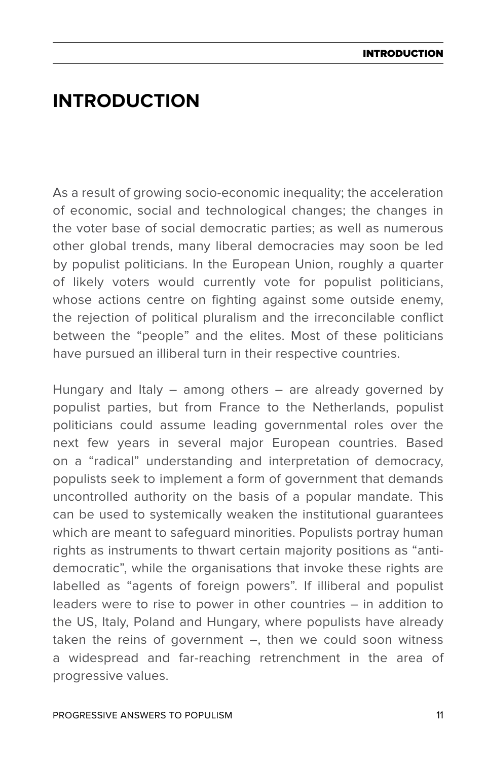# INTRODUCTION

As a result of growing socio-economic inequality; the acceleration of economic, social and technological changes; the changes in the voter base of social democratic parties; as well as numerous other global trends, many liberal democracies may soon be led by populist politicians. In the European Union, roughly a quarter of likely voters would currently vote for populist politicians, whose actions centre on fighting against some outside enemy, the rejection of political pluralism and the irreconcilable conflict between the "people" and the elites. Most of these politicians have pursued an illiberal turn in their respective countries.

Hungary and Italy – among others – are already governed by populist parties, but from France to the Netherlands, populist politicians could assume leading governmental roles over the next few years in several major European countries. Based on a "radical" understanding and interpretation of democracy, populists seek to implement a form of government that demands uncontrolled authority on the basis of a popular mandate. This can be used to systemically weaken the institutional guarantees which are meant to safeguard minorities. Populists portray human rights as instruments to thwart certain majority positions as "anti-democratic", while the organisations that invoke these rights are labelled as "agents of foreign powers". If illiberal and populist leaders were to rise to power in other countries – in addition to the US, Italy, Poland and Hungary, where populists have already taken the reins of government –, then we could soon witness a widespread and far-reaching retrenchment in the area of progressive values.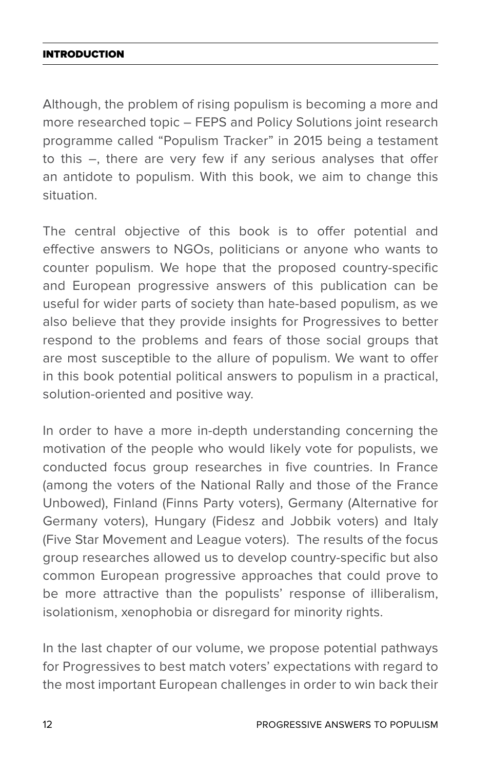Although, the problem of rising populism is becoming a more and more researched topic – FEPS and Policy Solutions joint research programme called "Populism Tracker" in 2015 being a testament to this –, there are very few if any serious analyses that offer an antidote to populism. With this book, we aim to change this situation.

The central objective of this book is to offer potential and effective answers to NGOs, politicians or anyone who wants to counter populism. We hope that the proposed country-specific and European progressive answers of this publication can be useful for wider parts of society than hate-based populism, as we also believe that they provide insights for Progressives to better respond to the problems and fears of those social groups that are most susceptible to the allure of populism. We want to offer in this book potential political answers to populism in a practical, solution-oriented and positive way.

In order to have a more in-depth understanding concerning the motivation of the people who would likely vote for populists, we conducted focus group researches in five countries. In France (among the voters of the National Rally and those of the France Unbowed), Finland (Finns Party voters), Germany (Alternative for Germany voters), Hungary (Fidesz and Jobbik voters) and Italy (Five Star Movement and League voters). The results of the focus group researches allowed us to develop country-specific but also common European progressive approaches that could prove to be more attractive than the populists' response of illiberalism, isolationism, xenophobia or disregard for minority rights.

In the last chapter of our volume, we propose potential pathways for Progressives to best match voters' expectations with regard to the most important European challenges in order to win back their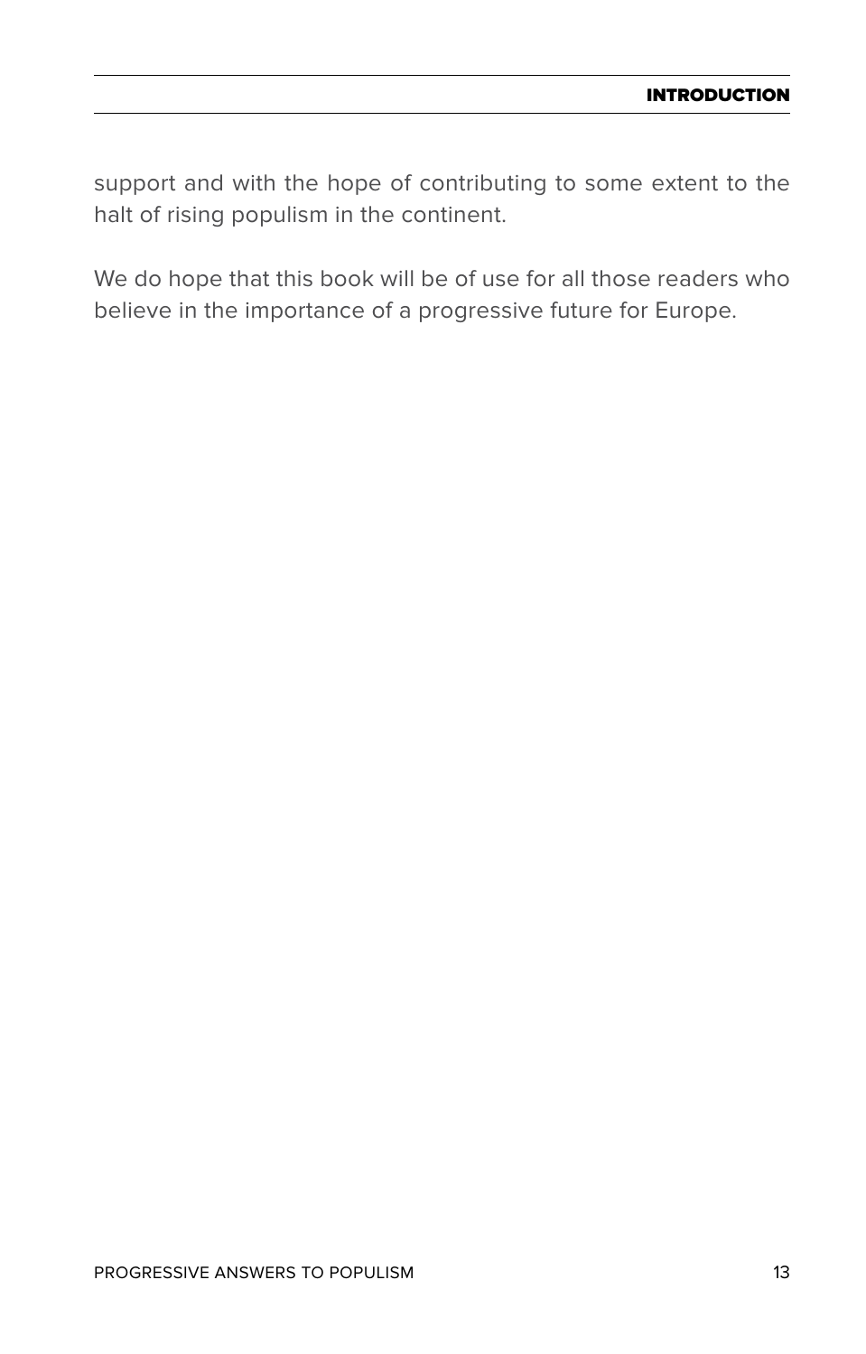support and with the hope of contributing to some extent to the halt of rising populism in the continent.

We do hope that this book will be of use for all those readers who believe in the importance of a progressive future for Europe.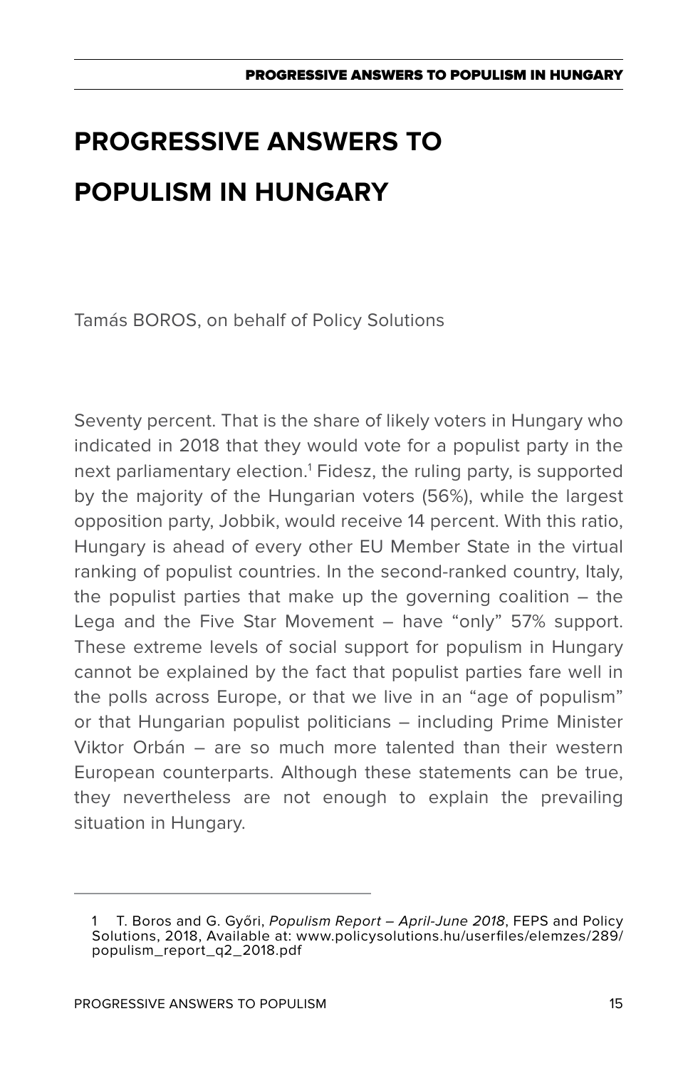# PROGRESSIVE ANSWERS TO POPULISM IN HUNGARY

Tamás BOROS, on behalf of Policy Solutions

Seventy percent. That is the share of likely voters in Hungary who indicated in 2018 that they would vote for a populist party in the next parliamentary election.[1] Fidesz, the ruling party, is supported by the majority of the Hungarian voters (56%), while the largest opposition party, Jobbik, would receive 14 percent. With this ratio, Hungary is ahead of every other EU Member State in the virtual ranking of populist countries. In the second-ranked country, Italy, the populist parties that make up the governing coalition – the Lega and the Five Star Movement – have "only" 57% support. These extreme levels of social support for populism in Hungary cannot be explained by the fact that populist parties fare well in the polls across Europe, or that we live in an "age of populism" or that Hungarian populist politicians – including Prime Minister Viktor Orbán – are so much more talented than their western European counterparts. Although these statements can be true, they nevertheless are not enough to explain the prevailing situation in Hungary.

---

1 T. Boros and G. Győri, *Populism Report – April-June 2018*, FEPS and Policy Solutions, 2018, Available at: www.policysolutions.hu/userfiles/elemzes/289/populism_report_q2_2018.pdf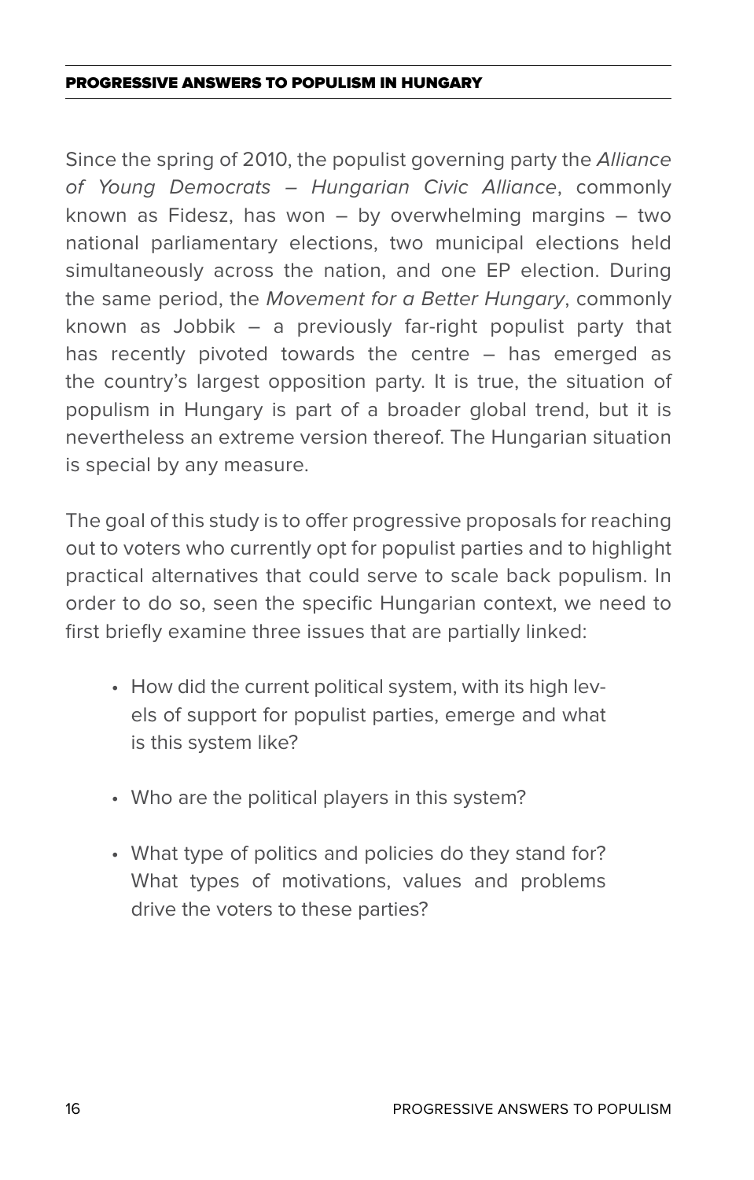Since the spring of 2010, the populist governing party the *Alliance of Young Democrats – Hungarian Civic Alliance*, commonly known as Fidesz, has won – by overwhelming margins – two national parliamentary elections, two municipal elections held simultaneously across the nation, and one EP election. During the same period, the *Movement for a Better Hungary*, commonly known as Jobbik – a previously far-right populist party that has recently pivoted towards the centre – has emerged as the country's largest opposition party. It is true, the situation of populism in Hungary is part of a broader global trend, but it is nevertheless an extreme version thereof. The Hungarian situation is special by any measure.

The goal of this study is to offer progressive proposals for reaching out to voters who currently opt for populist parties and to highlight practical alternatives that could serve to scale back populism. In order to do so, seen the specific Hungarian context, we need to first briefly examine three issues that are partially linked:

- How did the current political system, with its high levels of support for populist parties, emerge and what is this system like?
- Who are the political players in this system?
- What type of politics and policies do they stand for? What types of motivations, values and problems drive the voters to these parties?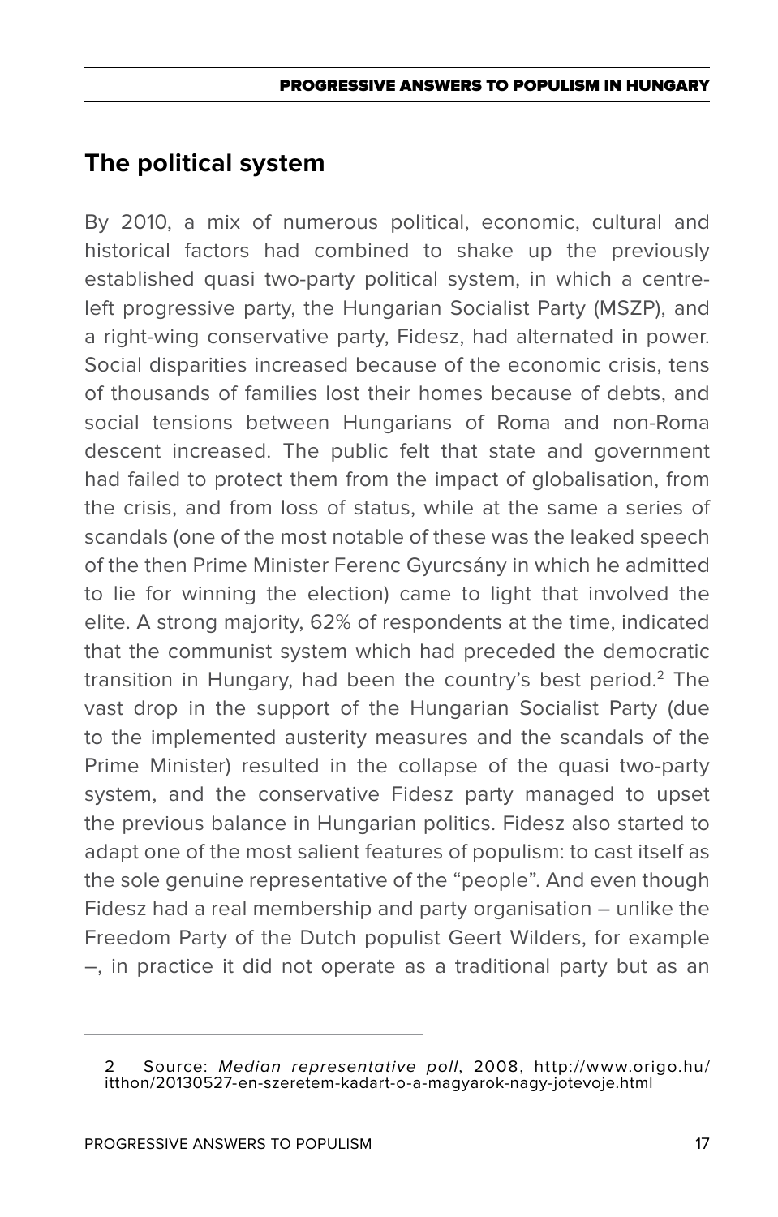## The political system

By 2010, a mix of numerous political, economic, cultural and historical factors had combined to shake up the previously established quasi two-party political system, in which a centre-left progressive party, the Hungarian Socialist Party (MSZP), and a right-wing conservative party, Fidesz, had alternated in power. Social disparities increased because of the economic crisis, tens of thousands of families lost their homes because of debts, and social tensions between Hungarians of Roma and non-Roma descent increased. The public felt that state and government had failed to protect them from the impact of globalisation, from the crisis, and from loss of status, while at the same a series of scandals (one of the most notable of these was the leaked speech of the then Prime Minister Ferenc Gyurcsány in which he admitted to lie for winning the election) came to light that involved the elite. A strong majority, 62% of respondents at the time, indicated that the communist system which had preceded the democratic transition in Hungary, had been the country's best period.[2] The vast drop in the support of the Hungarian Socialist Party (due to the implemented austerity measures and the scandals of the Prime Minister) resulted in the collapse of the quasi two-party system, and the conservative Fidesz party managed to upset the previous balance in Hungarian politics. Fidesz also started to adapt one of the most salient features of populism: to cast itself as the sole genuine representative of the "people". And even though Fidesz had a real membership and party organisation – unlike the Freedom Party of the Dutch populist Geert Wilders, for example –, in practice it did not operate as a traditional party but as an

---

2 Source: *Median representative poll*, 2008, http://www.origo.hu/itthon/20130527-en-szeretem-kadart-o-a-magyarok-nagy-jotevoje.html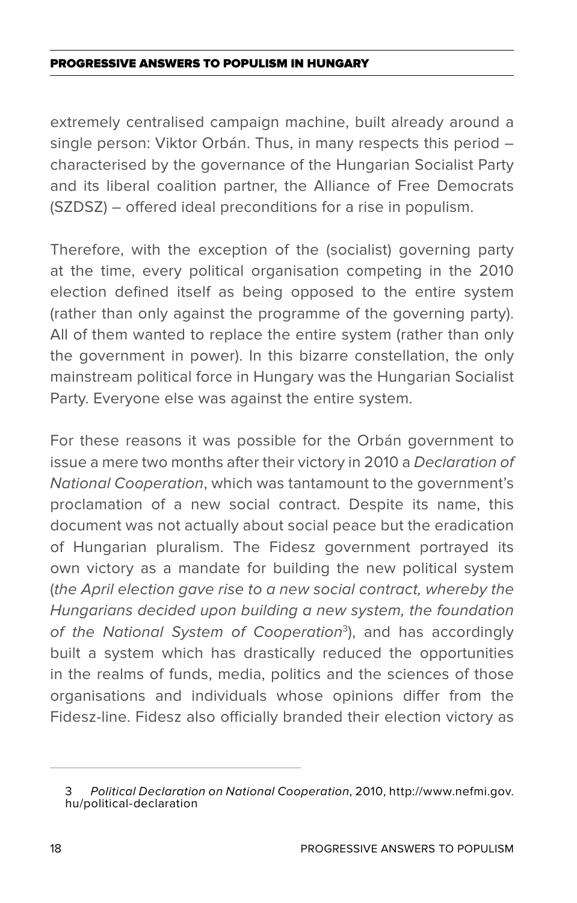extremely centralised campaign machine, built already around a single person: Viktor Orbán. Thus, in many respects this period – characterised by the governance of the Hungarian Socialist Party and its liberal coalition partner, the Alliance of Free Democrats (SZDSZ) – offered ideal preconditions for a rise in populism.

Therefore, with the exception of the (socialist) governing party at the time, every political organisation competing in the 2010 election defined itself as being opposed to the entire system (rather than only against the programme of the governing party). All of them wanted to replace the entire system (rather than only the government in power). In this bizarre constellation, the only mainstream political force in Hungary was the Hungarian Socialist Party. Everyone else was against the entire system.

For these reasons it was possible for the Orbán government to issue a mere two months after their victory in 2010 a *Declaration of National Cooperation*, which was tantamount to the government's proclamation of a new social contract. Despite its name, this document was not actually about social peace but the eradication of Hungarian pluralism. The Fidesz government portrayed its own victory as a mandate for building the new political system (*the April election gave rise to a new social contract, whereby the Hungarians decided upon building a new system, the foundation of the National System of Cooperation*[3]), and has accordingly built a system which has drastically reduced the opportunities in the realms of funds, media, politics and the sciences of those organisations and individuals whose opinions differ from the Fidesz-line. Fidesz also officially branded their election victory as

---

3 *Political Declaration on National Cooperation*, 2010, http://www.nefmi.gov.hu/political-declaration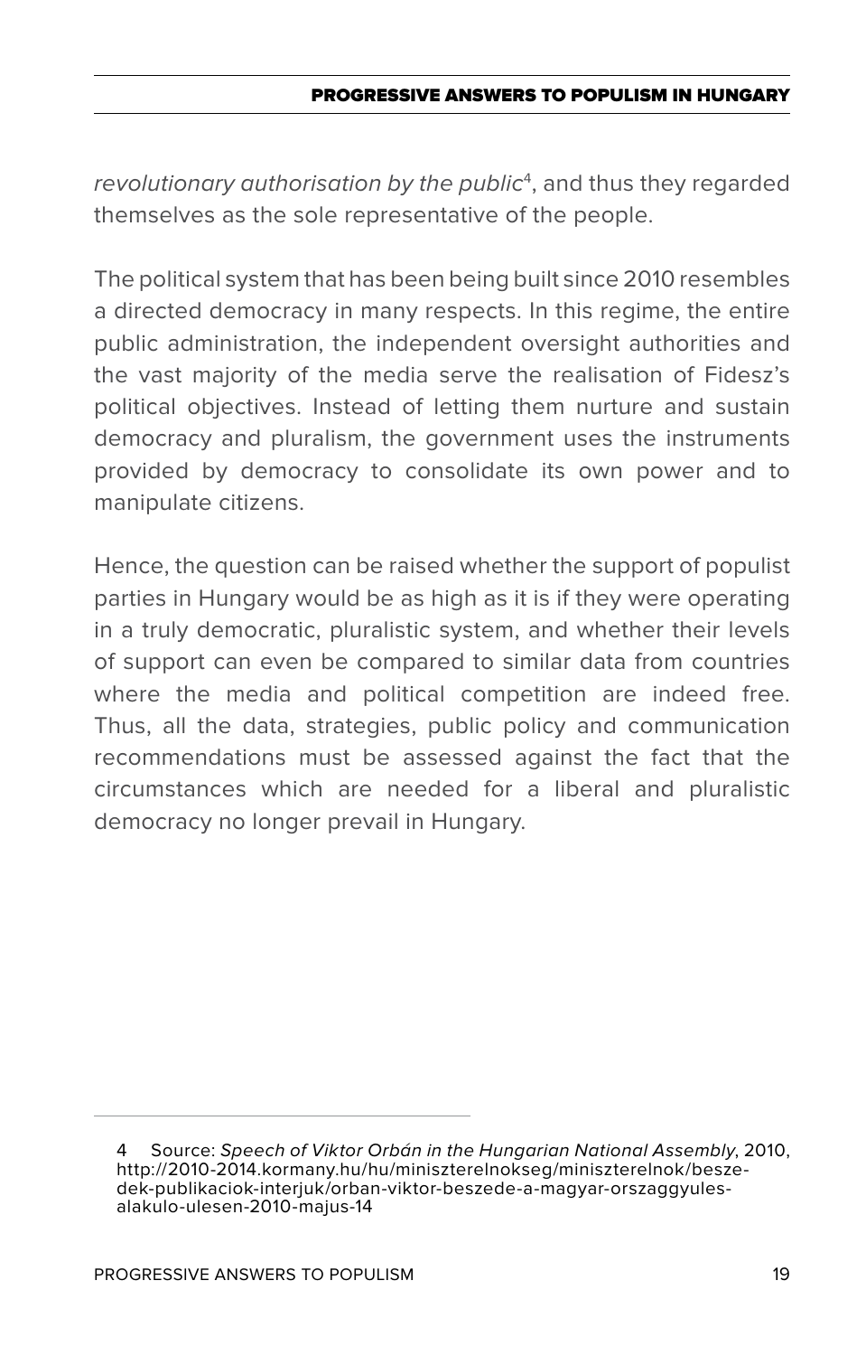*revolutionary authorisation by the public*[4], and thus they regarded themselves as the sole representative of the people.

The political system that has been being built since 2010 resembles a directed democracy in many respects. In this regime, the entire public administration, the independent oversight authorities and the vast majority of the media serve the realisation of Fidesz's political objectives. Instead of letting them nurture and sustain democracy and pluralism, the government uses the instruments provided by democracy to consolidate its own power and to manipulate citizens.

Hence, the question can be raised whether the support of populist parties in Hungary would be as high as it is if they were operating in a truly democratic, pluralistic system, and whether their levels of support can even be compared to similar data from countries where the media and political competition are indeed free. Thus, all the data, strategies, public policy and communication recommendations must be assessed against the fact that the circumstances which are needed for a liberal and pluralistic democracy no longer prevail in Hungary.

---

4 Source: *Speech of Viktor Orbán in the Hungarian National Assembly*, 2010, http://2010-2014.kormany.hu/hu/miniszterelnokseg/miniszterelnok/beszedek-publikaciok-interjuk/orban-viktor-beszede-a-magyar-orszaggyules-alakulo-ulesen-2010-majus-14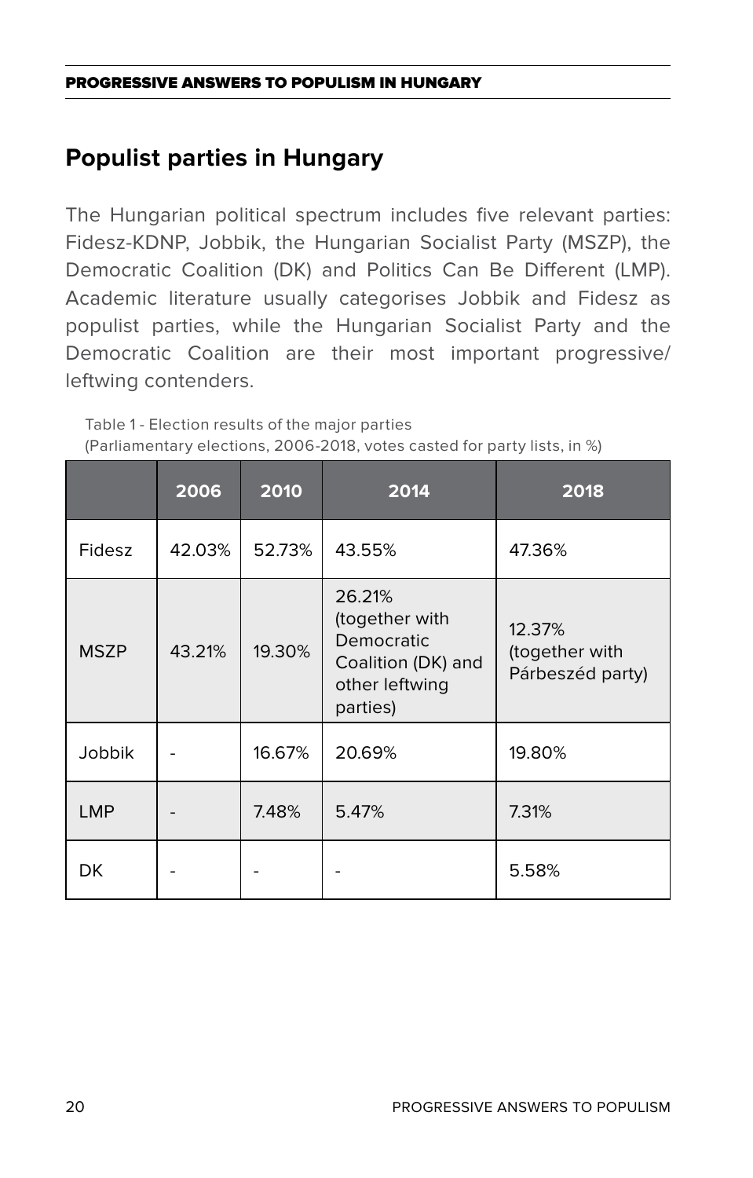## Populist parties in Hungary

The Hungarian political spectrum includes five relevant parties: Fidesz-KDNP, Jobbik, the Hungarian Socialist Party (MSZP), the Democratic Coalition (DK) and Politics Can Be Different (LMP). Academic literature usually categorises Jobbik and Fidesz as populist parties, while the Hungarian Socialist Party and the Democratic Coalition are their most important progressive/leftwing contenders.

Table 1 - Election results of the major parties
(Parliamentary elections, 2006-2018, votes casted for party lists, in %)

| | 2006 | 2010 | 2014 | 2018 |
|---|---|---|---|---|
| Fidesz | 42.03% | 52.73% | 43.55% | 47.36% |
| MSZP | 43.21% | 19.30% | 26.21% (together with Democratic Coalition (DK) and other leftwing parties) | 12.37% (together with Párbeszéd party) |
| Jobbik | - | 16.67% | 20.69% | 19.80% |
| LMP | - | 7.48% | 5.47% | 7.31% |
| DK | - | - | - | 5.58% |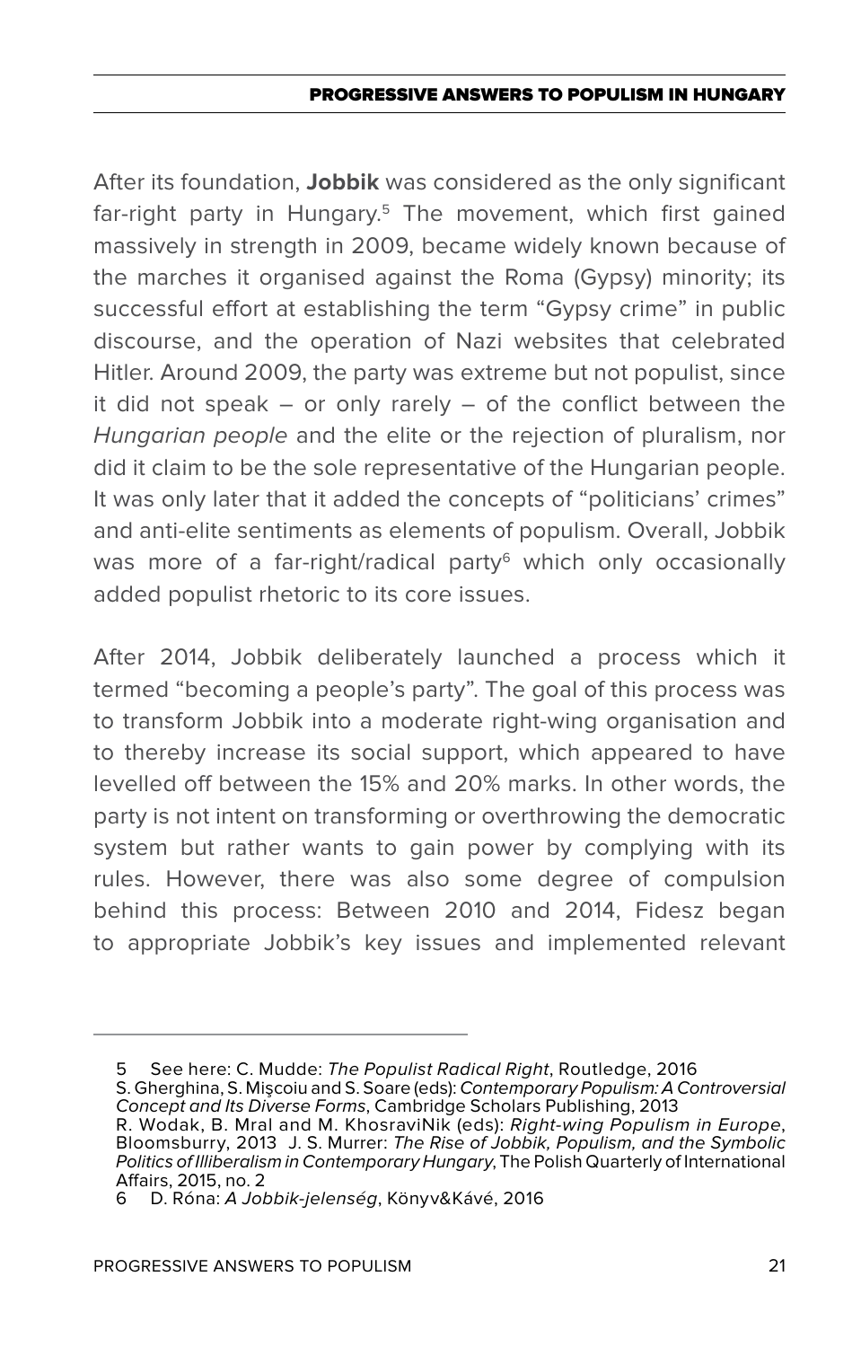After its foundation, **Jobbik** was considered as the only significant far-right party in Hungary.[5] The movement, which first gained massively in strength in 2009, became widely known because of the marches it organised against the Roma (Gypsy) minority; its successful effort at establishing the term "Gypsy crime" in public discourse, and the operation of Nazi websites that celebrated Hitler. Around 2009, the party was extreme but not populist, since it did not speak – or only rarely – of the conflict between the *Hungarian people* and the elite or the rejection of pluralism, nor did it claim to be the sole representative of the Hungarian people. It was only later that it added the concepts of "politicians' crimes" and anti-elite sentiments as elements of populism. Overall, Jobbik was more of a far-right/radical party[6] which only occasionally added populist rhetoric to its core issues.

After 2014, Jobbik deliberately launched a process which it termed "becoming a people's party". The goal of this process was to transform Jobbik into a moderate right-wing organisation and to thereby increase its social support, which appeared to have levelled off between the 15% and 20% marks. In other words, the party is not intent on transforming or overthrowing the democratic system but rather wants to gain power by complying with its rules. However, there was also some degree of compulsion behind this process: Between 2010 and 2014, Fidesz began to appropriate Jobbik's key issues and implemented relevant

---

5 See here: C. Mudde: *The Populist Radical Right*, Routledge, 2016
S. Gherghina, S. Mişcoiu and S. Soare (eds): *Contemporary Populism: A Controversial Concept and Its Diverse Forms*, Cambridge Scholars Publishing, 2013
R. Wodak, B. Mral and M. KhosraviNik (eds): *Right-wing Populism in Europe*, Bloomsburry, 2013 J. S. Murrer: *The Rise of Jobbik, Populism, and the Symbolic Politics of Illiberalism in Contemporary Hungary*, The Polish Quarterly of International Affairs, 2015, no. 2

6 D. Róna: *A Jobbik-jelenség*, Könyv&Kávé, 2016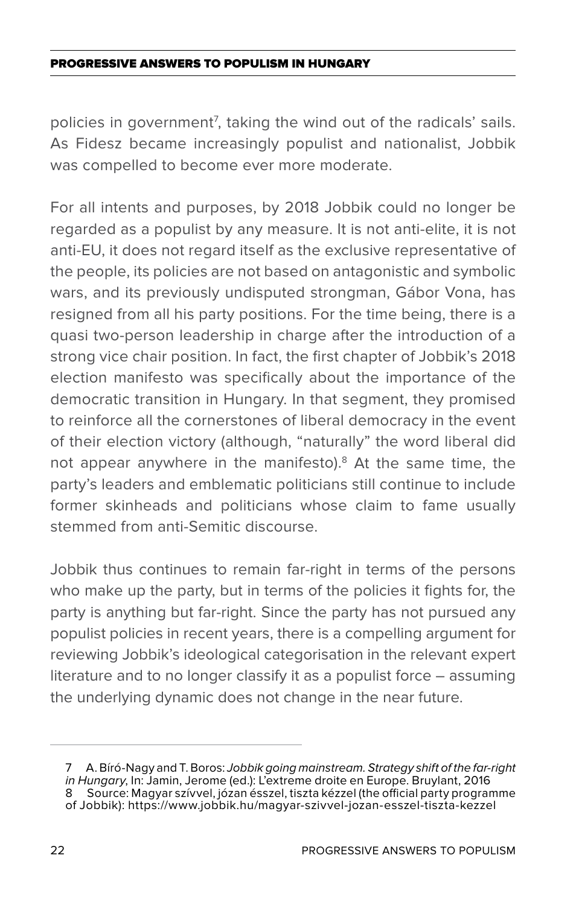policies in government[7], taking the wind out of the radicals' sails. As Fidesz became increasingly populist and nationalist, Jobbik was compelled to become ever more moderate.

For all intents and purposes, by 2018 Jobbik could no longer be regarded as a populist by any measure. It is not anti-elite, it is not anti-EU, it does not regard itself as the exclusive representative of the people, its policies are not based on antagonistic and symbolic wars, and its previously undisputed strongman, Gábor Vona, has resigned from all his party positions. For the time being, there is a quasi two-person leadership in charge after the introduction of a strong vice chair position. In fact, the first chapter of Jobbik's 2018 election manifesto was specifically about the importance of the democratic transition in Hungary. In that segment, they promised to reinforce all the cornerstones of liberal democracy in the event of their election victory (although, "naturally" the word liberal did not appear anywhere in the manifesto).[8] At the same time, the party's leaders and emblematic politicians still continue to include former skinheads and politicians whose claim to fame usually stemmed from anti-Semitic discourse.

Jobbik thus continues to remain far-right in terms of the persons who make up the party, but in terms of the policies it fights for, the party is anything but far-right. Since the party has not pursued any populist policies in recent years, there is a compelling argument for reviewing Jobbik's ideological categorisation in the relevant expert literature and to no longer classify it as a populist force – assuming the underlying dynamic does not change in the near future.

---

7 A. Bíró-Nagy and T. Boros: *Jobbik going mainstream. Strategy shift of the far-right in Hungary*, In: Jamin, Jerome (ed.): L'extreme droite en Europe. Bruylant, 2016

8 Source: Magyar szívvel, józan ésszel, tiszta kézzel (the official party programme of Jobbik): https://www.jobbik.hu/magyar-szivvel-jozan-esszel-tiszta-kezzel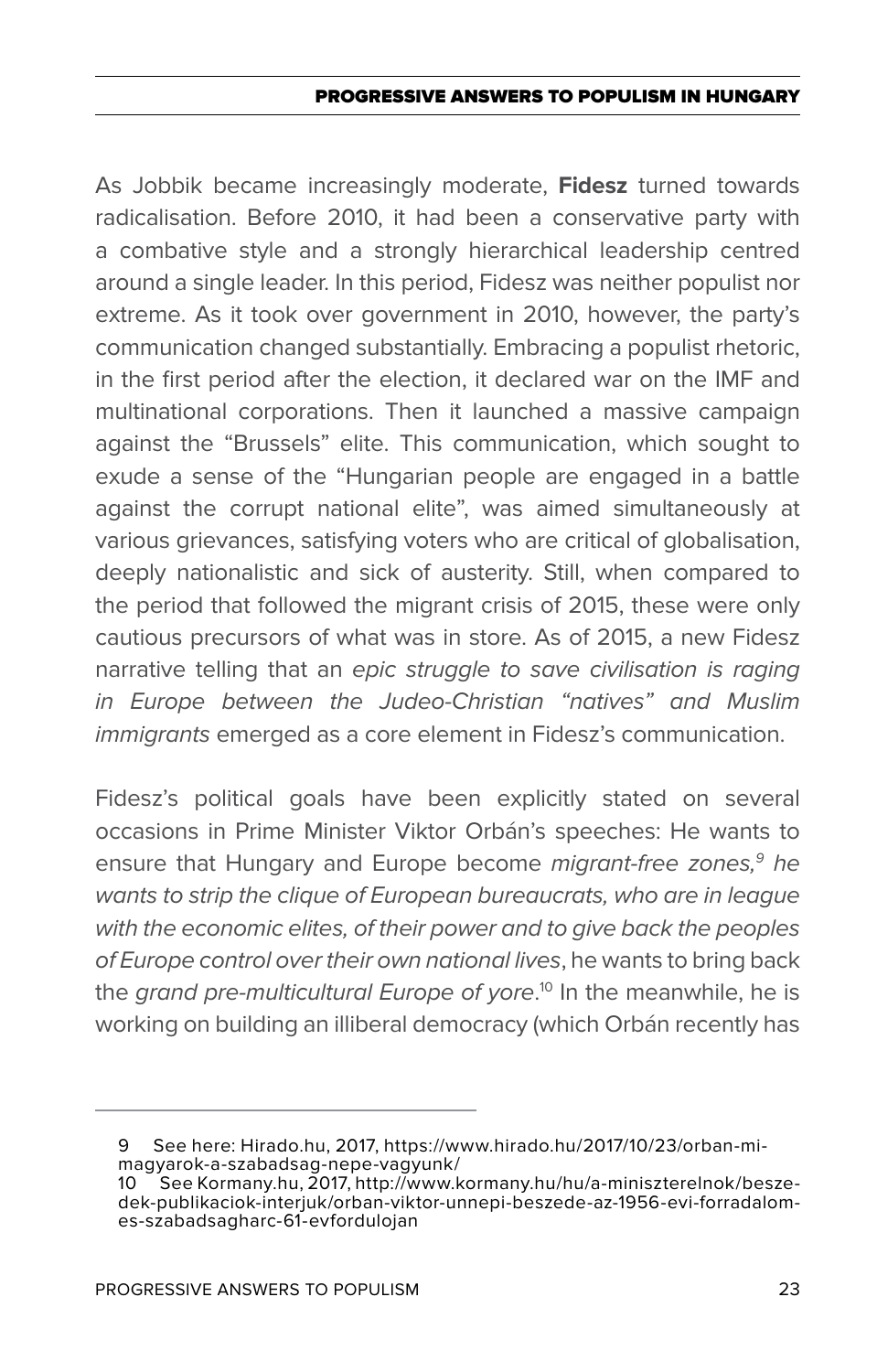As Jobbik became increasingly moderate, **Fidesz** turned towards radicalisation. Before 2010, it had been a conservative party with a combative style and a strongly hierarchical leadership centred around a single leader. In this period, Fidesz was neither populist nor extreme. As it took over government in 2010, however, the party's communication changed substantially. Embracing a populist rhetoric, in the first period after the election, it declared war on the IMF and multinational corporations. Then it launched a massive campaign against the "Brussels" elite. This communication, which sought to exude a sense of the "Hungarian people are engaged in a battle against the corrupt national elite", was aimed simultaneously at various grievances, satisfying voters who are critical of globalisation, deeply nationalistic and sick of austerity. Still, when compared to the period that followed the migrant crisis of 2015, these were only cautious precursors of what was in store. As of 2015, a new Fidesz narrative telling that an *epic struggle to save civilisation is raging in Europe between the Judeo-Christian "natives" and Muslim immigrants* emerged as a core element in Fidesz's communication.

Fidesz's political goals have been explicitly stated on several occasions in Prime Minister Viktor Orbán's speeches: He wants to ensure that Hungary and Europe become *migrant-free zones,*[9] *he wants to strip the clique of European bureaucrats, who are in league with the economic elites, of their power and to give back the peoples of Europe control over their own national lives*, he wants to bring back the *grand pre-multicultural Europe of yore*.[10] In the meanwhile, he is working on building an illiberal democracy (which Orbán recently has

---

9 See here: Hirado.hu, 2017, https://www.hirado.hu/2017/10/23/orban-mi-magyarok-a-szabadsag-nepe-vagyunk/

10 See Kormany.hu, 2017, http://www.kormany.hu/hu/a-miniszterelnok/beszedek-publikaciok-interjuk/orban-viktor-unnepi-beszede-az-1956-evi-forradalom-es-szabadsagharc-61-evfordulojan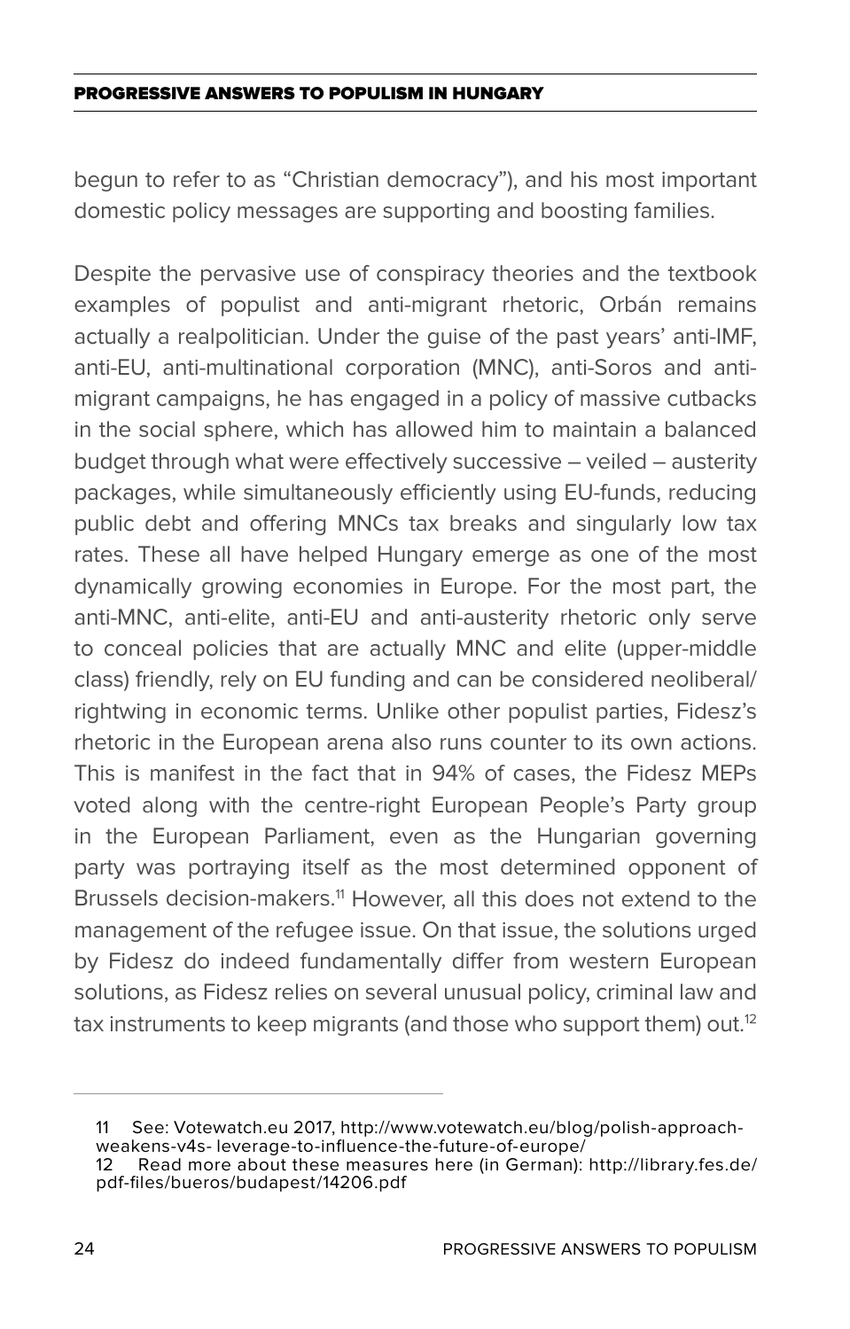begun to refer to as “Christian democracy”), and his most important domestic policy messages are supporting and boosting families.

Despite the pervasive use of conspiracy theories and the textbook examples of populist and anti-migrant rhetoric, Orbán remains actually a realpolitician. Under the guise of the past years’ anti-IMF, anti-EU, anti-multinational corporation (MNC), anti-Soros and anti-migrant campaigns, he has engaged in a policy of massive cutbacks in the social sphere, which has allowed him to maintain a balanced budget through what were effectively successive – veiled – austerity packages, while simultaneously efficiently using EU-funds, reducing public debt and offering MNCs tax breaks and singularly low tax rates. These all have helped Hungary emerge as one of the most dynamically growing economies in Europe. For the most part, the anti-MNC, anti-elite, anti-EU and anti-austerity rhetoric only serve to conceal policies that are actually MNC and elite (upper-middle class) friendly, rely on EU funding and can be considered neoliberal/rightwing in economic terms. Unlike other populist parties, Fidesz’s rhetoric in the European arena also runs counter to its own actions. This is manifest in the fact that in 94% of cases, the Fidesz MEPs voted along with the centre-right European People’s Party group in the European Parliament, even as the Hungarian governing party was portraying itself as the most determined opponent of Brussels decision-makers.[11] However, all this does not extend to the management of the refugee issue. On that issue, the solutions urged by Fidesz do indeed fundamentally differ from western European solutions, as Fidesz relies on several unusual policy, criminal law and tax instruments to keep migrants (and those who support them) out.[12]

---

11 See: Votewatch.eu 2017, http://www.votewatch.eu/blog/polish-approach-weakens-v4s- leverage-to-influence-the-future-of-europe/

12 Read more about these measures here (in German): http://library.fes.de/pdf-files/bueros/budapest/14206.pdf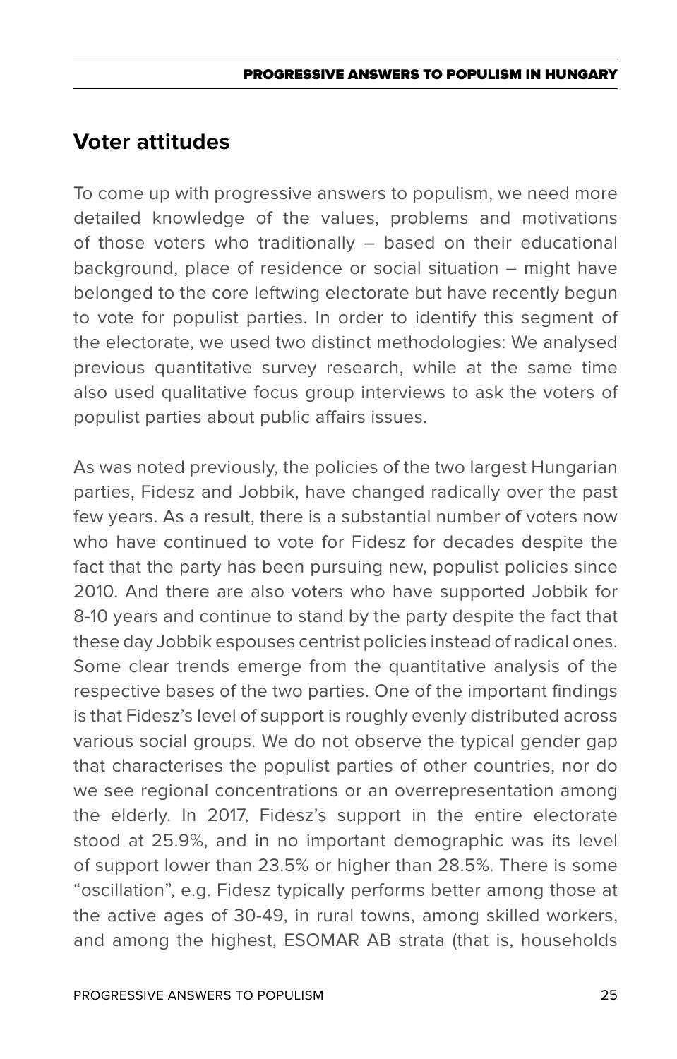## Voter attitudes

To come up with progressive answers to populism, we need more detailed knowledge of the values, problems and motivations of those voters who traditionally – based on their educational background, place of residence or social situation – might have belonged to the core leftwing electorate but have recently begun to vote for populist parties. In order to identify this segment of the electorate, we used two distinct methodologies: We analysed previous quantitative survey research, while at the same time also used qualitative focus group interviews to ask the voters of populist parties about public affairs issues.

As was noted previously, the policies of the two largest Hungarian parties, Fidesz and Jobbik, have changed radically over the past few years. As a result, there is a substantial number of voters now who have continued to vote for Fidesz for decades despite the fact that the party has been pursuing new, populist policies since 2010. And there are also voters who have supported Jobbik for 8-10 years and continue to stand by the party despite the fact that these day Jobbik espouses centrist policies instead of radical ones. Some clear trends emerge from the quantitative analysis of the respective bases of the two parties. One of the important findings is that Fidesz's level of support is roughly evenly distributed across various social groups. We do not observe the typical gender gap that characterises the populist parties of other countries, nor do we see regional concentrations or an overrepresentation among the elderly. In 2017, Fidesz's support in the entire electorate stood at 25.9%, and in no important demographic was its level of support lower than 23.5% or higher than 28.5%. There is some "oscillation", e.g. Fidesz typically performs better among those at the active ages of 30-49, in rural towns, among skilled workers, and among the highest, ESOMAR AB strata (that is, households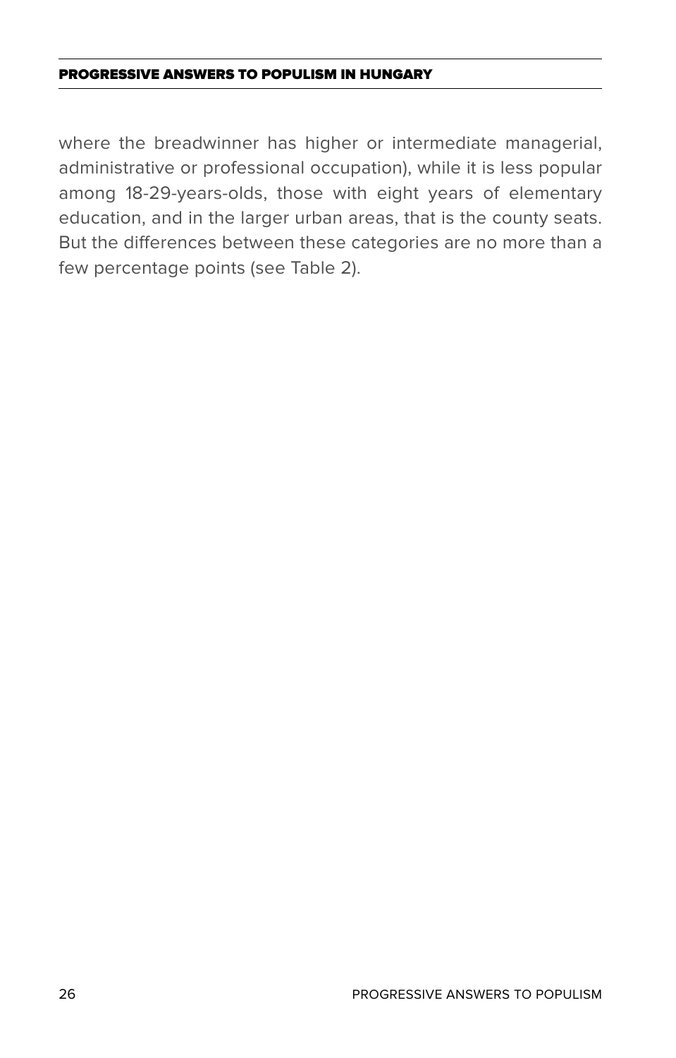where the breadwinner has higher or intermediate managerial, administrative or professional occupation), while it is less popular among 18-29-years-olds, those with eight years of elementary education, and in the larger urban areas, that is the county seats. But the differences between these categories are no more than a few percentage points (see Table 2).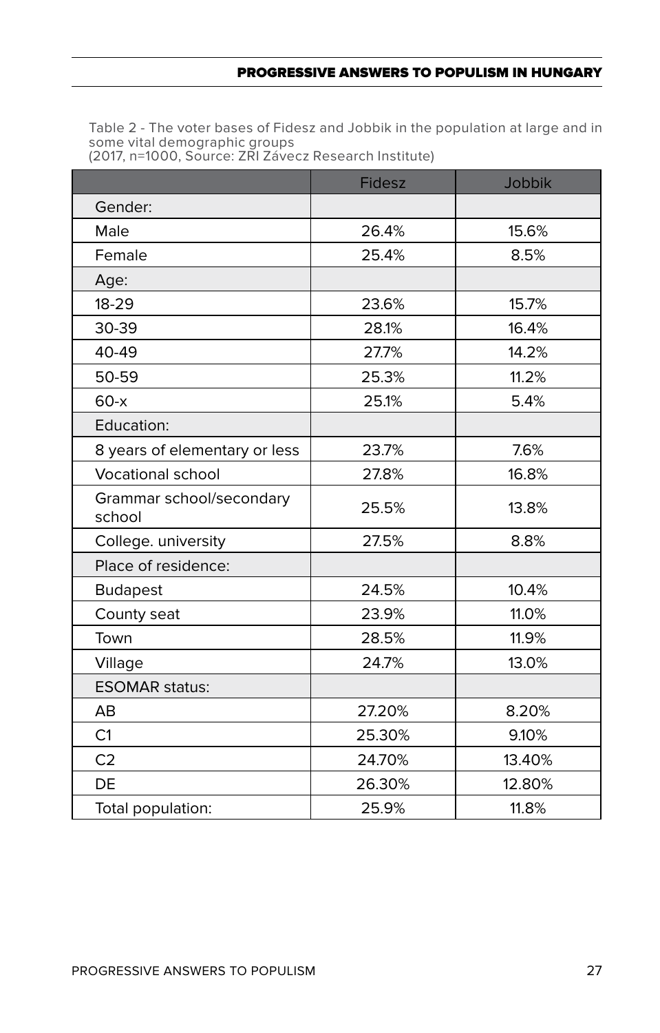Table 2 - The voter bases of Fidesz and Jobbik in the population at large and in some vital demographic groups
(2017, n=1000, Source: ZRI Závecz Research Institute)

| | Fidesz | Jobbik |
|---|---|---|
| Gender: | | |
| Male | 26.4% | 15.6% |
| Female | 25.4% | 8.5% |
| Age: | | |
| 18-29 | 23.6% | 15.7% |
| 30-39 | 28.1% | 16.4% |
| 40-49 | 27.7% | 14.2% |
| 50-59 | 25.3% | 11.2% |
| 60-x | 25.1% | 5.4% |
| Education: | | |
| 8 years of elementary or less | 23.7% | 7.6% |
| Vocational school | 27.8% | 16.8% |
| Grammar school/secondary school | 25.5% | 13.8% |
| College. university | 27.5% | 8.8% |
| Place of residence: | | |
| Budapest | 24.5% | 10.4% |
| County seat | 23.9% | 11.0% |
| Town | 28.5% | 11.9% |
| Village | 24.7% | 13.0% |
| ESOMAR status: | | |
| AB | 27.20% | 8.20% |
| C1 | 25.30% | 9.10% |
| C2 | 24.70% | 13.40% |
| DE | 26.30% | 12.80% |
| Total population: | 25.9% | 11.8% |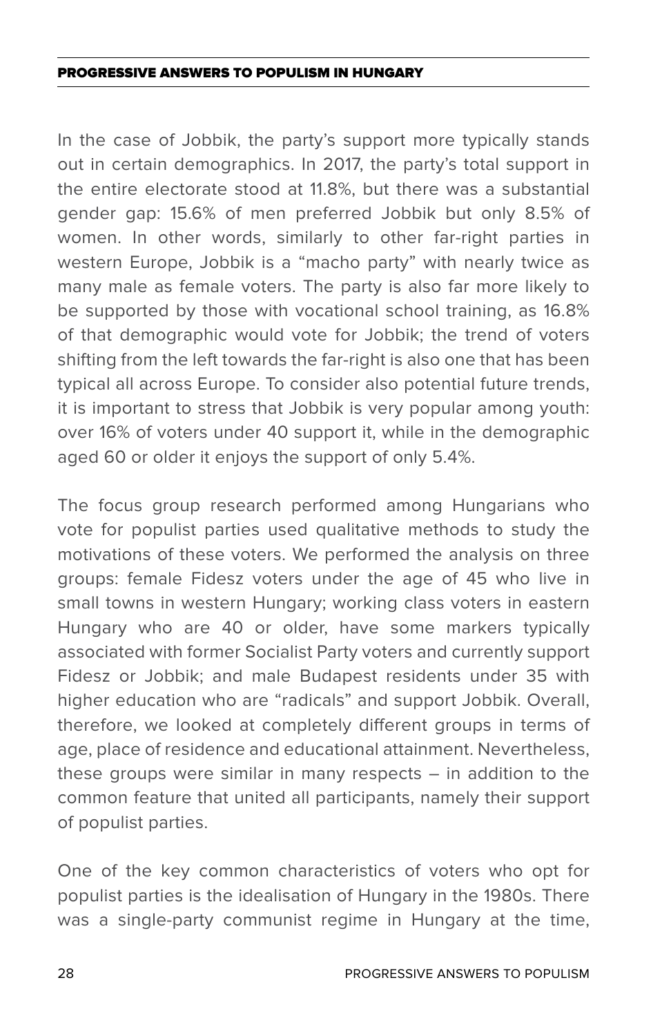In the case of Jobbik, the party's support more typically stands out in certain demographics. In 2017, the party's total support in the entire electorate stood at 11.8%, but there was a substantial gender gap: 15.6% of men preferred Jobbik but only 8.5% of women. In other words, similarly to other far-right parties in western Europe, Jobbik is a "macho party" with nearly twice as many male as female voters. The party is also far more likely to be supported by those with vocational school training, as 16.8% of that demographic would vote for Jobbik; the trend of voters shifting from the left towards the far-right is also one that has been typical all across Europe. To consider also potential future trends, it is important to stress that Jobbik is very popular among youth: over 16% of voters under 40 support it, while in the demographic aged 60 or older it enjoys the support of only 5.4%.

The focus group research performed among Hungarians who vote for populist parties used qualitative methods to study the motivations of these voters. We performed the analysis on three groups: female Fidesz voters under the age of 45 who live in small towns in western Hungary; working class voters in eastern Hungary who are 40 or older, have some markers typically associated with former Socialist Party voters and currently support Fidesz or Jobbik; and male Budapest residents under 35 with higher education who are "radicals" and support Jobbik. Overall, therefore, we looked at completely different groups in terms of age, place of residence and educational attainment. Nevertheless, these groups were similar in many respects – in addition to the common feature that united all participants, namely their support of populist parties.

One of the key common characteristics of voters who opt for populist parties is the idealisation of Hungary in the 1980s. There was a single-party communist regime in Hungary at the time,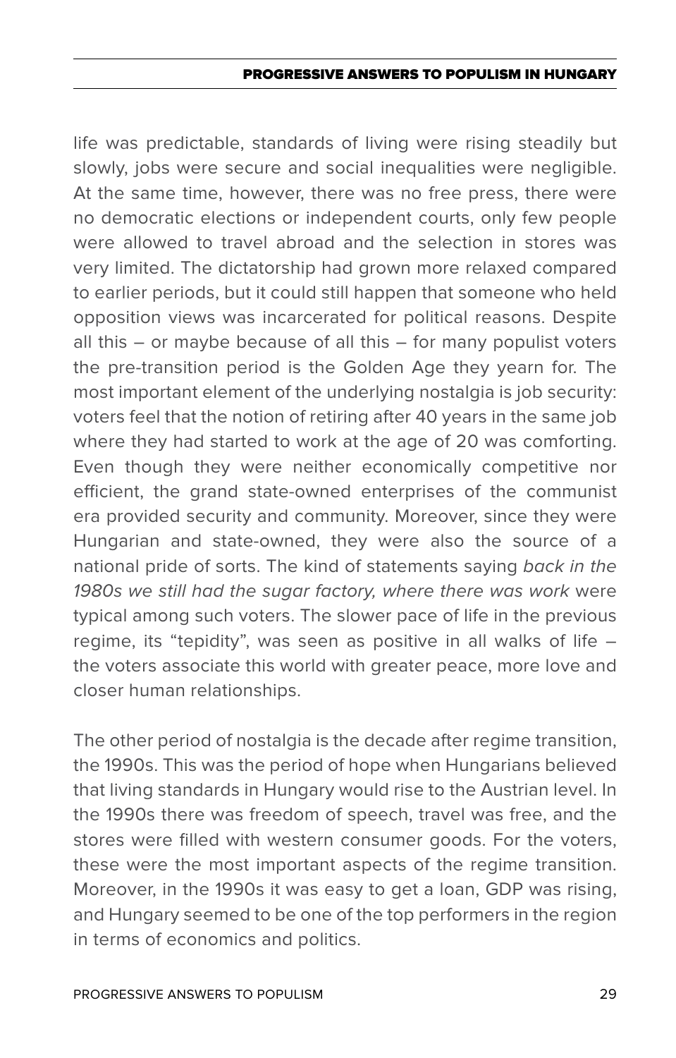life was predictable, standards of living were rising steadily but slowly, jobs were secure and social inequalities were negligible. At the same time, however, there was no free press, there were no democratic elections or independent courts, only few people were allowed to travel abroad and the selection in stores was very limited. The dictatorship had grown more relaxed compared to earlier periods, but it could still happen that someone who held opposition views was incarcerated for political reasons. Despite all this – or maybe because of all this – for many populist voters the pre-transition period is the Golden Age they yearn for. The most important element of the underlying nostalgia is job security: voters feel that the notion of retiring after 40 years in the same job where they had started to work at the age of 20 was comforting. Even though they were neither economically competitive nor efficient, the grand state-owned enterprises of the communist era provided security and community. Moreover, since they were Hungarian and state-owned, they were also the source of a national pride of sorts. The kind of statements saying *back in the 1980s we still had the sugar factory, where there was work* were typical among such voters. The slower pace of life in the previous regime, its "tepidity", was seen as positive in all walks of life – the voters associate this world with greater peace, more love and closer human relationships.

The other period of nostalgia is the decade after regime transition, the 1990s. This was the period of hope when Hungarians believed that living standards in Hungary would rise to the Austrian level. In the 1990s there was freedom of speech, travel was free, and the stores were filled with western consumer goods. For the voters, these were the most important aspects of the regime transition. Moreover, in the 1990s it was easy to get a loan, GDP was rising, and Hungary seemed to be one of the top performers in the region in terms of economics and politics.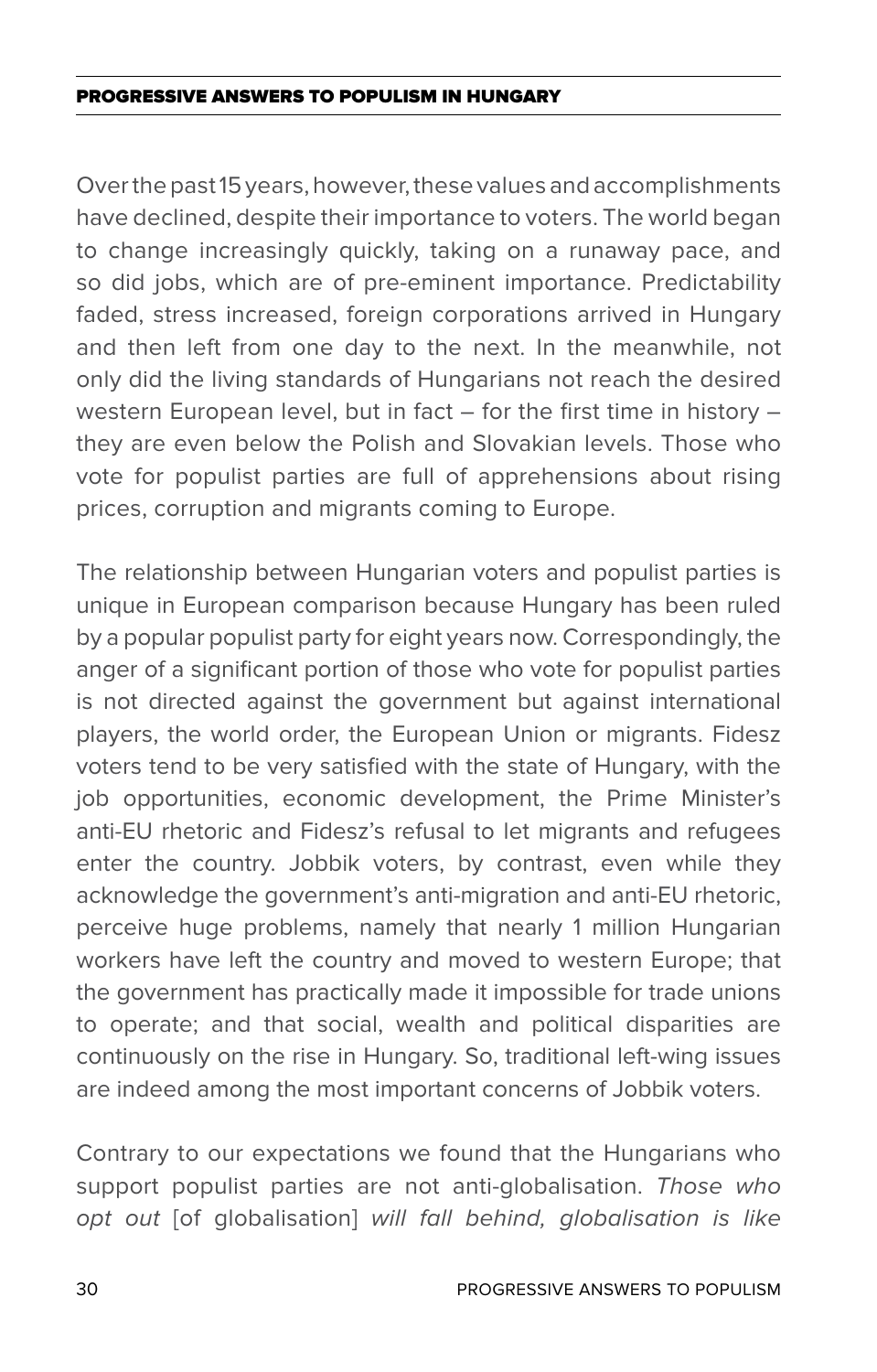Over the past 15 years, however, these values and accomplishments have declined, despite their importance to voters. The world began to change increasingly quickly, taking on a runaway pace, and so did jobs, which are of pre-eminent importance. Predictability faded, stress increased, foreign corporations arrived in Hungary and then left from one day to the next. In the meanwhile, not only did the living standards of Hungarians not reach the desired western European level, but in fact – for the first time in history – they are even below the Polish and Slovakian levels. Those who vote for populist parties are full of apprehensions about rising prices, corruption and migrants coming to Europe.

The relationship between Hungarian voters and populist parties is unique in European comparison because Hungary has been ruled by a popular populist party for eight years now. Correspondingly, the anger of a significant portion of those who vote for populist parties is not directed against the government but against international players, the world order, the European Union or migrants. Fidesz voters tend to be very satisfied with the state of Hungary, with the job opportunities, economic development, the Prime Minister's anti-EU rhetoric and Fidesz's refusal to let migrants and refugees enter the country. Jobbik voters, by contrast, even while they acknowledge the government's anti-migration and anti-EU rhetoric, perceive huge problems, namely that nearly 1 million Hungarian workers have left the country and moved to western Europe; that the government has practically made it impossible for trade unions to operate; and that social, wealth and political disparities are continuously on the rise in Hungary. So, traditional left-wing issues are indeed among the most important concerns of Jobbik voters.

Contrary to our expectations we found that the Hungarians who support populist parties are not anti-globalisation. *Those who opt out* [of globalisation] *will fall behind, globalisation is like*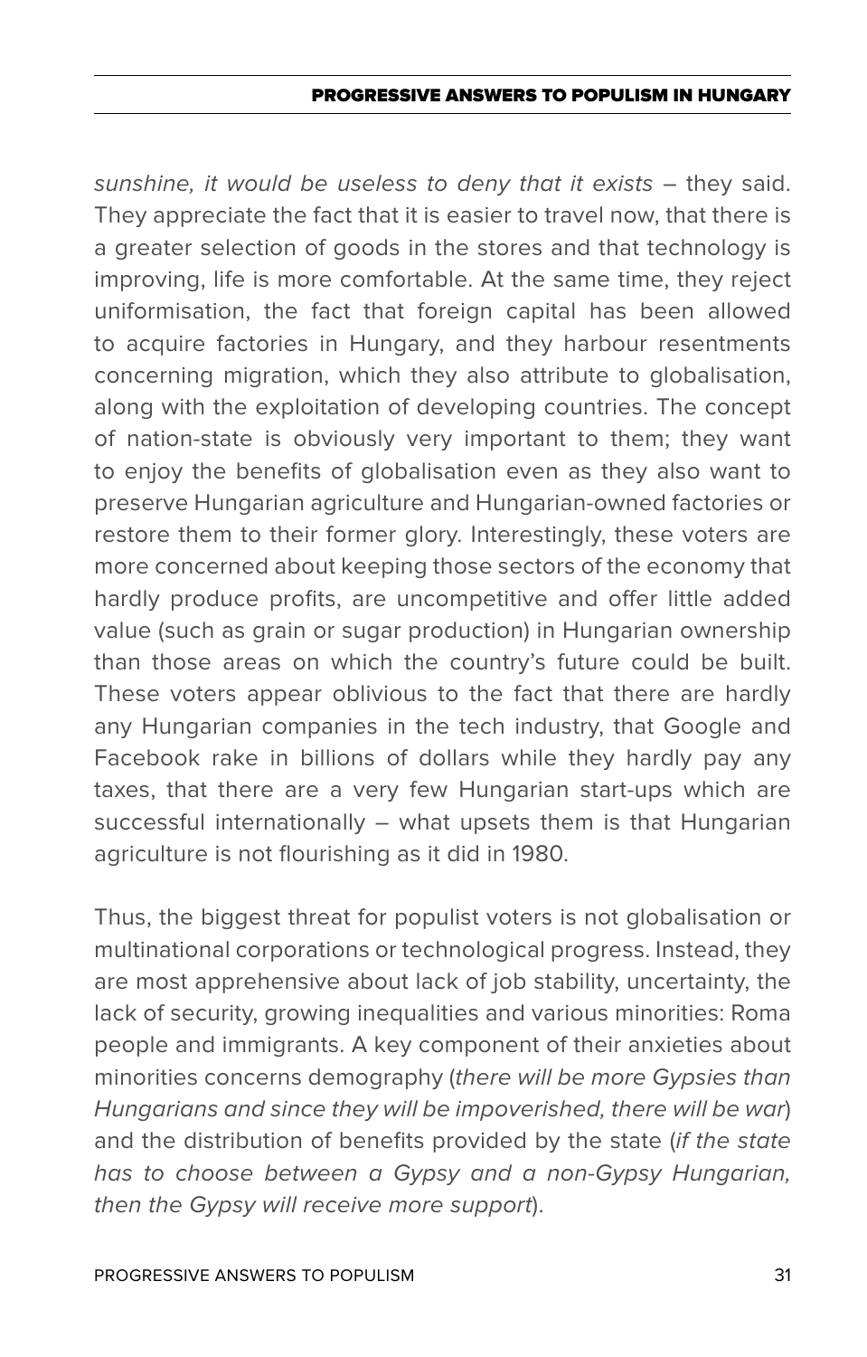*sunshine, it would be useless to deny that it exists* – they said. They appreciate the fact that it is easier to travel now, that there is a greater selection of goods in the stores and that technology is improving, life is more comfortable. At the same time, they reject uniformisation, the fact that foreign capital has been allowed to acquire factories in Hungary, and they harbour resentments concerning migration, which they also attribute to globalisation, along with the exploitation of developing countries. The concept of nation-state is obviously very important to them; they want to enjoy the benefits of globalisation even as they also want to preserve Hungarian agriculture and Hungarian-owned factories or restore them to their former glory. Interestingly, these voters are more concerned about keeping those sectors of the economy that hardly produce profits, are uncompetitive and offer little added value (such as grain or sugar production) in Hungarian ownership than those areas on which the country's future could be built. These voters appear oblivious to the fact that there are hardly any Hungarian companies in the tech industry, that Google and Facebook rake in billions of dollars while they hardly pay any taxes, that there are a very few Hungarian start-ups which are successful internationally – what upsets them is that Hungarian agriculture is not flourishing as it did in 1980.

Thus, the biggest threat for populist voters is not globalisation or multinational corporations or technological progress. Instead, they are most apprehensive about lack of job stability, uncertainty, the lack of security, growing inequalities and various minorities: Roma people and immigrants. A key component of their anxieties about minorities concerns demography (*there will be more Gypsies than Hungarians and since they will be impoverished, there will be war*) and the distribution of benefits provided by the state (*if the state has to choose between a Gypsy and a non-Gypsy Hungarian, then the Gypsy will receive more support*).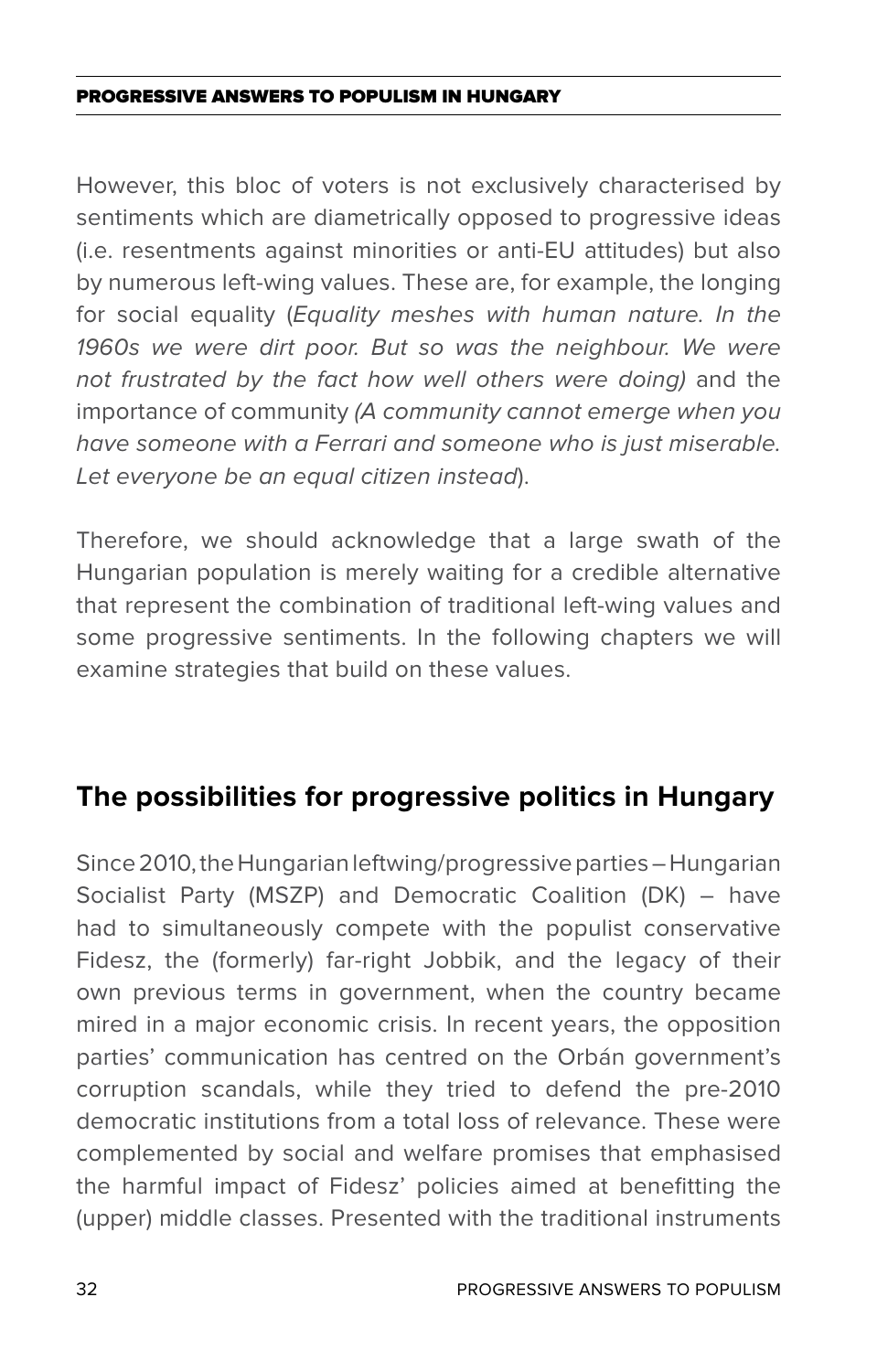However, this bloc of voters is not exclusively characterised by sentiments which are diametrically opposed to progressive ideas (i.e. resentments against minorities or anti-EU attitudes) but also by numerous left-wing values. These are, for example, the longing for social equality (*Equality meshes with human nature. In the 1960s we were dirt poor. But so was the neighbour. We were not frustrated by the fact how well others were doing)* and the importance of community *(A community cannot emerge when you have someone with a Ferrari and someone who is just miserable. Let everyone be an equal citizen instead*).

Therefore, we should acknowledge that a large swath of the Hungarian population is merely waiting for a credible alternative that represent the combination of traditional left-wing values and some progressive sentiments. In the following chapters we will examine strategies that build on these values.

## The possibilities for progressive politics in Hungary

Since 2010, the Hungarian leftwing/progressive parties – Hungarian Socialist Party (MSZP) and Democratic Coalition (DK) – have had to simultaneously compete with the populist conservative Fidesz, the (formerly) far-right Jobbik, and the legacy of their own previous terms in government, when the country became mired in a major economic crisis. In recent years, the opposition parties' communication has centred on the Orbán government's corruption scandals, while they tried to defend the pre-2010 democratic institutions from a total loss of relevance. These were complemented by social and welfare promises that emphasised the harmful impact of Fidesz' policies aimed at benefitting the (upper) middle classes. Presented with the traditional instruments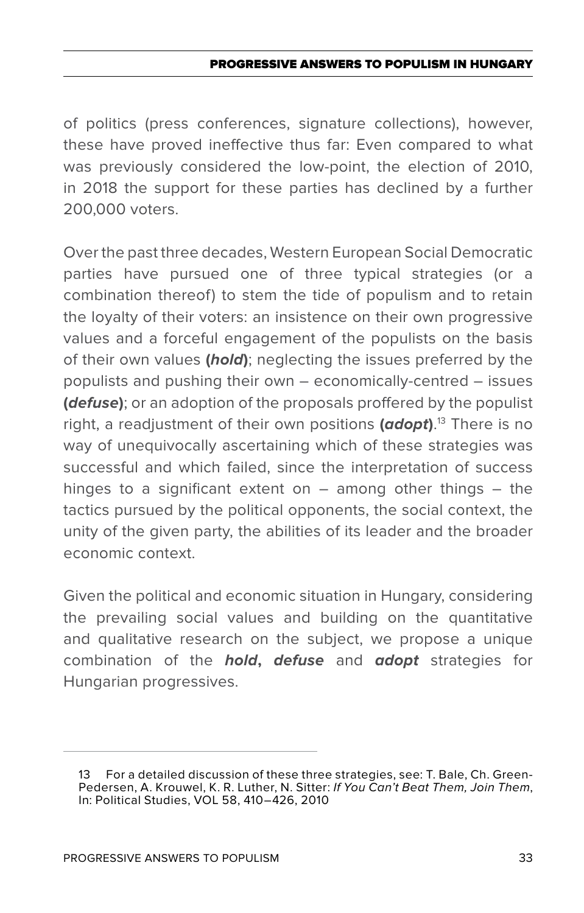of politics (press conferences, signature collections), however, these have proved ineffective thus far: Even compared to what was previously considered the low-point, the election of 2010, in 2018 the support for these parties has declined by a further 200,000 voters.

Over the past three decades, Western European Social Democratic parties have pursued one of three typical strategies (or a combination thereof) to stem the tide of populism and to retain the loyalty of their voters: an insistence on their own progressive values and a forceful engagement of the populists on the basis of their own values **(*hold*)**; neglecting the issues preferred by the populists and pushing their own – economically-centred – issues **(*defuse*)**; or an adoption of the proposals proffered by the populist right, a readjustment of their own positions **(*adopt*)**.[13] There is no way of unequivocally ascertaining which of these strategies was successful and which failed, since the interpretation of success hinges to a significant extent on – among other things – the tactics pursued by the political opponents, the social context, the unity of the given party, the abilities of its leader and the broader economic context.

Given the political and economic situation in Hungary, considering the prevailing social values and building on the quantitative and qualitative research on the subject, we propose a unique combination of the ***hold*****,** ***defuse*** and ***adopt*** strategies for Hungarian progressives.

---

13 For a detailed discussion of these three strategies, see: T. Bale, Ch. Green-Pedersen, A. Krouwel, K. R. Luther, N. Sitter: *If You Can't Beat Them, Join Them*, In: Political Studies, VOL 58, 410–426, 2010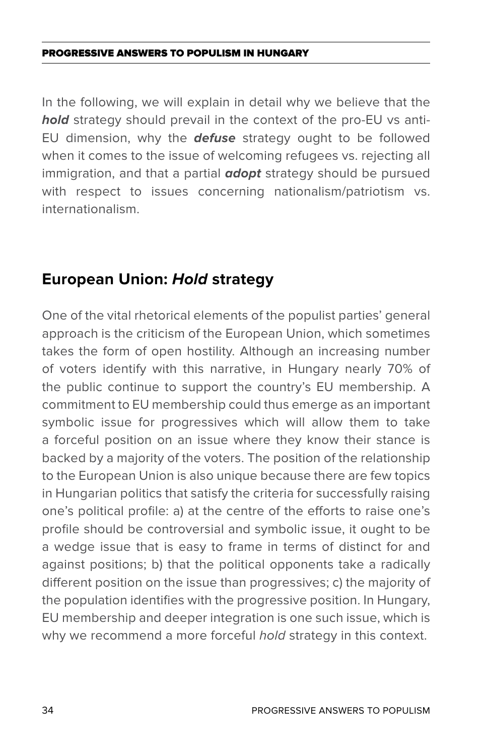In the following, we will explain in detail why we believe that the ***hold*** strategy should prevail in the context of the pro-EU vs anti-EU dimension, why the ***defuse*** strategy ought to be followed when it comes to the issue of welcoming refugees vs. rejecting all immigration, and that a partial ***adopt*** strategy should be pursued with respect to issues concerning nationalism/patriotism vs. internationalism.

## European Union: *Hold* strategy

One of the vital rhetorical elements of the populist parties' general approach is the criticism of the European Union, which sometimes takes the form of open hostility. Although an increasing number of voters identify with this narrative, in Hungary nearly 70% of the public continue to support the country's EU membership. A commitment to EU membership could thus emerge as an important symbolic issue for progressives which will allow them to take a forceful position on an issue where they know their stance is backed by a majority of the voters. The position of the relationship to the European Union is also unique because there are few topics in Hungarian politics that satisfy the criteria for successfully raising one's political profile: a) at the centre of the efforts to raise one's profile should be controversial and symbolic issue, it ought to be a wedge issue that is easy to frame in terms of distinct for and against positions; b) that the political opponents take a radically different position on the issue than progressives; c) the majority of the population identifies with the progressive position. In Hungary, EU membership and deeper integration is one such issue, which is why we recommend a more forceful *hold* strategy in this context.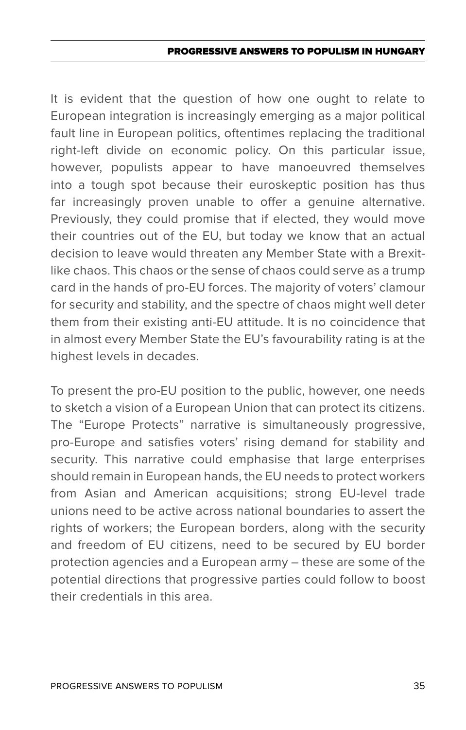It is evident that the question of how one ought to relate to European integration is increasingly emerging as a major political fault line in European politics, oftentimes replacing the traditional right-left divide on economic policy. On this particular issue, however, populists appear to have manoeuvred themselves into a tough spot because their euroskeptic position has thus far increasingly proven unable to offer a genuine alternative. Previously, they could promise that if elected, they would move their countries out of the EU, but today we know that an actual decision to leave would threaten any Member State with a Brexit-like chaos. This chaos or the sense of chaos could serve as a trump card in the hands of pro-EU forces. The majority of voters' clamour for security and stability, and the spectre of chaos might well deter them from their existing anti-EU attitude. It is no coincidence that in almost every Member State the EU's favourability rating is at the highest levels in decades.

To present the pro-EU position to the public, however, one needs to sketch a vision of a European Union that can protect its citizens. The "Europe Protects" narrative is simultaneously progressive, pro-Europe and satisfies voters' rising demand for stability and security. This narrative could emphasise that large enterprises should remain in European hands, the EU needs to protect workers from Asian and American acquisitions; strong EU-level trade unions need to be active across national boundaries to assert the rights of workers; the European borders, along with the security and freedom of EU citizens, need to be secured by EU border protection agencies and a European army – these are some of the potential directions that progressive parties could follow to boost their credentials in this area.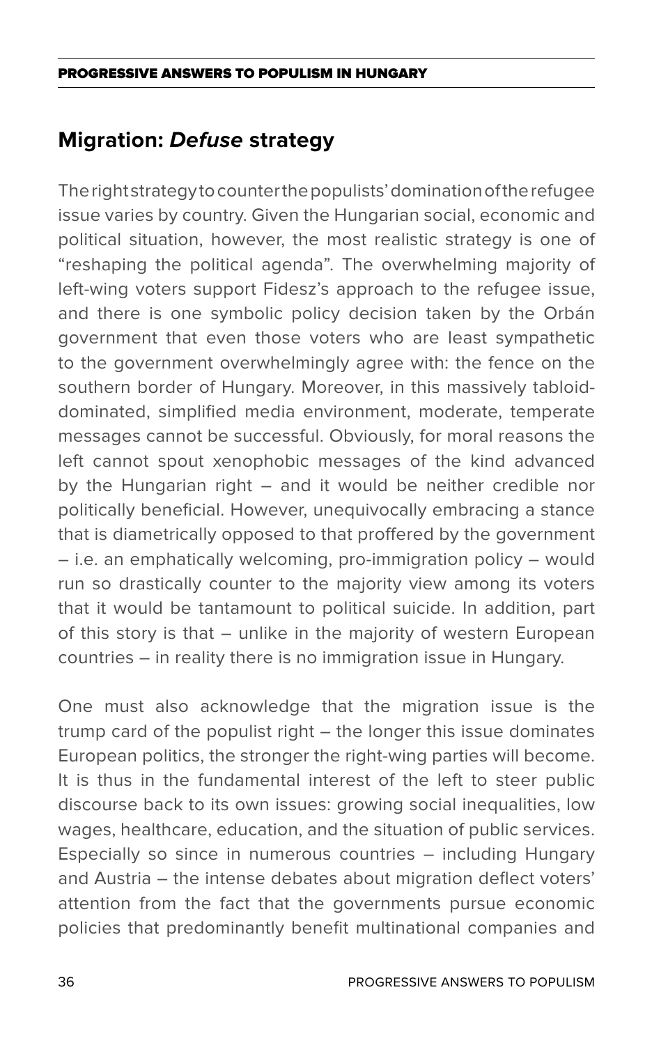## Migration: *Defuse* strategy

The right strategy to counter the populists' domination of the refugee issue varies by country. Given the Hungarian social, economic and political situation, however, the most realistic strategy is one of "reshaping the political agenda". The overwhelming majority of left-wing voters support Fidesz's approach to the refugee issue, and there is one symbolic policy decision taken by the Orbán government that even those voters who are least sympathetic to the government overwhelmingly agree with: the fence on the southern border of Hungary. Moreover, in this massively tabloid-dominated, simplified media environment, moderate, temperate messages cannot be successful. Obviously, for moral reasons the left cannot spout xenophobic messages of the kind advanced by the Hungarian right – and it would be neither credible nor politically beneficial. However, unequivocally embracing a stance that is diametrically opposed to that proffered by the government – i.e. an emphatically welcoming, pro-immigration policy – would run so drastically counter to the majority view among its voters that it would be tantamount to political suicide. In addition, part of this story is that – unlike in the majority of western European countries – in reality there is no immigration issue in Hungary.

One must also acknowledge that the migration issue is the trump card of the populist right – the longer this issue dominates European politics, the stronger the right-wing parties will become. It is thus in the fundamental interest of the left to steer public discourse back to its own issues: growing social inequalities, low wages, healthcare, education, and the situation of public services. Especially so since in numerous countries – including Hungary and Austria – the intense debates about migration deflect voters' attention from the fact that the governments pursue economic policies that predominantly benefit multinational companies and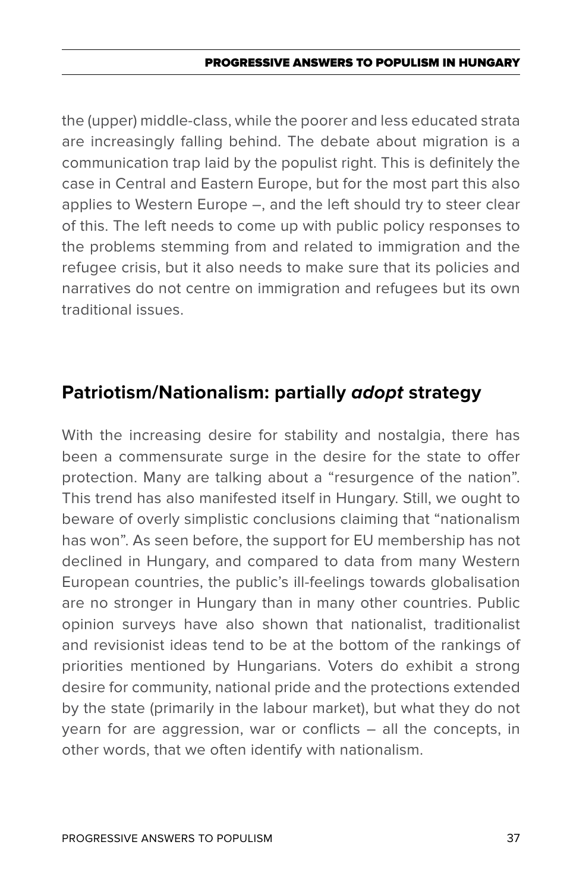the (upper) middle-class, while the poorer and less educated strata are increasingly falling behind. The debate about migration is a communication trap laid by the populist right. This is definitely the case in Central and Eastern Europe, but for the most part this also applies to Western Europe –, and the left should try to steer clear of this. The left needs to come up with public policy responses to the problems stemming from and related to immigration and the refugee crisis, but it also needs to make sure that its policies and narratives do not centre on immigration and refugees but its own traditional issues.

## Patriotism/Nationalism: partially *adopt* strategy

With the increasing desire for stability and nostalgia, there has been a commensurate surge in the desire for the state to offer protection. Many are talking about a "resurgence of the nation". This trend has also manifested itself in Hungary. Still, we ought to beware of overly simplistic conclusions claiming that "nationalism has won". As seen before, the support for EU membership has not declined in Hungary, and compared to data from many Western European countries, the public's ill-feelings towards globalisation are no stronger in Hungary than in many other countries. Public opinion surveys have also shown that nationalist, traditionalist and revisionist ideas tend to be at the bottom of the rankings of priorities mentioned by Hungarians. Voters do exhibit a strong desire for community, national pride and the protections extended by the state (primarily in the labour market), but what they do not yearn for are aggression, war or conflicts – all the concepts, in other words, that we often identify with nationalism.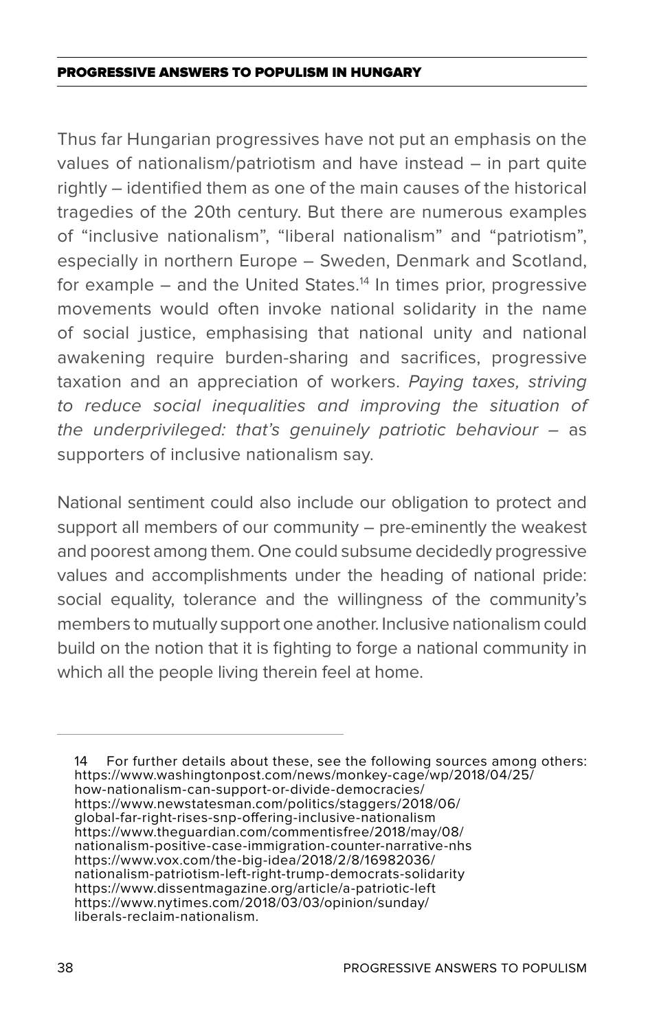Thus far Hungarian progressives have not put an emphasis on the values of nationalism/patriotism and have instead – in part quite rightly – identified them as one of the main causes of the historical tragedies of the 20th century. But there are numerous examples of "inclusive nationalism", "liberal nationalism" and "patriotism", especially in northern Europe – Sweden, Denmark and Scotland, for example – and the United States.[14] In times prior, progressive movements would often invoke national solidarity in the name of social justice, emphasising that national unity and national awakening require burden-sharing and sacrifices, progressive taxation and an appreciation of workers. *Paying taxes, striving to reduce social inequalities and improving the situation of the underprivileged: that's genuinely patriotic behaviour* – as supporters of inclusive nationalism say.

National sentiment could also include our obligation to protect and support all members of our community – pre-eminently the weakest and poorest among them. One could subsume decidedly progressive values and accomplishments under the heading of national pride: social equality, tolerance and the willingness of the community's members to mutually support one another. Inclusive nationalism could build on the notion that it is fighting to forge a national community in which all the people living therein feel at home.

---

14 For further details about these, see the following sources among others: https://www.washingtonpost.com/news/monkey-cage/wp/2018/04/25/how-nationalism-can-support-or-divide-democracies/ https://www.newstatesman.com/politics/staggers/2018/06/global-far-right-rises-snp-offering-inclusive-nationalism https://www.theguardian.com/commentisfree/2018/may/08/nationalism-positive-case-immigration-counter-narrative-nhs https://www.vox.com/the-big-idea/2018/2/8/16982036/nationalism-patriotism-left-right-trump-democrats-solidarity https://www.dissentmagazine.org/article/a-patriotic-left https://www.nytimes.com/2018/03/03/opinion/sunday/liberals-reclaim-nationalism.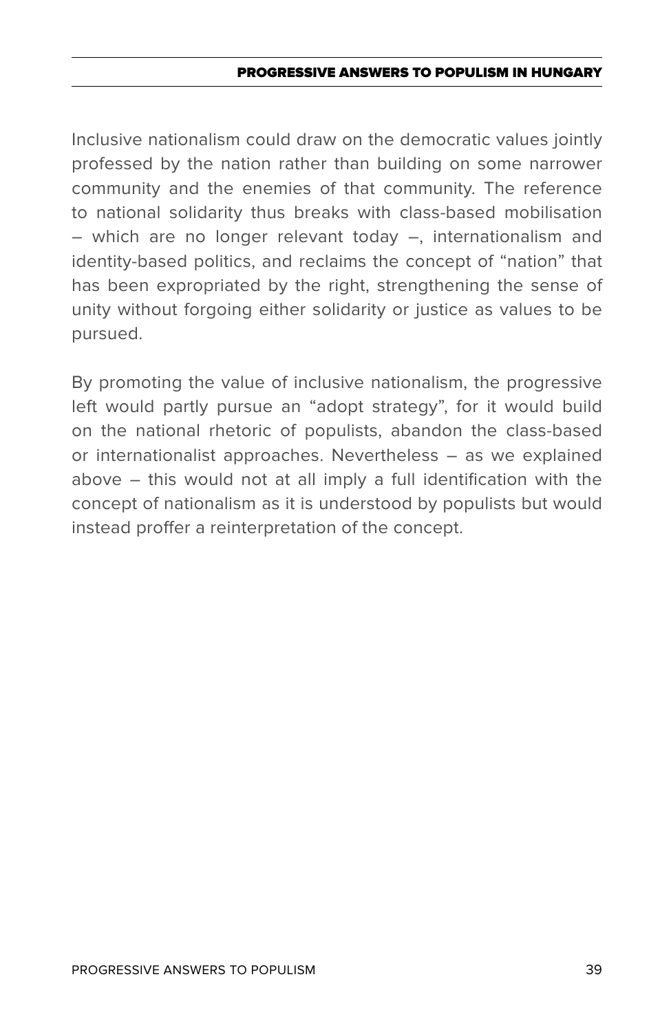Inclusive nationalism could draw on the democratic values jointly professed by the nation rather than building on some narrower community and the enemies of that community. The reference to national solidarity thus breaks with class-based mobilisation – which are no longer relevant today –, internationalism and identity-based politics, and reclaims the concept of "nation" that has been expropriated by the right, strengthening the sense of unity without forgoing either solidarity or justice as values to be pursued.

By promoting the value of inclusive nationalism, the progressive left would partly pursue an "adopt strategy", for it would build on the national rhetoric of populists, abandon the class-based or internationalist approaches. Nevertheless – as we explained above – this would not at all imply a full identification with the concept of nationalism as it is understood by populists but would instead proffer a reinterpretation of the concept.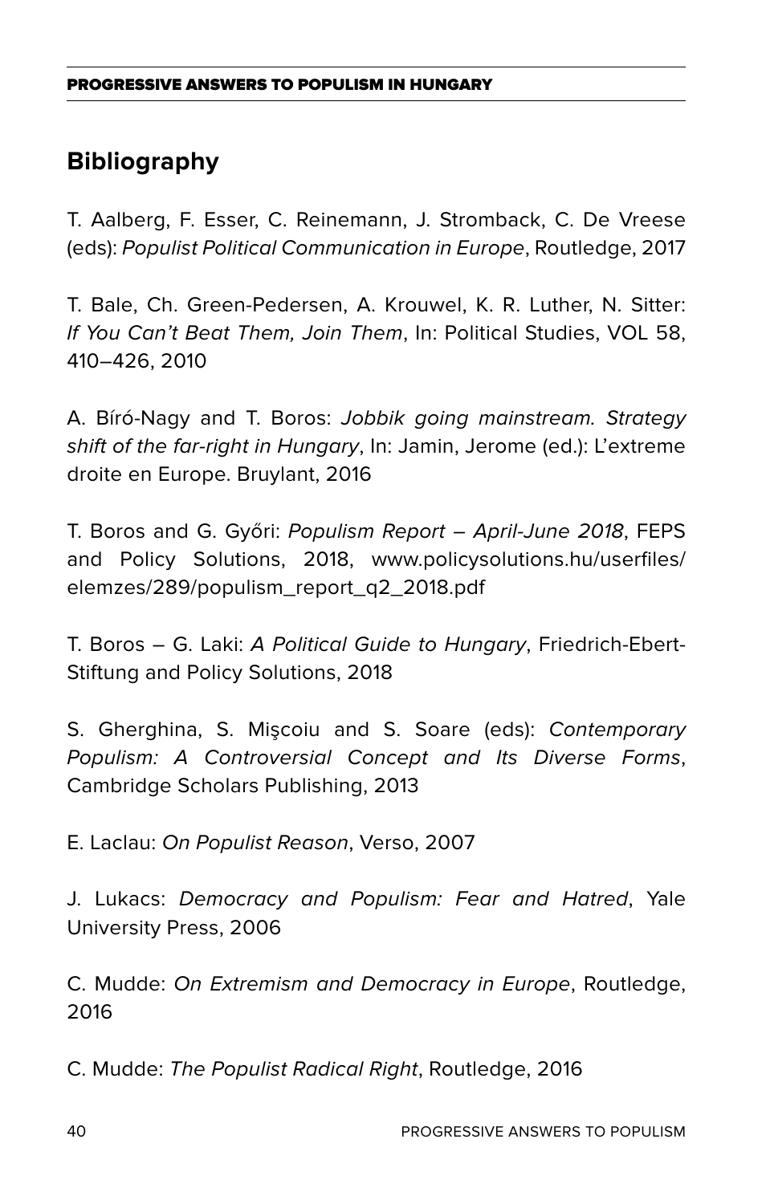## Bibliography

T. Aalberg, F. Esser, C. Reinemann, J. Stromback, C. De Vreese (eds): *Populist Political Communication in Europe*, Routledge, 2017

T. Bale, Ch. Green-Pedersen, A. Krouwel, K. R. Luther, N. Sitter: *If You Can't Beat Them, Join Them*, In: Political Studies, VOL 58, 410–426, 2010

A. Bíró-Nagy and T. Boros: *Jobbik going mainstream. Strategy shift of the far-right in Hungary*, In: Jamin, Jerome (ed.): L'extreme droite en Europe. Bruylant, 2016

T. Boros and G. Győri: *Populism Report – April-June 2018*, FEPS and Policy Solutions, 2018, www.policysolutions.hu/userfiles/elemzes/289/populism_report_q2_2018.pdf

T. Boros – G. Laki: *A Political Guide to Hungary*, Friedrich-Ebert-Stiftung and Policy Solutions, 2018

S. Gherghina, S. Mişcoiu and S. Soare (eds): *Contemporary Populism: A Controversial Concept and Its Diverse Forms*, Cambridge Scholars Publishing, 2013

E. Laclau: *On Populist Reason*, Verso, 2007

J. Lukacs: *Democracy and Populism: Fear and Hatred*, Yale University Press, 2006

C. Mudde: *On Extremism and Democracy in Europe*, Routledge, 2016

C. Mudde: *The Populist Radical Right*, Routledge, 2016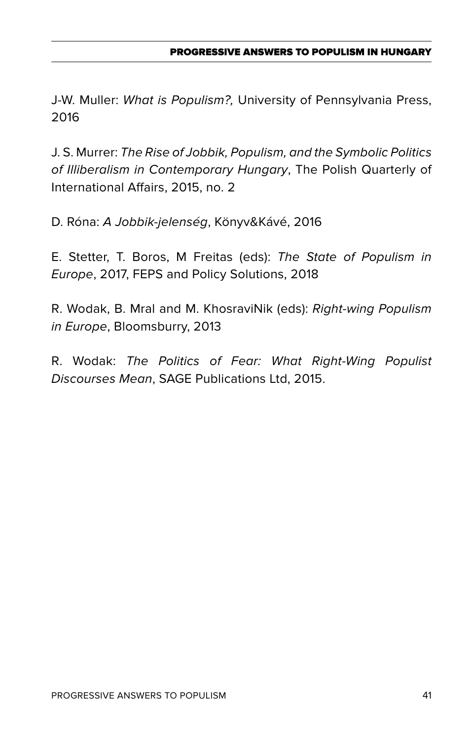J-W. Muller: *What is Populism?,* University of Pennsylvania Press, 2016

J. S. Murrer: *The Rise of Jobbik, Populism, and the Symbolic Politics of Illiberalism in Contemporary Hungary*, The Polish Quarterly of International Affairs, 2015, no. 2

D. Róna: *A Jobbik-jelenség*, Könyv&Kávé, 2016

E. Stetter, T. Boros, M Freitas (eds): *The State of Populism in Europe*, 2017, FEPS and Policy Solutions, 2018

R. Wodak, B. Mral and M. KhosraviNik (eds): *Right-wing Populism in Europe*, Bloomsburry, 2013

R. Wodak: *The Politics of Fear: What Right-Wing Populist Discourses Mean*, SAGE Publications Ltd, 2015.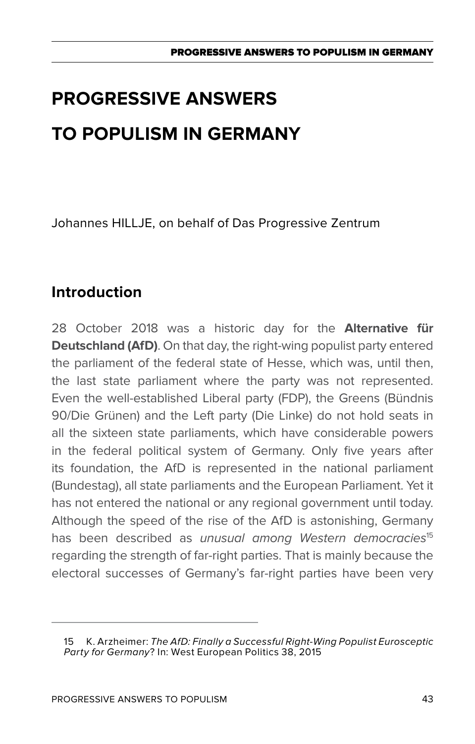# PROGRESSIVE ANSWERS TO POPULISM IN GERMANY

Johannes HILLJE, on behalf of Das Progressive Zentrum

## Introduction

28 October 2018 was a historic day for the **Alternative für Deutschland (AfD)**. On that day, the right-wing populist party entered the parliament of the federal state of Hesse, which was, until then, the last state parliament where the party was not represented. Even the well-established Liberal party (FDP), the Greens (Bündnis 90/Die Grünen) and the Left party (Die Linke) do not hold seats in all the sixteen state parliaments, which have considerable powers in the federal political system of Germany. Only five years after its foundation, the AfD is represented in the national parliament (Bundestag), all state parliaments and the European Parliament. Yet it has not entered the national or any regional government until today. Although the speed of the rise of the AfD is astonishing, Germany has been described as *unusual among Western democracies*[15] regarding the strength of far-right parties. That is mainly because the electoral successes of Germany's far-right parties have been very

15 K. Arzheimer: *The AfD: Finally a Successful Right-Wing Populist Eurosceptic Party for Germany*? In: West European Politics 38, 2015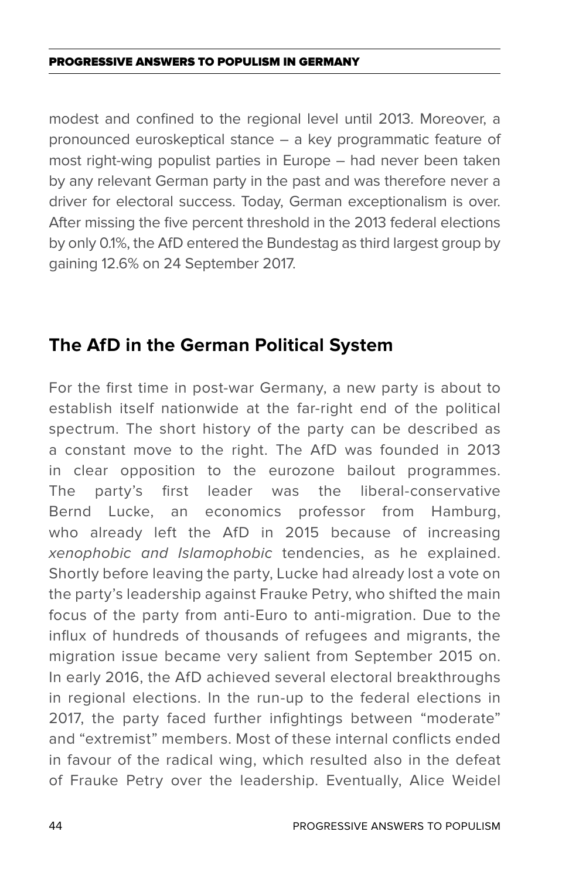modest and confined to the regional level until 2013. Moreover, a pronounced euroskeptical stance – a key programmatic feature of most right-wing populist parties in Europe – had never been taken by any relevant German party in the past and was therefore never a driver for electoral success. Today, German exceptionalism is over. After missing the five percent threshold in the 2013 federal elections by only 0.1%, the AfD entered the Bundestag as third largest group by gaining 12.6% on 24 September 2017.

## The AfD in the German Political System

For the first time in post-war Germany, a new party is about to establish itself nationwide at the far-right end of the political spectrum. The short history of the party can be described as a constant move to the right. The AfD was founded in 2013 in clear opposition to the eurozone bailout programmes. The party's first leader was the liberal-conservative Bernd Lucke, an economics professor from Hamburg, who already left the AfD in 2015 because of increasing *xenophobic and Islamophobic* tendencies, as he explained. Shortly before leaving the party, Lucke had already lost a vote on the party's leadership against Frauke Petry, who shifted the main focus of the party from anti-Euro to anti-migration. Due to the influx of hundreds of thousands of refugees and migrants, the migration issue became very salient from September 2015 on. In early 2016, the AfD achieved several electoral breakthroughs in regional elections. In the run-up to the federal elections in 2017, the party faced further infightings between "moderate" and "extremist" members. Most of these internal conflicts ended in favour of the radical wing, which resulted also in the defeat of Frauke Petry over the leadership. Eventually, Alice Weidel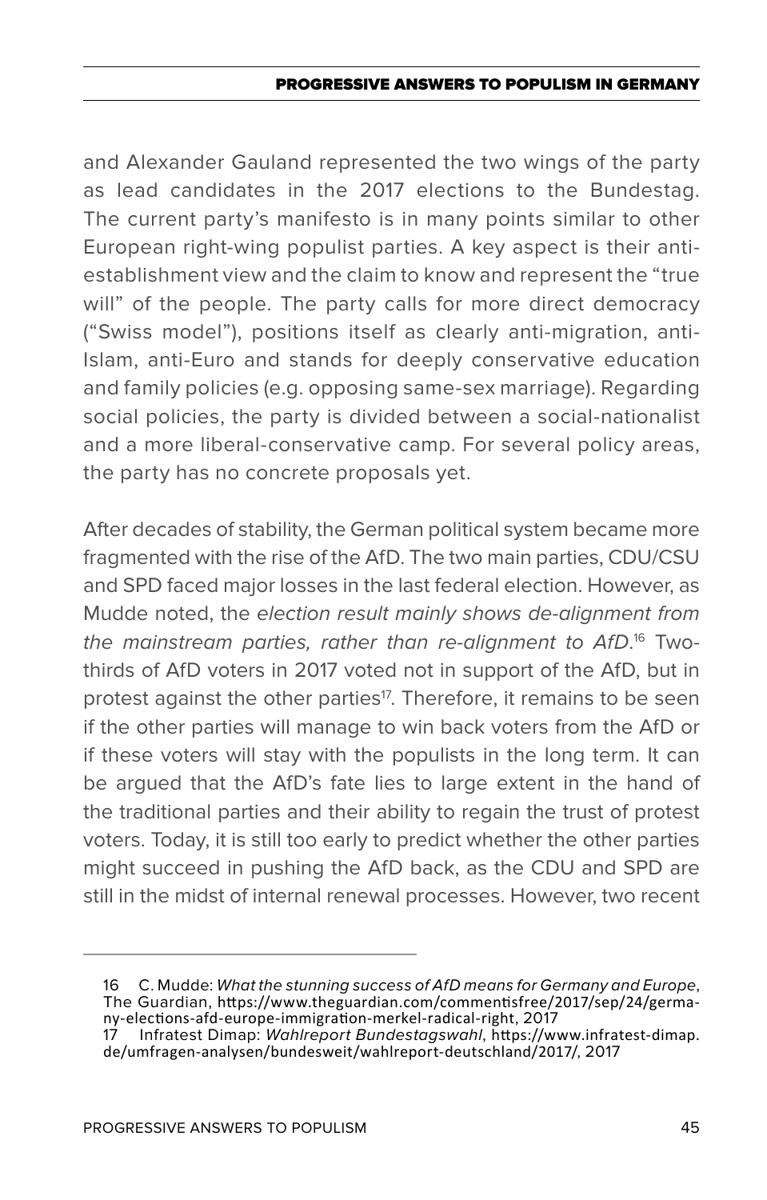and Alexander Gauland represented the two wings of the party as lead candidates in the 2017 elections to the Bundestag. The current party's manifesto is in many points similar to other European right-wing populist parties. A key aspect is their anti-establishment view and the claim to know and represent the "true will" of the people. The party calls for more direct democracy ("Swiss model"), positions itself as clearly anti-migration, anti-Islam, anti-Euro and stands for deeply conservative education and family policies (e.g. opposing same-sex marriage). Regarding social policies, the party is divided between a social-nationalist and a more liberal-conservative camp. For several policy areas, the party has no concrete proposals yet.

After decades of stability, the German political system became more fragmented with the rise of the AfD. The two main parties, CDU/CSU and SPD faced major losses in the last federal election. However, as Mudde noted, the *election result mainly shows de-alignment from the mainstream parties, rather than re-alignment to AfD*.[16] Two-thirds of AfD voters in 2017 voted not in support of the AfD, but in protest against the other parties[17]. Therefore, it remains to be seen if the other parties will manage to win back voters from the AfD or if these voters will stay with the populists in the long term. It can be argued that the AfD's fate lies to large extent in the hand of the traditional parties and their ability to regain the trust of protest voters. Today, it is still too early to predict whether the other parties might succeed in pushing the AfD back, as the CDU and SPD are still in the midst of internal renewal processes. However, two recent

---

16 C. Mudde: *What the stunning success of AfD means for Germany and Europe*, The Guardian, https://www.theguardian.com/commentisfree/2017/sep/24/germany-elections-afd-europe-immigration-merkel-radical-right, 2017

17 Infratest Dimap: *Wahlreport Bundestagswahl*, https://www.infratest-dimap.de/umfragen-analysen/bundesweit/wahlreport-deutschland/2017/, 2017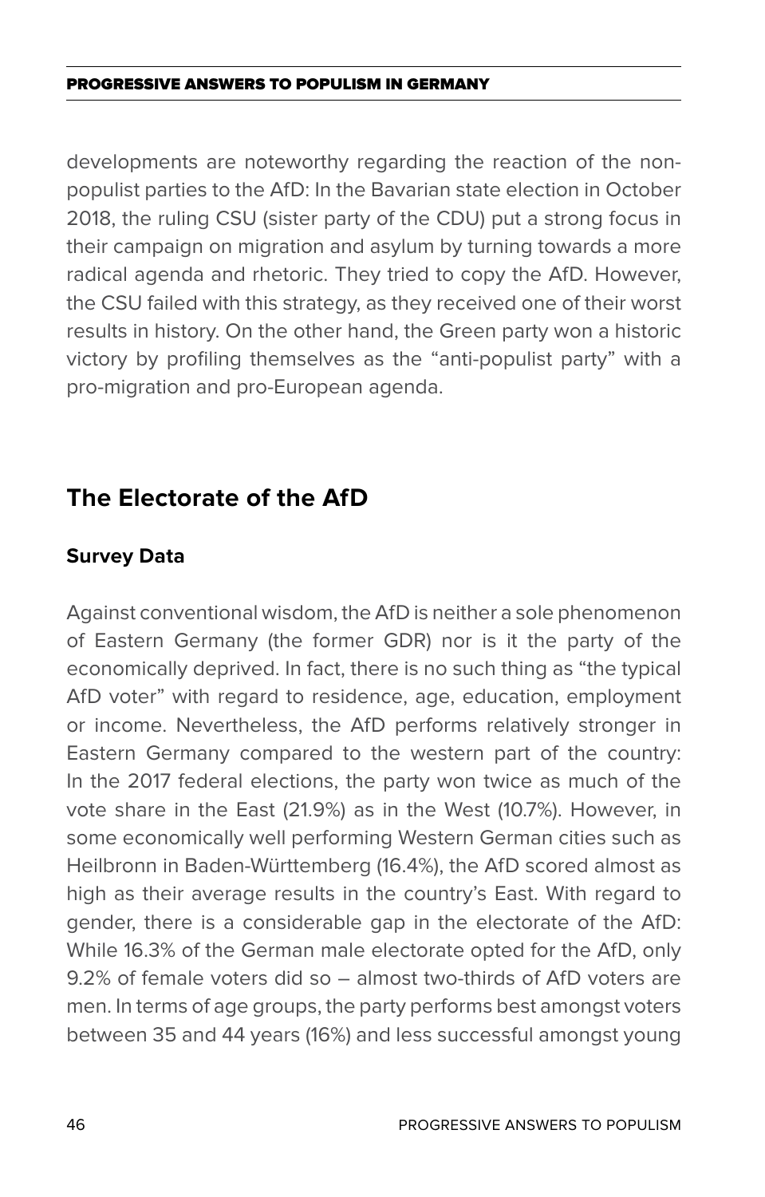developments are noteworthy regarding the reaction of the non-populist parties to the AfD: In the Bavarian state election in October 2018, the ruling CSU (sister party of the CDU) put a strong focus in their campaign on migration and asylum by turning towards a more radical agenda and rhetoric. They tried to copy the AfD. However, the CSU failed with this strategy, as they received one of their worst results in history. On the other hand, the Green party won a historic victory by profiling themselves as the "anti-populist party" with a pro-migration and pro-European agenda.

## The Electorate of the AfD

### Survey Data

Against conventional wisdom, the AfD is neither a sole phenomenon of Eastern Germany (the former GDR) nor is it the party of the economically deprived. In fact, there is no such thing as "the typical AfD voter" with regard to residence, age, education, employment or income. Nevertheless, the AfD performs relatively stronger in Eastern Germany compared to the western part of the country: In the 2017 federal elections, the party won twice as much of the vote share in the East (21.9%) as in the West (10.7%). However, in some economically well performing Western German cities such as Heilbronn in Baden-Württemberg (16.4%), the AfD scored almost as high as their average results in the country's East. With regard to gender, there is a considerable gap in the electorate of the AfD: While 16.3% of the German male electorate opted for the AfD, only 9.2% of female voters did so – almost two-thirds of AfD voters are men. In terms of age groups, the party performs best amongst voters between 35 and 44 years (16%) and less successful amongst young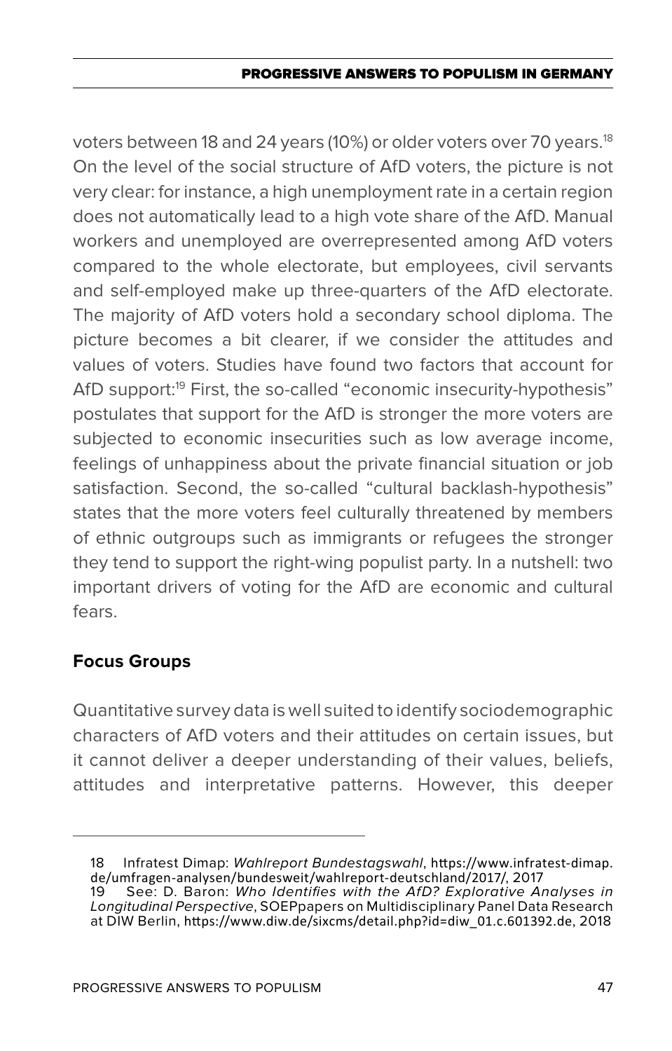voters between 18 and 24 years (10%) or older voters over 70 years.[18] On the level of the social structure of AfD voters, the picture is not very clear: for instance, a high unemployment rate in a certain region does not automatically lead to a high vote share of the AfD. Manual workers and unemployed are overrepresented among AfD voters compared to the whole electorate, but employees, civil servants and self-employed make up three-quarters of the AfD electorate. The majority of AfD voters hold a secondary school diploma. The picture becomes a bit clearer, if we consider the attitudes and values of voters. Studies have found two factors that account for AfD support:[19] First, the so-called "economic insecurity-hypothesis" postulates that support for the AfD is stronger the more voters are subjected to economic insecurities such as low average income, feelings of unhappiness about the private financial situation or job satisfaction. Second, the so-called "cultural backlash-hypothesis" states that the more voters feel culturally threatened by members of ethnic outgroups such as immigrants or refugees the stronger they tend to support the right-wing populist party. In a nutshell: two important drivers of voting for the AfD are economic and cultural fears.

**Focus Groups**

Quantitative survey data is well suited to identify sociodemographic characters of AfD voters and their attitudes on certain issues, but it cannot deliver a deeper understanding of their values, beliefs, attitudes and interpretative patterns. However, this deeper

---

18 Infratest Dimap: *Wahlreport Bundestagswahl*, https://www.infratest-dimap.de/umfragen-analysen/bundesweit/wahlreport-deutschland/2017/, 2017

19 See: D. Baron: *Who Identifies with the AfD? Explorative Analyses in Longitudinal Perspective*, SOEPpapers on Multidisciplinary Panel Data Research at DIW Berlin, https://www.diw.de/sixcms/detail.php?id=diw_01.c.601392.de, 2018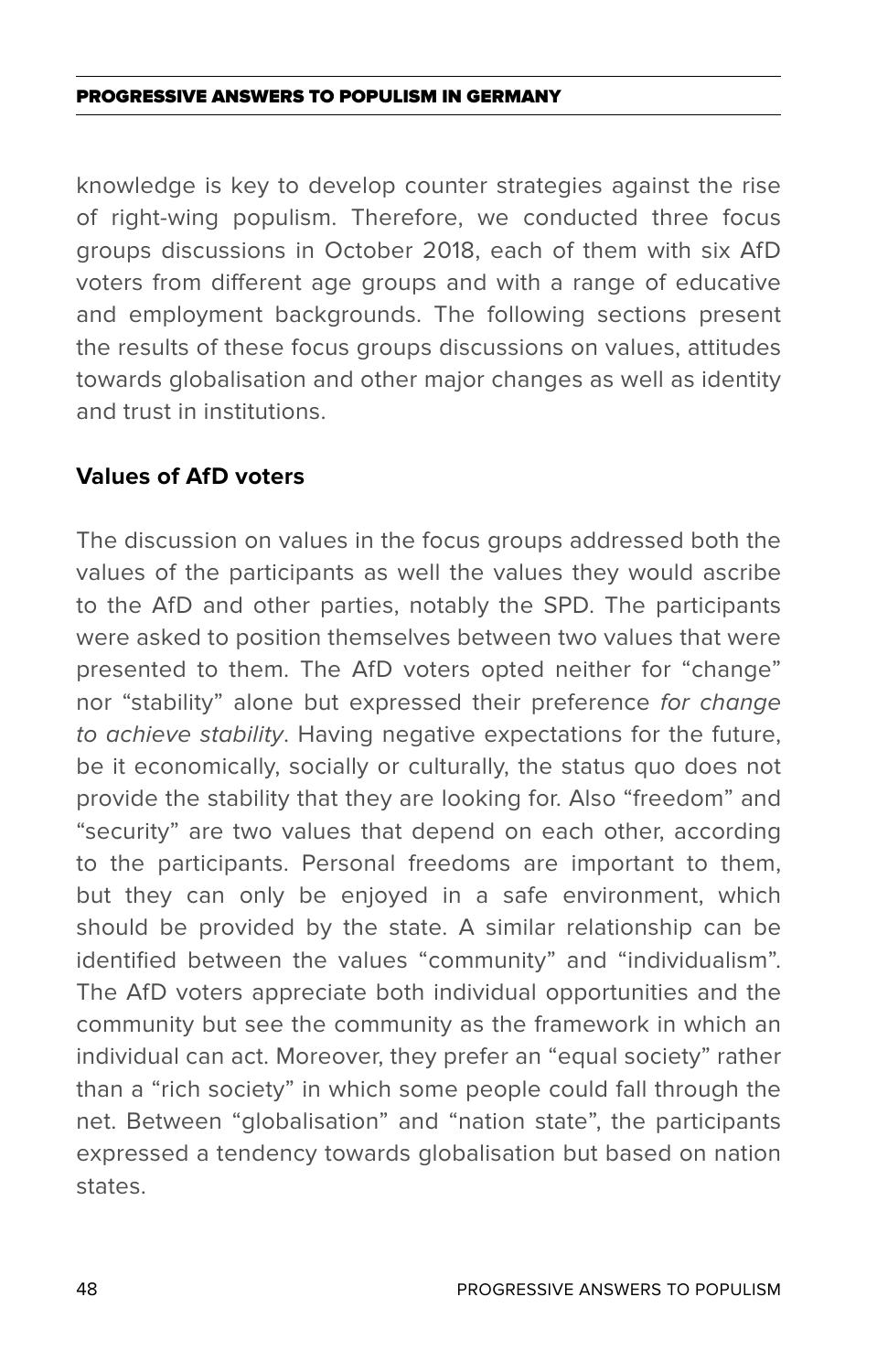knowledge is key to develop counter strategies against the rise of right-wing populism. Therefore, we conducted three focus groups discussions in October 2018, each of them with six AfD voters from different age groups and with a range of educative and employment backgrounds. The following sections present the results of these focus groups discussions on values, attitudes towards globalisation and other major changes as well as identity and trust in institutions.

### Values of AfD voters

The discussion on values in the focus groups addressed both the values of the participants as well the values they would ascribe to the AfD and other parties, notably the SPD. The participants were asked to position themselves between two values that were presented to them. The AfD voters opted neither for "change" nor "stability" alone but expressed their preference *for change to achieve stability*. Having negative expectations for the future, be it economically, socially or culturally, the status quo does not provide the stability that they are looking for. Also "freedom" and "security" are two values that depend on each other, according to the participants. Personal freedoms are important to them, but they can only be enjoyed in a safe environment, which should be provided by the state. A similar relationship can be identified between the values "community" and "individualism". The AfD voters appreciate both individual opportunities and the community but see the community as the framework in which an individual can act. Moreover, they prefer an "equal society" rather than a "rich society" in which some people could fall through the net. Between "globalisation" and "nation state", the participants expressed a tendency towards globalisation but based on nation states.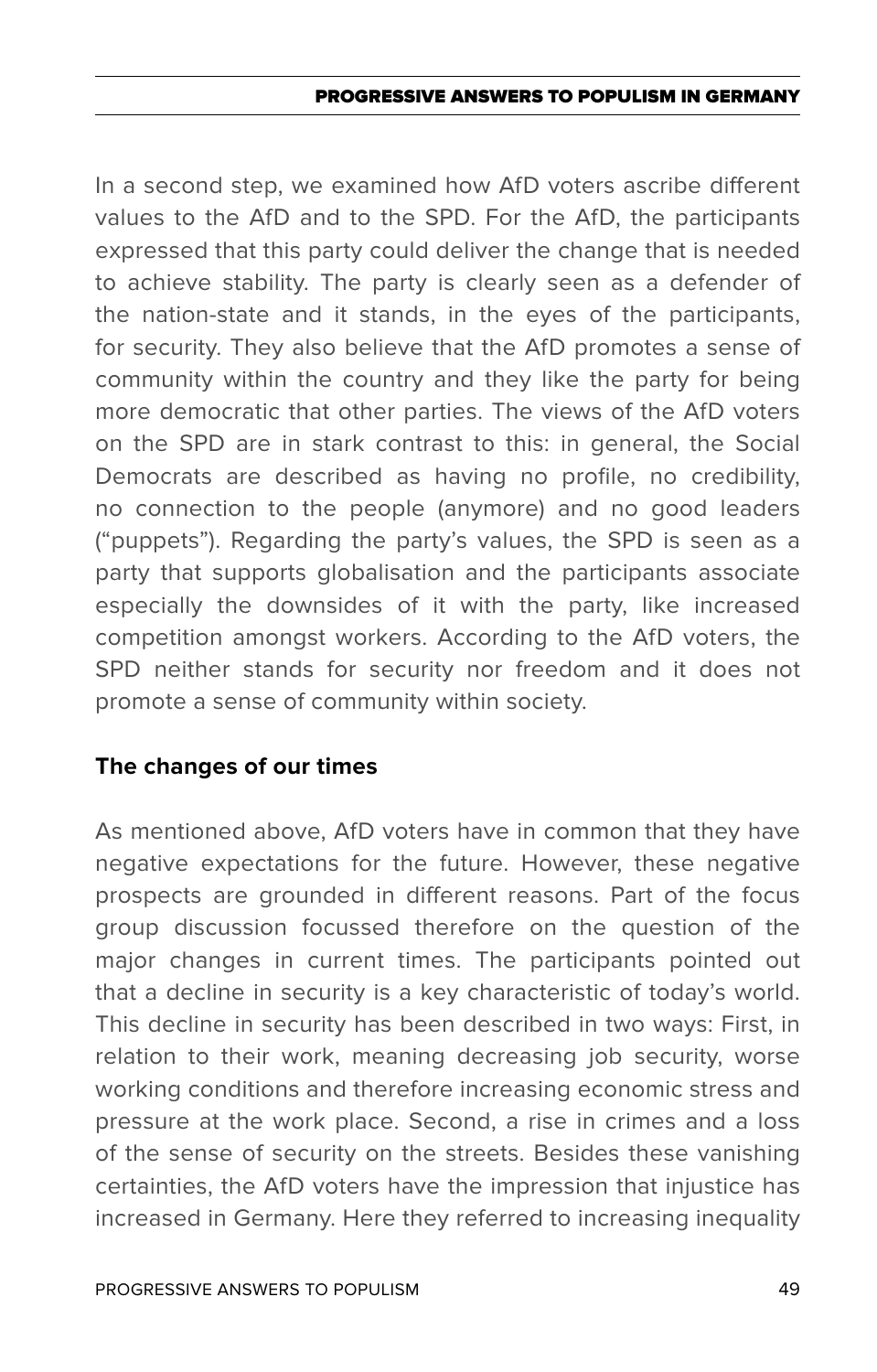In a second step, we examined how AfD voters ascribe different values to the AfD and to the SPD. For the AfD, the participants expressed that this party could deliver the change that is needed to achieve stability. The party is clearly seen as a defender of the nation-state and it stands, in the eyes of the participants, for security. They also believe that the AfD promotes a sense of community within the country and they like the party for being more democratic that other parties. The views of the AfD voters on the SPD are in stark contrast to this: in general, the Social Democrats are described as having no profile, no credibility, no connection to the people (anymore) and no good leaders ("puppets"). Regarding the party's values, the SPD is seen as a party that supports globalisation and the participants associate especially the downsides of it with the party, like increased competition amongst workers. According to the AfD voters, the SPD neither stands for security nor freedom and it does not promote a sense of community within society.

### The changes of our times

As mentioned above, AfD voters have in common that they have negative expectations for the future. However, these negative prospects are grounded in different reasons. Part of the focus group discussion focussed therefore on the question of the major changes in current times. The participants pointed out that a decline in security is a key characteristic of today's world. This decline in security has been described in two ways: First, in relation to their work, meaning decreasing job security, worse working conditions and therefore increasing economic stress and pressure at the work place. Second, a rise in crimes and a loss of the sense of security on the streets. Besides these vanishing certainties, the AfD voters have the impression that injustice has increased in Germany. Here they referred to increasing inequality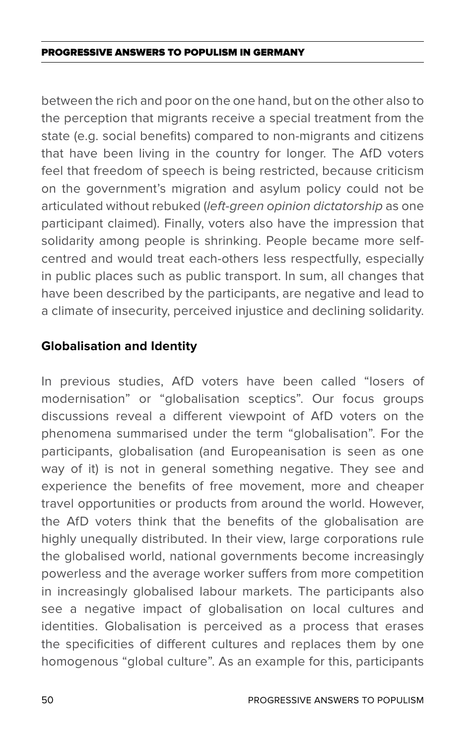between the rich and poor on the one hand, but on the other also to the perception that migrants receive a special treatment from the state (e.g. social benefits) compared to non-migrants and citizens that have been living in the country for longer. The AfD voters feel that freedom of speech is being restricted, because criticism on the government's migration and asylum policy could not be articulated without rebuked (*left-green opinion dictatorship* as one participant claimed). Finally, voters also have the impression that solidarity among people is shrinking. People became more self-centred and would treat each-others less respectfully, especially in public places such as public transport. In sum, all changes that have been described by the participants, are negative and lead to a climate of insecurity, perceived injustice and declining solidarity.

### Globalisation and Identity

In previous studies, AfD voters have been called "losers of modernisation" or "globalisation sceptics". Our focus groups discussions reveal a different viewpoint of AfD voters on the phenomena summarised under the term "globalisation". For the participants, globalisation (and Europeanisation is seen as one way of it) is not in general something negative. They see and experience the benefits of free movement, more and cheaper travel opportunities or products from around the world. However, the AfD voters think that the benefits of the globalisation are highly unequally distributed. In their view, large corporations rule the globalised world, national governments become increasingly powerless and the average worker suffers from more competition in increasingly globalised labour markets. The participants also see a negative impact of globalisation on local cultures and identities. Globalisation is perceived as a process that erases the specificities of different cultures and replaces them by one homogenous "global culture". As an example for this, participants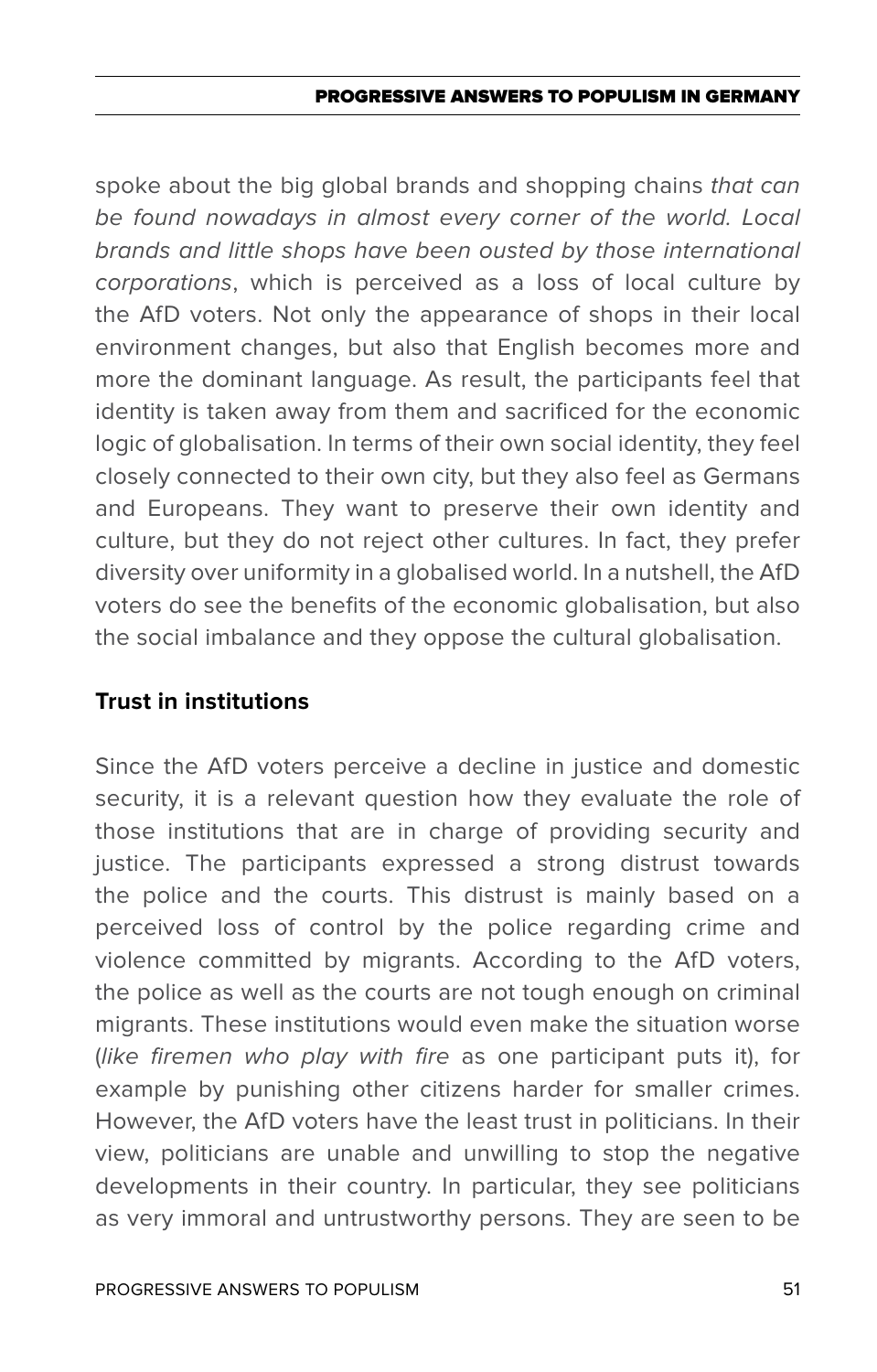spoke about the big global brands and shopping chains *that can be found nowadays in almost every corner of the world. Local brands and little shops have been ousted by those international corporations*, which is perceived as a loss of local culture by the AfD voters. Not only the appearance of shops in their local environment changes, but also that English becomes more and more the dominant language. As result, the participants feel that identity is taken away from them and sacrificed for the economic logic of globalisation. In terms of their own social identity, they feel closely connected to their own city, but they also feel as Germans and Europeans. They want to preserve their own identity and culture, but they do not reject other cultures. In fact, they prefer diversity over uniformity in a globalised world. In a nutshell, the AfD voters do see the benefits of the economic globalisation, but also the social imbalance and they oppose the cultural globalisation.

### Trust in institutions

Since the AfD voters perceive a decline in justice and domestic security, it is a relevant question how they evaluate the role of those institutions that are in charge of providing security and justice. The participants expressed a strong distrust towards the police and the courts. This distrust is mainly based on a perceived loss of control by the police regarding crime and violence committed by migrants. According to the AfD voters, the police as well as the courts are not tough enough on criminal migrants. These institutions would even make the situation worse (*like firemen who play with fire* as one participant puts it), for example by punishing other citizens harder for smaller crimes. However, the AfD voters have the least trust in politicians. In their view, politicians are unable and unwilling to stop the negative developments in their country. In particular, they see politicians as very immoral and untrustworthy persons. They are seen to be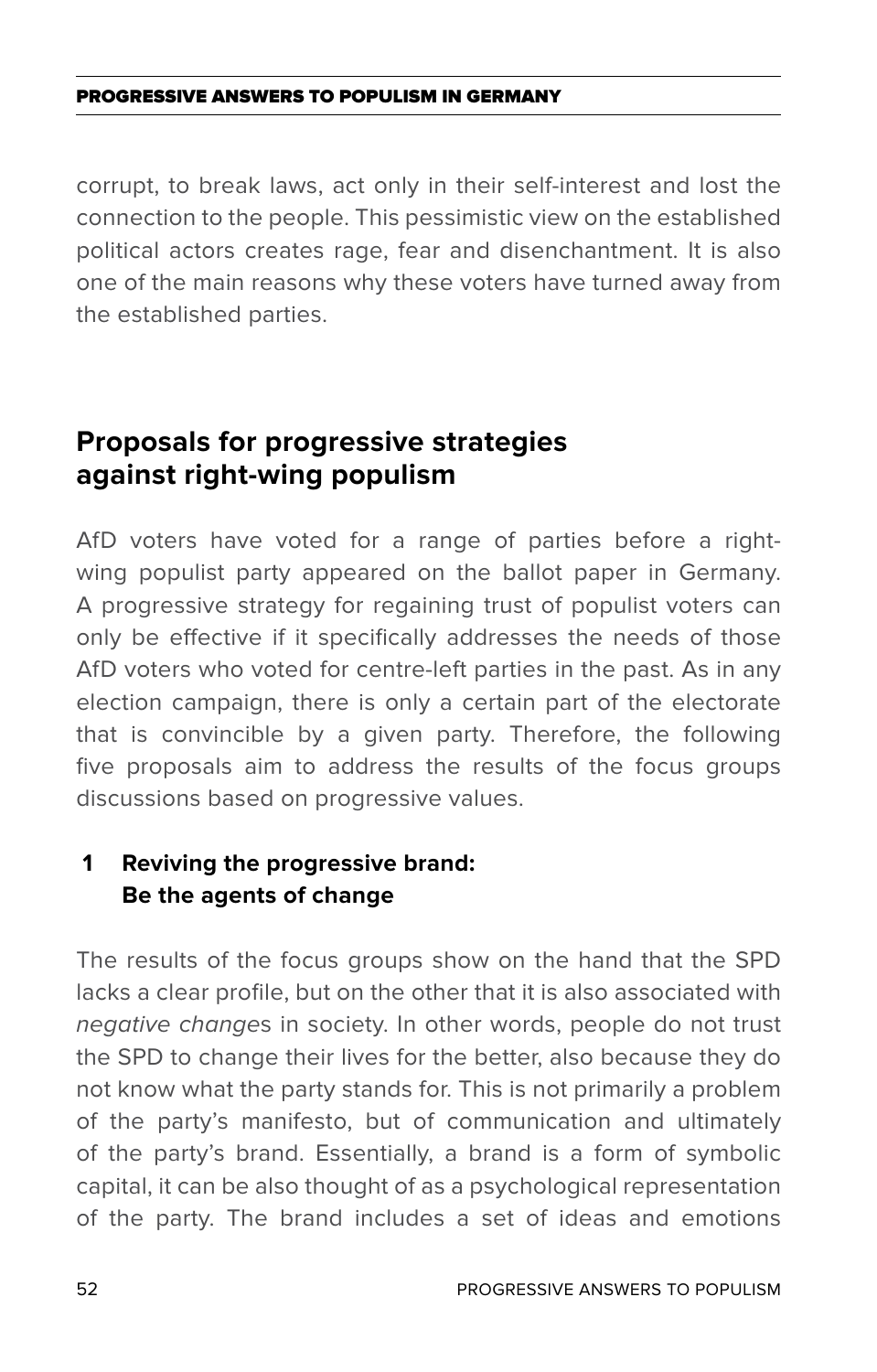corrupt, to break laws, act only in their self-interest and lost the connection to the people. This pessimistic view on the established political actors creates rage, fear and disenchantment. It is also one of the main reasons why these voters have turned away from the established parties.

## Proposals for progressive strategies against right-wing populism

AfD voters have voted for a range of parties before a right-wing populist party appeared on the ballot paper in Germany. A progressive strategy for regaining trust of populist voters can only be effective if it specifically addresses the needs of those AfD voters who voted for centre-left parties in the past. As in any election campaign, there is only a certain part of the electorate that is convincible by a given party. Therefore, the following five proposals aim to address the results of the focus groups discussions based on progressive values.

### 1 Reviving the progressive brand: Be the agents of change

The results of the focus groups show on the hand that the SPD lacks a clear profile, but on the other that it is also associated with *negative change*s in society. In other words, people do not trust the SPD to change their lives for the better, also because they do not know what the party stands for. This is not primarily a problem of the party's manifesto, but of communication and ultimately of the party's brand. Essentially, a brand is a form of symbolic capital, it can be also thought of as a psychological representation of the party. The brand includes a set of ideas and emotions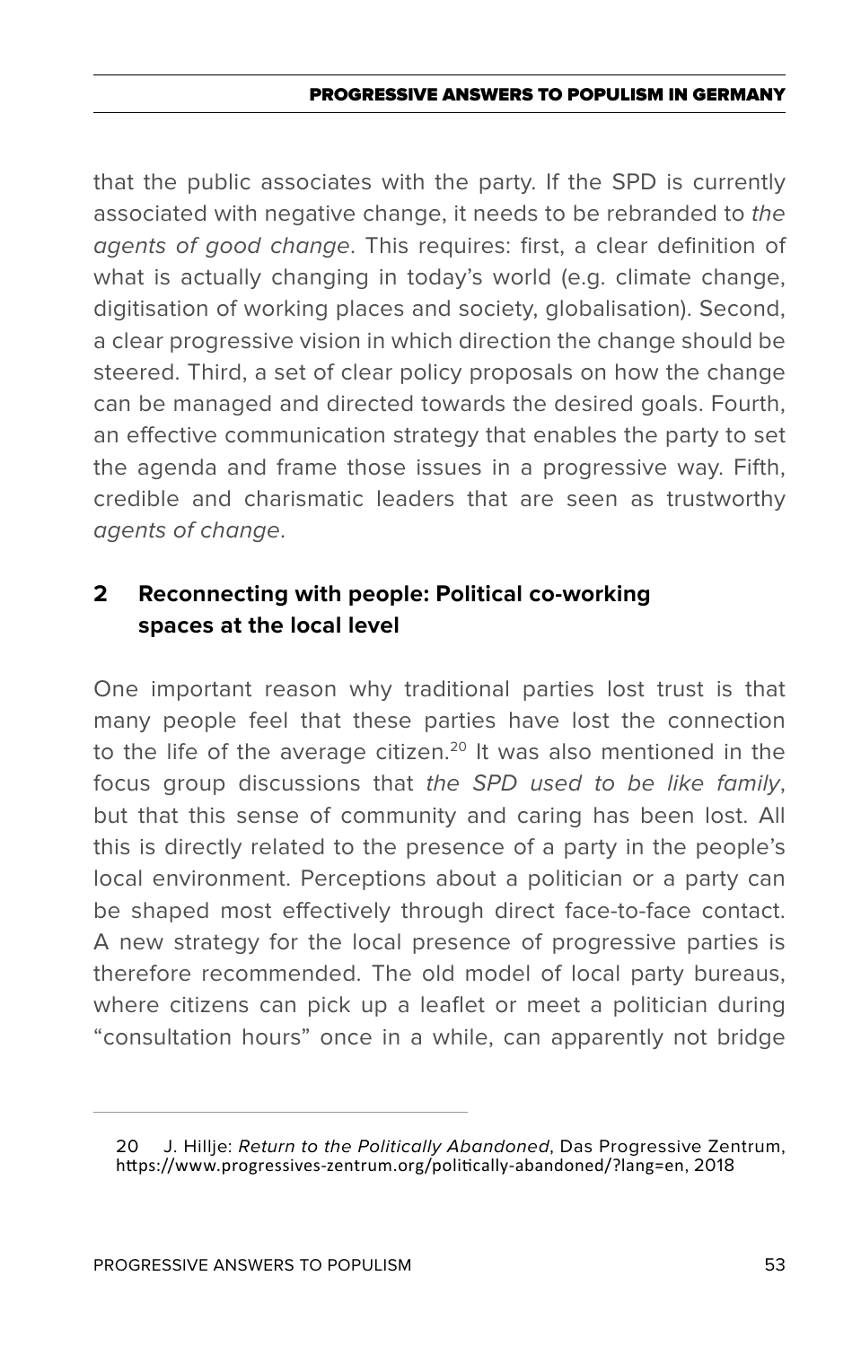that the public associates with the party. If the SPD is currently associated with negative change, it needs to be rebranded to *the agents of good change*. This requires: first, a clear definition of what is actually changing in today's world (e.g. climate change, digitisation of working places and society, globalisation). Second, a clear progressive vision in which direction the change should be steered. Third, a set of clear policy proposals on how the change can be managed and directed towards the desired goals. Fourth, an effective communication strategy that enables the party to set the agenda and frame those issues in a progressive way. Fifth, credible and charismatic leaders that are seen as trustworthy *agents of change*.

## 2 Reconnecting with people: Political co-working spaces at the local level

One important reason why traditional parties lost trust is that many people feel that these parties have lost the connection to the life of the average citizen.[20] It was also mentioned in the focus group discussions that *the SPD used to be like family*, but that this sense of community and caring has been lost. All this is directly related to the presence of a party in the people's local environment. Perceptions about a politician or a party can be shaped most effectively through direct face-to-face contact. A new strategy for the local presence of progressive parties is therefore recommended. The old model of local party bureaus, where citizens can pick up a leaflet or meet a politician during "consultation hours" once in a while, can apparently not bridge

---

20 J. Hillje: *Return to the Politically Abandoned*, Das Progressive Zentrum, https://www.progressives-zentrum.org/politically-abandoned/?lang=en, 2018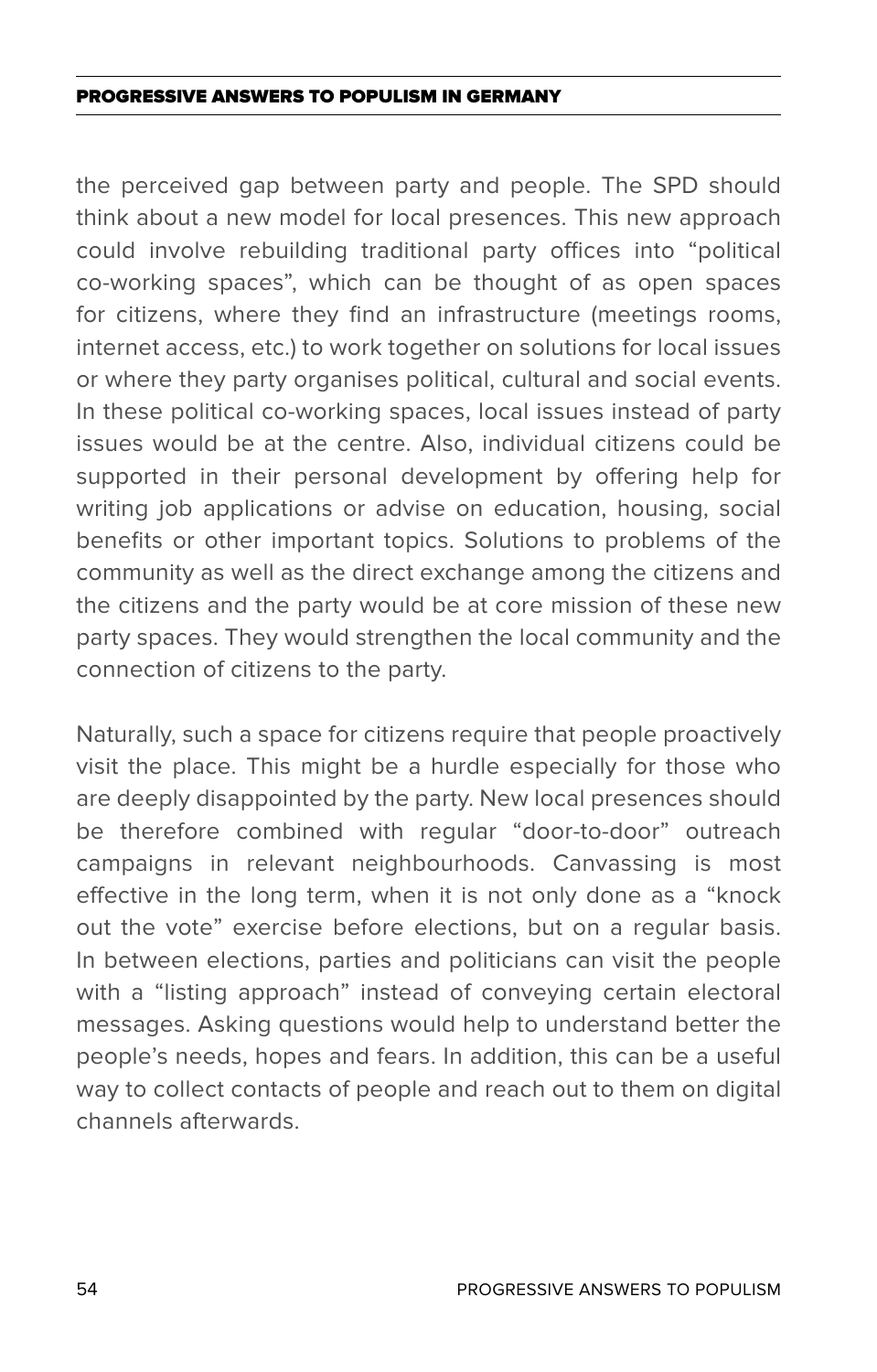the perceived gap between party and people. The SPD should think about a new model for local presences. This new approach could involve rebuilding traditional party offices into "political co-working spaces", which can be thought of as open spaces for citizens, where they find an infrastructure (meetings rooms, internet access, etc.) to work together on solutions for local issues or where they party organises political, cultural and social events. In these political co-working spaces, local issues instead of party issues would be at the centre. Also, individual citizens could be supported in their personal development by offering help for writing job applications or advise on education, housing, social benefits or other important topics. Solutions to problems of the community as well as the direct exchange among the citizens and the citizens and the party would be at core mission of these new party spaces. They would strengthen the local community and the connection of citizens to the party.

Naturally, such a space for citizens require that people proactively visit the place. This might be a hurdle especially for those who are deeply disappointed by the party. New local presences should be therefore combined with regular "door-to-door" outreach campaigns in relevant neighbourhoods. Canvassing is most effective in the long term, when it is not only done as a "knock out the vote" exercise before elections, but on a regular basis. In between elections, parties and politicians can visit the people with a "listing approach" instead of conveying certain electoral messages. Asking questions would help to understand better the people's needs, hopes and fears. In addition, this can be a useful way to collect contacts of people and reach out to them on digital channels afterwards.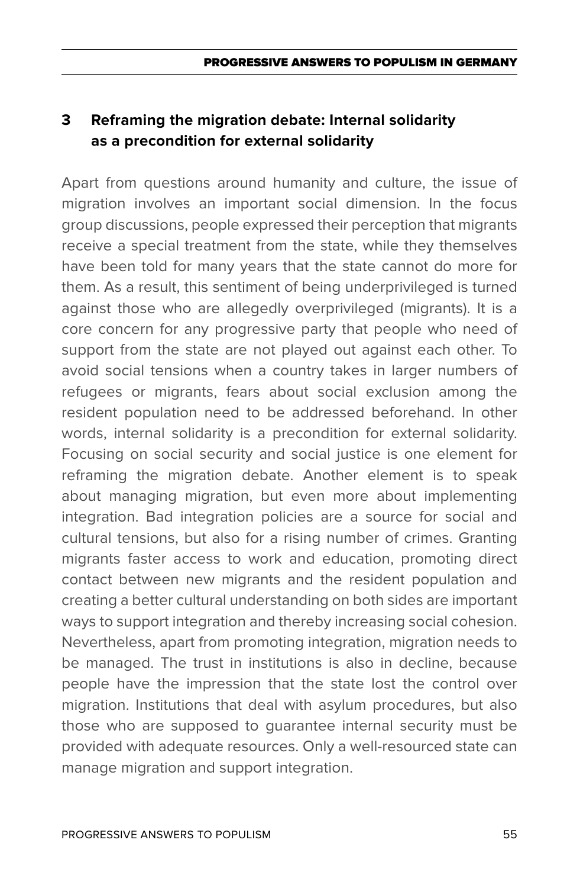## 3 Reframing the migration debate: Internal solidarity as a precondition for external solidarity

Apart from questions around humanity and culture, the issue of migration involves an important social dimension. In the focus group discussions, people expressed their perception that migrants receive a special treatment from the state, while they themselves have been told for many years that the state cannot do more for them. As a result, this sentiment of being underprivileged is turned against those who are allegedly overprivileged (migrants). It is a core concern for any progressive party that people who need of support from the state are not played out against each other. To avoid social tensions when a country takes in larger numbers of refugees or migrants, fears about social exclusion among the resident population need to be addressed beforehand. In other words, internal solidarity is a precondition for external solidarity. Focusing on social security and social justice is one element for reframing the migration debate. Another element is to speak about managing migration, but even more about implementing integration. Bad integration policies are a source for social and cultural tensions, but also for a rising number of crimes. Granting migrants faster access to work and education, promoting direct contact between new migrants and the resident population and creating a better cultural understanding on both sides are important ways to support integration and thereby increasing social cohesion. Nevertheless, apart from promoting integration, migration needs to be managed. The trust in institutions is also in decline, because people have the impression that the state lost the control over migration. Institutions that deal with asylum procedures, but also those who are supposed to guarantee internal security must be provided with adequate resources. Only a well-resourced state can manage migration and support integration.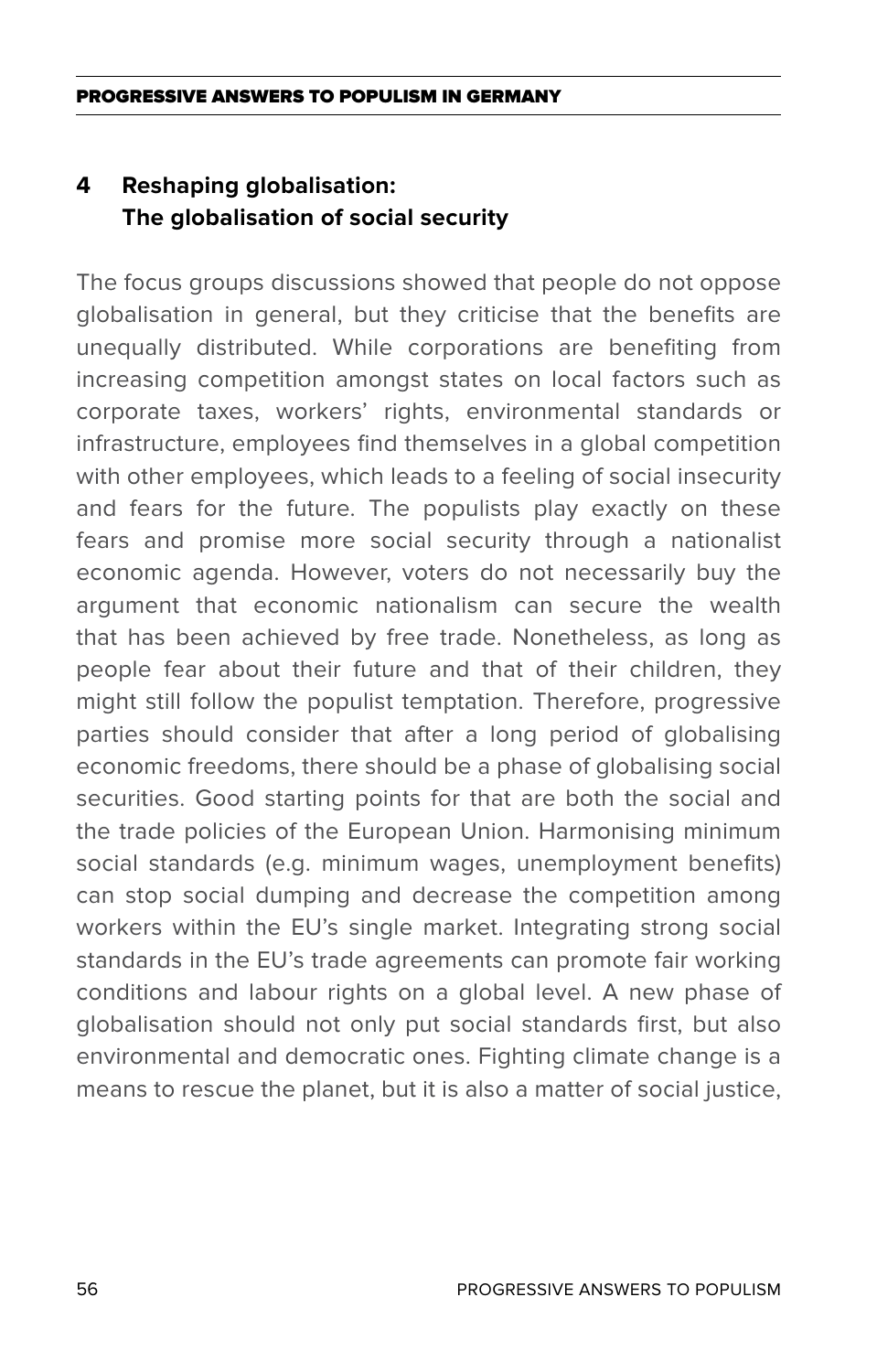## 4 Reshaping globalisation: The globalisation of social security

The focus groups discussions showed that people do not oppose globalisation in general, but they criticise that the benefits are unequally distributed. While corporations are benefiting from increasing competition amongst states on local factors such as corporate taxes, workers' rights, environmental standards or infrastructure, employees find themselves in a global competition with other employees, which leads to a feeling of social insecurity and fears for the future. The populists play exactly on these fears and promise more social security through a nationalist economic agenda. However, voters do not necessarily buy the argument that economic nationalism can secure the wealth that has been achieved by free trade. Nonetheless, as long as people fear about their future and that of their children, they might still follow the populist temptation. Therefore, progressive parties should consider that after a long period of globalising economic freedoms, there should be a phase of globalising social securities. Good starting points for that are both the social and the trade policies of the European Union. Harmonising minimum social standards (e.g. minimum wages, unemployment benefits) can stop social dumping and decrease the competition among workers within the EU's single market. Integrating strong social standards in the EU's trade agreements can promote fair working conditions and labour rights on a global level. A new phase of globalisation should not only put social standards first, but also environmental and democratic ones. Fighting climate change is a means to rescue the planet, but it is also a matter of social justice,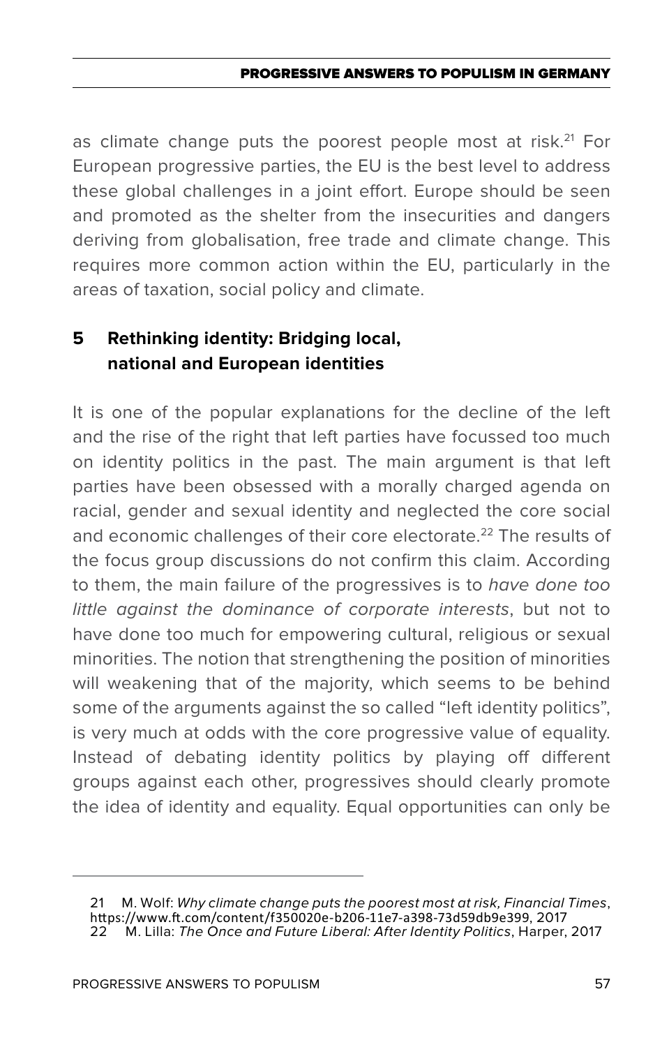as climate change puts the poorest people most at risk.[21] For European progressive parties, the EU is the best level to address these global challenges in a joint effort. Europe should be seen and promoted as the shelter from the insecurities and dangers deriving from globalisation, free trade and climate change. This requires more common action within the EU, particularly in the areas of taxation, social policy and climate.

## 5 Rethinking identity: Bridging local, national and European identities

It is one of the popular explanations for the decline of the left and the rise of the right that left parties have focussed too much on identity politics in the past. The main argument is that left parties have been obsessed with a morally charged agenda on racial, gender and sexual identity and neglected the core social and economic challenges of their core electorate.[22] The results of the focus group discussions do not confirm this claim. According to them, the main failure of the progressives is to *have done too little against the dominance of corporate interests*, but not to have done too much for empowering cultural, religious or sexual minorities. The notion that strengthening the position of minorities will weakening that of the majority, which seems to be behind some of the arguments against the so called "left identity politics", is very much at odds with the core progressive value of equality. Instead of debating identity politics by playing off different groups against each other, progressives should clearly promote the idea of identity and equality. Equal opportunities can only be

---

21 M. Wolf: *Why climate change puts the poorest most at risk, Financial Times*, https://www.ft.com/content/f350020e-b206-11e7-a398-73d59db9e399, 2017

22 M. Lilla: *The Once and Future Liberal: After Identity Politics*, Harper, 2017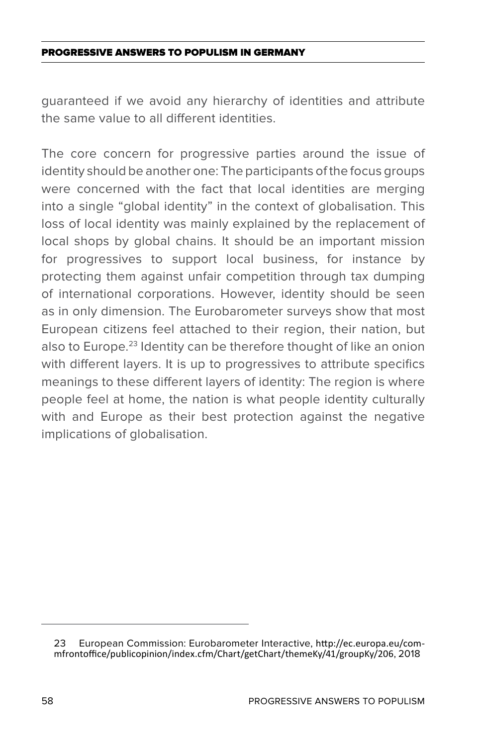guaranteed if we avoid any hierarchy of identities and attribute the same value to all different identities.

The core concern for progressive parties around the issue of identity should be another one: The participants of the focus groups were concerned with the fact that local identities are merging into a single "global identity" in the context of globalisation. This loss of local identity was mainly explained by the replacement of local shops by global chains. It should be an important mission for progressives to support local business, for instance by protecting them against unfair competition through tax dumping of international corporations. However, identity should be seen as in only dimension. The Eurobarometer surveys show that most European citizens feel attached to their region, their nation, but also to Europe.[23] Identity can be therefore thought of like an onion with different layers. It is up to progressives to attribute specifics meanings to these different layers of identity: The region is where people feel at home, the nation is what people identity culturally with and Europe as their best protection against the negative implications of globalisation.

---

23 European Commission: Eurobarometer Interactive, http://ec.europa.eu/commfrontoffice/publicopinion/index.cfm/Chart/getChart/themeKy/41/groupKy/206, 2018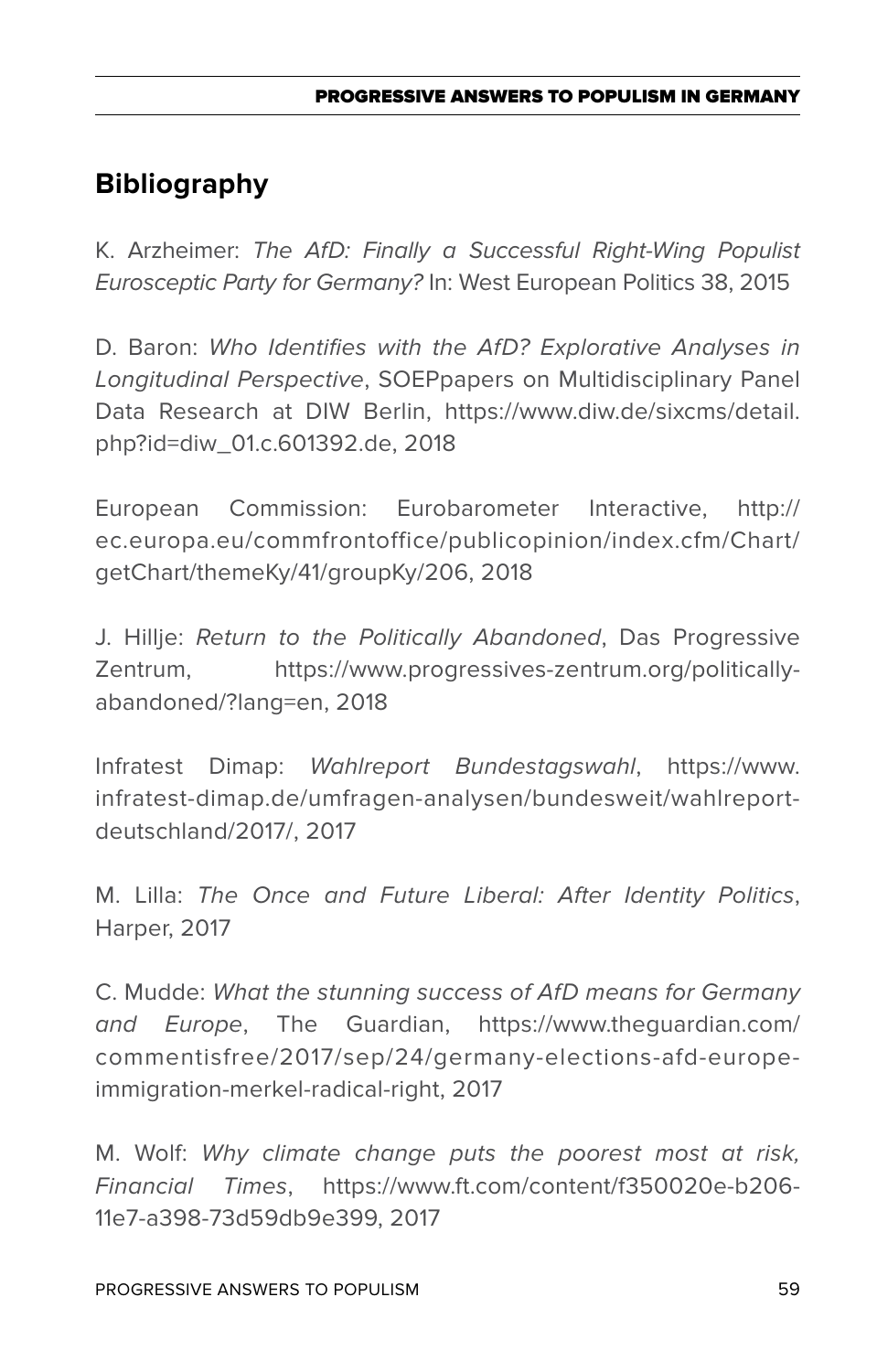## Bibliography

K. Arzheimer: *The AfD: Finally a Successful Right-Wing Populist Eurosceptic Party for Germany?* In: West European Politics 38, 2015

D. Baron: *Who Identifies with the AfD? Explorative Analyses in Longitudinal Perspective*, SOEPpapers on Multidisciplinary Panel Data Research at DIW Berlin, https://www.diw.de/sixcms/detail.php?id=diw_01.c.601392.de, 2018

European Commission: Eurobarometer Interactive, http://ec.europa.eu/commfrontoffice/publicopinion/index.cfm/Chart/getChart/themeKy/41/groupKy/206, 2018

J. Hillje: *Return to the Politically Abandoned*, Das Progressive Zentrum, https://www.progressives-zentrum.org/politically-abandoned/?lang=en, 2018

Infratest Dimap: *Wahlreport Bundestagswahl*, https://www.infratest-dimap.de/umfragen-analysen/bundesweit/wahlreport-deutschland/2017/, 2017

M. Lilla: *The Once and Future Liberal: After Identity Politics*, Harper, 2017

C. Mudde: *What the stunning success of AfD means for Germany and Europe*, The Guardian, https://www.theguardian.com/commentisfree/2017/sep/24/germany-elections-afd-europe-immigration-merkel-radical-right, 2017

M. Wolf: *Why climate change puts the poorest most at risk, Financial Times*, https://www.ft.com/content/f350020e-b206-11e7-a398-73d59db9e399, 2017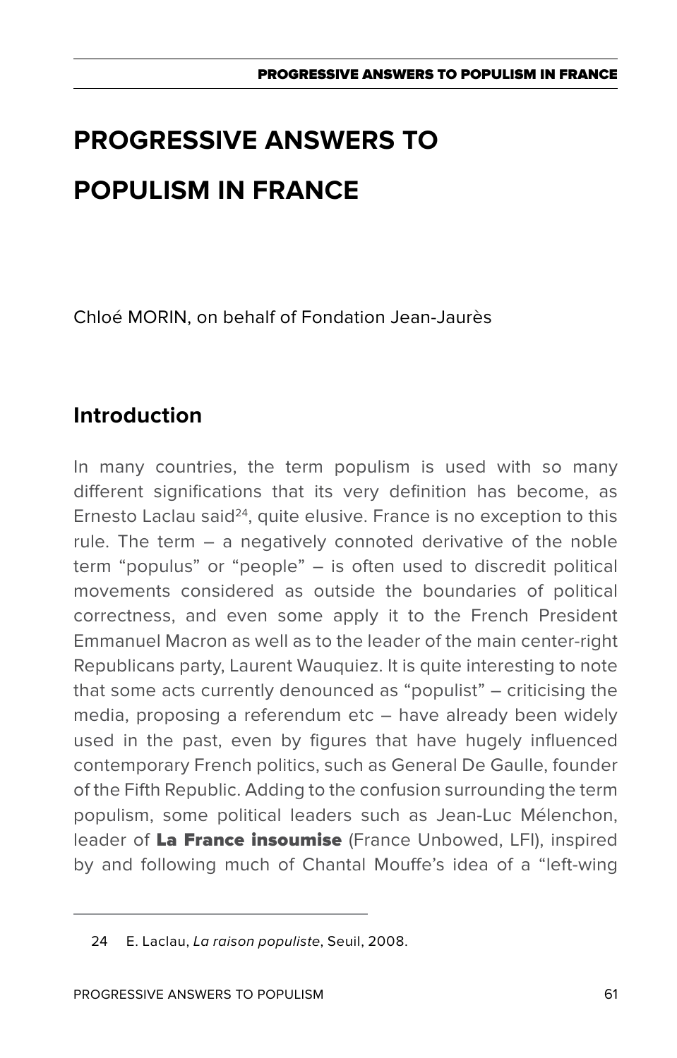# PROGRESSIVE ANSWERS TO POPULISM IN FRANCE

Chloé MORIN, on behalf of Fondation Jean-Jaurès

## Introduction

In many countries, the term populism is used with so many different significations that its very definition has become, as Ernesto Laclau said[24], quite elusive. France is no exception to this rule. The term – a negatively connoted derivative of the noble term "populus" or "people" – is often used to discredit political movements considered as outside the boundaries of political correctness, and even some apply it to the French President Emmanuel Macron as well as to the leader of the main center-right Republicans party, Laurent Wauquiez. It is quite interesting to note that some acts currently denounced as "populist" – criticising the media, proposing a referendum etc – have already been widely used in the past, even by figures that have hugely influenced contemporary French politics, such as General De Gaulle, founder of the Fifth Republic. Adding to the confusion surrounding the term populism, some political leaders such as Jean-Luc Mélenchon, leader of **La France insoumise** (France Unbowed, LFI), inspired by and following much of Chantal Mouffe's idea of a "left-wing

---

24 E. Laclau, *La raison populiste*, Seuil, 2008.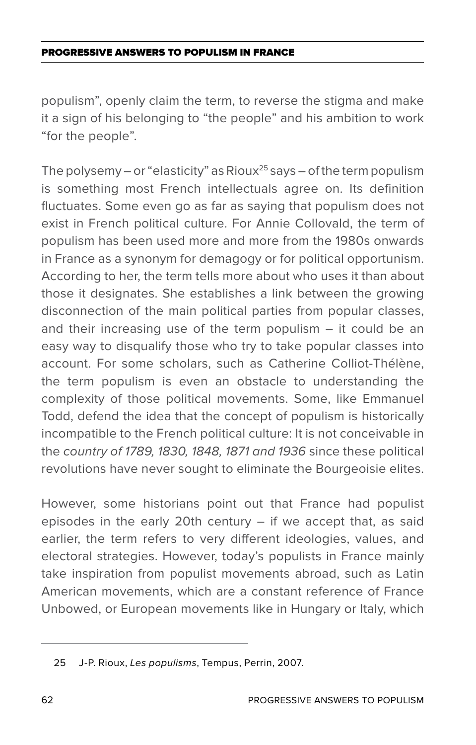populism", openly claim the term, to reverse the stigma and make it a sign of his belonging to "the people" and his ambition to work "for the people".

The polysemy – or "elasticity" as Rioux[25] says – of the term populism is something most French intellectuals agree on. Its definition fluctuates. Some even go as far as saying that populism does not exist in French political culture. For Annie Collovald, the term of populism has been used more and more from the 1980s onwards in France as a synonym for demagogy or for political opportunism. According to her, the term tells more about who uses it than about those it designates. She establishes a link between the growing disconnection of the main political parties from popular classes, and their increasing use of the term populism – it could be an easy way to disqualify those who try to take popular classes into account. For some scholars, such as Catherine Colliot-Thélène, the term populism is even an obstacle to understanding the complexity of those political movements. Some, like Emmanuel Todd, defend the idea that the concept of populism is historically incompatible to the French political culture: It is not conceivable in the *country of 1789, 1830, 1848, 1871 and 1936* since these political revolutions have never sought to eliminate the Bourgeoisie elites.

However, some historians point out that France had populist episodes in the early 20th century – if we accept that, as said earlier, the term refers to very different ideologies, values, and electoral strategies. However, today's populists in France mainly take inspiration from populist movements abroad, such as Latin American movements, which are a constant reference of France Unbowed, or European movements like in Hungary or Italy, which

---

25 J-P. Rioux, *Les populisms*, Tempus, Perrin, 2007.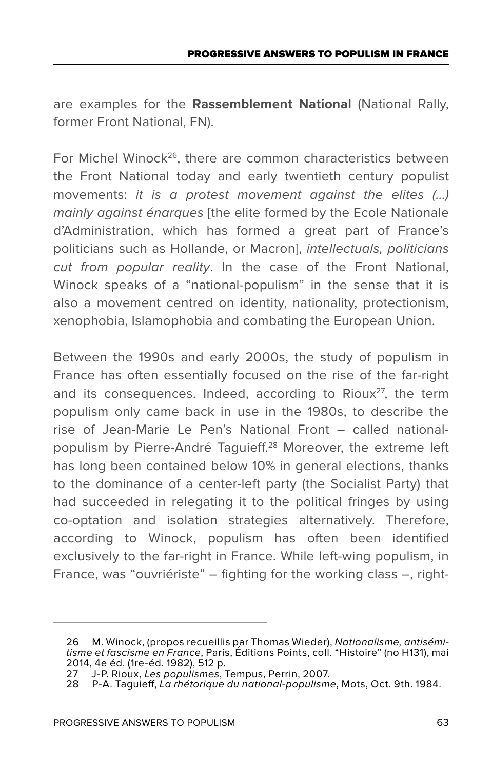are examples for the **Rassemblement National** (National Rally, former Front National, FN).

For Michel Winock[26], there are common characteristics between the Front National today and early twentieth century populist movements: *it is a protest movement against the elites (...) mainly against énarques* [the elite formed by the Ecole Nationale d'Administration, which has formed a great part of France's politicians such as Hollande, or Macron], *intellectuals, politicians cut from popular reality*. In the case of the Front National, Winock speaks of a "national-populism" in the sense that it is also a movement centred on identity, nationality, protectionism, xenophobia, Islamophobia and combating the European Union.

Between the 1990s and early 2000s, the study of populism in France has often essentially focused on the rise of the far-right and its consequences. Indeed, according to Rioux[27], the term populism only came back in use in the 1980s, to describe the rise of Jean-Marie Le Pen's National Front – called national-populism by Pierre-André Taguieff.[28] Moreover, the extreme left has long been contained below 10% in general elections, thanks to the dominance of a center-left party (the Socialist Party) that had succeeded in relegating it to the political fringes by using co-optation and isolation strategies alternatively. Therefore, according to Winock, populism has often been identified exclusively to the far-right in France. While left-wing populism, in France, was "ouvriériste" – fighting for the working class –, right-

---

26 M. Winock, (propos recueillis par Thomas Wieder), *Nationalisme, antisémitisme et fascisme en France*, Paris, Éditions Points, coll. "Histoire" (no H131), mai 2014, 4e éd. (1re-éd. 1982), 512 p.

27 J-P. Rioux, *Les populismes*, Tempus, Perrin, 2007.

28 P-A. Taguieff, *La rhétorique du national-populisme*, Mots, Oct. 9th. 1984.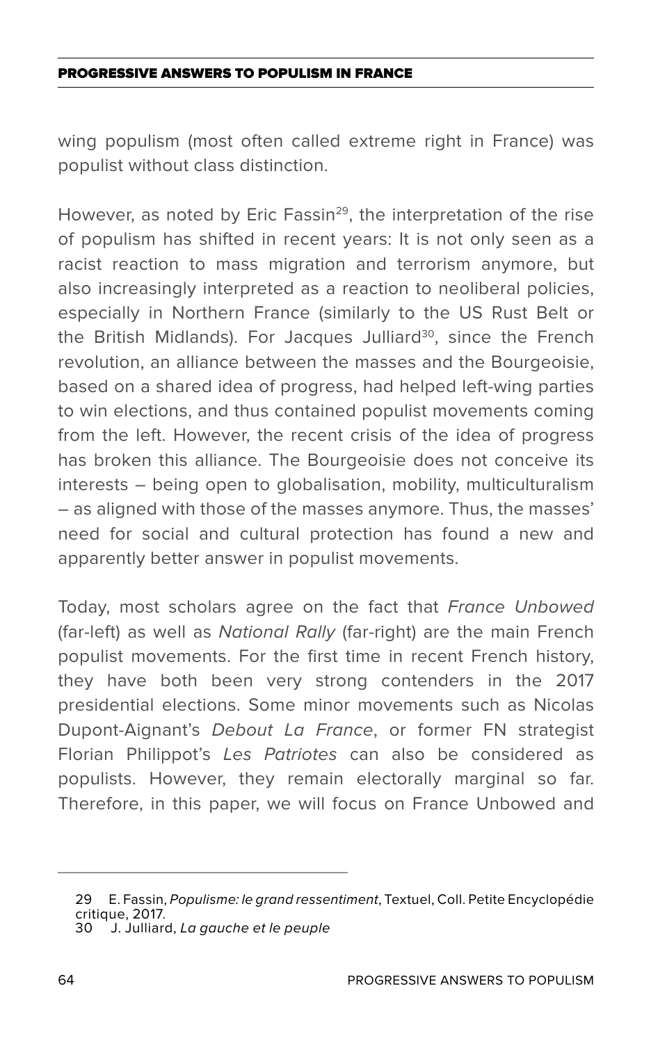wing populism (most often called extreme right in France) was populist without class distinction.

However, as noted by Eric Fassin[29], the interpretation of the rise of populism has shifted in recent years: It is not only seen as a racist reaction to mass migration and terrorism anymore, but also increasingly interpreted as a reaction to neoliberal policies, especially in Northern France (similarly to the US Rust Belt or the British Midlands). For Jacques Julliard[30], since the French revolution, an alliance between the masses and the Bourgeoisie, based on a shared idea of progress, had helped left-wing parties to win elections, and thus contained populist movements coming from the left. However, the recent crisis of the idea of progress has broken this alliance. The Bourgeoisie does not conceive its interests – being open to globalisation, mobility, multiculturalism – as aligned with those of the masses anymore. Thus, the masses' need for social and cultural protection has found a new and apparently better answer in populist movements.

Today, most scholars agree on the fact that *France Unbowed* (far-left) as well as *National Rally* (far-right) are the main French populist movements. For the first time in recent French history, they have both been very strong contenders in the 2017 presidential elections. Some minor movements such as Nicolas Dupont-Aignant's *Debout La France*, or former FN strategist Florian Philippot's *Les Patriotes* can also be considered as populists. However, they remain electorally marginal so far. Therefore, in this paper, we will focus on France Unbowed and

---

29 E. Fassin, *Populisme: le grand ressentiment*, Textuel, Coll. Petite Encyclopédie critique, 2017.

30 J. Julliard, *La gauche et le peuple*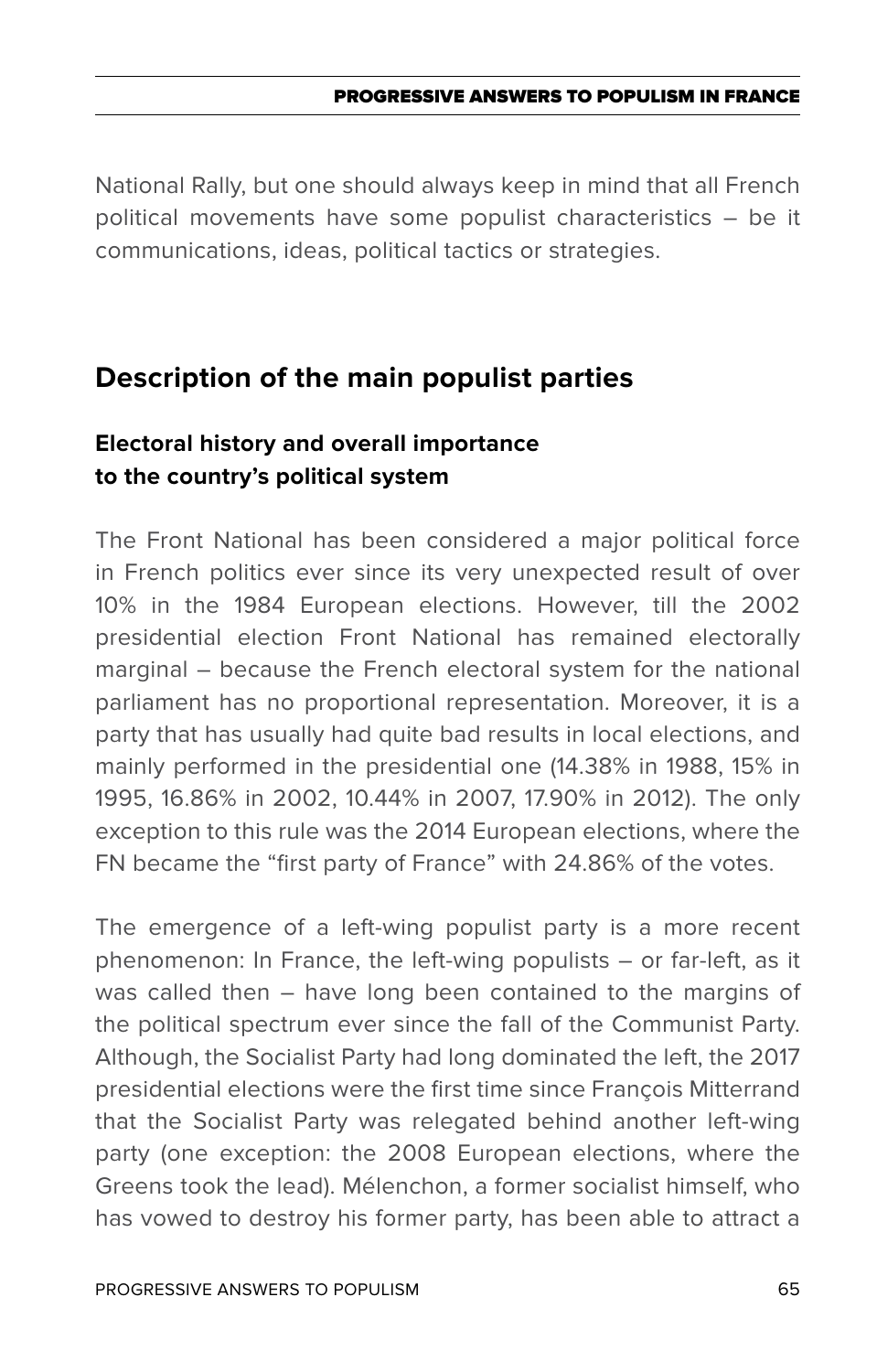National Rally, but one should always keep in mind that all French political movements have some populist characteristics – be it communications, ideas, political tactics or strategies.

## Description of the main populist parties

### Electoral history and overall importance to the country's political system

The Front National has been considered a major political force in French politics ever since its very unexpected result of over 10% in the 1984 European elections. However, till the 2002 presidential election Front National has remained electorally marginal – because the French electoral system for the national parliament has no proportional representation. Moreover, it is a party that has usually had quite bad results in local elections, and mainly performed in the presidential one (14.38% in 1988, 15% in 1995, 16.86% in 2002, 10.44% in 2007, 17.90% in 2012). The only exception to this rule was the 2014 European elections, where the FN became the "first party of France" with 24.86% of the votes.

The emergence of a left-wing populist party is a more recent phenomenon: In France, the left-wing populists – or far-left, as it was called then – have long been contained to the margins of the political spectrum ever since the fall of the Communist Party. Although, the Socialist Party had long dominated the left, the 2017 presidential elections were the first time since François Mitterrand that the Socialist Party was relegated behind another left-wing party (one exception: the 2008 European elections, where the Greens took the lead). Mélenchon, a former socialist himself, who has vowed to destroy his former party, has been able to attract a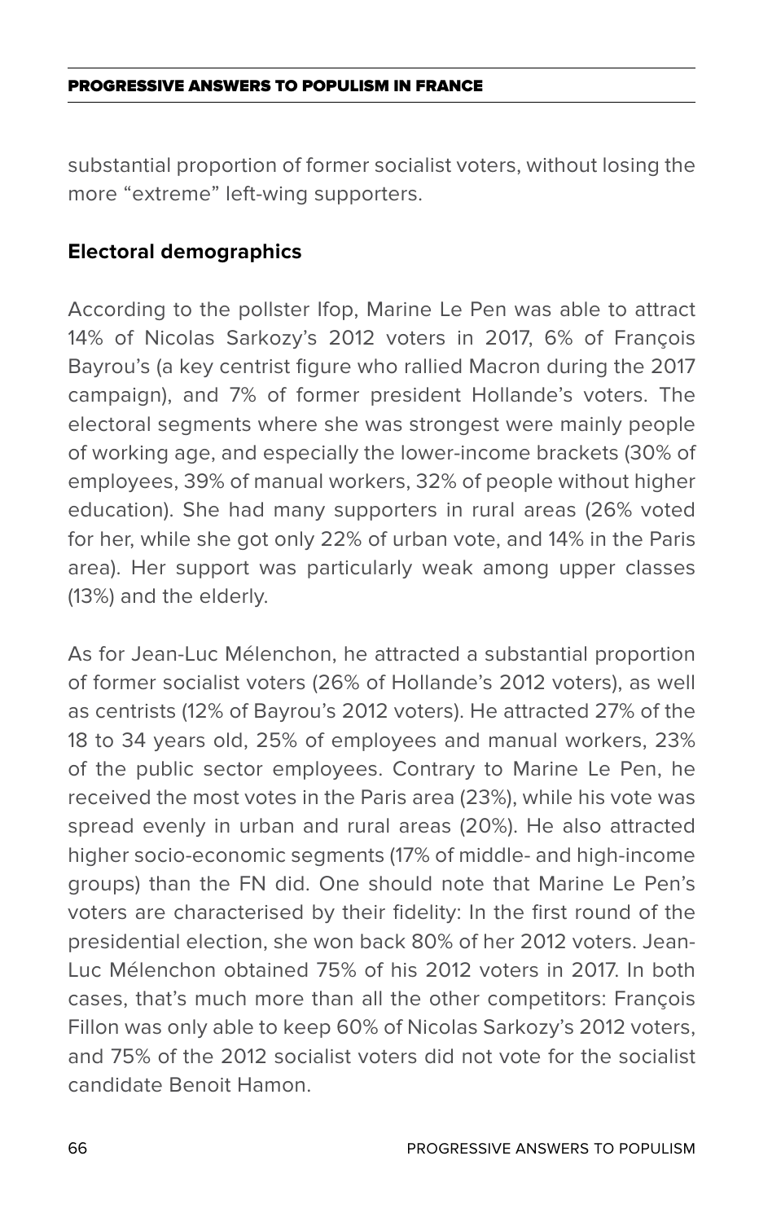substantial proportion of former socialist voters, without losing the more "extreme" left-wing supporters.

**Electoral demographics**

According to the pollster Ifop, Marine Le Pen was able to attract 14% of Nicolas Sarkozy's 2012 voters in 2017, 6% of François Bayrou's (a key centrist figure who rallied Macron during the 2017 campaign), and 7% of former president Hollande's voters. The electoral segments where she was strongest were mainly people of working age, and especially the lower-income brackets (30% of employees, 39% of manual workers, 32% of people without higher education). She had many supporters in rural areas (26% voted for her, while she got only 22% of urban vote, and 14% in the Paris area). Her support was particularly weak among upper classes (13%) and the elderly.

As for Jean-Luc Mélenchon, he attracted a substantial proportion of former socialist voters (26% of Hollande's 2012 voters), as well as centrists (12% of Bayrou's 2012 voters). He attracted 27% of the 18 to 34 years old, 25% of employees and manual workers, 23% of the public sector employees. Contrary to Marine Le Pen, he received the most votes in the Paris area (23%), while his vote was spread evenly in urban and rural areas (20%). He also attracted higher socio-economic segments (17% of middle- and high-income groups) than the FN did. One should note that Marine Le Pen's voters are characterised by their fidelity: In the first round of the presidential election, she won back 80% of her 2012 voters. Jean-Luc Mélenchon obtained 75% of his 2012 voters in 2017. In both cases, that's much more than all the other competitors: François Fillon was only able to keep 60% of Nicolas Sarkozy's 2012 voters, and 75% of the 2012 socialist voters did not vote for the socialist candidate Benoit Hamon.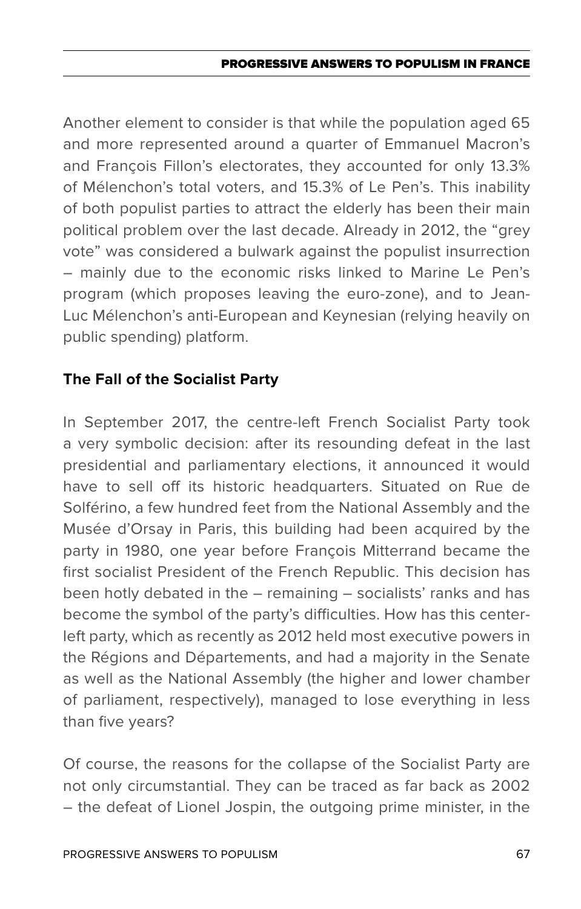Another element to consider is that while the population aged 65 and more represented around a quarter of Emmanuel Macron's and François Fillon's electorates, they accounted for only 13.3% of Mélenchon's total voters, and 15.3% of Le Pen's. This inability of both populist parties to attract the elderly has been their main political problem over the last decade. Already in 2012, the "grey vote" was considered a bulwark against the populist insurrection – mainly due to the economic risks linked to Marine Le Pen's program (which proposes leaving the euro-zone), and to Jean-Luc Mélenchon's anti-European and Keynesian (relying heavily on public spending) platform.

**The Fall of the Socialist Party**

In September 2017, the centre-left French Socialist Party took a very symbolic decision: after its resounding defeat in the last presidential and parliamentary elections, it announced it would have to sell off its historic headquarters. Situated on Rue de Solférino, a few hundred feet from the National Assembly and the Musée d'Orsay in Paris, this building had been acquired by the party in 1980, one year before François Mitterrand became the first socialist President of the French Republic. This decision has been hotly debated in the – remaining – socialists' ranks and has become the symbol of the party's difficulties. How has this center-left party, which as recently as 2012 held most executive powers in the Régions and Départements, and had a majority in the Senate as well as the National Assembly (the higher and lower chamber of parliament, respectively), managed to lose everything in less than five years?

Of course, the reasons for the collapse of the Socialist Party are not only circumstantial. They can be traced as far back as 2002 – the defeat of Lionel Jospin, the outgoing prime minister, in the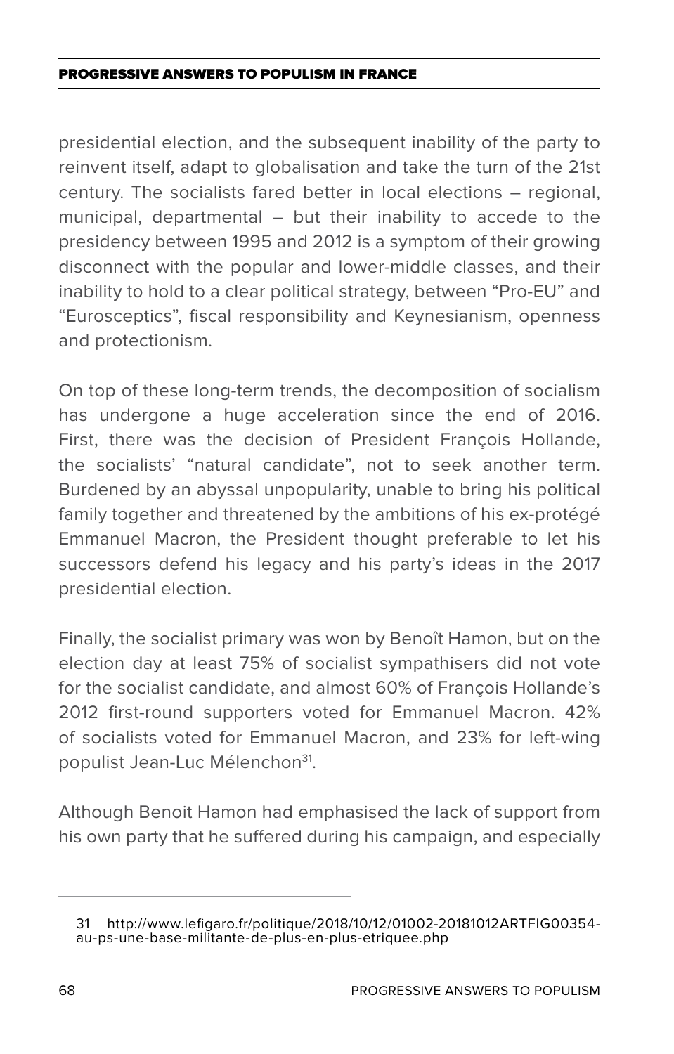presidential election, and the subsequent inability of the party to reinvent itself, adapt to globalisation and take the turn of the 21st century. The socialists fared better in local elections – regional, municipal, departmental – but their inability to accede to the presidency between 1995 and 2012 is a symptom of their growing disconnect with the popular and lower-middle classes, and their inability to hold to a clear political strategy, between "Pro-EU" and "Eurosceptics", fiscal responsibility and Keynesianism, openness and protectionism.

On top of these long-term trends, the decomposition of socialism has undergone a huge acceleration since the end of 2016. First, there was the decision of President François Hollande, the socialists' "natural candidate", not to seek another term. Burdened by an abyssal unpopularity, unable to bring his political family together and threatened by the ambitions of his ex-protégé Emmanuel Macron, the President thought preferable to let his successors defend his legacy and his party's ideas in the 2017 presidential election.

Finally, the socialist primary was won by Benoît Hamon, but on the election day at least 75% of socialist sympathisers did not vote for the socialist candidate, and almost 60% of François Hollande's 2012 first-round supporters voted for Emmanuel Macron. 42% of socialists voted for Emmanuel Macron, and 23% for left-wing populist Jean-Luc Mélenchon[31].

Although Benoit Hamon had emphasised the lack of support from his own party that he suffered during his campaign, and especially

---

31 http://www.lefigaro.fr/politique/2018/10/12/01002-20181012ARTFIG00354-au-ps-une-base-militante-de-plus-en-plus-etriquee.php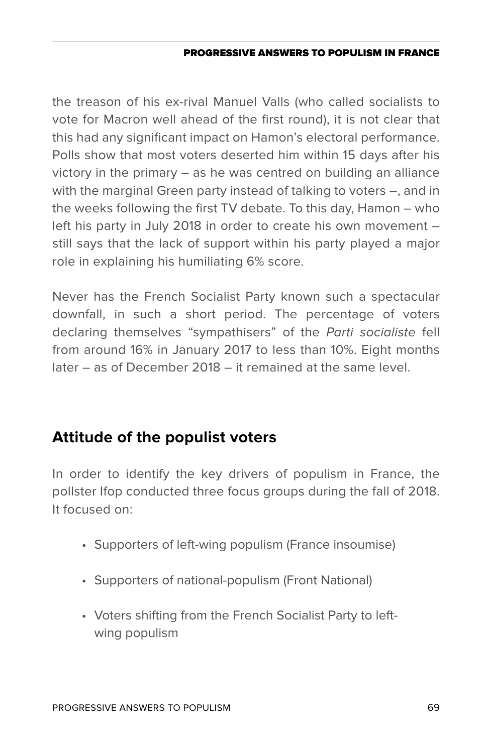the treason of his ex-rival Manuel Valls (who called socialists to vote for Macron well ahead of the first round), it is not clear that this had any significant impact on Hamon's electoral performance. Polls show that most voters deserted him within 15 days after his victory in the primary – as he was centred on building an alliance with the marginal Green party instead of talking to voters –, and in the weeks following the first TV debate. To this day, Hamon – who left his party in July 2018 in order to create his own movement – still says that the lack of support within his party played a major role in explaining his humiliating 6% score.

Never has the French Socialist Party known such a spectacular downfall, in such a short period. The percentage of voters declaring themselves "sympathisers" of the *Parti socialiste* fell from around 16% in January 2017 to less than 10%. Eight months later – as of December 2018 – it remained at the same level.

## Attitude of the populist voters

In order to identify the key drivers of populism in France, the pollster Ifop conducted three focus groups during the fall of 2018. It focused on:

- Supporters of left-wing populism (France insoumise)
- Supporters of national-populism (Front National)
- Voters shifting from the French Socialist Party to left-wing populism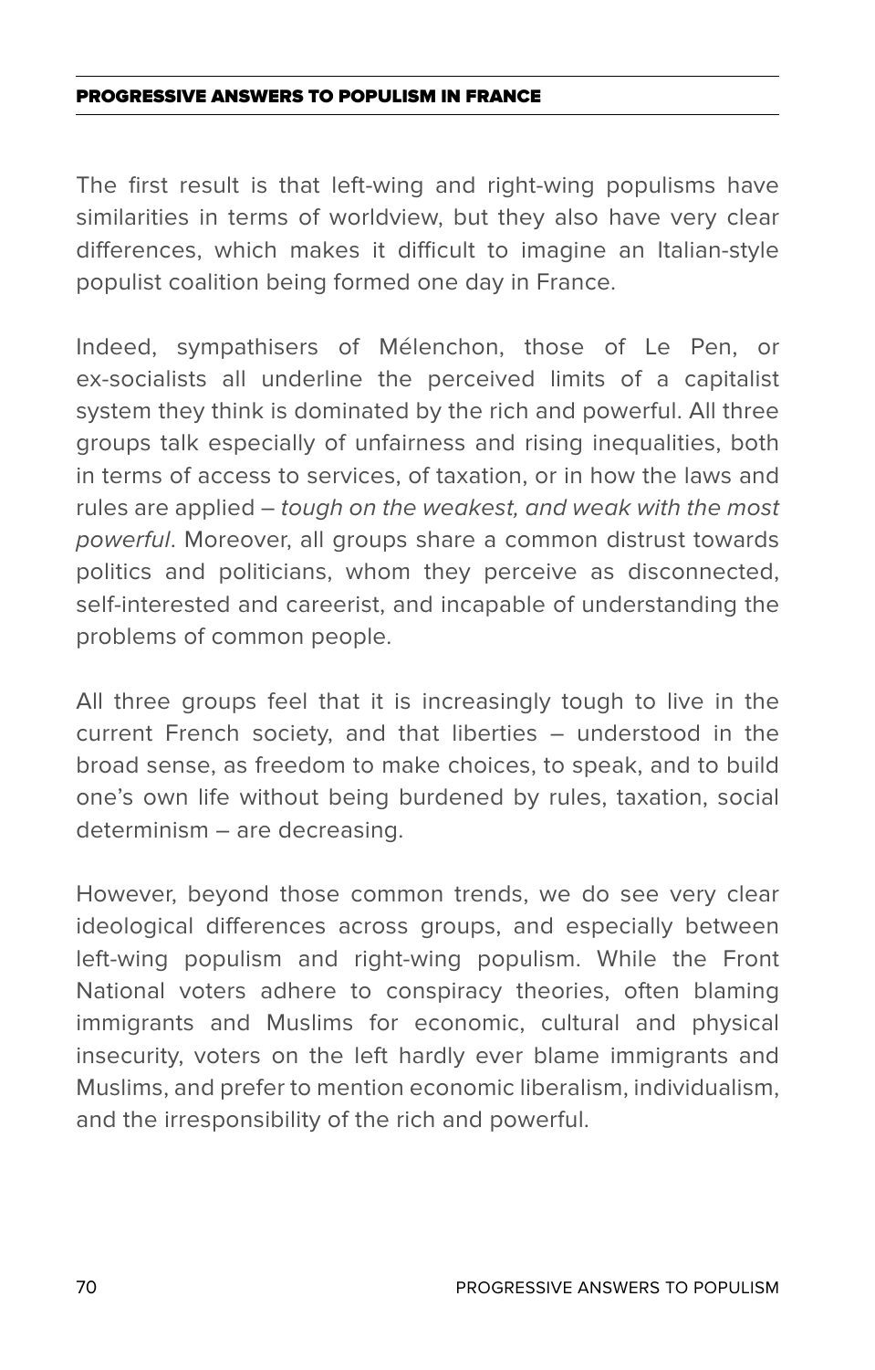The first result is that left-wing and right-wing populisms have similarities in terms of worldview, but they also have very clear differences, which makes it difficult to imagine an Italian-style populist coalition being formed one day in France.

Indeed, sympathisers of Mélenchon, those of Le Pen, or ex-socialists all underline the perceived limits of a capitalist system they think is dominated by the rich and powerful. All three groups talk especially of unfairness and rising inequalities, both in terms of access to services, of taxation, or in how the laws and rules are applied – *tough on the weakest, and weak with the most powerful*. Moreover, all groups share a common distrust towards politics and politicians, whom they perceive as disconnected, self-interested and careerist, and incapable of understanding the problems of common people.

All three groups feel that it is increasingly tough to live in the current French society, and that liberties – understood in the broad sense, as freedom to make choices, to speak, and to build one's own life without being burdened by rules, taxation, social determinism – are decreasing.

However, beyond those common trends, we do see very clear ideological differences across groups, and especially between left-wing populism and right-wing populism. While the Front National voters adhere to conspiracy theories, often blaming immigrants and Muslims for economic, cultural and physical insecurity, voters on the left hardly ever blame immigrants and Muslims, and prefer to mention economic liberalism, individualism, and the irresponsibility of the rich and powerful.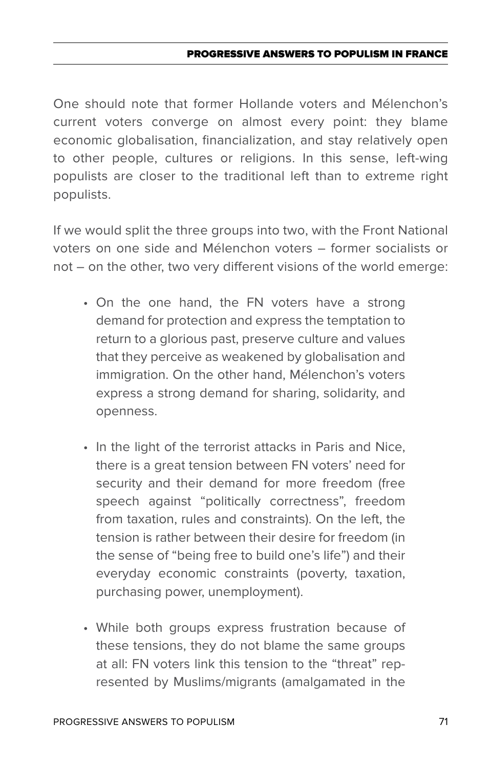One should note that former Hollande voters and Mélenchon's current voters converge on almost every point: they blame economic globalisation, financialization, and stay relatively open to other people, cultures or religions. In this sense, left-wing populists are closer to the traditional left than to extreme right populists.

If we would split the three groups into two, with the Front National voters on one side and Mélenchon voters – former socialists or not – on the other, two very different visions of the world emerge:

- On the one hand, the FN voters have a strong demand for protection and express the temptation to return to a glorious past, preserve culture and values that they perceive as weakened by globalisation and immigration. On the other hand, Mélenchon's voters express a strong demand for sharing, solidarity, and openness.

- In the light of the terrorist attacks in Paris and Nice, there is a great tension between FN voters' need for security and their demand for more freedom (free speech against "politically correctness", freedom from taxation, rules and constraints). On the left, the tension is rather between their desire for freedom (in the sense of "being free to build one's life") and their everyday economic constraints (poverty, taxation, purchasing power, unemployment).

- While both groups express frustration because of these tensions, they do not blame the same groups at all: FN voters link this tension to the "threat" represented by Muslims/migrants (amalgamated in the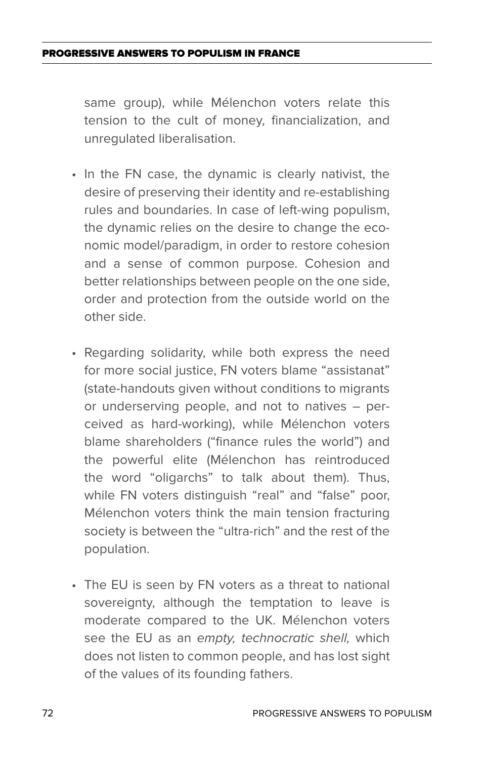same group), while Mélenchon voters relate this tension to the cult of money, financialization, and unregulated liberalisation.

- In the FN case, the dynamic is clearly nativist, the desire of preserving their identity and re-establishing rules and boundaries. In case of left-wing populism, the dynamic relies on the desire to change the economic model/paradigm, in order to restore cohesion and a sense of common purpose. Cohesion and better relationships between people on the one side, order and protection from the outside world on the other side.

- Regarding solidarity, while both express the need for more social justice, FN voters blame "assistanat" (state-handouts given without conditions to migrants or underserving people, and not to natives – perceived as hard-working), while Mélenchon voters blame shareholders ("finance rules the world") and the powerful elite (Mélenchon has reintroduced the word "oligarchs" to talk about them). Thus, while FN voters distinguish "real" and "false" poor, Mélenchon voters think the main tension fracturing society is between the "ultra-rich" and the rest of the population.

- The EU is seen by FN voters as a threat to national sovereignty, although the temptation to leave is moderate compared to the UK. Mélenchon voters see the EU as an *empty, technocratic shell,* which does not listen to common people, and has lost sight of the values of its founding fathers.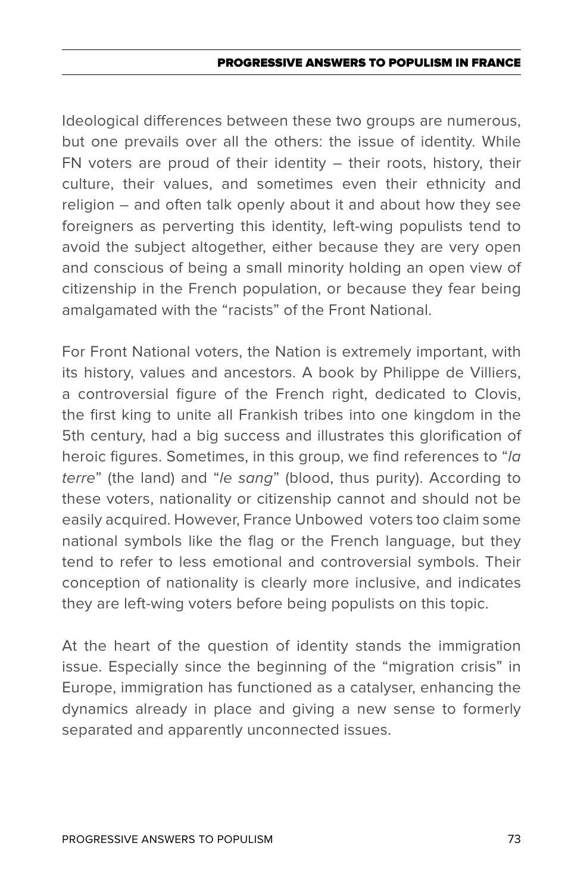Ideological differences between these two groups are numerous, but one prevails over all the others: the issue of identity. While FN voters are proud of their identity – their roots, history, their culture, their values, and sometimes even their ethnicity and religion – and often talk openly about it and about how they see foreigners as perverting this identity, left-wing populists tend to avoid the subject altogether, either because they are very open and conscious of being a small minority holding an open view of citizenship in the French population, or because they fear being amalgamated with the "racists" of the Front National.

For Front National voters, the Nation is extremely important, with its history, values and ancestors. A book by Philippe de Villiers, a controversial figure of the French right, dedicated to Clovis, the first king to unite all Frankish tribes into one kingdom in the 5th century, had a big success and illustrates this glorification of heroic figures. Sometimes, in this group, we find references to "*la terre*" (the land) and "*le sang*" (blood, thus purity). According to these voters, nationality or citizenship cannot and should not be easily acquired. However, France Unbowed voters too claim some national symbols like the flag or the French language, but they tend to refer to less emotional and controversial symbols. Their conception of nationality is clearly more inclusive, and indicates they are left-wing voters before being populists on this topic.

At the heart of the question of identity stands the immigration issue. Especially since the beginning of the "migration crisis" in Europe, immigration has functioned as a catalyser, enhancing the dynamics already in place and giving a new sense to formerly separated and apparently unconnected issues.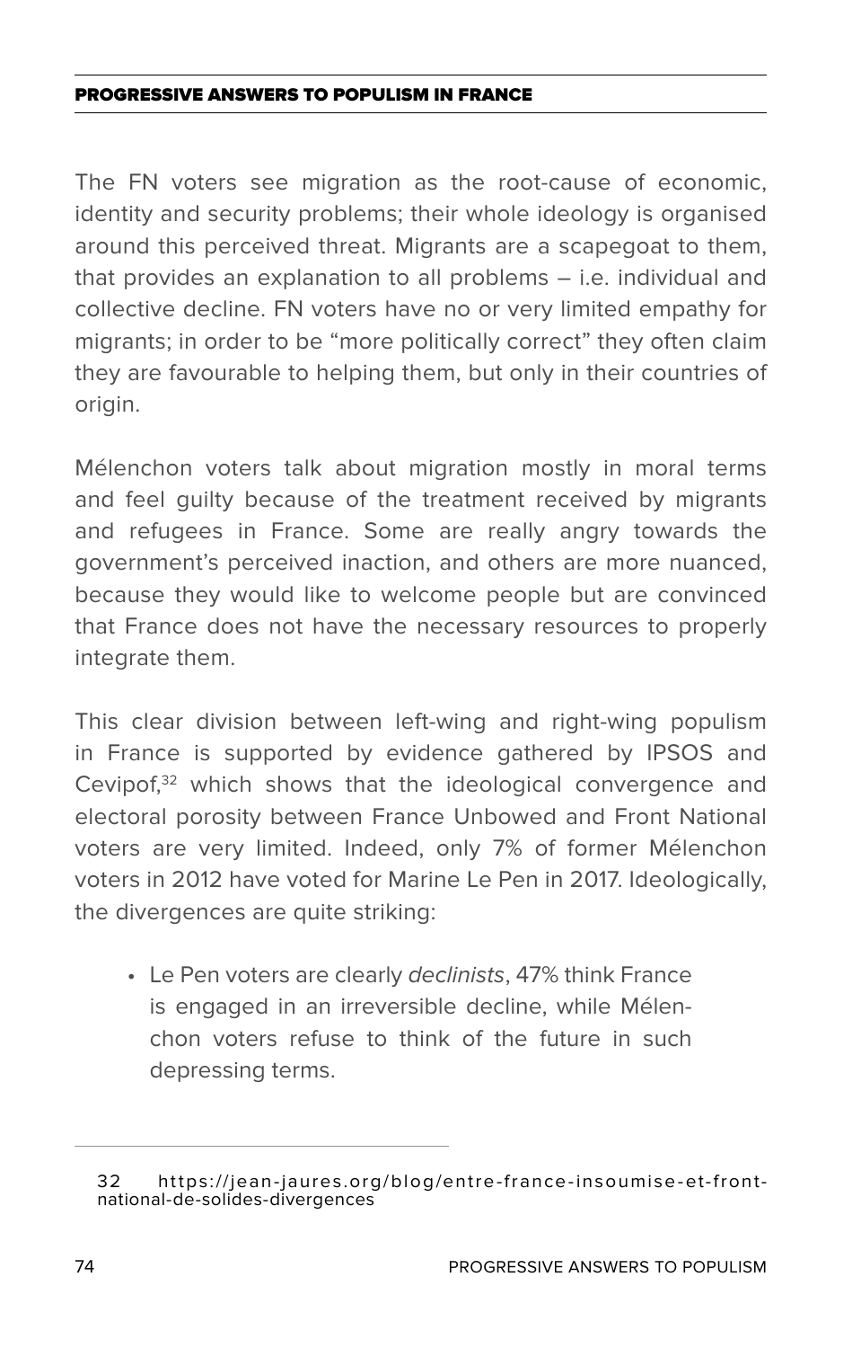The FN voters see migration as the root-cause of economic, identity and security problems; their whole ideology is organised around this perceived threat. Migrants are a scapegoat to them, that provides an explanation to all problems – i.e. individual and collective decline. FN voters have no or very limited empathy for migrants; in order to be "more politically correct" they often claim they are favourable to helping them, but only in their countries of origin.

Mélenchon voters talk about migration mostly in moral terms and feel guilty because of the treatment received by migrants and refugees in France. Some are really angry towards the government's perceived inaction, and others are more nuanced, because they would like to welcome people but are convinced that France does not have the necessary resources to properly integrate them.

This clear division between left-wing and right-wing populism in France is supported by evidence gathered by IPSOS and Cevipof,[32] which shows that the ideological convergence and electoral porosity between France Unbowed and Front National voters are very limited. Indeed, only 7% of former Mélenchon voters in 2012 have voted for Marine Le Pen in 2017. Ideologically, the divergences are quite striking:

- Le Pen voters are clearly *declinists*, 47% think France is engaged in an irreversible decline, while Mélenchon voters refuse to think of the future in such depressing terms.

---

32 https://jean-jaures.org/blog/entre-france-insoumise-et-front-national-de-solides-divergences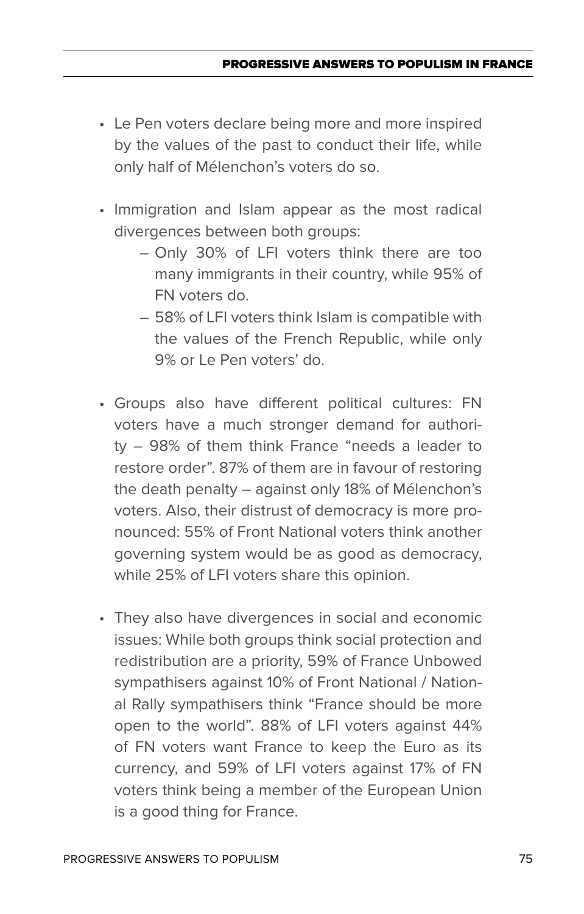- Le Pen voters declare being more and more inspired by the values of the past to conduct their life, while only half of Mélenchon's voters do so.

- Immigration and Islam appear as the most radical divergences between both groups:
  - Only 30% of LFI voters think there are too many immigrants in their country, while 95% of FN voters do.
  - 58% of LFI voters think Islam is compatible with the values of the French Republic, while only 9% or Le Pen voters' do.

- Groups also have different political cultures: FN voters have a much stronger demand for authority – 98% of them think France "needs a leader to restore order". 87% of them are in favour of restoring the death penalty – against only 18% of Mélenchon's voters. Also, their distrust of democracy is more pronounced: 55% of Front National voters think another governing system would be as good as democracy, while 25% of LFI voters share this opinion.

- They also have divergences in social and economic issues: While both groups think social protection and redistribution are a priority, 59% of France Unbowed sympathisers against 10% of Front National / National Rally sympathisers think "France should be more open to the world". 88% of LFI voters against 44% of FN voters want France to keep the Euro as its currency, and 59% of LFI voters against 17% of FN voters think being a member of the European Union is a good thing for France.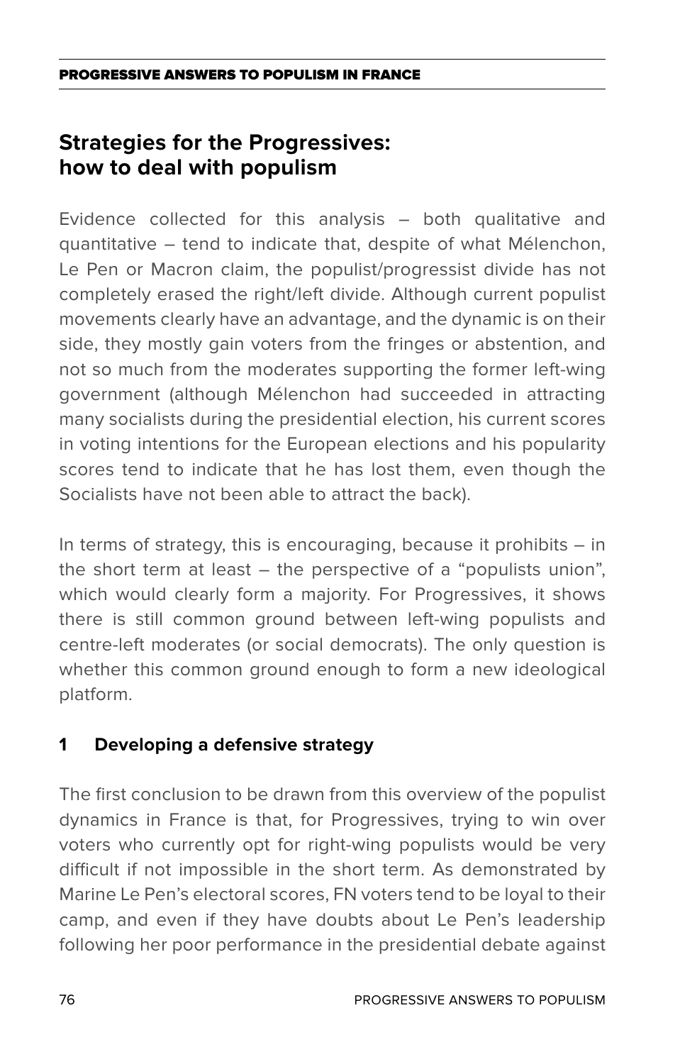## Strategies for the Progressives: how to deal with populism

Evidence collected for this analysis – both qualitative and quantitative – tend to indicate that, despite of what Mélenchon, Le Pen or Macron claim, the populist/progressist divide has not completely erased the right/left divide. Although current populist movements clearly have an advantage, and the dynamic is on their side, they mostly gain voters from the fringes or abstention, and not so much from the moderates supporting the former left-wing government (although Mélenchon had succeeded in attracting many socialists during the presidential election, his current scores in voting intentions for the European elections and his popularity scores tend to indicate that he has lost them, even though the Socialists have not been able to attract the back).

In terms of strategy, this is encouraging, because it prohibits – in the short term at least – the perspective of a "populists union", which would clearly form a majority. For Progressives, it shows there is still common ground between left-wing populists and centre-left moderates (or social democrats). The only question is whether this common ground enough to form a new ideological platform.

### 1 Developing a defensive strategy

The first conclusion to be drawn from this overview of the populist dynamics in France is that, for Progressives, trying to win over voters who currently opt for right-wing populists would be very difficult if not impossible in the short term. As demonstrated by Marine Le Pen's electoral scores, FN voters tend to be loyal to their camp, and even if they have doubts about Le Pen's leadership following her poor performance in the presidential debate against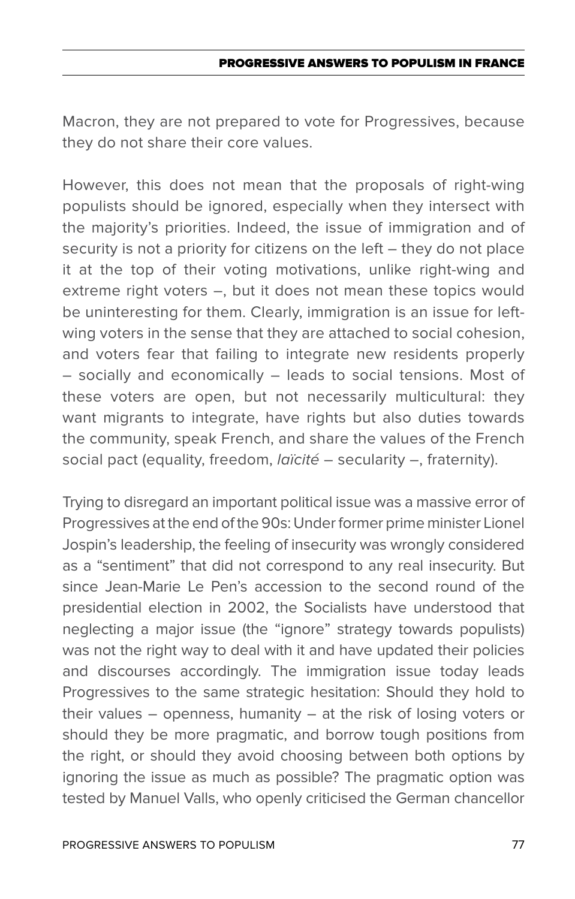Macron, they are not prepared to vote for Progressives, because they do not share their core values.

However, this does not mean that the proposals of right-wing populists should be ignored, especially when they intersect with the majority's priorities. Indeed, the issue of immigration and of security is not a priority for citizens on the left – they do not place it at the top of their voting motivations, unlike right-wing and extreme right voters –, but it does not mean these topics would be uninteresting for them. Clearly, immigration is an issue for left-wing voters in the sense that they are attached to social cohesion, and voters fear that failing to integrate new residents properly – socially and economically – leads to social tensions. Most of these voters are open, but not necessarily multicultural: they want migrants to integrate, have rights but also duties towards the community, speak French, and share the values of the French social pact (equality, freedom, *laïcité* – secularity –, fraternity).

Trying to disregard an important political issue was a massive error of Progressives at the end of the 90s: Under former prime minister Lionel Jospin's leadership, the feeling of insecurity was wrongly considered as a "sentiment" that did not correspond to any real insecurity. But since Jean-Marie Le Pen's accession to the second round of the presidential election in 2002, the Socialists have understood that neglecting a major issue (the "ignore" strategy towards populists) was not the right way to deal with it and have updated their policies and discourses accordingly. The immigration issue today leads Progressives to the same strategic hesitation: Should they hold to their values – openness, humanity – at the risk of losing voters or should they be more pragmatic, and borrow tough positions from the right, or should they avoid choosing between both options by ignoring the issue as much as possible? The pragmatic option was tested by Manuel Valls, who openly criticised the German chancellor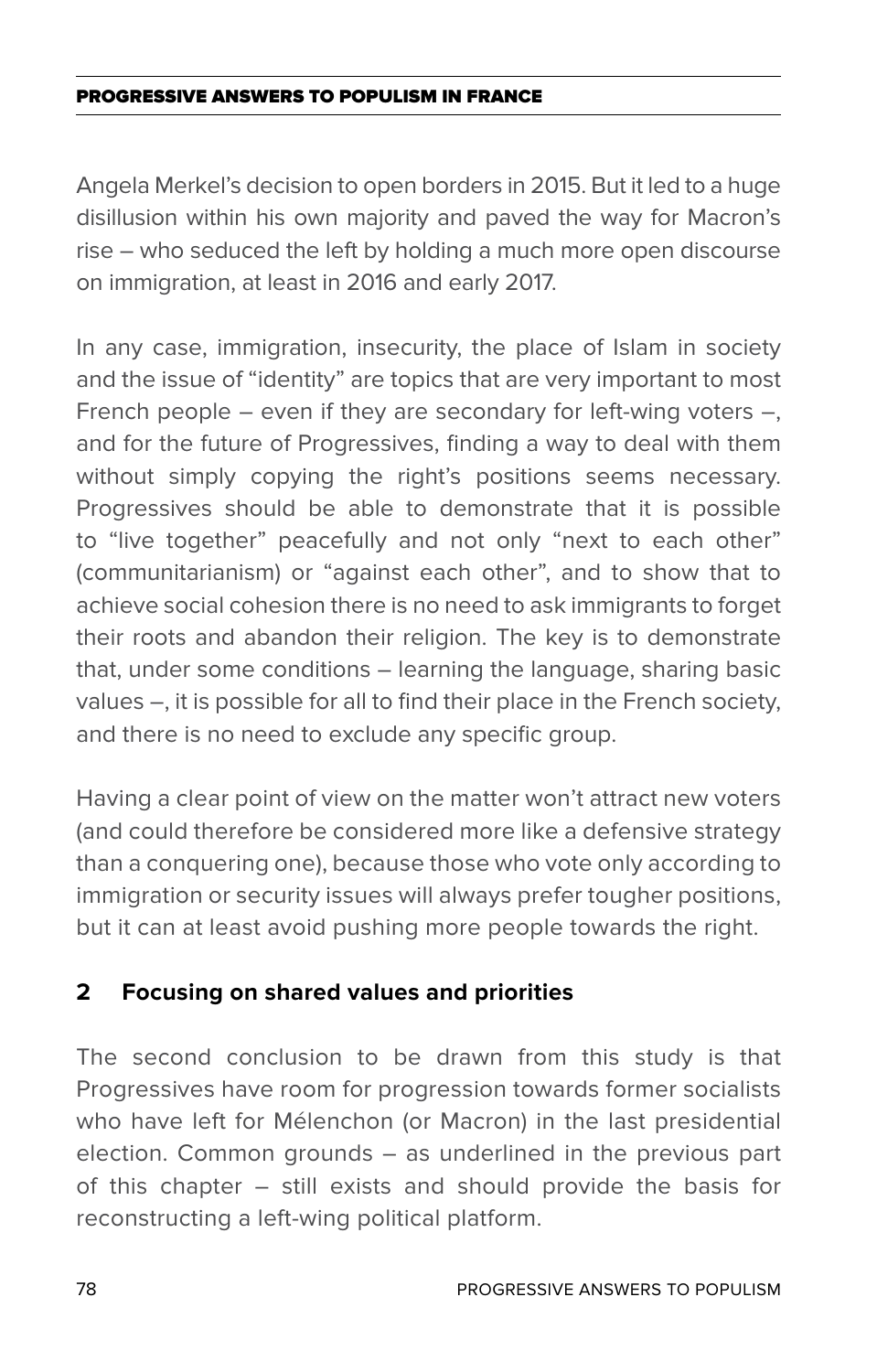Angela Merkel's decision to open borders in 2015. But it led to a huge disillusion within his own majority and paved the way for Macron's rise – who seduced the left by holding a much more open discourse on immigration, at least in 2016 and early 2017.

In any case, immigration, insecurity, the place of Islam in society and the issue of "identity" are topics that are very important to most French people – even if they are secondary for left-wing voters –, and for the future of Progressives, finding a way to deal with them without simply copying the right's positions seems necessary. Progressives should be able to demonstrate that it is possible to "live together" peacefully and not only "next to each other" (communitarianism) or "against each other", and to show that to achieve social cohesion there is no need to ask immigrants to forget their roots and abandon their religion. The key is to demonstrate that, under some conditions – learning the language, sharing basic values –, it is possible for all to find their place in the French society, and there is no need to exclude any specific group.

Having a clear point of view on the matter won't attract new voters (and could therefore be considered more like a defensive strategy than a conquering one), because those who vote only according to immigration or security issues will always prefer tougher positions, but it can at least avoid pushing more people towards the right.

## 2 Focusing on shared values and priorities

The second conclusion to be drawn from this study is that Progressives have room for progression towards former socialists who have left for Mélenchon (or Macron) in the last presidential election. Common grounds – as underlined in the previous part of this chapter – still exists and should provide the basis for reconstructing a left-wing political platform.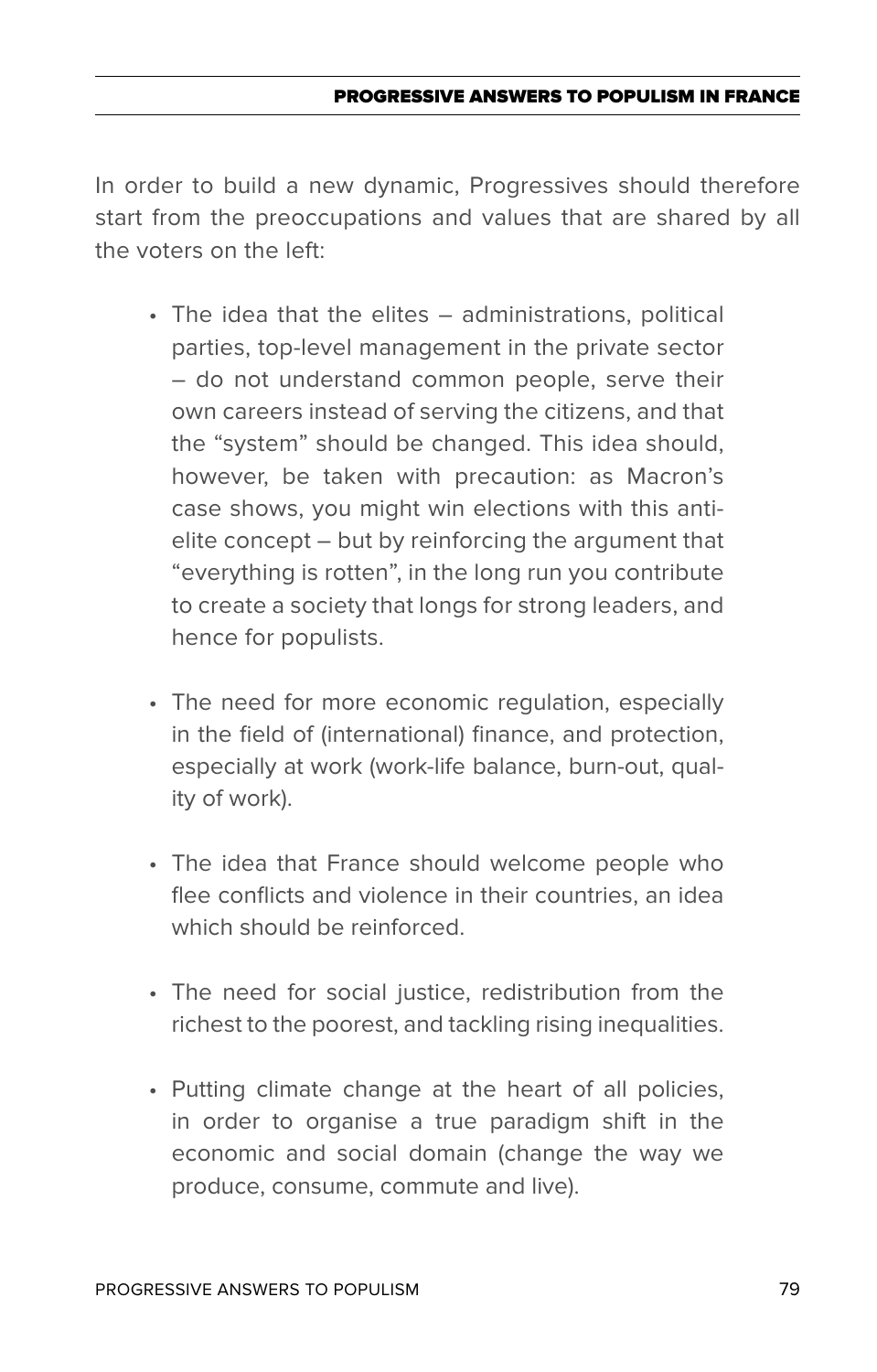In order to build a new dynamic, Progressives should therefore start from the preoccupations and values that are shared by all the voters on the left:

- The idea that the elites – administrations, political parties, top-level management in the private sector – do not understand common people, serve their own careers instead of serving the citizens, and that the "system" should be changed. This idea should, however, be taken with precaution: as Macron's case shows, you might win elections with this anti-elite concept – but by reinforcing the argument that "everything is rotten", in the long run you contribute to create a society that longs for strong leaders, and hence for populists.

- The need for more economic regulation, especially in the field of (international) finance, and protection, especially at work (work-life balance, burn-out, quality of work).

- The idea that France should welcome people who flee conflicts and violence in their countries, an idea which should be reinforced.

- The need for social justice, redistribution from the richest to the poorest, and tackling rising inequalities.

- Putting climate change at the heart of all policies, in order to organise a true paradigm shift in the economic and social domain (change the way we produce, consume, commute and live).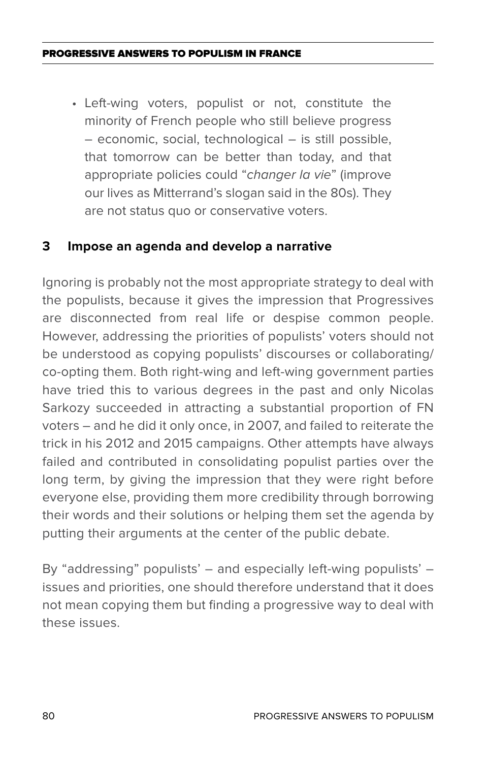- Left-wing voters, populist or not, constitute the minority of French people who still believe progress – economic, social, technological – is still possible, that tomorrow can be better than today, and that appropriate policies could "*changer la vie*" (improve our lives as Mitterrand's slogan said in the 80s). They are not status quo or conservative voters.

### 3 Impose an agenda and develop a narrative

Ignoring is probably not the most appropriate strategy to deal with the populists, because it gives the impression that Progressives are disconnected from real life or despise common people. However, addressing the priorities of populists' voters should not be understood as copying populists' discourses or collaborating/co-opting them. Both right-wing and left-wing government parties have tried this to various degrees in the past and only Nicolas Sarkozy succeeded in attracting a substantial proportion of FN voters – and he did it only once, in 2007, and failed to reiterate the trick in his 2012 and 2015 campaigns. Other attempts have always failed and contributed in consolidating populist parties over the long term, by giving the impression that they were right before everyone else, providing them more credibility through borrowing their words and their solutions or helping them set the agenda by putting their arguments at the center of the public debate.

By "addressing" populists' – and especially left-wing populists' – issues and priorities, one should therefore understand that it does not mean copying them but finding a progressive way to deal with these issues.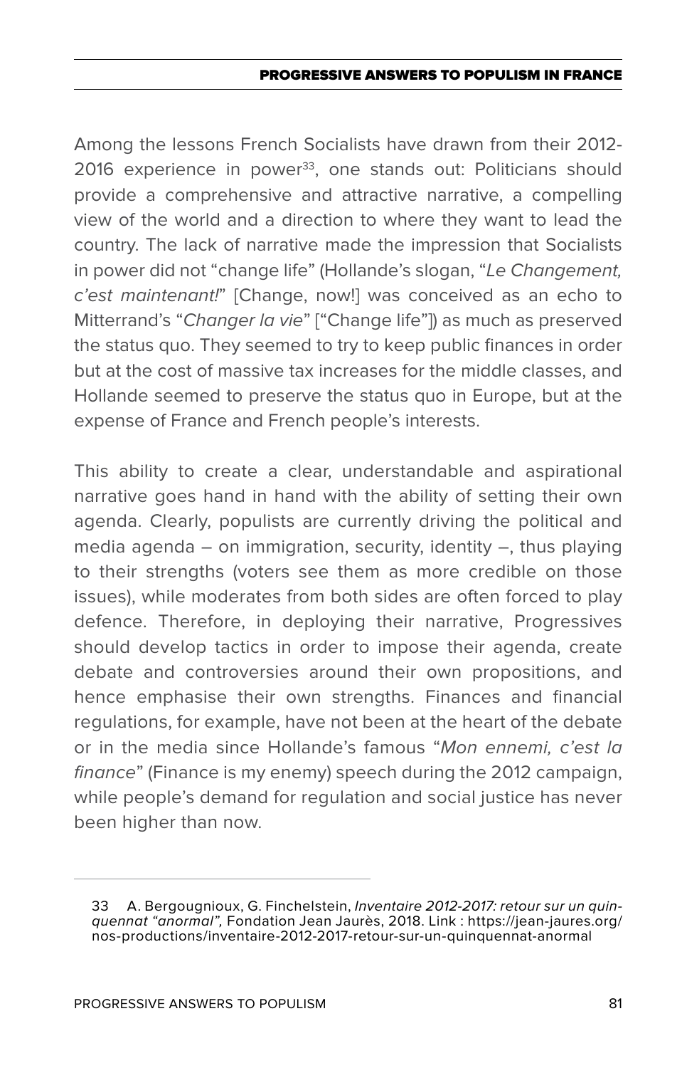Among the lessons French Socialists have drawn from their 2012-2016 experience in power[33], one stands out: Politicians should provide a comprehensive and attractive narrative, a compelling view of the world and a direction to where they want to lead the country. The lack of narrative made the impression that Socialists in power did not "change life" (Hollande's slogan, "*Le Changement, c'est maintenant!*" [Change, now!] was conceived as an echo to Mitterrand's "*Changer la vie*" ["Change life"]) as much as preserved the status quo. They seemed to try to keep public finances in order but at the cost of massive tax increases for the middle classes, and Hollande seemed to preserve the status quo in Europe, but at the expense of France and French people's interests.

This ability to create a clear, understandable and aspirational narrative goes hand in hand with the ability of setting their own agenda. Clearly, populists are currently driving the political and media agenda – on immigration, security, identity –, thus playing to their strengths (voters see them as more credible on those issues), while moderates from both sides are often forced to play defence. Therefore, in deploying their narrative, Progressives should develop tactics in order to impose their agenda, create debate and controversies around their own propositions, and hence emphasise their own strengths. Finances and financial regulations, for example, have not been at the heart of the debate or in the media since Hollande's famous "*Mon ennemi, c'est la finance*" (Finance is my enemy) speech during the 2012 campaign, while people's demand for regulation and social justice has never been higher than now.

---

33 A. Bergougnioux, G. Finchelstein, *Inventaire 2012-2017: retour sur un quinquennat "anormal",* Fondation Jean Jaurès, 2018. Link : https://jean-jaures.org/nos-productions/inventaire-2012-2017-retour-sur-un-quinquennat-anormal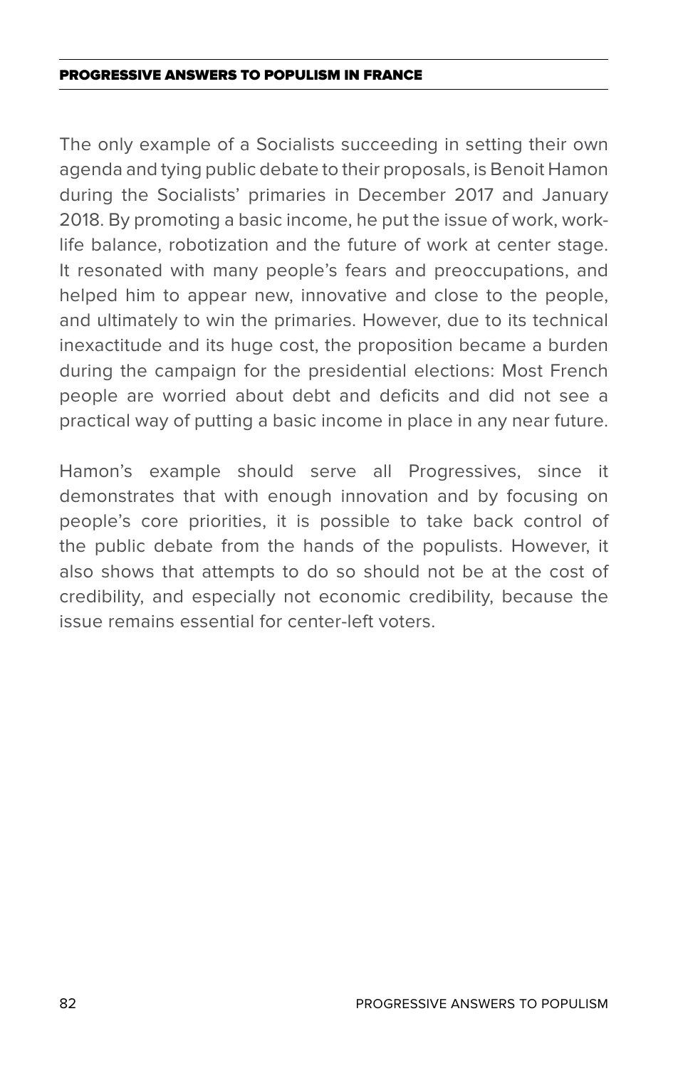The only example of a Socialists succeeding in setting their own agenda and tying public debate to their proposals, is Benoit Hamon during the Socialists' primaries in December 2017 and January 2018. By promoting a basic income, he put the issue of work, work-life balance, robotization and the future of work at center stage. It resonated with many people's fears and preoccupations, and helped him to appear new, innovative and close to the people, and ultimately to win the primaries. However, due to its technical inexactitude and its huge cost, the proposition became a burden during the campaign for the presidential elections: Most French people are worried about debt and deficits and did not see a practical way of putting a basic income in place in any near future.

Hamon's example should serve all Progressives, since it demonstrates that with enough innovation and by focusing on people's core priorities, it is possible to take back control of the public debate from the hands of the populists. However, it also shows that attempts to do so should not be at the cost of credibility, and especially not economic credibility, because the issue remains essential for center-left voters.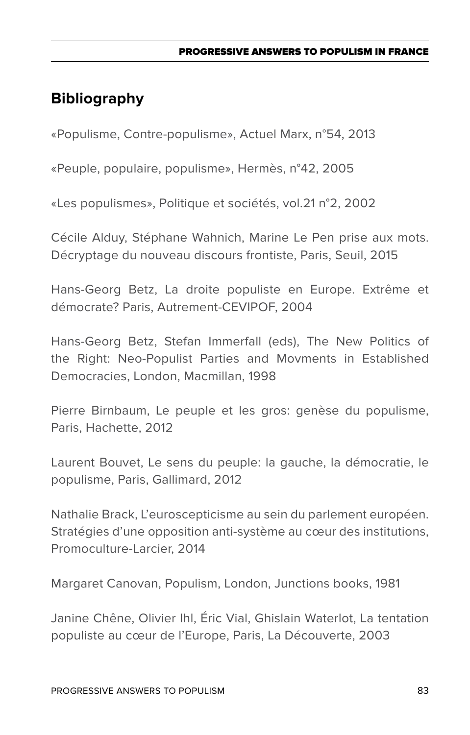## Bibliography

«Populisme, Contre-populisme», Actuel Marx, n°54, 2013

«Peuple, populaire, populisme», Hermès, n°42, 2005

«Les populismes», Politique et sociétés, vol.21 n°2, 2002

Cécile Alduy, Stéphane Wahnich, Marine Le Pen prise aux mots. Décryptage du nouveau discours frontiste, Paris, Seuil, 2015

Hans-Georg Betz, La droite populiste en Europe. Extrême et démocrate? Paris, Autrement-CEVIPOF, 2004

Hans-Georg Betz, Stefan Immerfall (eds), The New Politics of the Right: Neo-Populist Parties and Movments in Established Democracies, London, Macmillan, 1998

Pierre Birnbaum, Le peuple et les gros: genèse du populisme, Paris, Hachette, 2012

Laurent Bouvet, Le sens du peuple: la gauche, la démocratie, le populisme, Paris, Gallimard, 2012

Nathalie Brack, L'euroscepticisme au sein du parlement européen. Stratégies d'une opposition anti-système au cœur des institutions, Promoculture-Larcier, 2014

Margaret Canovan, Populism, London, Junctions books, 1981

Janine Chêne, Olivier Ihl, Éric Vial, Ghislain Waterlot, La tentation populiste au cœur de l'Europe, Paris, La Découverte, 2003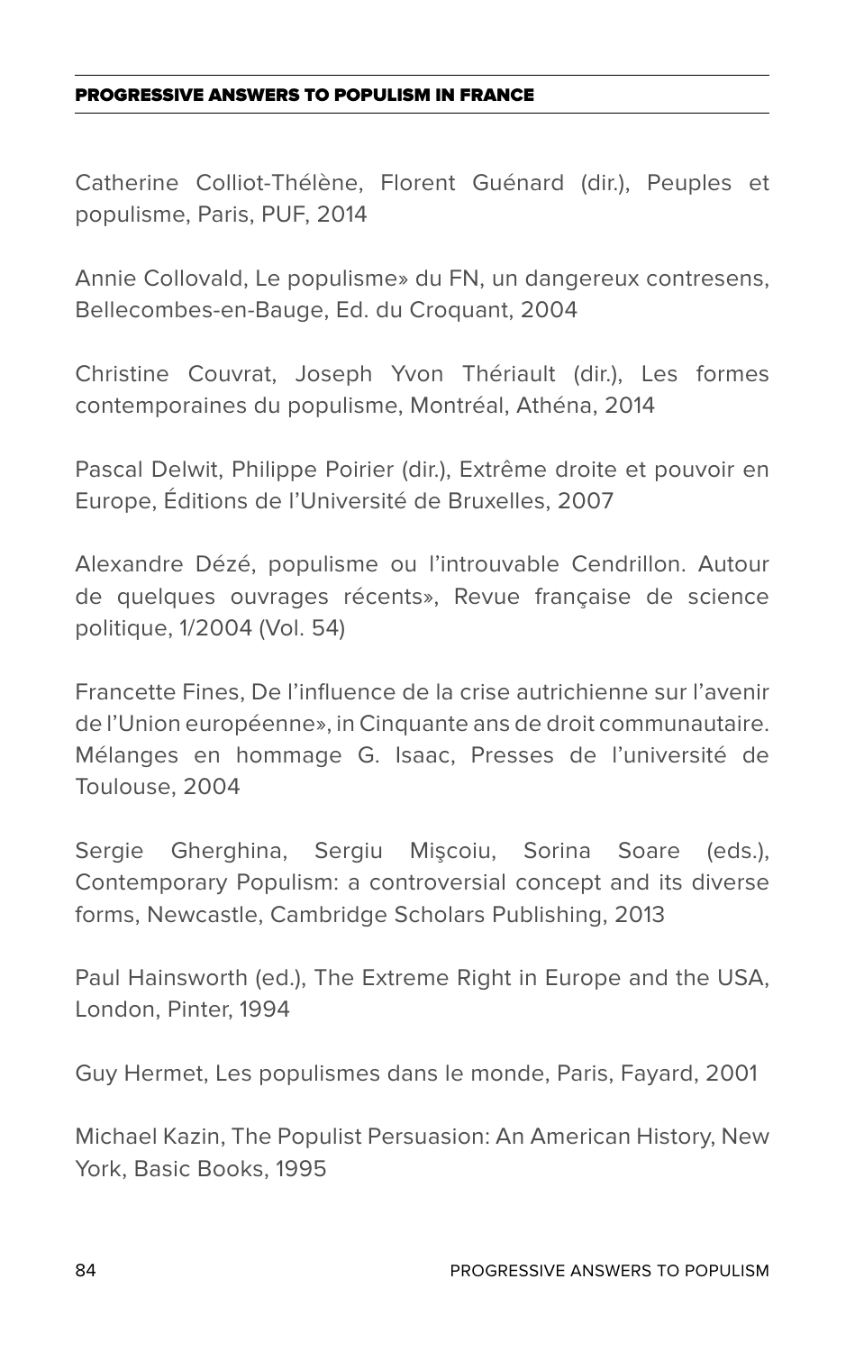Catherine Colliot-Thélène, Florent Guénard (dir.), Peuples et populisme, Paris, PUF, 2014

Annie Collovald, Le populisme» du FN, un dangereux contresens, Bellecombes-en-Bauge, Ed. du Croquant, 2004

Christine Couvrat, Joseph Yvon Thériault (dir.), Les formes contemporaines du populisme, Montréal, Athéna, 2014

Pascal Delwit, Philippe Poirier (dir.), Extrême droite et pouvoir en Europe, Éditions de l'Université de Bruxelles, 2007

Alexandre Dézé, populisme ou l'introuvable Cendrillon. Autour de quelques ouvrages récents», Revue française de science politique, 1/2004 (Vol. 54)

Francette Fines, De l'influence de la crise autrichienne sur l'avenir de l'Union européenne», in Cinquante ans de droit communautaire. Mélanges en hommage G. Isaac, Presses de l'université de Toulouse, 2004

Sergie Gherghina, Sergiu Mişcoiu, Sorina Soare (eds.), Contemporary Populism: a controversial concept and its diverse forms, Newcastle, Cambridge Scholars Publishing, 2013

Paul Hainsworth (ed.), The Extreme Right in Europe and the USA, London, Pinter, 1994

Guy Hermet, Les populismes dans le monde, Paris, Fayard, 2001

Michael Kazin, The Populist Persuasion: An American History, New York, Basic Books, 1995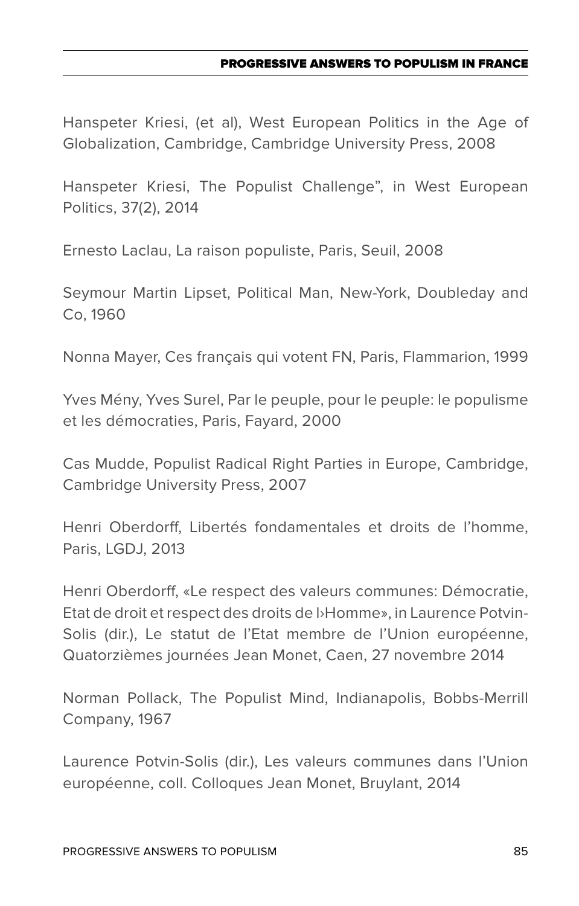Hanspeter Kriesi, (et al), West European Politics in the Age of Globalization, Cambridge, Cambridge University Press, 2008

Hanspeter Kriesi, The Populist Challenge", in West European Politics, 37(2), 2014

Ernesto Laclau, La raison populiste, Paris, Seuil, 2008

Seymour Martin Lipset, Political Man, New-York, Doubleday and Co, 1960

Nonna Mayer, Ces français qui votent FN, Paris, Flammarion, 1999

Yves Mény, Yves Surel, Par le peuple, pour le peuple: le populisme et les démocraties, Paris, Fayard, 2000

Cas Mudde, Populist Radical Right Parties in Europe, Cambridge, Cambridge University Press, 2007

Henri Oberdorff, Libertés fondamentales et droits de l'homme, Paris, LGDJ, 2013

Henri Oberdorff, «Le respect des valeurs communes: Démocratie, Etat de droit et respect des droits de l›Homme», in Laurence Potvin-Solis (dir.), Le statut de l'Etat membre de l'Union européenne, Quatorzièmes journées Jean Monet, Caen, 27 novembre 2014

Norman Pollack, The Populist Mind, Indianapolis, Bobbs-Merrill Company, 1967

Laurence Potvin-Solis (dir.), Les valeurs communes dans l'Union européenne, coll. Colloques Jean Monet, Bruylant, 2014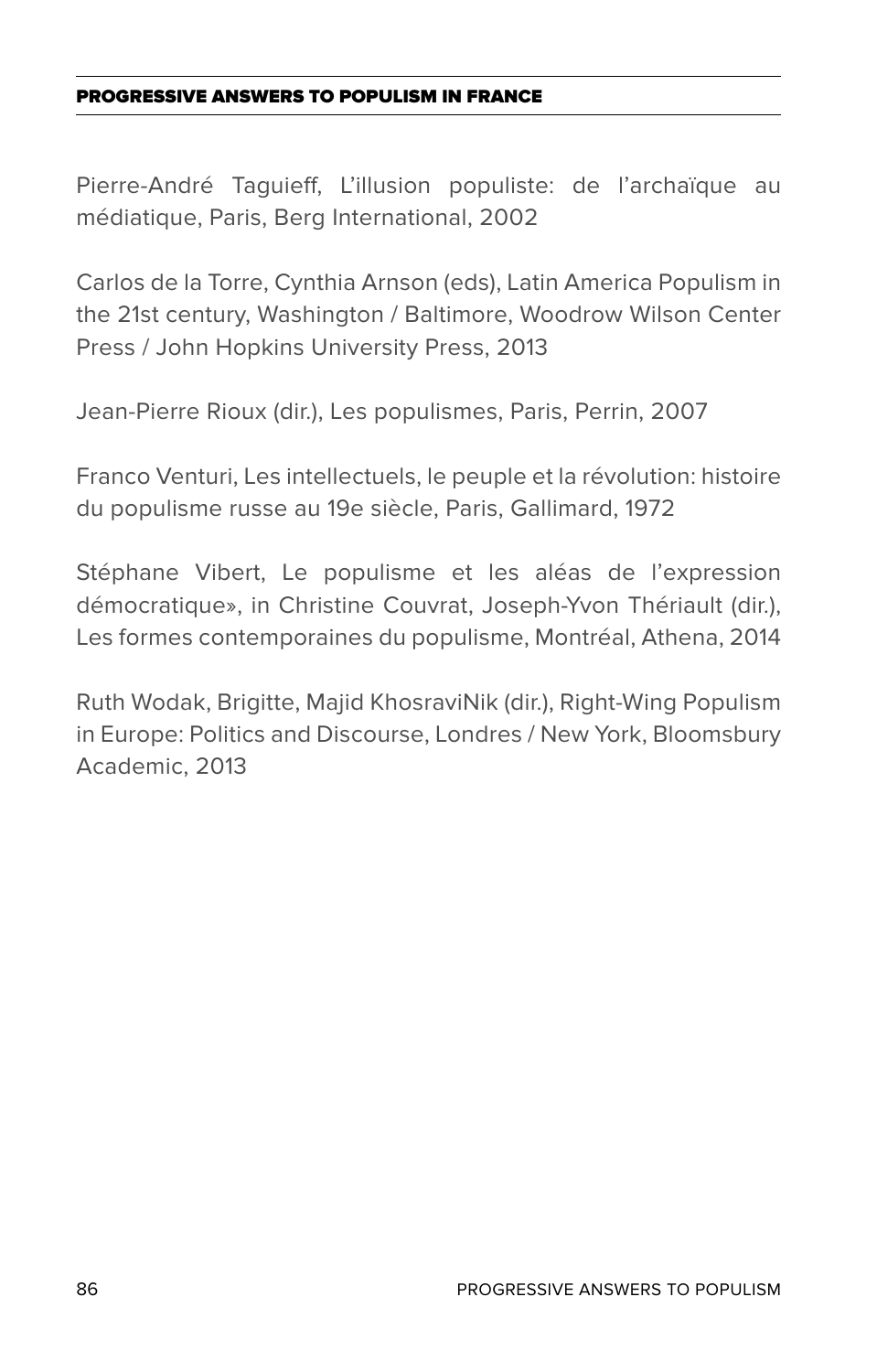Pierre-André Taguieff, L'illusion populiste: de l'archaïque au médiatique, Paris, Berg International, 2002

Carlos de la Torre, Cynthia Arnson (eds), Latin America Populism in the 21st century, Washington / Baltimore, Woodrow Wilson Center Press / John Hopkins University Press, 2013

Jean-Pierre Rioux (dir.), Les populismes, Paris, Perrin, 2007

Franco Venturi, Les intellectuels, le peuple et la révolution: histoire du populisme russe au 19e siècle, Paris, Gallimard, 1972

Stéphane Vibert, Le populisme et les aléas de l'expression démocratique», in Christine Couvrat, Joseph-Yvon Thériault (dir.), Les formes contemporaines du populisme, Montréal, Athena, 2014

Ruth Wodak, Brigitte, Majid KhosraviNik (dir.), Right-Wing Populism in Europe: Politics and Discourse, Londres / New York, Bloomsbury Academic, 2013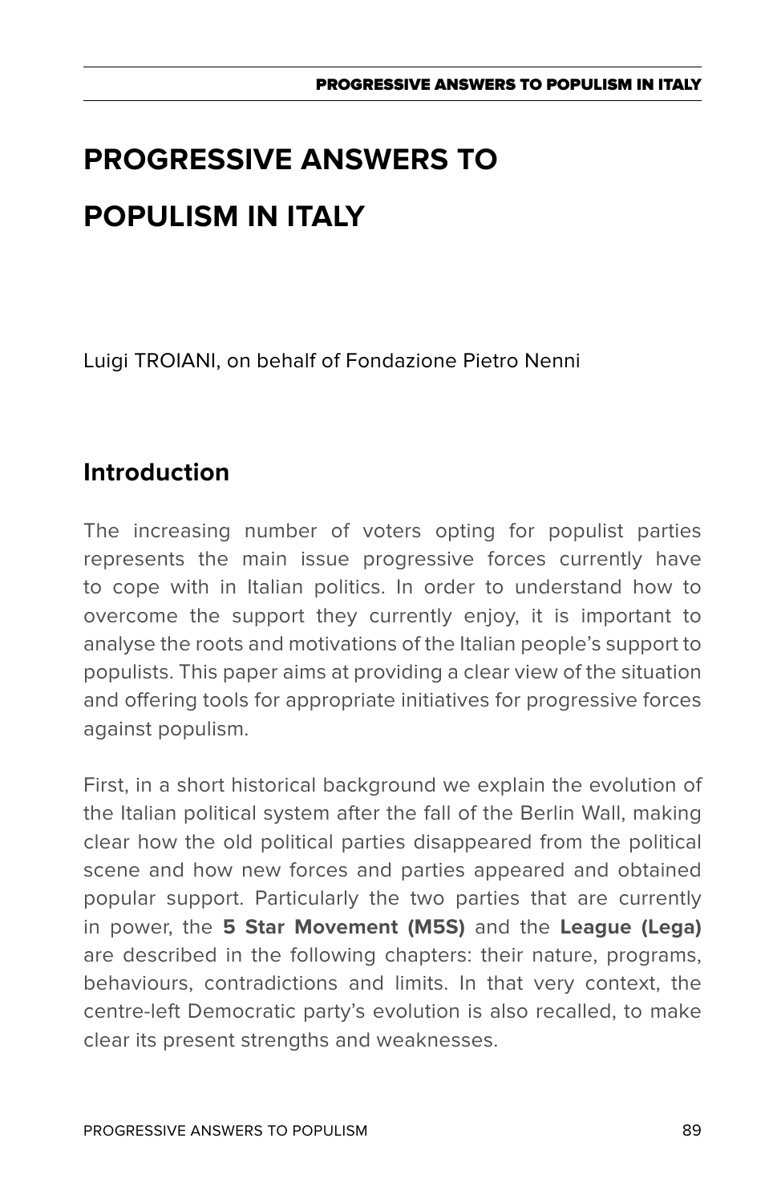# PROGRESSIVE ANSWERS TO POPULISM IN ITALY

Luigi TROIANI, on behalf of Fondazione Pietro Nenni

## Introduction

The increasing number of voters opting for populist parties represents the main issue progressive forces currently have to cope with in Italian politics. In order to understand how to overcome the support they currently enjoy, it is important to analyse the roots and motivations of the Italian people's support to populists. This paper aims at providing a clear view of the situation and offering tools for appropriate initiatives for progressive forces against populism.

First, in a short historical background we explain the evolution of the Italian political system after the fall of the Berlin Wall, making clear how the old political parties disappeared from the political scene and how new forces and parties appeared and obtained popular support. Particularly the two parties that are currently in power, the **5 Star Movement (M5S)** and the **League (Lega)** are described in the following chapters: their nature, programs, behaviours, contradictions and limits. In that very context, the centre-left Democratic party's evolution is also recalled, to make clear its present strengths and weaknesses.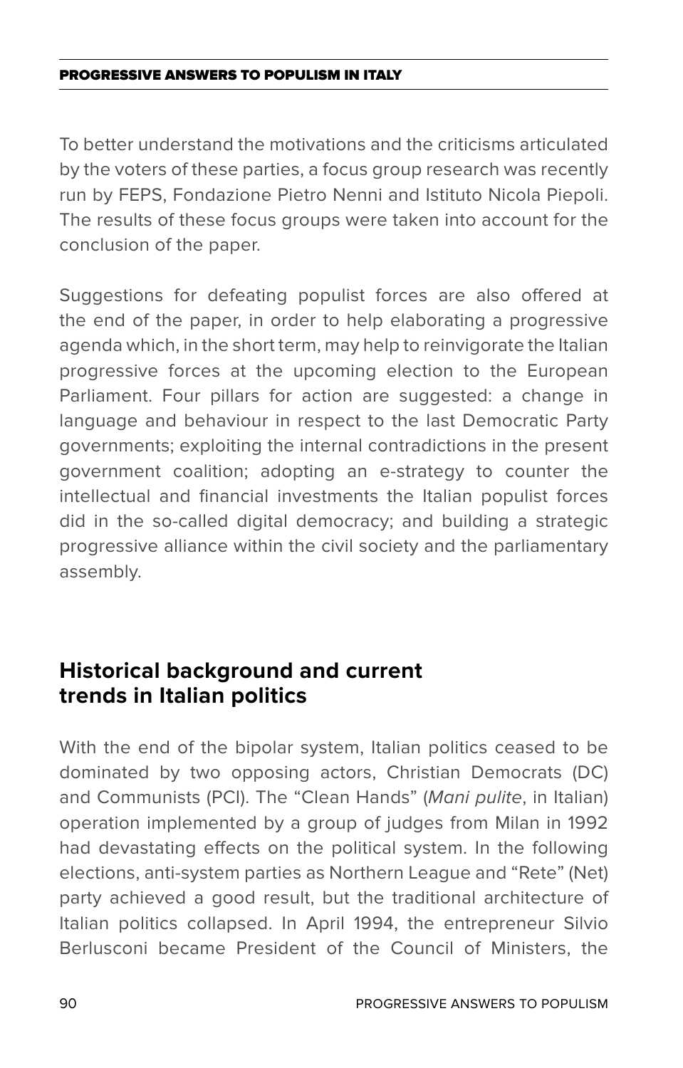To better understand the motivations and the criticisms articulated by the voters of these parties, a focus group research was recently run by FEPS, Fondazione Pietro Nenni and Istituto Nicola Piepoli. The results of these focus groups were taken into account for the conclusion of the paper.

Suggestions for defeating populist forces are also offered at the end of the paper, in order to help elaborating a progressive agenda which, in the short term, may help to reinvigorate the Italian progressive forces at the upcoming election to the European Parliament. Four pillars for action are suggested: a change in language and behaviour in respect to the last Democratic Party governments; exploiting the internal contradictions in the present government coalition; adopting an e-strategy to counter the intellectual and financial investments the Italian populist forces did in the so-called digital democracy; and building a strategic progressive alliance within the civil society and the parliamentary assembly.

## Historical background and current trends in Italian politics

With the end of the bipolar system, Italian politics ceased to be dominated by two opposing actors, Christian Democrats (DC) and Communists (PCI). The "Clean Hands" (*Mani pulite*, in Italian) operation implemented by a group of judges from Milan in 1992 had devastating effects on the political system. In the following elections, anti-system parties as Northern League and "Rete" (Net) party achieved a good result, but the traditional architecture of Italian politics collapsed. In April 1994, the entrepreneur Silvio Berlusconi became President of the Council of Ministers, the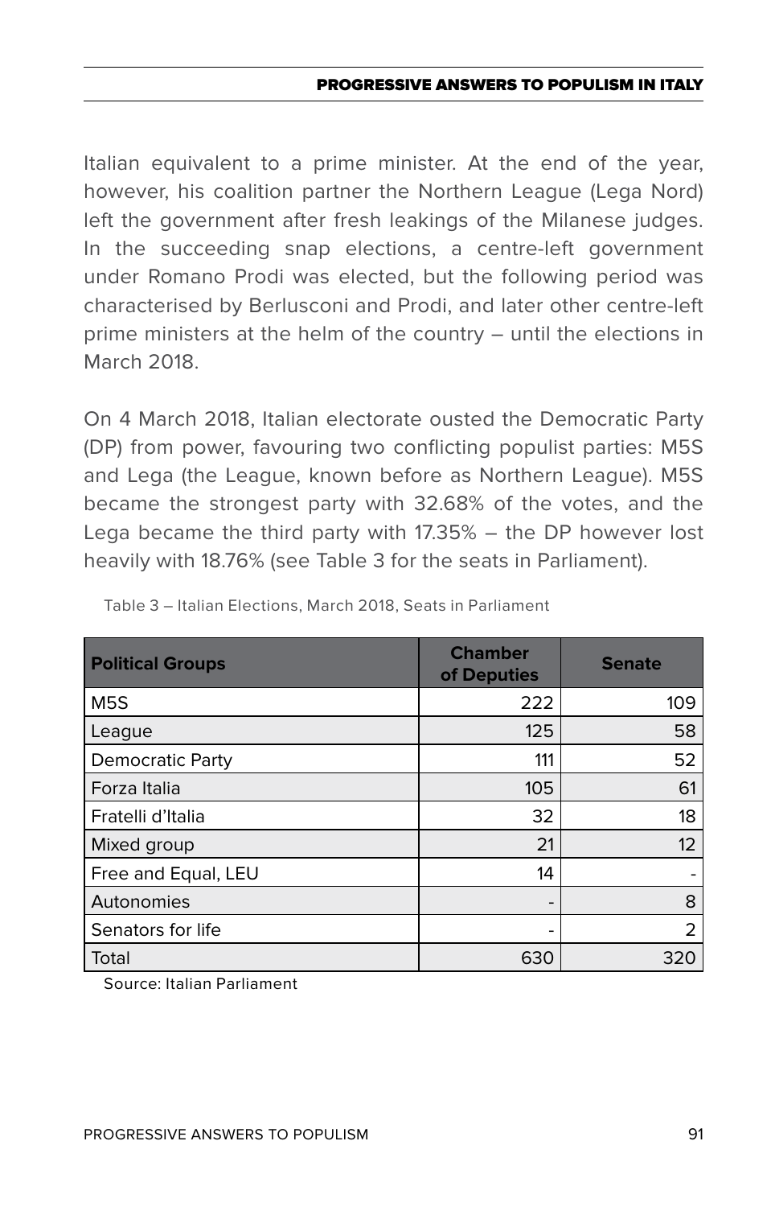Italian equivalent to a prime minister. At the end of the year, however, his coalition partner the Northern League (Lega Nord) left the government after fresh leakings of the Milanese judges. In the succeeding snap elections, a centre-left government under Romano Prodi was elected, but the following period was characterised by Berlusconi and Prodi, and later other centre-left prime ministers at the helm of the country – until the elections in March 2018.

On 4 March 2018, Italian electorate ousted the Democratic Party (DP) from power, favouring two conflicting populist parties: M5S and Lega (the League, known before as Northern League). M5S became the strongest party with 32.68% of the votes, and the Lega became the third party with 17.35% – the DP however lost heavily with 18.76% (see Table 3 for the seats in Parliament).

Table 3 – Italian Elections, March 2018, Seats in Parliament

| Political Groups | Chamber of Deputies | Senate |
|---|---|---|
| M5S | 222 | 109 |
| League | 125 | 58 |
| Democratic Party | 111 | 52 |
| Forza Italia | 105 | 61 |
| Fratelli d'Italia | 32 | 18 |
| Mixed group | 21 | 12 |
| Free and Equal, LEU | 14 | - |
| Autonomies | - | 8 |
| Senators for life | - | 2 |
| Total | 630 | 320 |

Source: Italian Parliament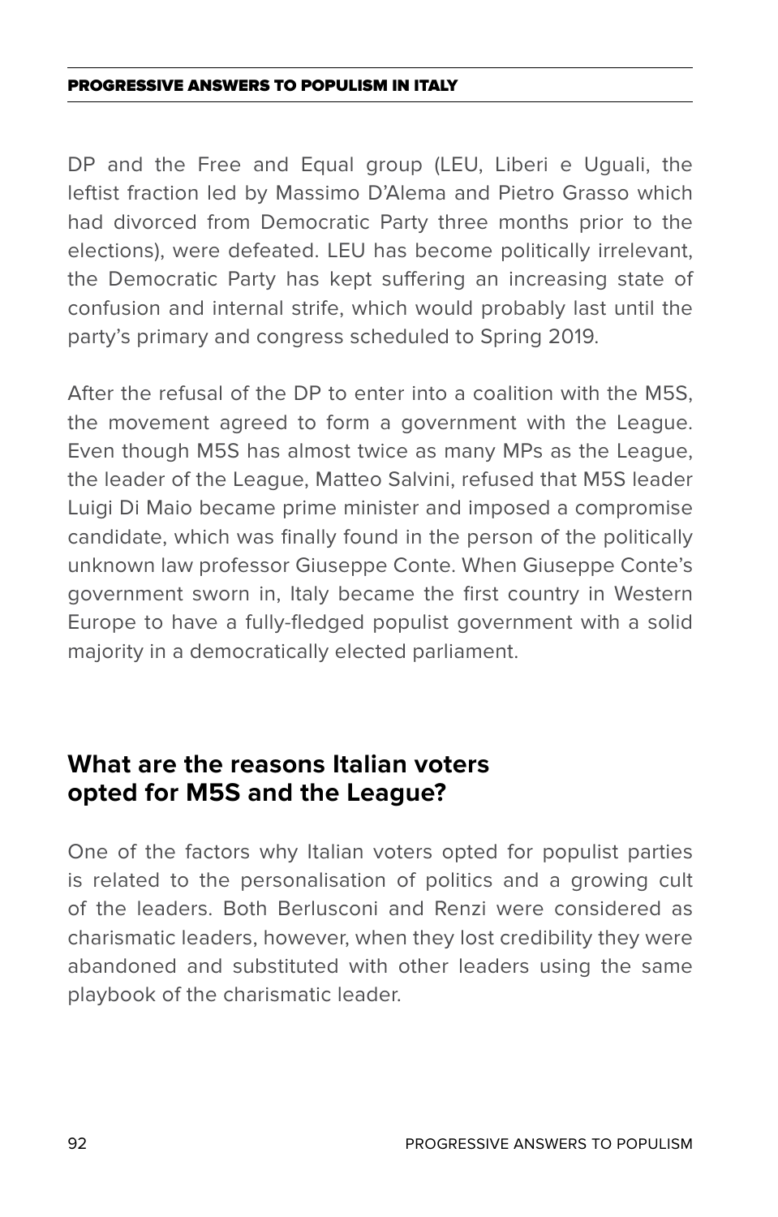DP and the Free and Equal group (LEU, Liberi e Uguali, the leftist fraction led by Massimo D'Alema and Pietro Grasso which had divorced from Democratic Party three months prior to the elections), were defeated. LEU has become politically irrelevant, the Democratic Party has kept suffering an increasing state of confusion and internal strife, which would probably last until the party's primary and congress scheduled to Spring 2019.

After the refusal of the DP to enter into a coalition with the M5S, the movement agreed to form a government with the League. Even though M5S has almost twice as many MPs as the League, the leader of the League, Matteo Salvini, refused that M5S leader Luigi Di Maio became prime minister and imposed a compromise candidate, which was finally found in the person of the politically unknown law professor Giuseppe Conte. When Giuseppe Conte's government sworn in, Italy became the first country in Western Europe to have a fully-fledged populist government with a solid majority in a democratically elected parliament.

## What are the reasons Italian voters opted for M5S and the League?

One of the factors why Italian voters opted for populist parties is related to the personalisation of politics and a growing cult of the leaders. Both Berlusconi and Renzi were considered as charismatic leaders, however, when they lost credibility they were abandoned and substituted with other leaders using the same playbook of the charismatic leader.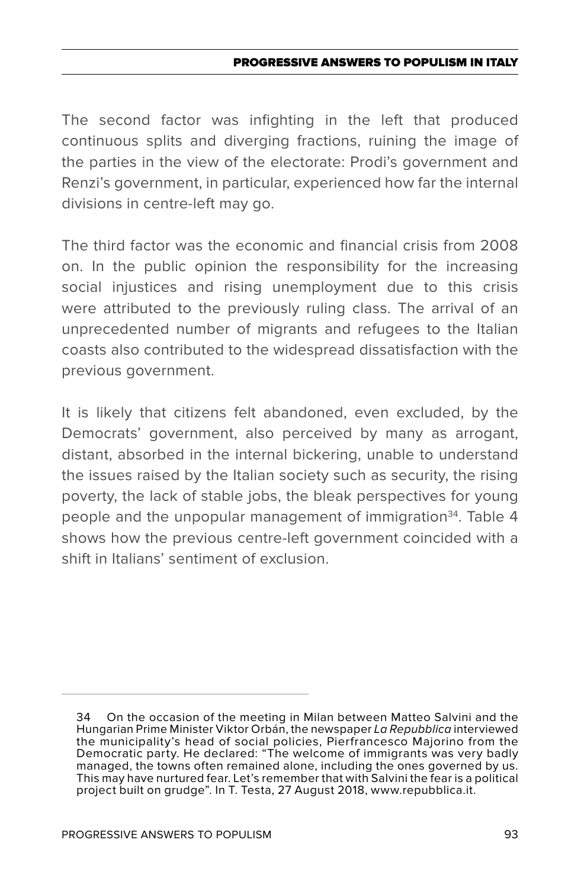The second factor was infighting in the left that produced continuous splits and diverging fractions, ruining the image of the parties in the view of the electorate: Prodi's government and Renzi's government, in particular, experienced how far the internal divisions in centre-left may go.

The third factor was the economic and financial crisis from 2008 on. In the public opinion the responsibility for the increasing social injustices and rising unemployment due to this crisis were attributed to the previously ruling class. The arrival of an unprecedented number of migrants and refugees to the Italian coasts also contributed to the widespread dissatisfaction with the previous government.

It is likely that citizens felt abandoned, even excluded, by the Democrats' government, also perceived by many as arrogant, distant, absorbed in the internal bickering, unable to understand the issues raised by the Italian society such as security, the rising poverty, the lack of stable jobs, the bleak perspectives for young people and the unpopular management of immigration[34]. Table 4 shows how the previous centre-left government coincided with a shift in Italians' sentiment of exclusion.

---

34 On the occasion of the meeting in Milan between Matteo Salvini and the Hungarian Prime Minister Viktor Orbán, the newspaper *La Repubblica* interviewed the municipality's head of social policies, Pierfrancesco Majorino from the Democratic party. He declared: "The welcome of immigrants was very badly managed, the towns often remained alone, including the ones governed by us. This may have nurtured fear. Let's remember that with Salvini the fear is a political project built on grudge". In T. Testa, 27 August 2018, www.repubblica.it.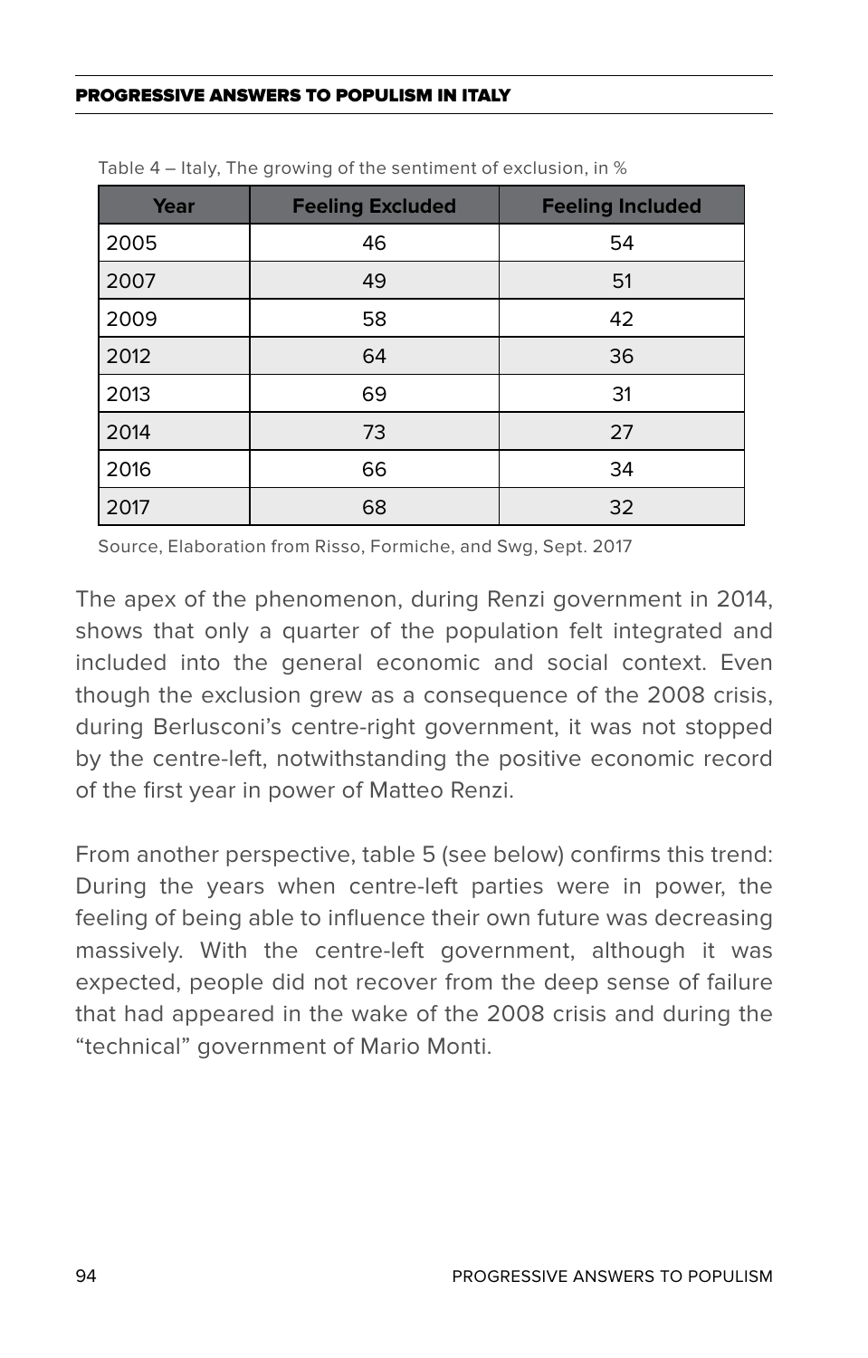Table 4 – Italy, The growing of the sentiment of exclusion, in %

| Year | Feeling Excluded | Feeling Included |
|---|---|---|
| 2005 | 46 | 54 |
| 2007 | 49 | 51 |
| 2009 | 58 | 42 |
| 2012 | 64 | 36 |
| 2013 | 69 | 31 |
| 2014 | 73 | 27 |
| 2016 | 66 | 34 |
| 2017 | 68 | 32 |

Source, Elaboration from Risso, Formiche, and Swg, Sept. 2017

The apex of the phenomenon, during Renzi government in 2014, shows that only a quarter of the population felt integrated and included into the general economic and social context. Even though the exclusion grew as a consequence of the 2008 crisis, during Berlusconi's centre-right government, it was not stopped by the centre-left, notwithstanding the positive economic record of the first year in power of Matteo Renzi.

From another perspective, table 5 (see below) confirms this trend: During the years when centre-left parties were in power, the feeling of being able to influence their own future was decreasing massively. With the centre-left government, although it was expected, people did not recover from the deep sense of failure that had appeared in the wake of the 2008 crisis and during the "technical" government of Mario Monti.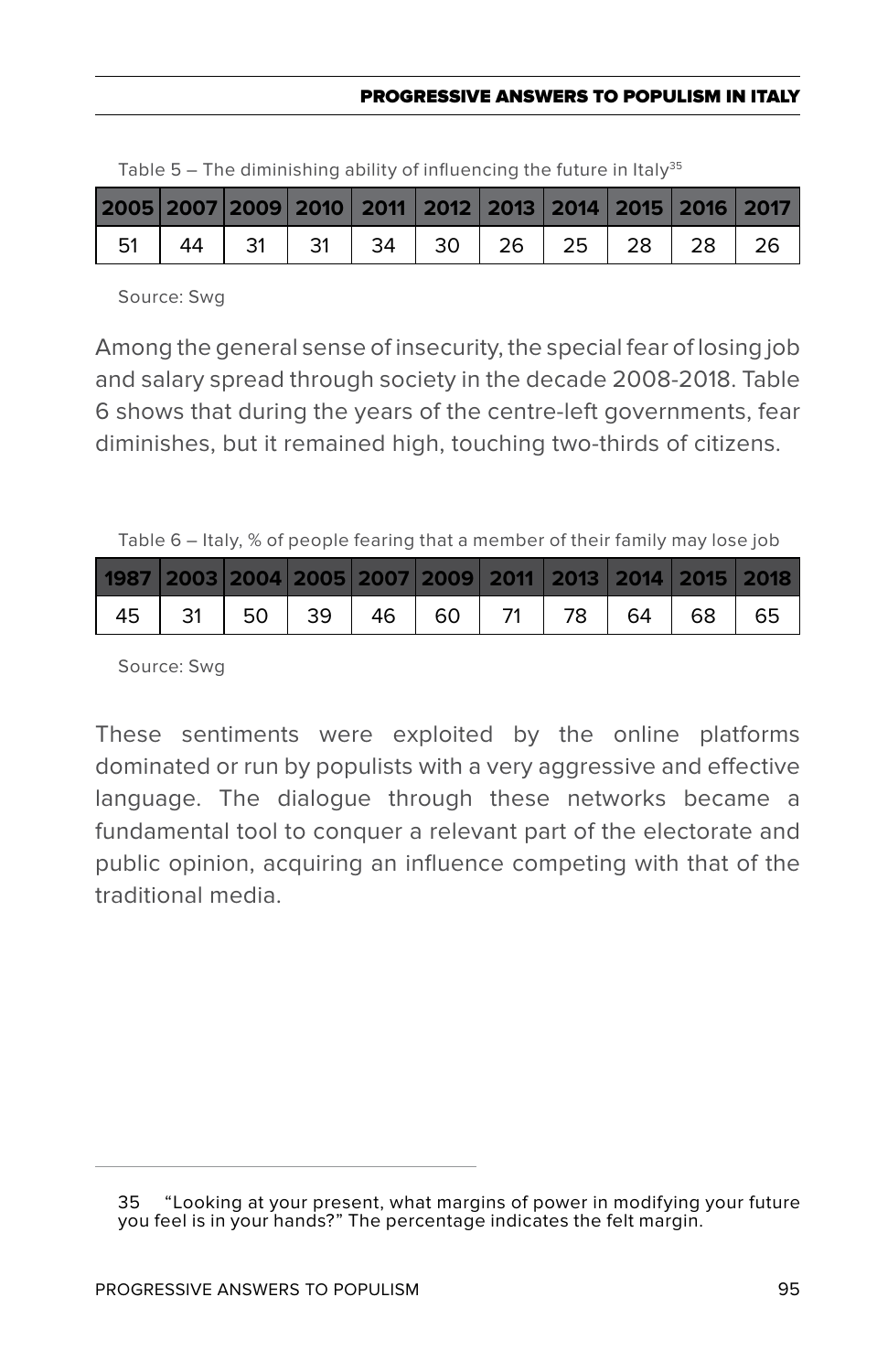Table 5 – The diminishing ability of influencing the future in Italy[35]

| 2005 | 2007 | 2009 | 2010 | 2011 | 2012 | 2013 | 2014 | 2015 | 2016 | 2017 |
|---|---|---|---|---|---|---|---|---|---|---|
| 51 | 44 | 31 | 31 | 34 | 30 | 26 | 25 | 28 | 28 | 26 |

Source: Swg

Among the general sense of insecurity, the special fear of losing job and salary spread through society in the decade 2008-2018. Table 6 shows that during the years of the centre-left governments, fear diminishes, but it remained high, touching two-thirds of citizens.

Table 6 – Italy, % of people fearing that a member of their family may lose job

| 1987 | 2003 | 2004 | 2005 | 2007 | 2009 | 2011 | 2013 | 2014 | 2015 | 2018 |
|---|---|---|---|---|---|---|---|---|---|---|
| 45 | 31 | 50 | 39 | 46 | 60 | 71 | 78 | 64 | 68 | 65 |

Source: Swg

These sentiments were exploited by the online platforms dominated or run by populists with a very aggressive and effective language. The dialogue through these networks became a fundamental tool to conquer a relevant part of the electorate and public opinion, acquiring an influence competing with that of the traditional media.

35 "Looking at your present, what margins of power in modifying your future you feel is in your hands?" The percentage indicates the felt margin.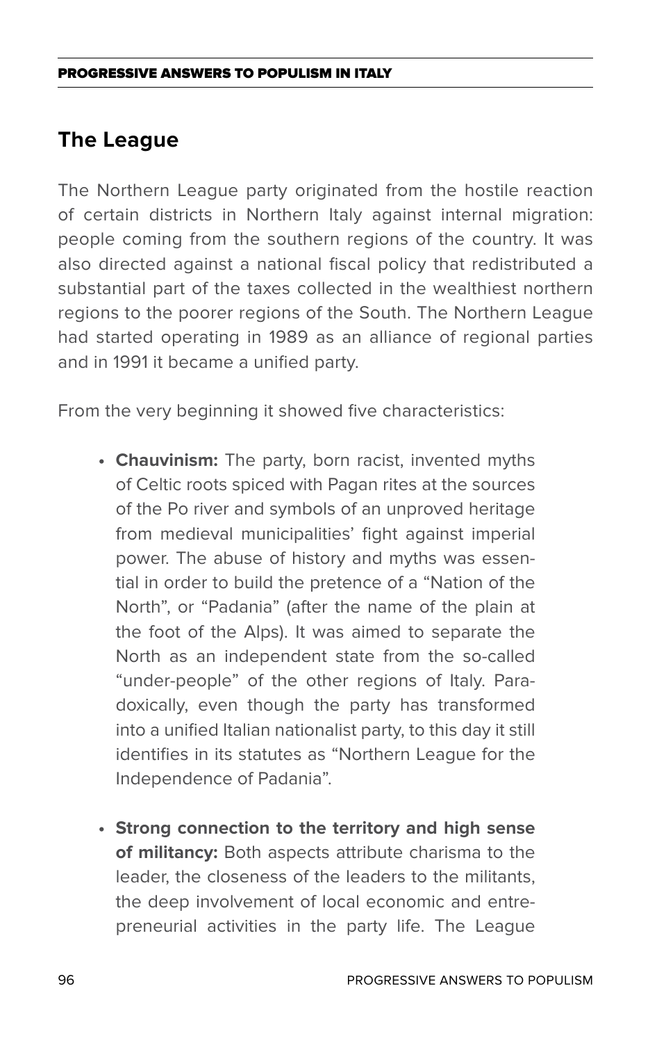## The League

The Northern League party originated from the hostile reaction of certain districts in Northern Italy against internal migration: people coming from the southern regions of the country. It was also directed against a national fiscal policy that redistributed a substantial part of the taxes collected in the wealthiest northern regions to the poorer regions of the South. The Northern League had started operating in 1989 as an alliance of regional parties and in 1991 it became a unified party.

From the very beginning it showed five characteristics:

- **Chauvinism:** The party, born racist, invented myths of Celtic roots spiced with Pagan rites at the sources of the Po river and symbols of an unproved heritage from medieval municipalities' fight against imperial power. The abuse of history and myths was essential in order to build the pretence of a "Nation of the North", or "Padania" (after the name of the plain at the foot of the Alps). It was aimed to separate the North as an independent state from the so-called "under-people" of the other regions of Italy. Paradoxically, even though the party has transformed into a unified Italian nationalist party, to this day it still identifies in its statutes as "Northern League for the Independence of Padania".

- **Strong connection to the territory and high sense of militancy:** Both aspects attribute charisma to the leader, the closeness of the leaders to the militants, the deep involvement of local economic and entrepreneurial activities in the party life. The League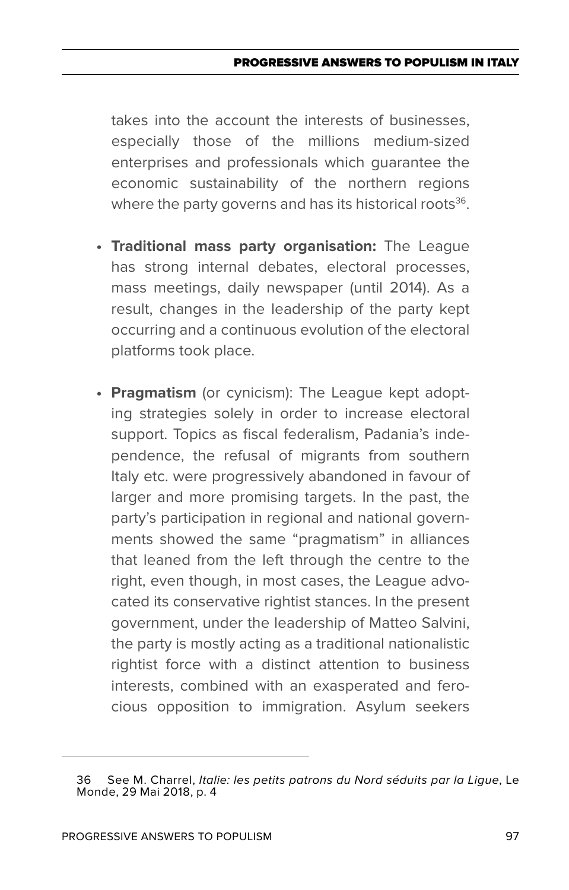takes into the account the interests of businesses, especially those of the millions medium-sized enterprises and professionals which guarantee the economic sustainability of the northern regions where the party governs and has its historical roots[36].

- **Traditional mass party organisation:** The League has strong internal debates, electoral processes, mass meetings, daily newspaper (until 2014). As a result, changes in the leadership of the party kept occurring and a continuous evolution of the electoral platforms took place.

- **Pragmatism** (or cynicism): The League kept adopting strategies solely in order to increase electoral support. Topics as fiscal federalism, Padania's independence, the refusal of migrants from southern Italy etc. were progressively abandoned in favour of larger and more promising targets. In the past, the party's participation in regional and national governments showed the same "pragmatism" in alliances that leaned from the left through the centre to the right, even though, in most cases, the League advocated its conservative rightist stances. In the present government, under the leadership of Matteo Salvini, the party is mostly acting as a traditional nationalistic rightist force with a distinct attention to business interests, combined with an exasperated and ferocious opposition to immigration. Asylum seekers

---

36 See M. Charrel, *Italie: les petits patrons du Nord séduits par la Ligue*, Le Monde, 29 Mai 2018, p. 4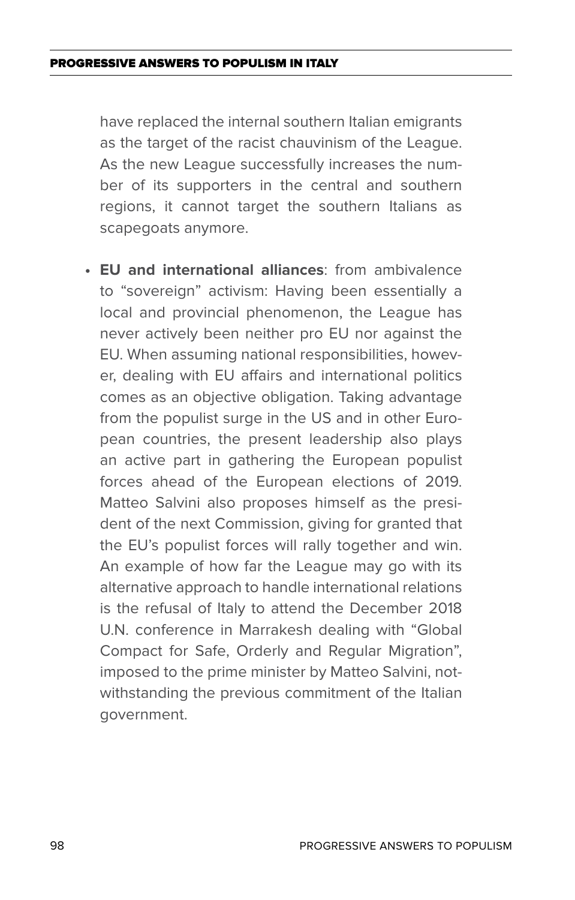have replaced the internal southern Italian emigrants as the target of the racist chauvinism of the League. As the new League successfully increases the number of its supporters in the central and southern regions, it cannot target the southern Italians as scapegoats anymore.

- **EU and international alliances**: from ambivalence to "sovereign" activism: Having been essentially a local and provincial phenomenon, the League has never actively been neither pro EU nor against the EU. When assuming national responsibilities, however, dealing with EU affairs and international politics comes as an objective obligation. Taking advantage from the populist surge in the US and in other European countries, the present leadership also plays an active part in gathering the European populist forces ahead of the European elections of 2019. Matteo Salvini also proposes himself as the president of the next Commission, giving for granted that the EU's populist forces will rally together and win. An example of how far the League may go with its alternative approach to handle international relations is the refusal of Italy to attend the December 2018 U.N. conference in Marrakesh dealing with "Global Compact for Safe, Orderly and Regular Migration", imposed to the prime minister by Matteo Salvini, notwithstanding the previous commitment of the Italian government.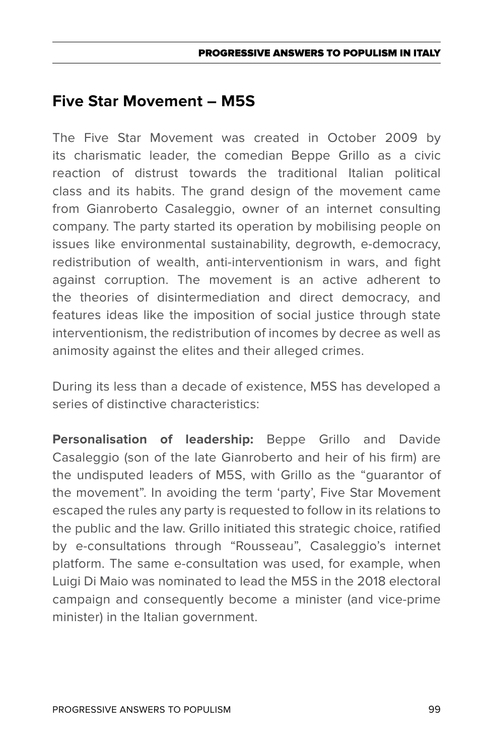## Five Star Movement – M5S

The Five Star Movement was created in October 2009 by its charismatic leader, the comedian Beppe Grillo as a civic reaction of distrust towards the traditional Italian political class and its habits. The grand design of the movement came from Gianroberto Casaleggio, owner of an internet consulting company. The party started its operation by mobilising people on issues like environmental sustainability, degrowth, e-democracy, redistribution of wealth, anti-interventionism in wars, and fight against corruption. The movement is an active adherent to the theories of disintermediation and direct democracy, and features ideas like the imposition of social justice through state interventionism, the redistribution of incomes by decree as well as animosity against the elites and their alleged crimes.

During its less than a decade of existence, M5S has developed a series of distinctive characteristics:

**Personalisation of leadership:** Beppe Grillo and Davide Casaleggio (son of the late Gianroberto and heir of his firm) are the undisputed leaders of M5S, with Grillo as the "guarantor of the movement". In avoiding the term 'party', Five Star Movement escaped the rules any party is requested to follow in its relations to the public and the law. Grillo initiated this strategic choice, ratified by e-consultations through "Rousseau", Casaleggio's internet platform. The same e-consultation was used, for example, when Luigi Di Maio was nominated to lead the M5S in the 2018 electoral campaign and consequently become a minister (and vice-prime minister) in the Italian government.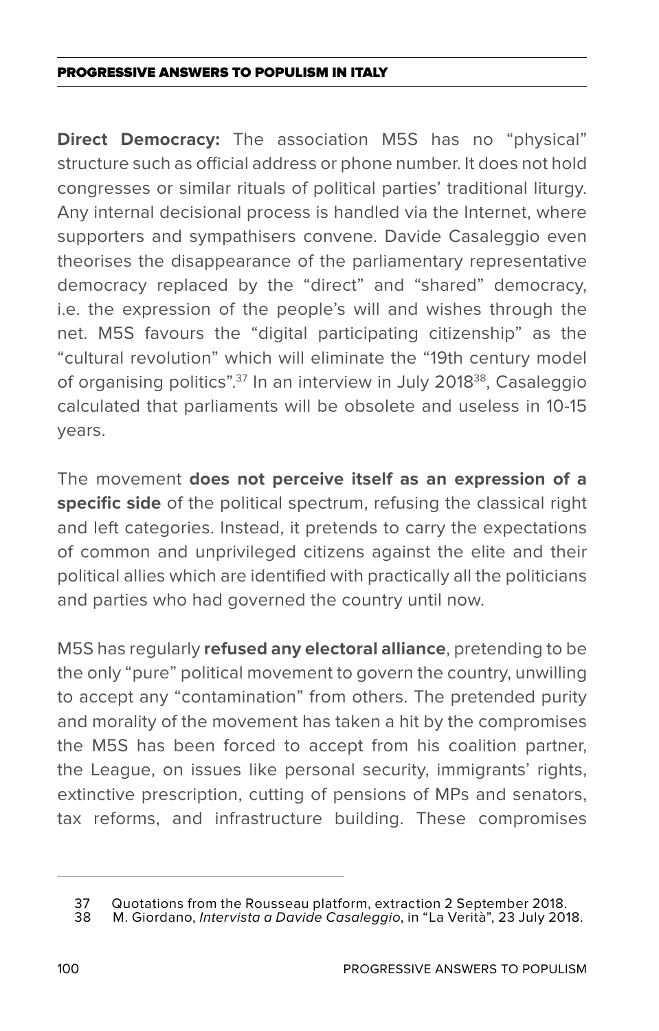**Direct Democracy:** The association M5S has no "physical" structure such as official address or phone number. It does not hold congresses or similar rituals of political parties' traditional liturgy. Any internal decisional process is handled via the Internet, where supporters and sympathisers convene. Davide Casaleggio even theorises the disappearance of the parliamentary representative democracy replaced by the "direct" and "shared" democracy, i.e. the expression of the people's will and wishes through the net. M5S favours the "digital participating citizenship" as the "cultural revolution" which will eliminate the "19th century model of organising politics".[37] In an interview in July 2018[38], Casaleggio calculated that parliaments will be obsolete and useless in 10-15 years.

The movement **does not perceive itself as an expression of a specific side** of the political spectrum, refusing the classical right and left categories. Instead, it pretends to carry the expectations of common and unprivileged citizens against the elite and their political allies which are identified with practically all the politicians and parties who had governed the country until now.

M5S has regularly **refused any electoral alliance**, pretending to be the only "pure" political movement to govern the country, unwilling to accept any "contamination" from others. The pretended purity and morality of the movement has taken a hit by the compromises the M5S has been forced to accept from his coalition partner, the League, on issues like personal security, immigrants' rights, extinctive prescription, cutting of pensions of MPs and senators, tax reforms, and infrastructure building. These compromises

---

37 Quotations from the Rousseau platform, extraction 2 September 2018.

38 M. Giordano, *Intervista a Davide Casaleggio*, in "La Verità", 23 July 2018.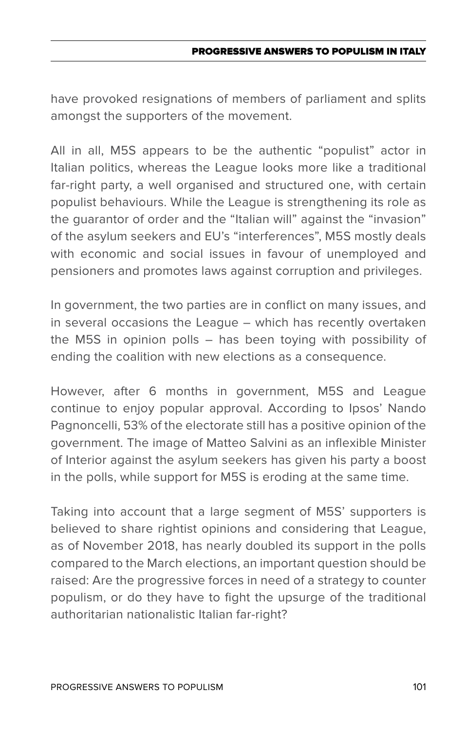have provoked resignations of members of parliament and splits amongst the supporters of the movement.

All in all, M5S appears to be the authentic “populist” actor in Italian politics, whereas the League looks more like a traditional far-right party, a well organised and structured one, with certain populist behaviours. While the League is strengthening its role as the guarantor of order and the “Italian will” against the “invasion” of the asylum seekers and EU’s “interferences”, M5S mostly deals with economic and social issues in favour of unemployed and pensioners and promotes laws against corruption and privileges.

In government, the two parties are in conflict on many issues, and in several occasions the League – which has recently overtaken the M5S in opinion polls – has been toying with possibility of ending the coalition with new elections as a consequence.

However, after 6 months in government, M5S and League continue to enjoy popular approval. According to Ipsos’ Nando Pagnoncelli, 53% of the electorate still has a positive opinion of the government. The image of Matteo Salvini as an inflexible Minister of Interior against the asylum seekers has given his party a boost in the polls, while support for M5S is eroding at the same time.

Taking into account that a large segment of M5S’ supporters is believed to share rightist opinions and considering that League, as of November 2018, has nearly doubled its support in the polls compared to the March elections, an important question should be raised: Are the progressive forces in need of a strategy to counter populism, or do they have to fight the upsurge of the traditional authoritarian nationalistic Italian far-right?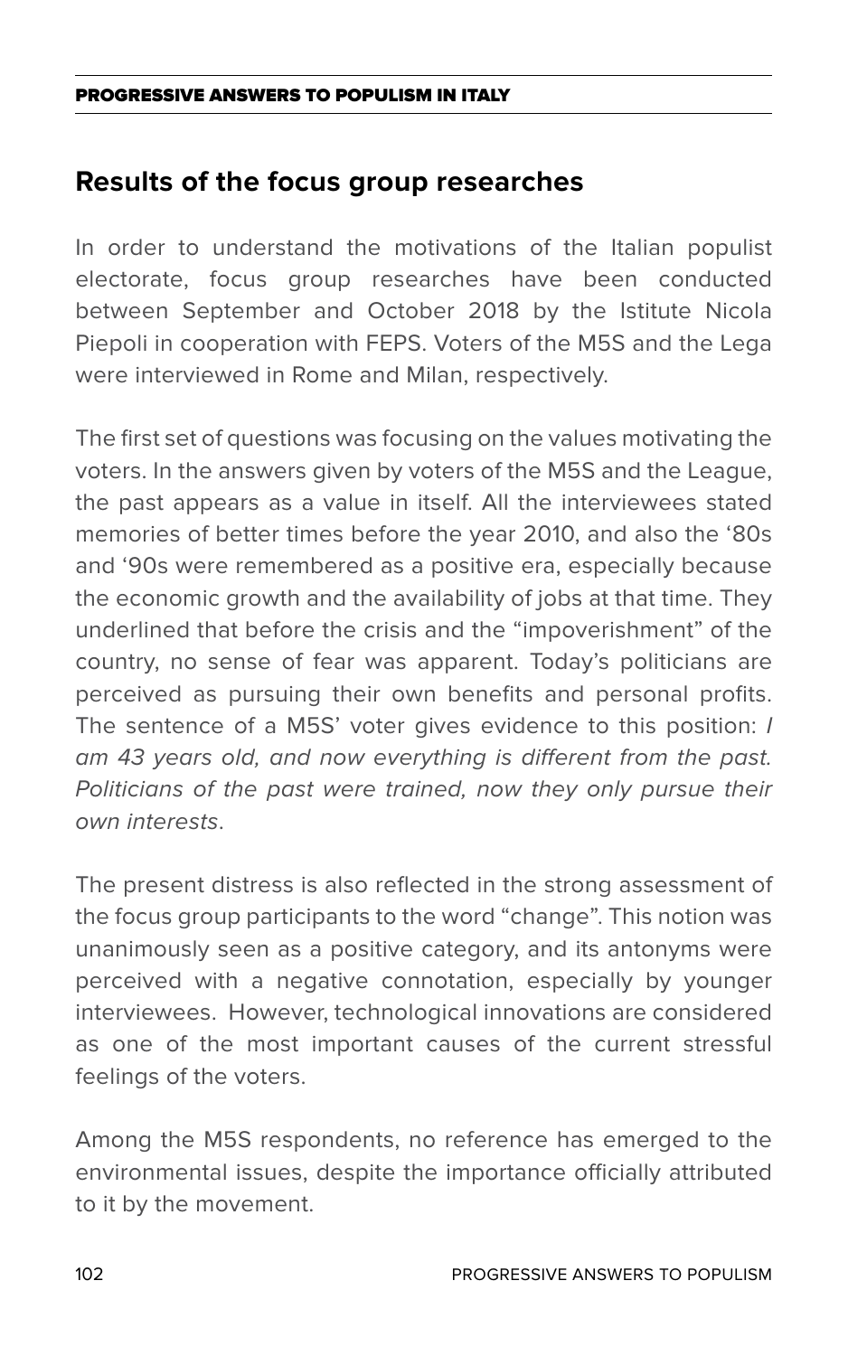## Results of the focus group researches

In order to understand the motivations of the Italian populist electorate, focus group researches have been conducted between September and October 2018 by the Istitute Nicola Piepoli in cooperation with FEPS. Voters of the M5S and the Lega were interviewed in Rome and Milan, respectively.

The first set of questions was focusing on the values motivating the voters. In the answers given by voters of the M5S and the League, the past appears as a value in itself. All the interviewees stated memories of better times before the year 2010, and also the ‘80s and ‘90s were remembered as a positive era, especially because the economic growth and the availability of jobs at that time. They underlined that before the crisis and the “impoverishment” of the country, no sense of fear was apparent. Today’s politicians are perceived as pursuing their own benefits and personal profits. The sentence of a M5S’ voter gives evidence to this position: *I am 43 years old, and now everything is different from the past. Politicians of the past were trained, now they only pursue their own interests*.

The present distress is also reflected in the strong assessment of the focus group participants to the word “change”. This notion was unanimously seen as a positive category, and its antonyms were perceived with a negative connotation, especially by younger interviewees. However, technological innovations are considered as one of the most important causes of the current stressful feelings of the voters.

Among the M5S respondents, no reference has emerged to the environmental issues, despite the importance officially attributed to it by the movement.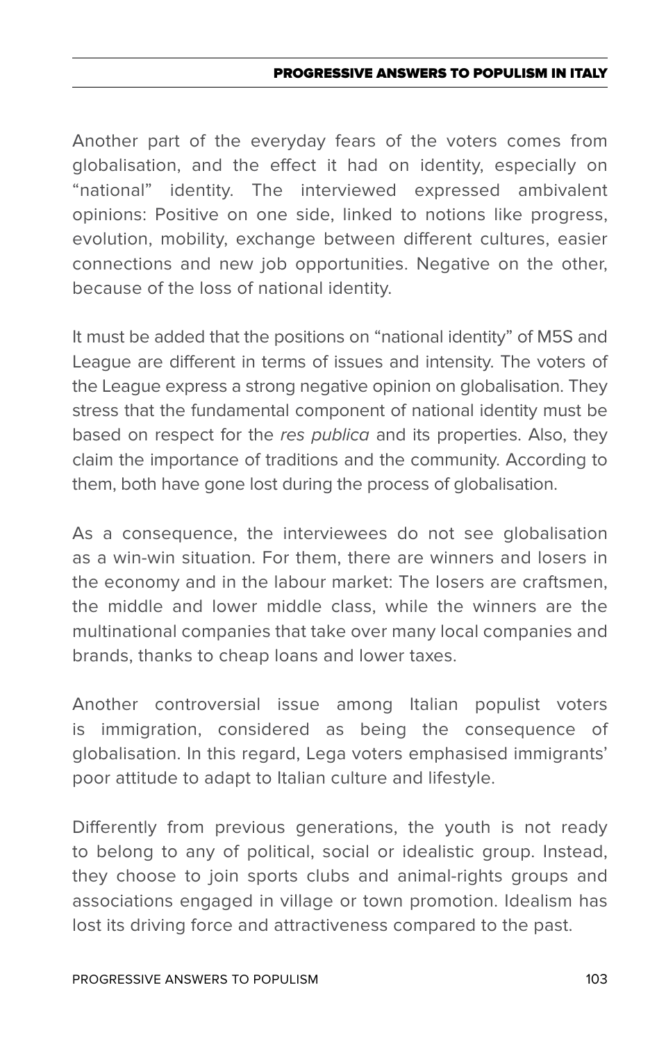Another part of the everyday fears of the voters comes from globalisation, and the effect it had on identity, especially on "national" identity. The interviewed expressed ambivalent opinions: Positive on one side, linked to notions like progress, evolution, mobility, exchange between different cultures, easier connections and new job opportunities. Negative on the other, because of the loss of national identity.

It must be added that the positions on "national identity" of M5S and League are different in terms of issues and intensity. The voters of the League express a strong negative opinion on globalisation. They stress that the fundamental component of national identity must be based on respect for the *res publica* and its properties. Also, they claim the importance of traditions and the community. According to them, both have gone lost during the process of globalisation.

As a consequence, the interviewees do not see globalisation as a win-win situation. For them, there are winners and losers in the economy and in the labour market: The losers are craftsmen, the middle and lower middle class, while the winners are the multinational companies that take over many local companies and brands, thanks to cheap loans and lower taxes.

Another controversial issue among Italian populist voters is immigration, considered as being the consequence of globalisation. In this regard, Lega voters emphasised immigrants' poor attitude to adapt to Italian culture and lifestyle.

Differently from previous generations, the youth is not ready to belong to any of political, social or idealistic group. Instead, they choose to join sports clubs and animal-rights groups and associations engaged in village or town promotion. Idealism has lost its driving force and attractiveness compared to the past.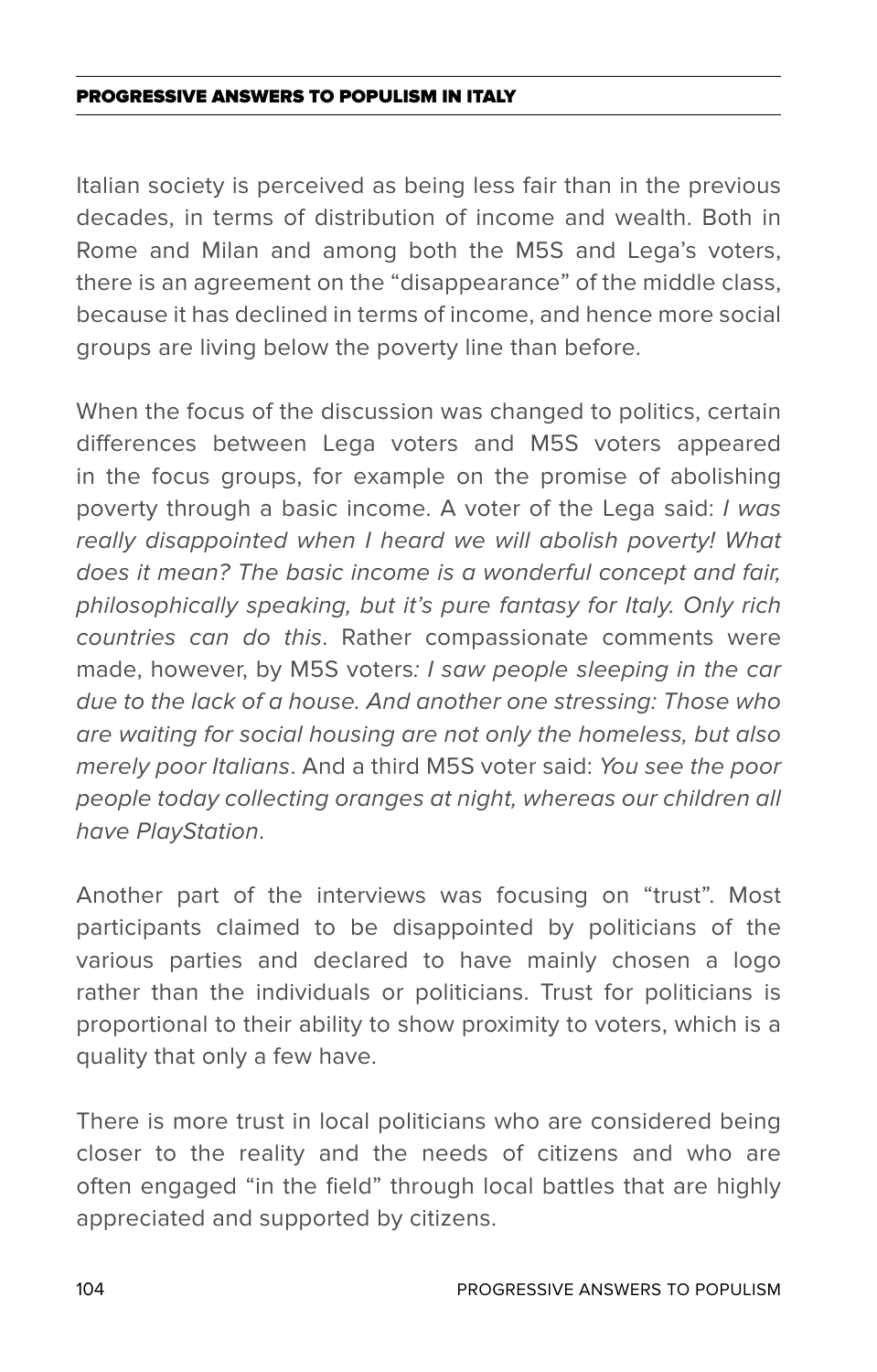Italian society is perceived as being less fair than in the previous decades, in terms of distribution of income and wealth. Both in Rome and Milan and among both the M5S and Lega's voters, there is an agreement on the "disappearance" of the middle class, because it has declined in terms of income, and hence more social groups are living below the poverty line than before.

When the focus of the discussion was changed to politics, certain differences between Lega voters and M5S voters appeared in the focus groups, for example on the promise of abolishing poverty through a basic income. A voter of the Lega said: *I was really disappointed when I heard we will abolish poverty! What does it mean? The basic income is a wonderful concept and fair, philosophically speaking, but it's pure fantasy for Italy. Only rich countries can do this*. Rather compassionate comments were made, however, by M5S voters*: I saw people sleeping in the car due to the lack of a house. And another one stressing: Those who are waiting for social housing are not only the homeless, but also merely poor Italians*. And a third M5S voter said: *You see the poor people today collecting oranges at night, whereas our children all have PlayStation*.

Another part of the interviews was focusing on "trust". Most participants claimed to be disappointed by politicians of the various parties and declared to have mainly chosen a logo rather than the individuals or politicians. Trust for politicians is proportional to their ability to show proximity to voters, which is a quality that only a few have.

There is more trust in local politicians who are considered being closer to the reality and the needs of citizens and who are often engaged "in the field" through local battles that are highly appreciated and supported by citizens.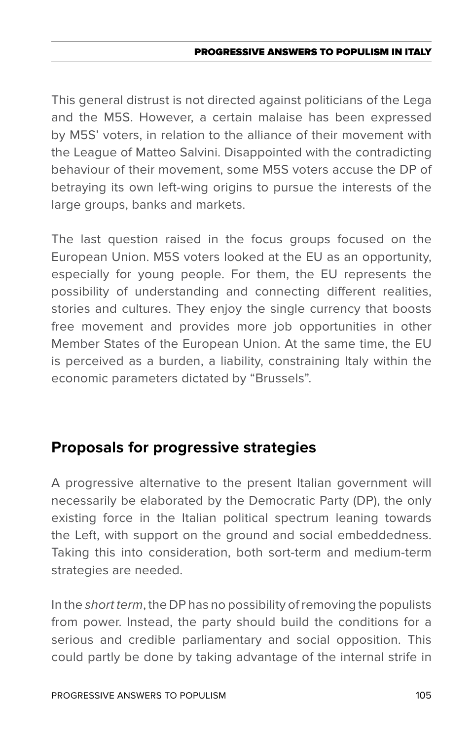This general distrust is not directed against politicians of the Lega and the M5S. However, a certain malaise has been expressed by M5S' voters, in relation to the alliance of their movement with the League of Matteo Salvini. Disappointed with the contradicting behaviour of their movement, some M5S voters accuse the DP of betraying its own left-wing origins to pursue the interests of the large groups, banks and markets.

The last question raised in the focus groups focused on the European Union. M5S voters looked at the EU as an opportunity, especially for young people. For them, the EU represents the possibility of understanding and connecting different realities, stories and cultures. They enjoy the single currency that boosts free movement and provides more job opportunities in other Member States of the European Union. At the same time, the EU is perceived as a burden, a liability, constraining Italy within the economic parameters dictated by "Brussels".

## Proposals for progressive strategies

A progressive alternative to the present Italian government will necessarily be elaborated by the Democratic Party (DP), the only existing force in the Italian political spectrum leaning towards the Left, with support on the ground and social embeddedness. Taking this into consideration, both sort-term and medium-term strategies are needed.

In the *short term*, the DP has no possibility of removing the populists from power. Instead, the party should build the conditions for a serious and credible parliamentary and social opposition. This could partly be done by taking advantage of the internal strife in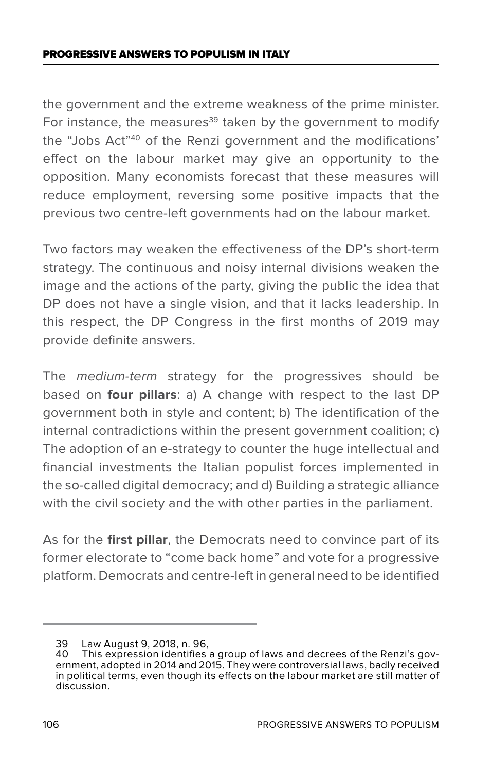the government and the extreme weakness of the prime minister. For instance, the measures[39] taken by the government to modify the "Jobs Act"[40] of the Renzi government and the modifications' effect on the labour market may give an opportunity to the opposition. Many economists forecast that these measures will reduce employment, reversing some positive impacts that the previous two centre-left governments had on the labour market.

Two factors may weaken the effectiveness of the DP's short-term strategy. The continuous and noisy internal divisions weaken the image and the actions of the party, giving the public the idea that DP does not have a single vision, and that it lacks leadership. In this respect, the DP Congress in the first months of 2019 may provide definite answers.

The *medium-term* strategy for the progressives should be based on **four pillars**: a) A change with respect to the last DP government both in style and content; b) The identification of the internal contradictions within the present government coalition; c) The adoption of an e-strategy to counter the huge intellectual and financial investments the Italian populist forces implemented in the so-called digital democracy; and d) Building a strategic alliance with the civil society and the with other parties in the parliament.

As for the **first pillar**, the Democrats need to convince part of its former electorate to "come back home" and vote for a progressive platform. Democrats and centre-left in general need to be identified

---

39 Law August 9, 2018, n. 96,

40 This expression identifies a group of laws and decrees of the Renzi's government, adopted in 2014 and 2015. They were controversial laws, badly received in political terms, even though its effects on the labour market are still matter of discussion.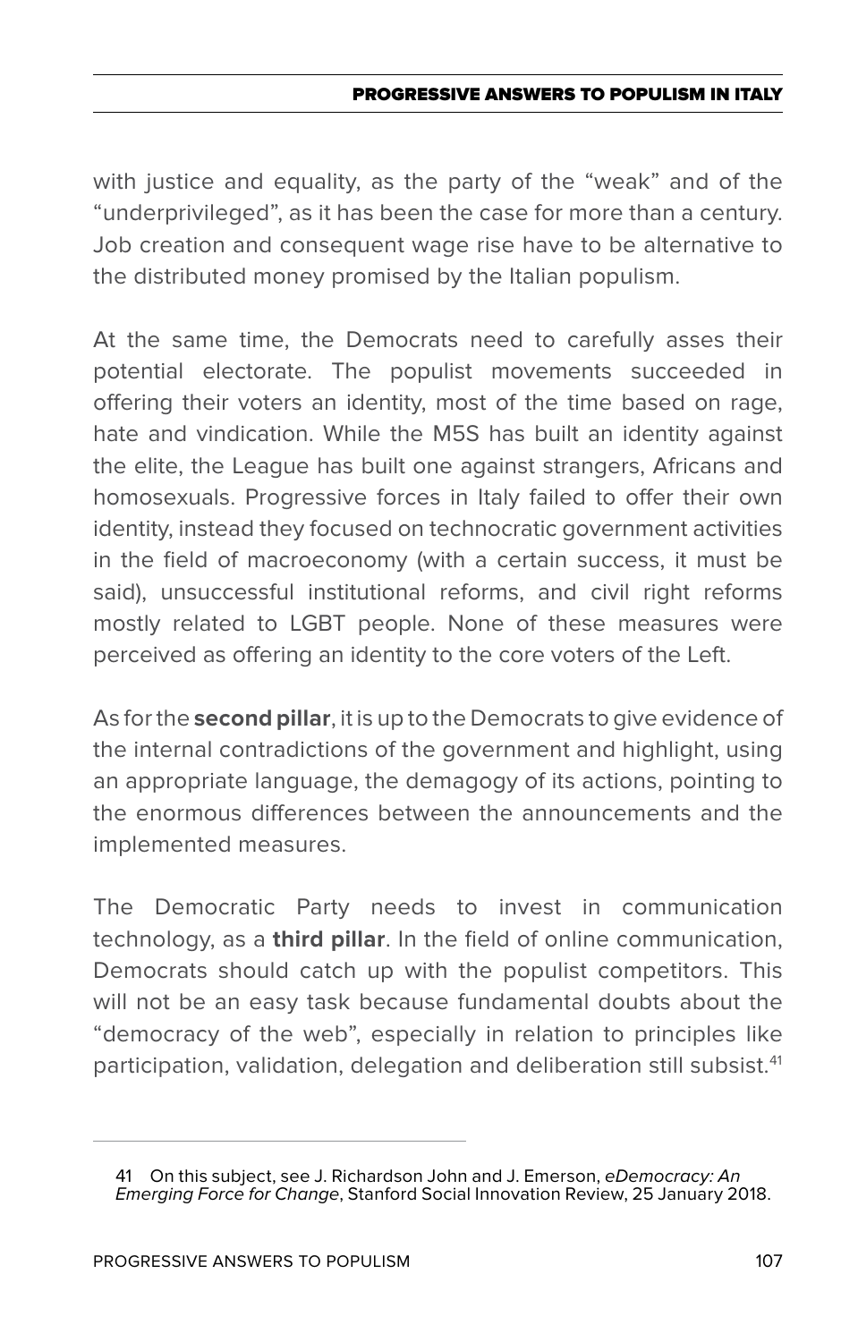with justice and equality, as the party of the "weak" and of the "underprivileged", as it has been the case for more than a century. Job creation and consequent wage rise have to be alternative to the distributed money promised by the Italian populism.

At the same time, the Democrats need to carefully asses their potential electorate. The populist movements succeeded in offering their voters an identity, most of the time based on rage, hate and vindication. While the M5S has built an identity against the elite, the League has built one against strangers, Africans and homosexuals. Progressive forces in Italy failed to offer their own identity, instead they focused on technocratic government activities in the field of macroeconomy (with a certain success, it must be said), unsuccessful institutional reforms, and civil right reforms mostly related to LGBT people. None of these measures were perceived as offering an identity to the core voters of the Left.

As for the **second pillar**, it is up to the Democrats to give evidence of the internal contradictions of the government and highlight, using an appropriate language, the demagogy of its actions, pointing to the enormous differences between the announcements and the implemented measures.

The Democratic Party needs to invest in communication technology, as a **third pillar**. In the field of online communication, Democrats should catch up with the populist competitors. This will not be an easy task because fundamental doubts about the "democracy of the web", especially in relation to principles like participation, validation, delegation and deliberation still subsist.[41]

---

41 On this subject, see J. Richardson John and J. Emerson, *eDemocracy: An Emerging Force for Change*, Stanford Social Innovation Review, 25 January 2018.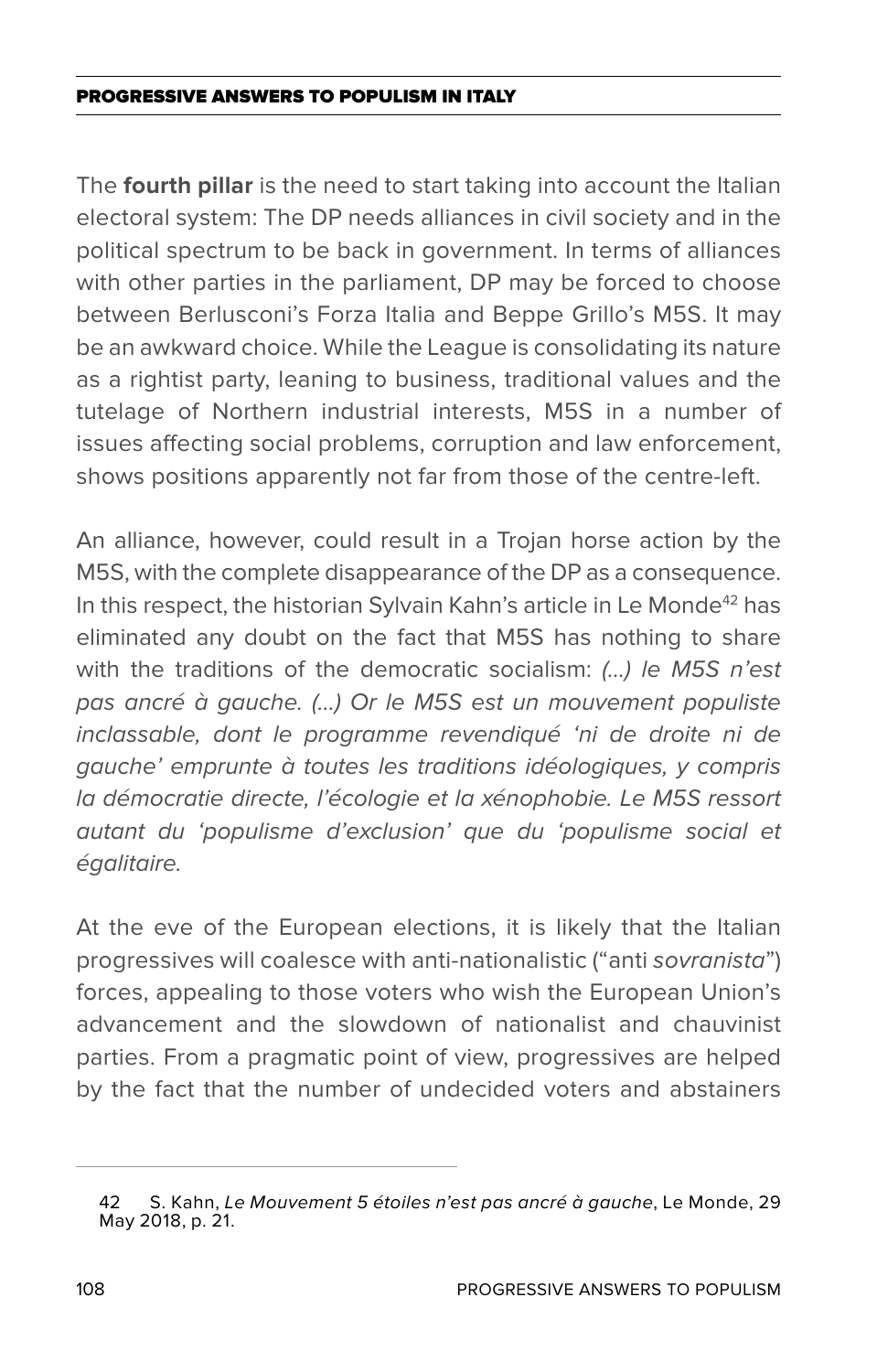The **fourth pillar** is the need to start taking into account the Italian electoral system: The DP needs alliances in civil society and in the political spectrum to be back in government. In terms of alliances with other parties in the parliament, DP may be forced to choose between Berlusconi's Forza Italia and Beppe Grillo's M5S. It may be an awkward choice. While the League is consolidating its nature as a rightist party, leaning to business, traditional values and the tutelage of Northern industrial interests, M5S in a number of issues affecting social problems, corruption and law enforcement, shows positions apparently not far from those of the centre-left.

An alliance, however, could result in a Trojan horse action by the M5S, with the complete disappearance of the DP as a consequence. In this respect, the historian Sylvain Kahn's article in Le Monde[42] has eliminated any doubt on the fact that M5S has nothing to share with the traditions of the democratic socialism: *(...) le M5S n'est pas ancré à gauche. (...) Or le M5S est un mouvement populiste inclassable, dont le programme revendiqué 'ni de droite ni de gauche' emprunte à toutes les traditions idéologiques, y compris la démocratie directe, l'écologie et la xénophobie. Le M5S ressort autant du 'populisme d'exclusion' que du 'populisme social et égalitaire.*

At the eve of the European elections, it is likely that the Italian progressives will coalesce with anti-nationalistic ("anti *sovranista*") forces, appealing to those voters who wish the European Union's advancement and the slowdown of nationalist and chauvinist parties. From a pragmatic point of view, progressives are helped by the fact that the number of undecided voters and abstainers

---

42 S. Kahn, *Le Mouvement 5 étoiles n'est pas ancré à gauche*, Le Monde, 29 May 2018, p. 21.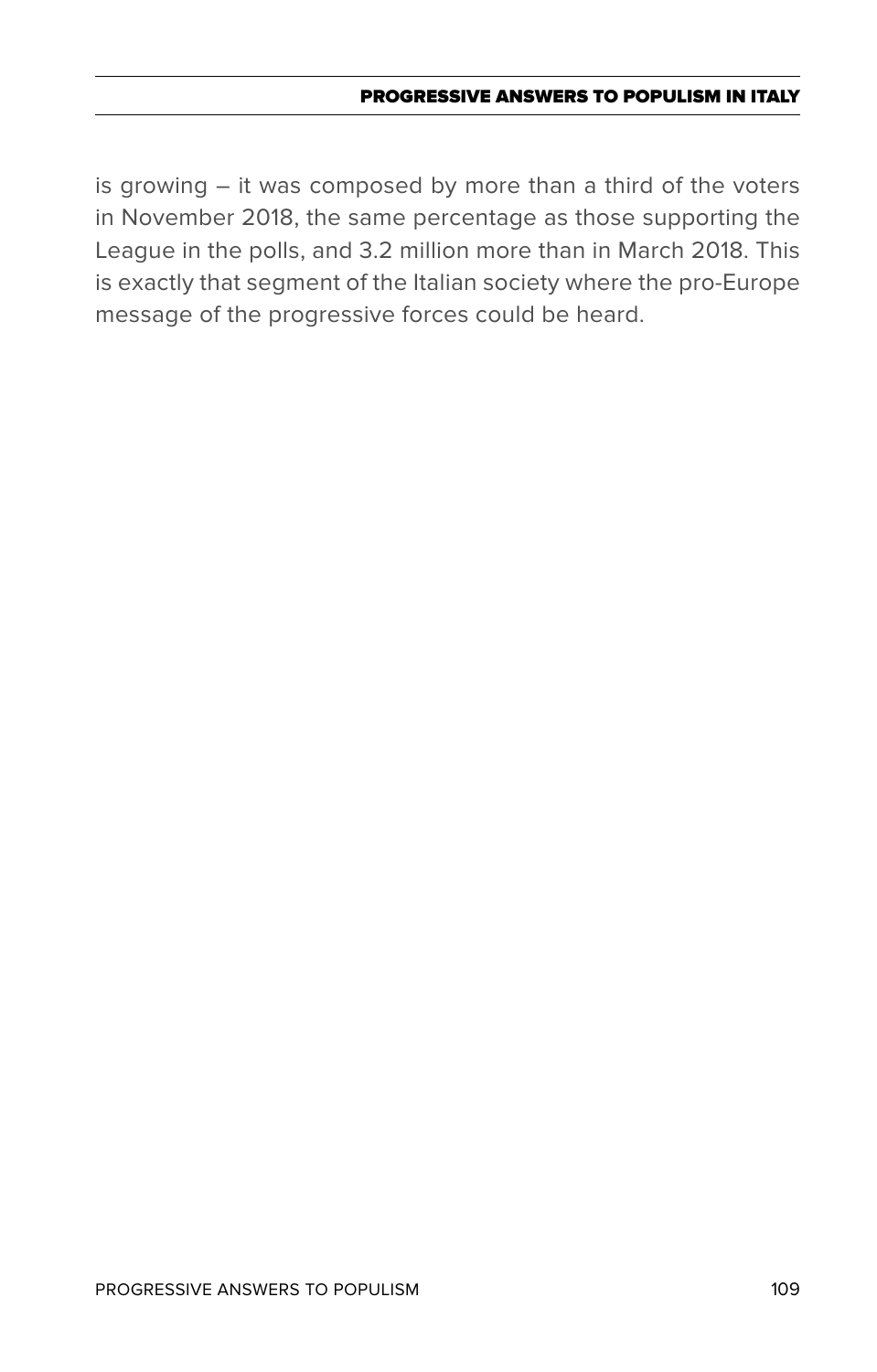is growing – it was composed by more than a third of the voters in November 2018, the same percentage as those supporting the League in the polls, and 3.2 million more than in March 2018. This is exactly that segment of the Italian society where the pro-Europe message of the progressive forces could be heard.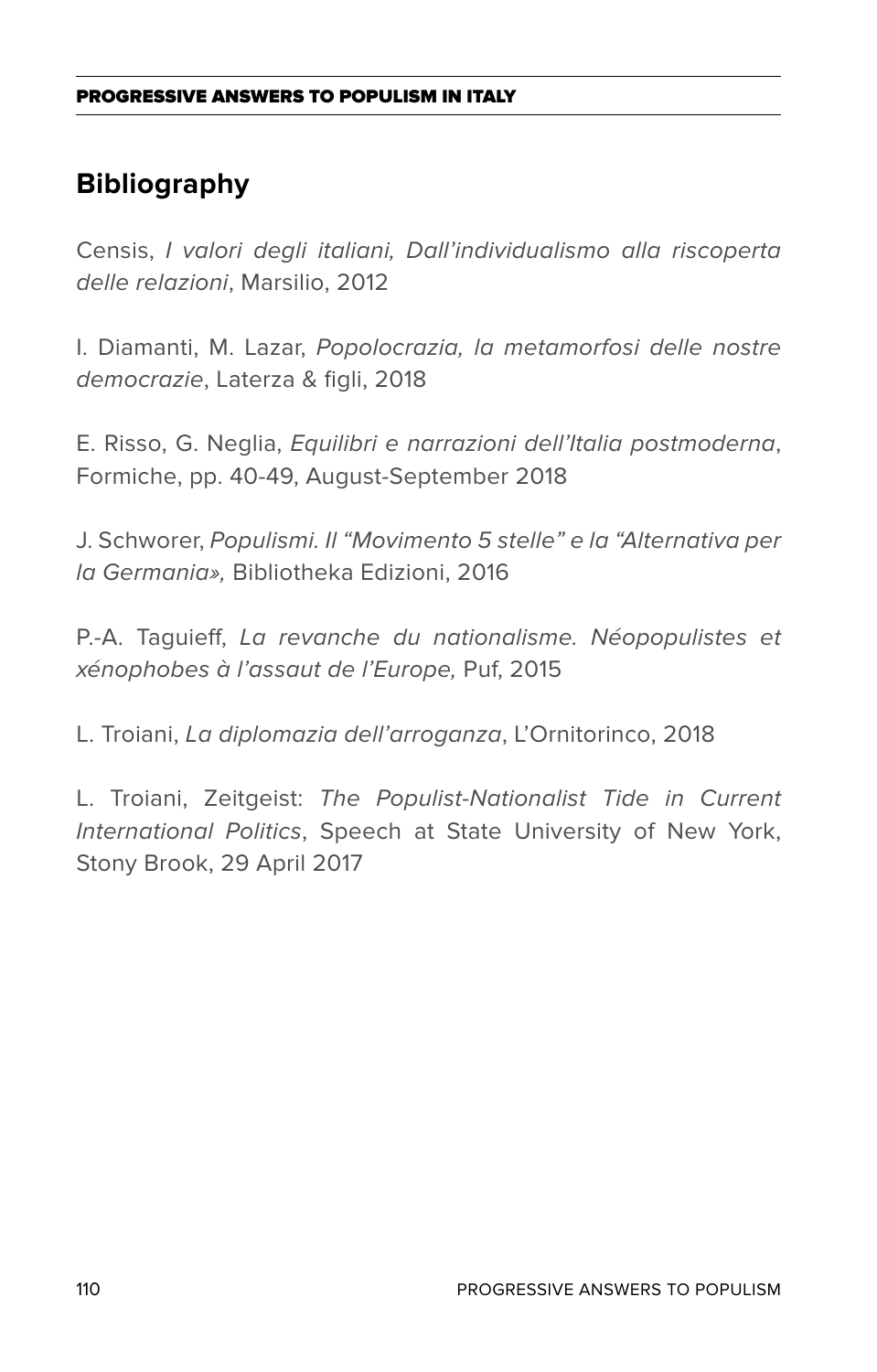## Bibliography

Censis, *I valori degli italiani, Dall'individualismo alla riscoperta delle relazioni*, Marsilio, 2012

I. Diamanti, M. Lazar, *Popolocrazia, la metamorfosi delle nostre democrazie*, Laterza & figli, 2018

E. Risso, G. Neglia, *Equilibri e narrazioni dell'Italia postmoderna*, Formiche, pp. 40-49, August-September 2018

J. Schworer, *Populismi. Il "Movimento 5 stelle" e la "Alternativa per la Germania»,* Bibliotheka Edizioni, 2016

P.-A. Taguieff, *La revanche du nationalisme. Néopopulistes et xénophobes à l'assaut de l'Europe,* Puf, 2015

L. Troiani, *La diplomazia dell'arroganza*, L'Ornitorinco, 2018

L. Troiani, Zeitgeist: *The Populist-Nationalist Tide in Current International Politics*, Speech at State University of New York, Stony Brook, 29 April 2017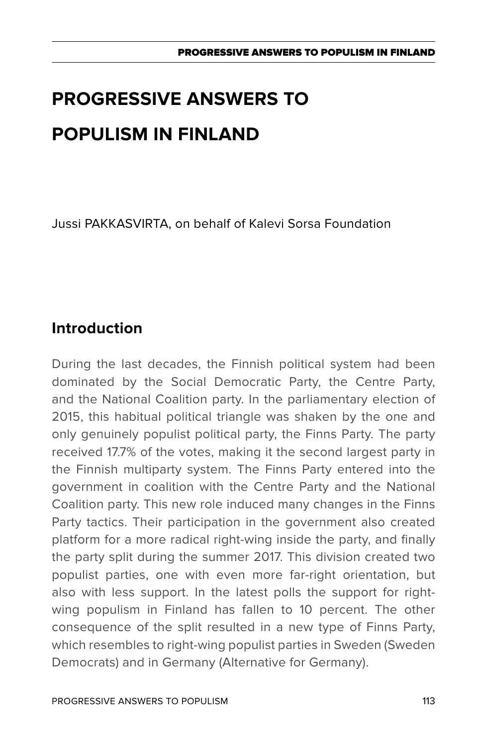# PROGRESSIVE ANSWERS TO POPULISM IN FINLAND

Jussi PAKKASVIRTA, on behalf of Kalevi Sorsa Foundation

## Introduction

During the last decades, the Finnish political system had been dominated by the Social Democratic Party, the Centre Party, and the National Coalition party. In the parliamentary election of 2015, this habitual political triangle was shaken by the one and only genuinely populist political party, the Finns Party. The party received 17.7% of the votes, making it the second largest party in the Finnish multiparty system. The Finns Party entered into the government in coalition with the Centre Party and the National Coalition party. This new role induced many changes in the Finns Party tactics. Their participation in the government also created platform for a more radical right-wing inside the party, and finally the party split during the summer 2017. This division created two populist parties, one with even more far-right orientation, but also with less support. In the latest polls the support for right-wing populism in Finland has fallen to 10 percent. The other consequence of the split resulted in a new type of Finns Party, which resembles to right-wing populist parties in Sweden (Sweden Democrats) and in Germany (Alternative for Germany).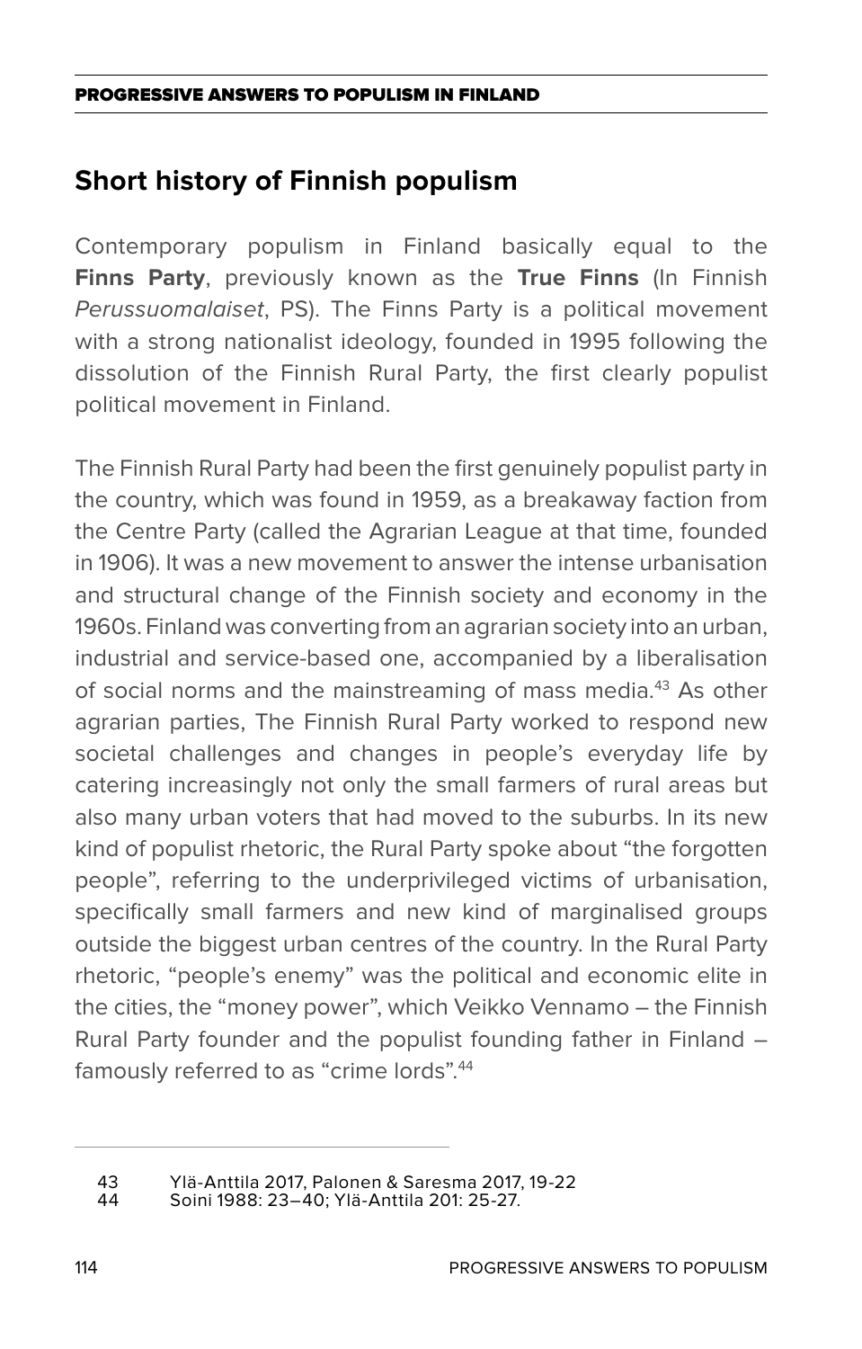## Short history of Finnish populism

Contemporary populism in Finland basically equal to the **Finns Party**, previously known as the **True Finns** (In Finnish *Perussuomalaiset*, PS). The Finns Party is a political movement with a strong nationalist ideology, founded in 1995 following the dissolution of the Finnish Rural Party, the first clearly populist political movement in Finland.

The Finnish Rural Party had been the first genuinely populist party in the country, which was found in 1959, as a breakaway faction from the Centre Party (called the Agrarian League at that time, founded in 1906). It was a new movement to answer the intense urbanisation and structural change of the Finnish society and economy in the 1960s. Finland was converting from an agrarian society into an urban, industrial and service-based one, accompanied by a liberalisation of social norms and the mainstreaming of mass media.[43] As other agrarian parties, The Finnish Rural Party worked to respond new societal challenges and changes in people's everyday life by catering increasingly not only the small farmers of rural areas but also many urban voters that had moved to the suburbs. In its new kind of populist rhetoric, the Rural Party spoke about "the forgotten people", referring to the underprivileged victims of urbanisation, specifically small farmers and new kind of marginalised groups outside the biggest urban centres of the country. In the Rural Party rhetoric, "people's enemy" was the political and economic elite in the cities, the "money power", which Veikko Vennamo – the Finnish Rural Party founder and the populist founding father in Finland – famously referred to as "crime lords".[44]

---

43 Ylä-Anttila 2017, Palonen & Saresma 2017, 19-22

44 Soini 1988: 23–40; Ylä-Anttila 201: 25-27.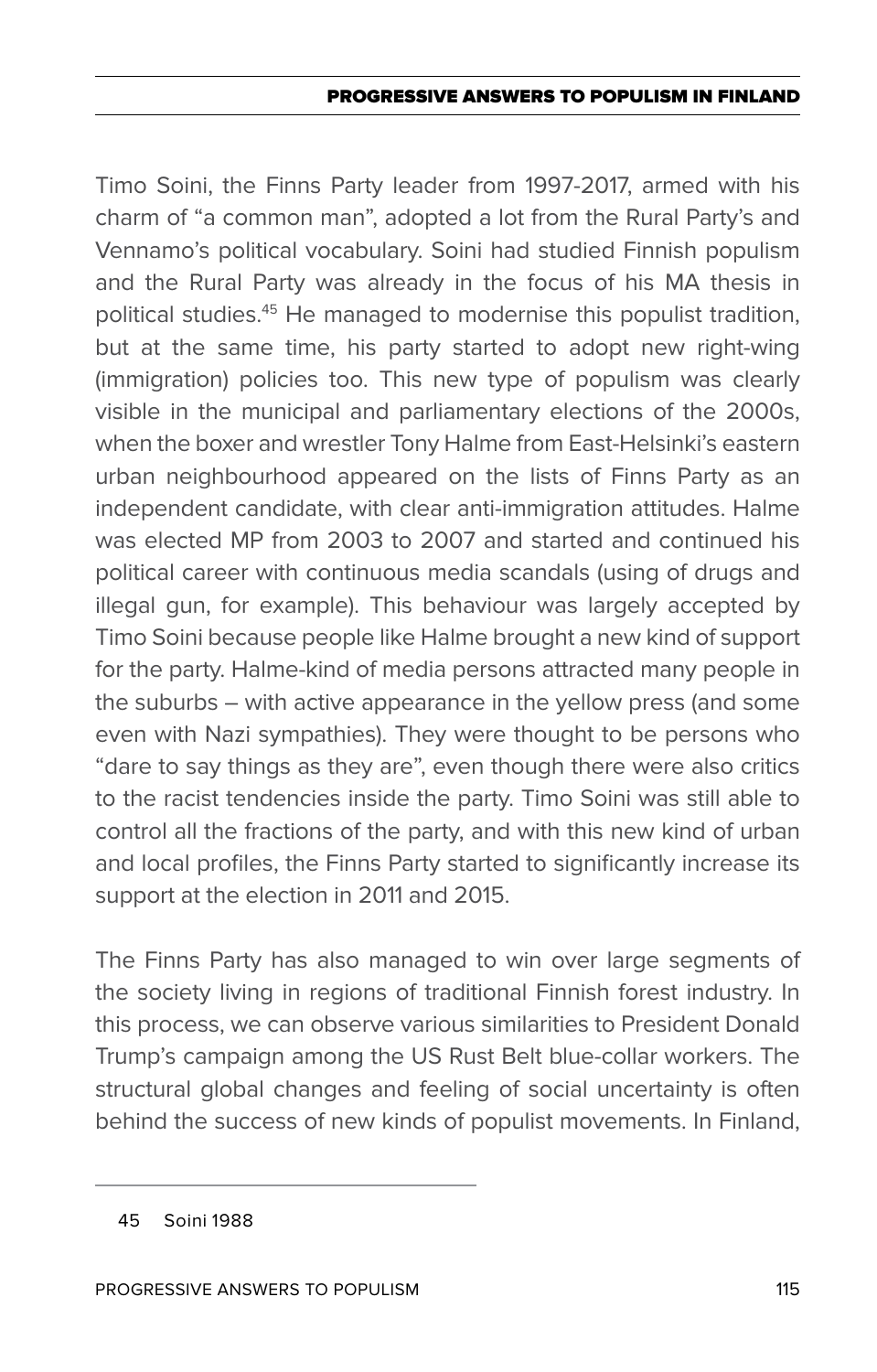Timo Soini, the Finns Party leader from 1997-2017, armed with his charm of "a common man", adopted a lot from the Rural Party's and Vennamo's political vocabulary. Soini had studied Finnish populism and the Rural Party was already in the focus of his MA thesis in political studies.[45] He managed to modernise this populist tradition, but at the same time, his party started to adopt new right-wing (immigration) policies too. This new type of populism was clearly visible in the municipal and parliamentary elections of the 2000s, when the boxer and wrestler Tony Halme from East-Helsinki's eastern urban neighbourhood appeared on the lists of Finns Party as an independent candidate, with clear anti-immigration attitudes. Halme was elected MP from 2003 to 2007 and started and continued his political career with continuous media scandals (using of drugs and illegal gun, for example). This behaviour was largely accepted by Timo Soini because people like Halme brought a new kind of support for the party. Halme-kind of media persons attracted many people in the suburbs – with active appearance in the yellow press (and some even with Nazi sympathies). They were thought to be persons who "dare to say things as they are", even though there were also critics to the racist tendencies inside the party. Timo Soini was still able to control all the fractions of the party, and with this new kind of urban and local profiles, the Finns Party started to significantly increase its support at the election in 2011 and 2015.

The Finns Party has also managed to win over large segments of the society living in regions of traditional Finnish forest industry. In this process, we can observe various similarities to President Donald Trump's campaign among the US Rust Belt blue-collar workers. The structural global changes and feeling of social uncertainty is often behind the success of new kinds of populist movements. In Finland,

45 Soini 1988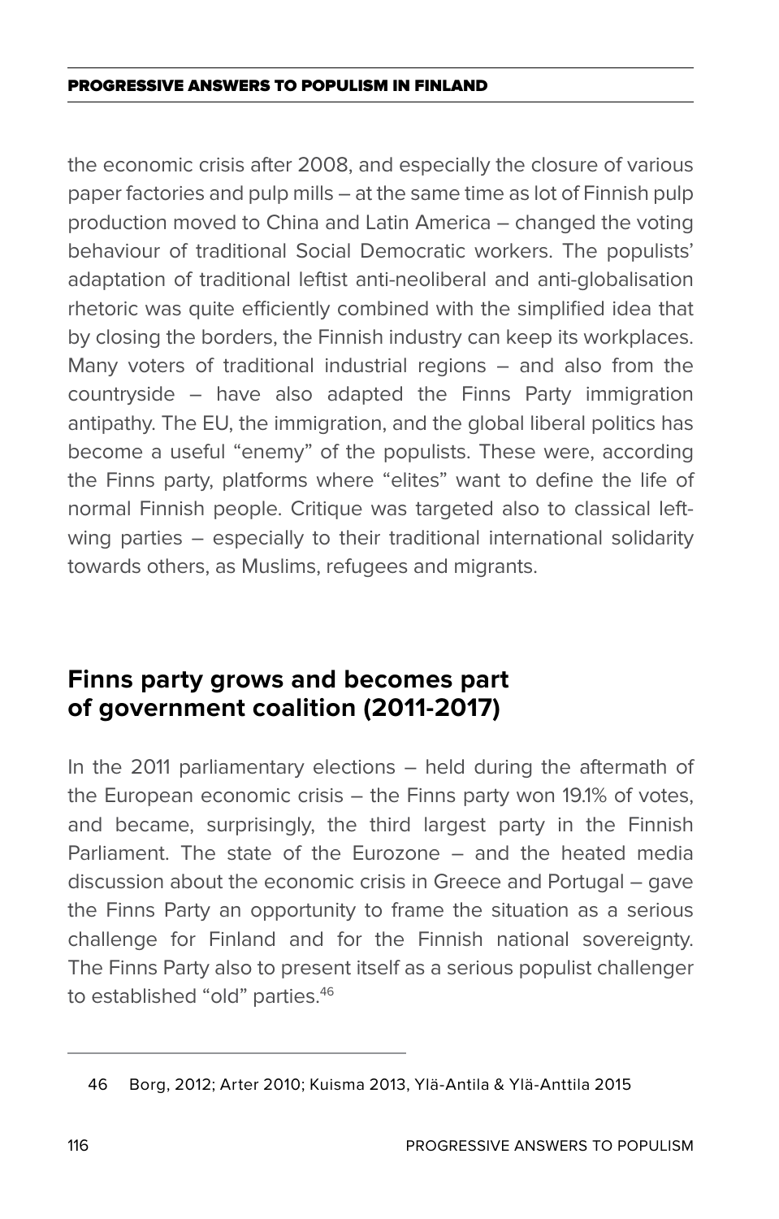the economic crisis after 2008, and especially the closure of various paper factories and pulp mills – at the same time as lot of Finnish pulp production moved to China and Latin America – changed the voting behaviour of traditional Social Democratic workers. The populists' adaptation of traditional leftist anti-neoliberal and anti-globalisation rhetoric was quite efficiently combined with the simplified idea that by closing the borders, the Finnish industry can keep its workplaces. Many voters of traditional industrial regions – and also from the countryside – have also adapted the Finns Party immigration antipathy. The EU, the immigration, and the global liberal politics has become a useful "enemy" of the populists. These were, according the Finns party, platforms where "elites" want to define the life of normal Finnish people. Critique was targeted also to classical left-wing parties – especially to their traditional international solidarity towards others, as Muslims, refugees and migrants.

## Finns party grows and becomes part of government coalition (2011-2017)

In the 2011 parliamentary elections – held during the aftermath of the European economic crisis – the Finns party won 19.1% of votes, and became, surprisingly, the third largest party in the Finnish Parliament. The state of the Eurozone – and the heated media discussion about the economic crisis in Greece and Portugal – gave the Finns Party an opportunity to frame the situation as a serious challenge for Finland and for the Finnish national sovereignty. The Finns Party also to present itself as a serious populist challenger to established "old" parties.[46]

---

46 Borg, 2012; Arter 2010; Kuisma 2013, Ylä-Antila & Ylä-Anttila 2015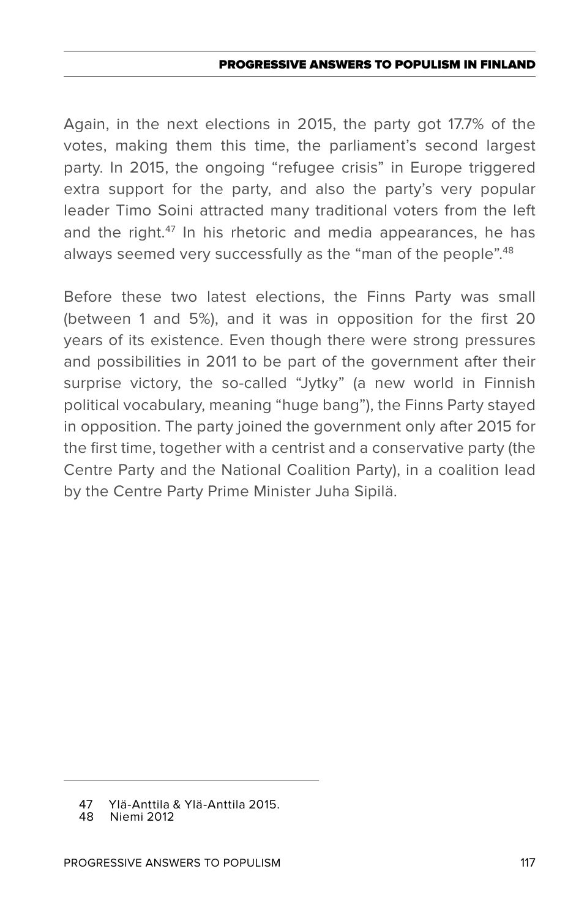Again, in the next elections in 2015, the party got 17.7% of the votes, making them this time, the parliament's second largest party. In 2015, the ongoing "refugee crisis" in Europe triggered extra support for the party, and also the party's very popular leader Timo Soini attracted many traditional voters from the left and the right.[47] In his rhetoric and media appearances, he has always seemed very successfully as the "man of the people".[48]

Before these two latest elections, the Finns Party was small (between 1 and 5%), and it was in opposition for the first 20 years of its existence. Even though there were strong pressures and possibilities in 2011 to be part of the government after their surprise victory, the so-called "Jytky" (a new world in Finnish political vocabulary, meaning "huge bang"), the Finns Party stayed in opposition. The party joined the government only after 2015 for the first time, together with a centrist and a conservative party (the Centre Party and the National Coalition Party), in a coalition lead by the Centre Party Prime Minister Juha Sipilä.

---

47 Ylä-Anttila & Ylä-Anttila 2015.
48 Niemi 2012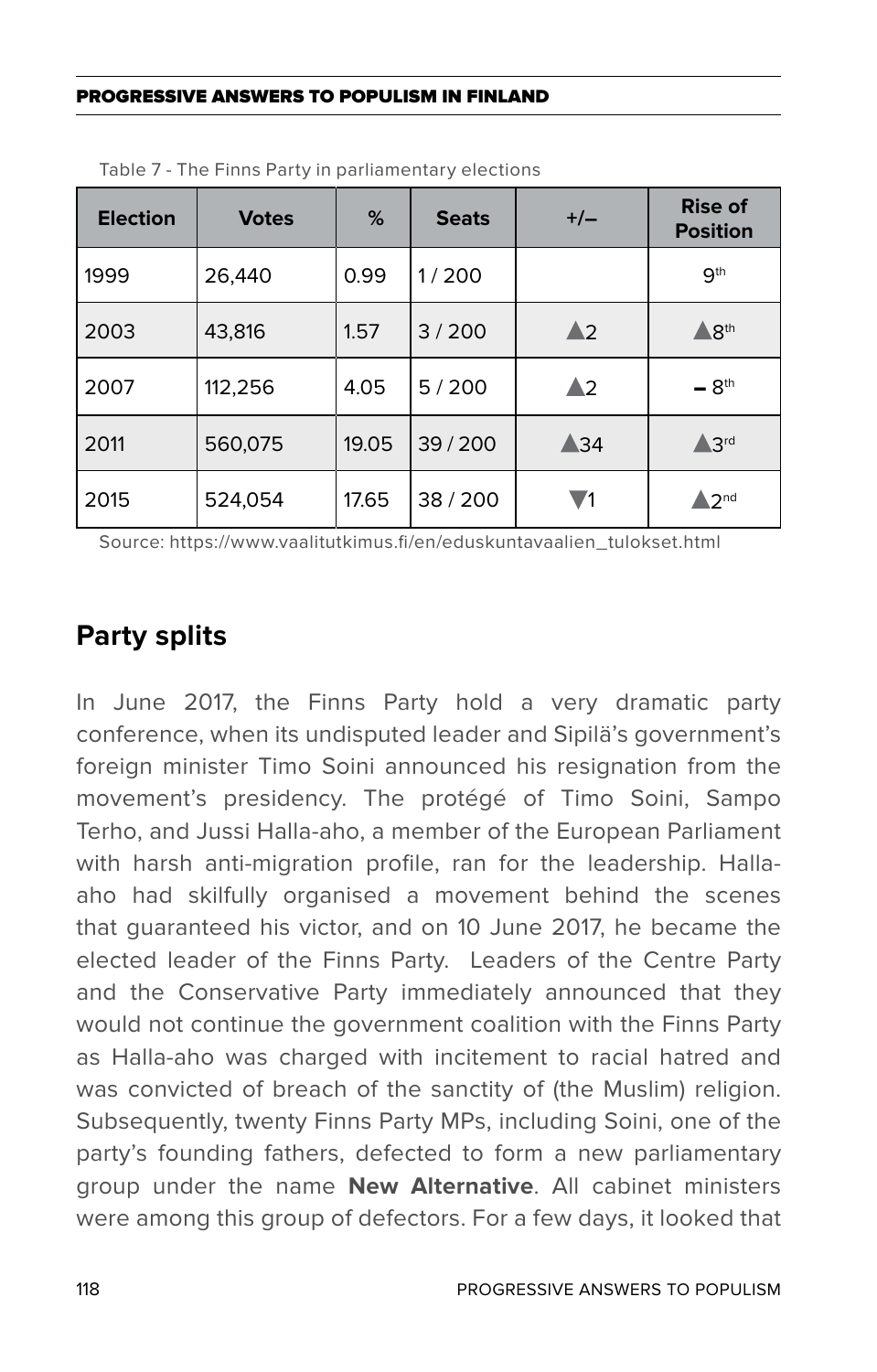Table 7 - The Finns Party in parliamentary elections

| Election | Votes | % | Seats | +/– | Rise of Position |
|---|---|---|---|---|---|
| 1999 | 26,440 | 0.99 | 1 / 200 | | 9th |
| 2003 | 43,816 | 1.57 | 3 / 200 | ▲2 | ▲8th |
| 2007 | 112,256 | 4.05 | 5 / 200 | ▲2 | – 8th |
| 2011 | 560,075 | 19.05 | 39 / 200 | ▲34 | ▲3rd |
| 2015 | 524,054 | 17.65 | 38 / 200 | ▼1 | ▲2nd |

Source: https://www.vaalitutkimus.fi/en/eduskuntavaalien_tulokset.html

## Party splits

In June 2017, the Finns Party hold a very dramatic party conference, when its undisputed leader and Sipilä's government's foreign minister Timo Soini announced his resignation from the movement's presidency. The protégé of Timo Soini, Sampo Terho, and Jussi Halla-aho, a member of the European Parliament with harsh anti-migration profile, ran for the leadership. Halla-aho had skilfully organised a movement behind the scenes that guaranteed his victor, and on 10 June 2017, he became the elected leader of the Finns Party. Leaders of the Centre Party and the Conservative Party immediately announced that they would not continue the government coalition with the Finns Party as Halla-aho was charged with incitement to racial hatred and was convicted of breach of the sanctity of (the Muslim) religion. Subsequently, twenty Finns Party MPs, including Soini, one of the party's founding fathers, defected to form a new parliamentary group under the name **New Alternative**. All cabinet ministers were among this group of defectors. For a few days, it looked that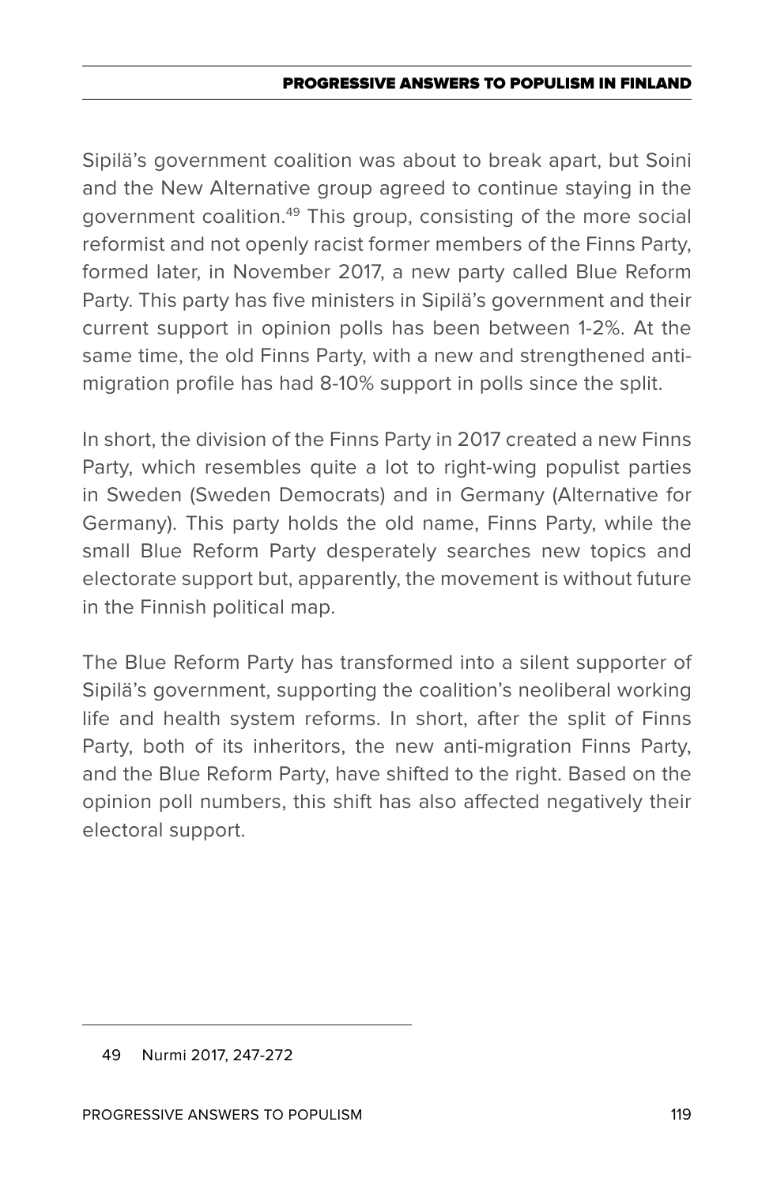Sipilä's government coalition was about to break apart, but Soini and the New Alternative group agreed to continue staying in the government coalition.[49] This group, consisting of the more social reformist and not openly racist former members of the Finns Party, formed later, in November 2017, a new party called Blue Reform Party. This party has five ministers in Sipilä's government and their current support in opinion polls has been between 1-2%. At the same time, the old Finns Party, with a new and strengthened anti-migration profile has had 8-10% support in polls since the split.

In short, the division of the Finns Party in 2017 created a new Finns Party, which resembles quite a lot to right-wing populist parties in Sweden (Sweden Democrats) and in Germany (Alternative for Germany). This party holds the old name, Finns Party, while the small Blue Reform Party desperately searches new topics and electorate support but, apparently, the movement is without future in the Finnish political map.

The Blue Reform Party has transformed into a silent supporter of Sipilä's government, supporting the coalition's neoliberal working life and health system reforms. In short, after the split of Finns Party, both of its inheritors, the new anti-migration Finns Party, and the Blue Reform Party, have shifted to the right. Based on the opinion poll numbers, this shift has also affected negatively their electoral support.

---

49 Nurmi 2017, 247-272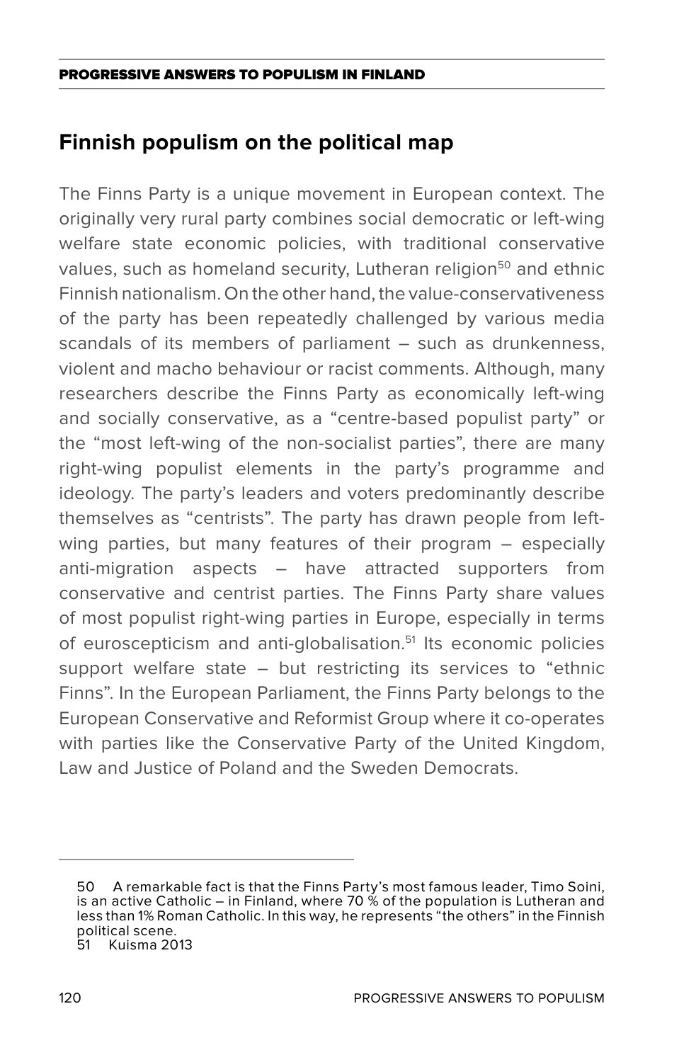## Finnish populism on the political map

The Finns Party is a unique movement in European context. The originally very rural party combines social democratic or left-wing welfare state economic policies, with traditional conservative values, such as homeland security, Lutheran religion[50] and ethnic Finnish nationalism. On the other hand, the value-conservativeness of the party has been repeatedly challenged by various media scandals of its members of parliament – such as drunkenness, violent and macho behaviour or racist comments. Although, many researchers describe the Finns Party as economically left-wing and socially conservative, as a "centre-based populist party" or the "most left-wing of the non-socialist parties", there are many right-wing populist elements in the party's programme and ideology. The party's leaders and voters predominantly describe themselves as "centrists". The party has drawn people from left-wing parties, but many features of their program – especially anti-migration aspects – have attracted supporters from conservative and centrist parties. The Finns Party share values of most populist right-wing parties in Europe, especially in terms of euroscepticism and anti-globalisation.[51] Its economic policies support welfare state – but restricting its services to "ethnic Finns". In the European Parliament, the Finns Party belongs to the European Conservative and Reformist Group where it co-operates with parties like the Conservative Party of the United Kingdom, Law and Justice of Poland and the Sweden Democrats.

---

50 A remarkable fact is that the Finns Party's most famous leader, Timo Soini, is an active Catholic – in Finland, where 70 % of the population is Lutheran and less than 1% Roman Catholic. In this way, he represents "the others" in the Finnish political scene.

51 Kuisma 2013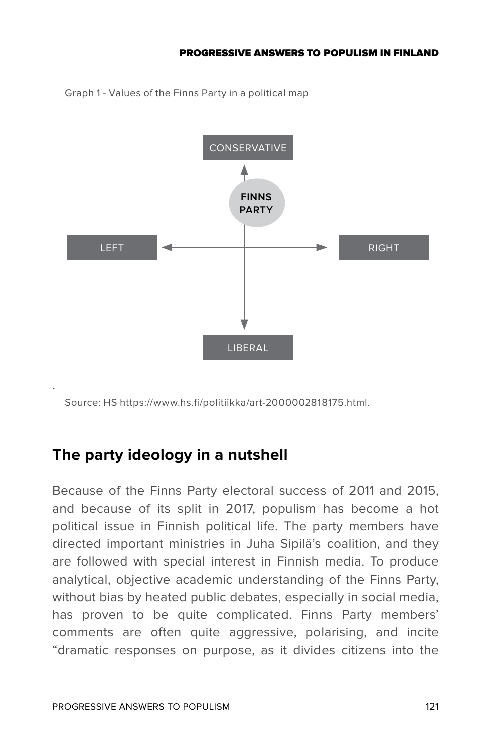Graph 1 - Values of the Finns Party in a political map

CONSERVATIVE

FINNS PARTY

LEFT

RIGHT

LIBERAL

Source: HS https://www.hs.fi/politiikka/art-2000002818175.html.

## The party ideology in a nutshell

Because of the Finns Party electoral success of 2011 and 2015, and because of its split in 2017, populism has become a hot political issue in Finnish political life. The party members have directed important ministries in Juha Sipilä's coalition, and they are followed with special interest in Finnish media. To produce analytical, objective academic understanding of the Finns Party, without bias by heated public debates, especially in social media, has proven to be quite complicated. Finns Party members' comments are often quite aggressive, polarising, and incite "dramatic responses on purpose, as it divides citizens into the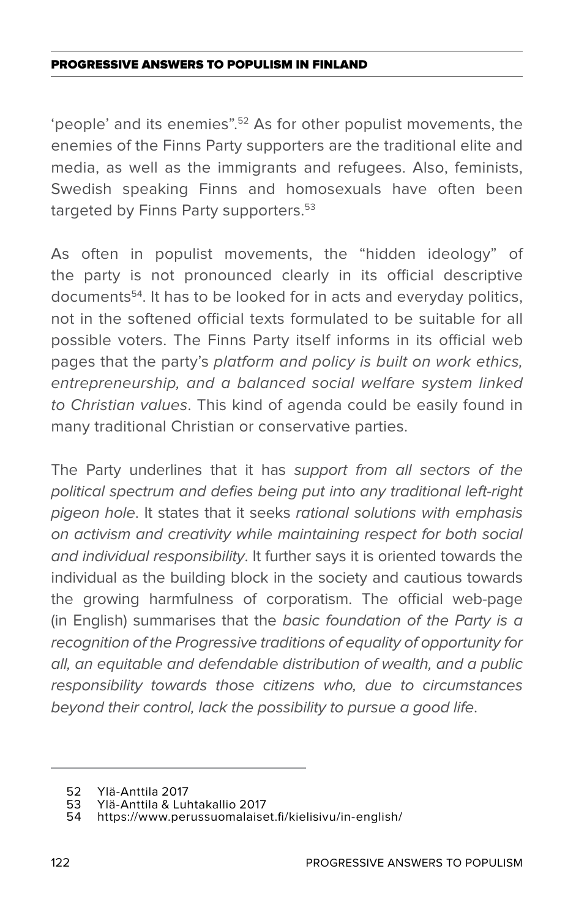'people' and its enemies".[52] As for other populist movements, the enemies of the Finns Party supporters are the traditional elite and media, as well as the immigrants and refugees. Also, feminists, Swedish speaking Finns and homosexuals have often been targeted by Finns Party supporters.[53]

As often in populist movements, the "hidden ideology" of the party is not pronounced clearly in its official descriptive documents[54]. It has to be looked for in acts and everyday politics, not in the softened official texts formulated to be suitable for all possible voters. The Finns Party itself informs in its official web pages that the party's *platform and policy is built on work ethics, entrepreneurship, and a balanced social welfare system linked to Christian values*. This kind of agenda could be easily found in many traditional Christian or conservative parties.

The Party underlines that it has *support from all sectors of the political spectrum and defies being put into any traditional left-right pigeon hole*. It states that it seeks *rational solutions with emphasis on activism and creativity while maintaining respect for both social and individual responsibility*. It further says it is oriented towards the individual as the building block in the society and cautious towards the growing harmfulness of corporatism. The official web-page (in English) summarises that the *basic foundation of the Party is a recognition of the Progressive traditions of equality of opportunity for all, an equitable and defendable distribution of wealth, and a public responsibility towards those citizens who, due to circumstances beyond their control, lack the possibility to pursue a good life*.

---

52 Ylä-Anttila 2017
53 Ylä-Anttila & Luhtakallio 2017
54 https://www.perussuomalaiset.fi/kielisivu/in-english/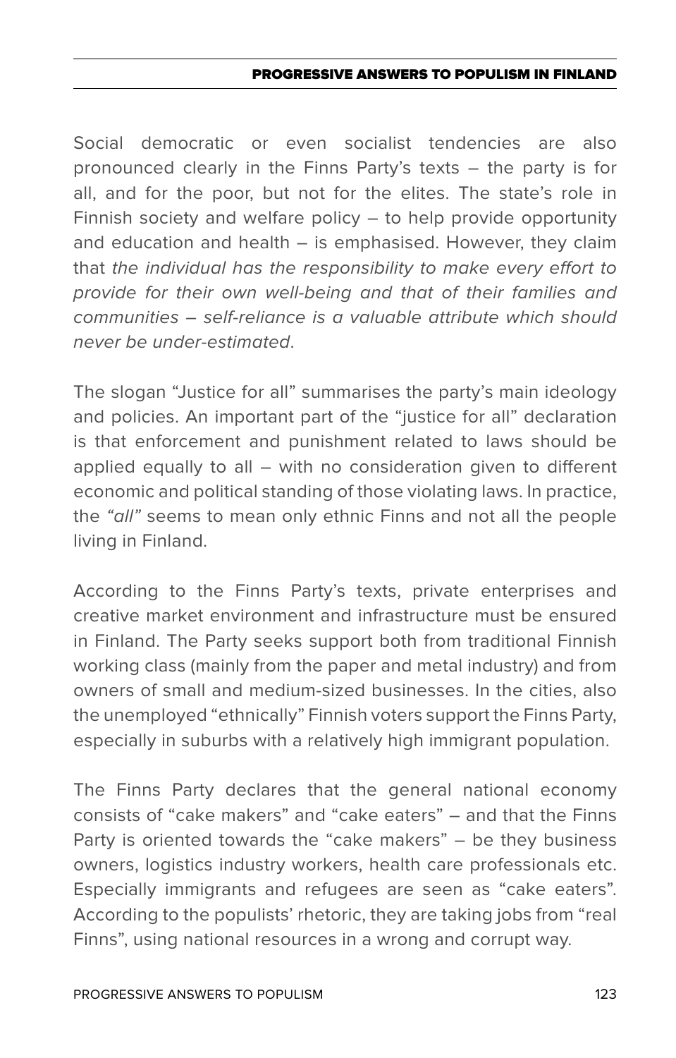Social democratic or even socialist tendencies are also pronounced clearly in the Finns Party's texts – the party is for all, and for the poor, but not for the elites. The state's role in Finnish society and welfare policy – to help provide opportunity and education and health – is emphasised. However, they claim that *the individual has the responsibility to make every effort to provide for their own well-being and that of their families and communities – self-reliance is a valuable attribute which should never be under-estimated*.

The slogan "Justice for all" summarises the party's main ideology and policies. An important part of the "justice for all" declaration is that enforcement and punishment related to laws should be applied equally to all – with no consideration given to different economic and political standing of those violating laws. In practice, the *"all"* seems to mean only ethnic Finns and not all the people living in Finland.

According to the Finns Party's texts, private enterprises and creative market environment and infrastructure must be ensured in Finland. The Party seeks support both from traditional Finnish working class (mainly from the paper and metal industry) and from owners of small and medium-sized businesses. In the cities, also the unemployed "ethnically" Finnish voters support the Finns Party, especially in suburbs with a relatively high immigrant population.

The Finns Party declares that the general national economy consists of "cake makers" and "cake eaters" – and that the Finns Party is oriented towards the "cake makers" – be they business owners, logistics industry workers, health care professionals etc. Especially immigrants and refugees are seen as "cake eaters". According to the populists' rhetoric, they are taking jobs from "real Finns", using national resources in a wrong and corrupt way.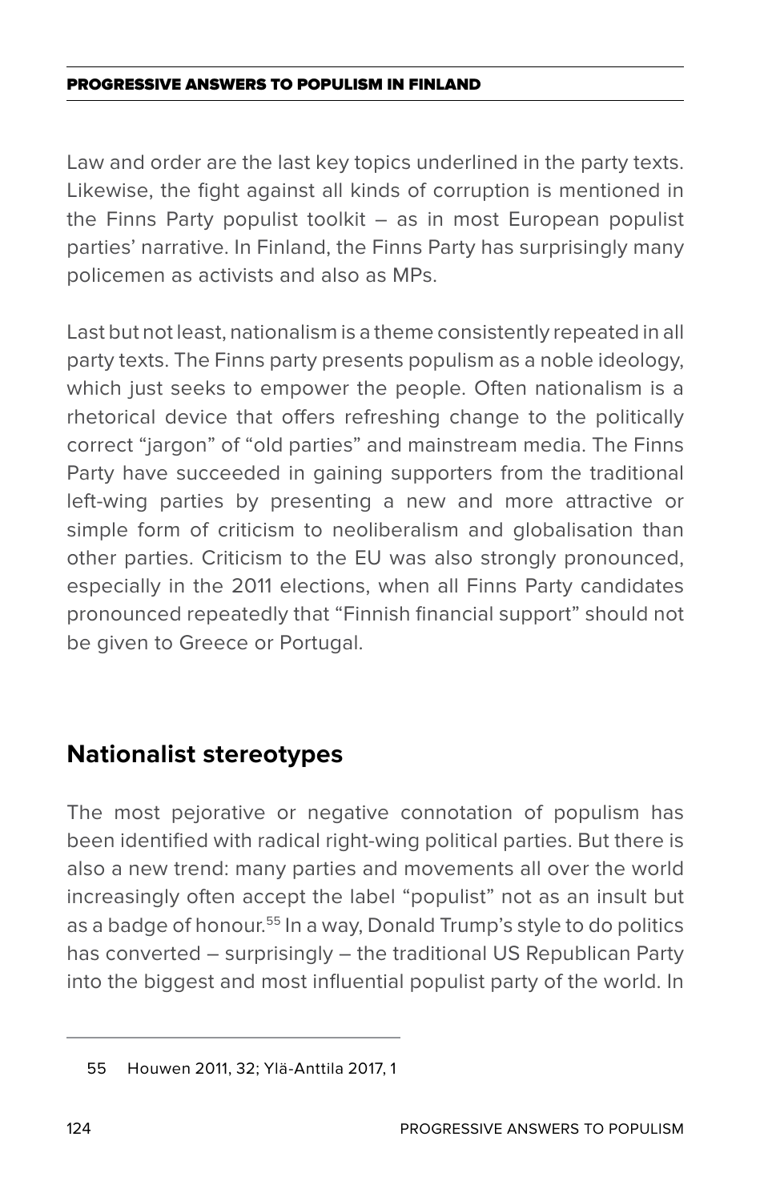Law and order are the last key topics underlined in the party texts. Likewise, the fight against all kinds of corruption is mentioned in the Finns Party populist toolkit – as in most European populist parties' narrative. In Finland, the Finns Party has surprisingly many policemen as activists and also as MPs.

Last but not least, nationalism is a theme consistently repeated in all party texts. The Finns party presents populism as a noble ideology, which just seeks to empower the people. Often nationalism is a rhetorical device that offers refreshing change to the politically correct "jargon" of "old parties" and mainstream media. The Finns Party have succeeded in gaining supporters from the traditional left-wing parties by presenting a new and more attractive or simple form of criticism to neoliberalism and globalisation than other parties. Criticism to the EU was also strongly pronounced, especially in the 2011 elections, when all Finns Party candidates pronounced repeatedly that "Finnish financial support" should not be given to Greece or Portugal.

## Nationalist stereotypes

The most pejorative or negative connotation of populism has been identified with radical right-wing political parties. But there is also a new trend: many parties and movements all over the world increasingly often accept the label "populist" not as an insult but as a badge of honour.[55] In a way, Donald Trump's style to do politics has converted – surprisingly – the traditional US Republican Party into the biggest and most influential populist party of the world. In

---

55 Houwen 2011, 32; Ylä-Anttila 2017, 1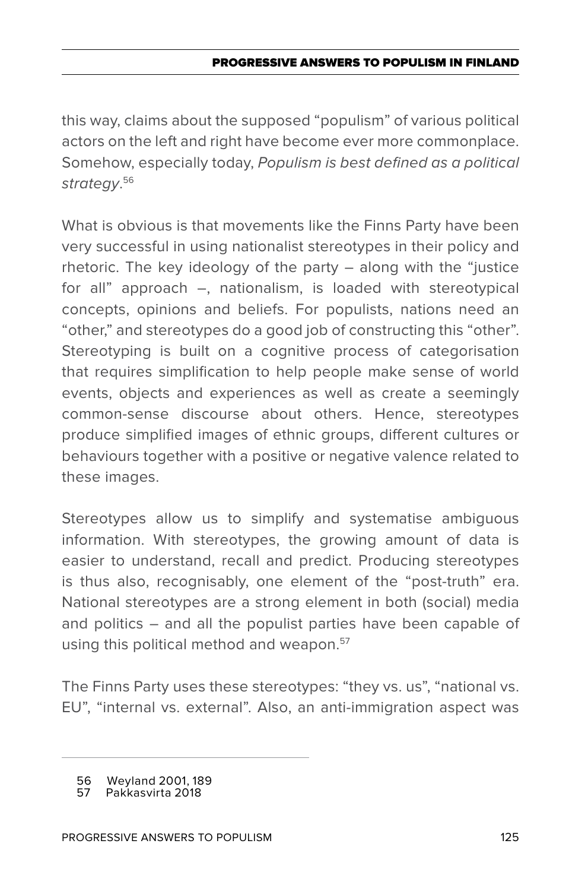this way, claims about the supposed "populism" of various political actors on the left and right have become ever more commonplace. Somehow, especially today, *Populism is best defined as a political strategy*.[56]

What is obvious is that movements like the Finns Party have been very successful in using nationalist stereotypes in their policy and rhetoric. The key ideology of the party – along with the "justice for all" approach –, nationalism, is loaded with stereotypical concepts, opinions and beliefs. For populists, nations need an "other," and stereotypes do a good job of constructing this "other". Stereotyping is built on a cognitive process of categorisation that requires simplification to help people make sense of world events, objects and experiences as well as create a seemingly common-sense discourse about others. Hence, stereotypes produce simplified images of ethnic groups, different cultures or behaviours together with a positive or negative valence related to these images.

Stereotypes allow us to simplify and systematise ambiguous information. With stereotypes, the growing amount of data is easier to understand, recall and predict. Producing stereotypes is thus also, recognisably, one element of the "post-truth" era. National stereotypes are a strong element in both (social) media and politics – and all the populist parties have been capable of using this political method and weapon.[57]

The Finns Party uses these stereotypes: "they vs. us", "national vs. EU", "internal vs. external". Also, an anti-immigration aspect was

---

56 Weyland 2001, 189
57 Pakkasvirta 2018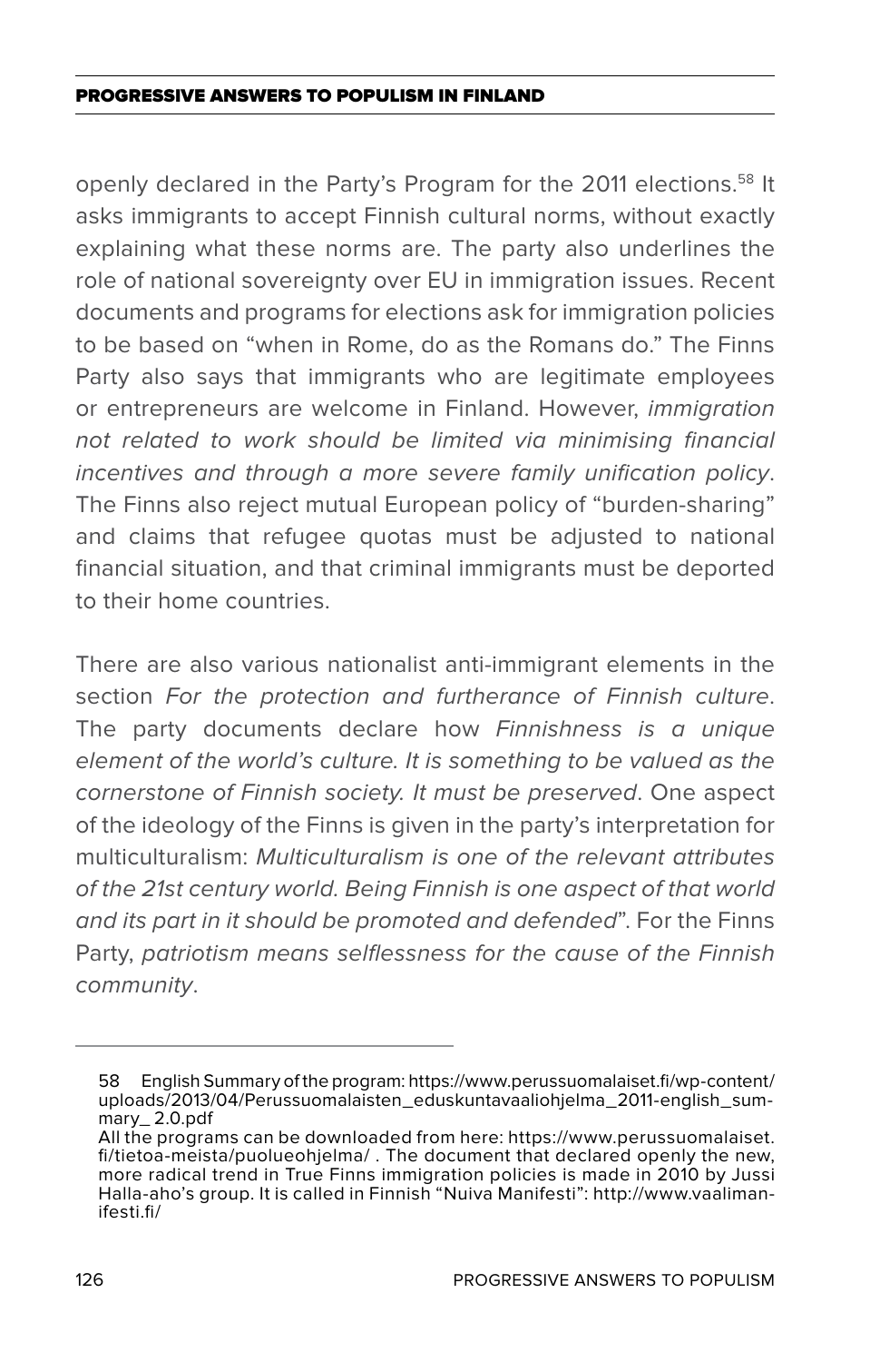openly declared in the Party's Program for the 2011 elections.[58] It asks immigrants to accept Finnish cultural norms, without exactly explaining what these norms are. The party also underlines the role of national sovereignty over EU in immigration issues. Recent documents and programs for elections ask for immigration policies to be based on "when in Rome, do as the Romans do." The Finns Party also says that immigrants who are legitimate employees or entrepreneurs are welcome in Finland. However, *immigration not related to work should be limited via minimising financial incentives and through a more severe family unification policy*. The Finns also reject mutual European policy of "burden-sharing" and claims that refugee quotas must be adjusted to national financial situation, and that criminal immigrants must be deported to their home countries.

There are also various nationalist anti-immigrant elements in the section *For the protection and furtherance of Finnish culture*. The party documents declare how *Finnishness is a unique element of the world's culture. It is something to be valued as the cornerstone of Finnish society. It must be preserved*. One aspect of the ideology of the Finns is given in the party's interpretation for multiculturalism: *Multiculturalism is one of the relevant attributes of the 21st century world. Being Finnish is one aspect of that world and its part in it should be promoted and defended*". For the Finns Party, *patriotism means selflessness for the cause of the Finnish community*.

---

58 English Summary of the program: https://www.perussuomalaiset.fi/wp-content/uploads/2013/04/Perussuomalaisten_eduskuntavaaliohjelma_2011-english_summary_ 2.0.pdf
All the programs can be downloaded from here: https://www.perussuomalaiset.fi/tietoa-meista/puolueohjelma/ . The document that declared openly the new, more radical trend in True Finns immigration policies is made in 2010 by Jussi Halla-aho's group. It is called in Finnish "Nuiva Manifesti": http://www.vaalimanifesti.fi/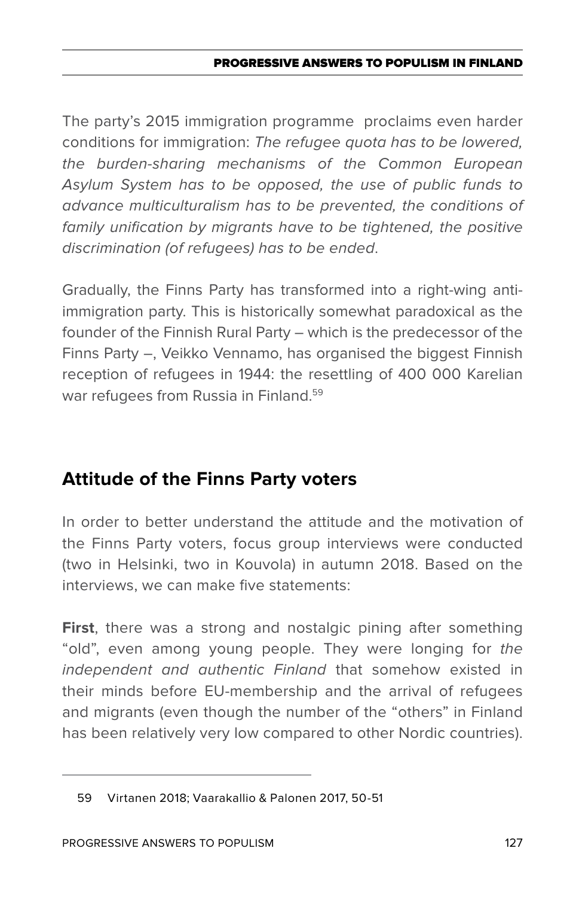The party's 2015 immigration programme  proclaims even harder conditions for immigration: *The refugee quota has to be lowered, the burden-sharing mechanisms of the Common European Asylum System has to be opposed, the use of public funds to advance multiculturalism has to be prevented, the conditions of family unification by migrants have to be tightened, the positive discrimination (of refugees) has to be ended*.

Gradually, the Finns Party has transformed into a right-wing anti-immigration party. This is historically somewhat paradoxical as the founder of the Finnish Rural Party – which is the predecessor of the Finns Party –, Veikko Vennamo, has organised the biggest Finnish reception of refugees in 1944: the resettling of 400 000 Karelian war refugees from Russia in Finland.[59]

## Attitude of the Finns Party voters

In order to better understand the attitude and the motivation of the Finns Party voters, focus group interviews were conducted (two in Helsinki, two in Kouvola) in autumn 2018. Based on the interviews, we can make five statements:

**First**, there was a strong and nostalgic pining after something "old", even among young people. They were longing for *the independent and authentic Finland* that somehow existed in their minds before EU-membership and the arrival of refugees and migrants (even though the number of the "others" in Finland has been relatively very low compared to other Nordic countries).

---

59 Virtanen 2018; Vaarakallio & Palonen 2017, 50-51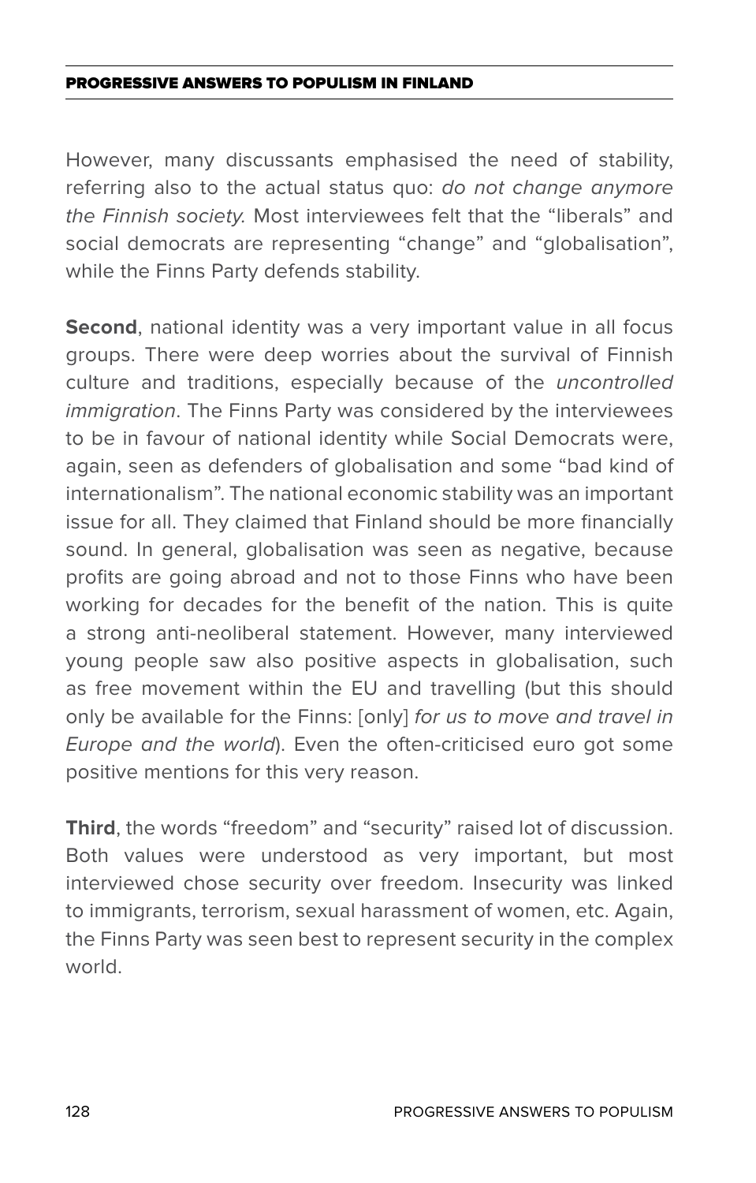However, many discussants emphasised the need of stability, referring also to the actual status quo: *do not change anymore the Finnish society.* Most interviewees felt that the "liberals" and social democrats are representing "change" and "globalisation", while the Finns Party defends stability.

**Second**, national identity was a very important value in all focus groups. There were deep worries about the survival of Finnish culture and traditions, especially because of the *uncontrolled immigration*. The Finns Party was considered by the interviewees to be in favour of national identity while Social Democrats were, again, seen as defenders of globalisation and some "bad kind of internationalism". The national economic stability was an important issue for all. They claimed that Finland should be more financially sound. In general, globalisation was seen as negative, because profits are going abroad and not to those Finns who have been working for decades for the benefit of the nation. This is quite a strong anti-neoliberal statement. However, many interviewed young people saw also positive aspects in globalisation, such as free movement within the EU and travelling (but this should only be available for the Finns: [only] *for us to move and travel in Europe and the world*). Even the often-criticised euro got some positive mentions for this very reason.

**Third**, the words "freedom" and "security" raised lot of discussion. Both values were understood as very important, but most interviewed chose security over freedom. Insecurity was linked to immigrants, terrorism, sexual harassment of women, etc. Again, the Finns Party was seen best to represent security in the complex world.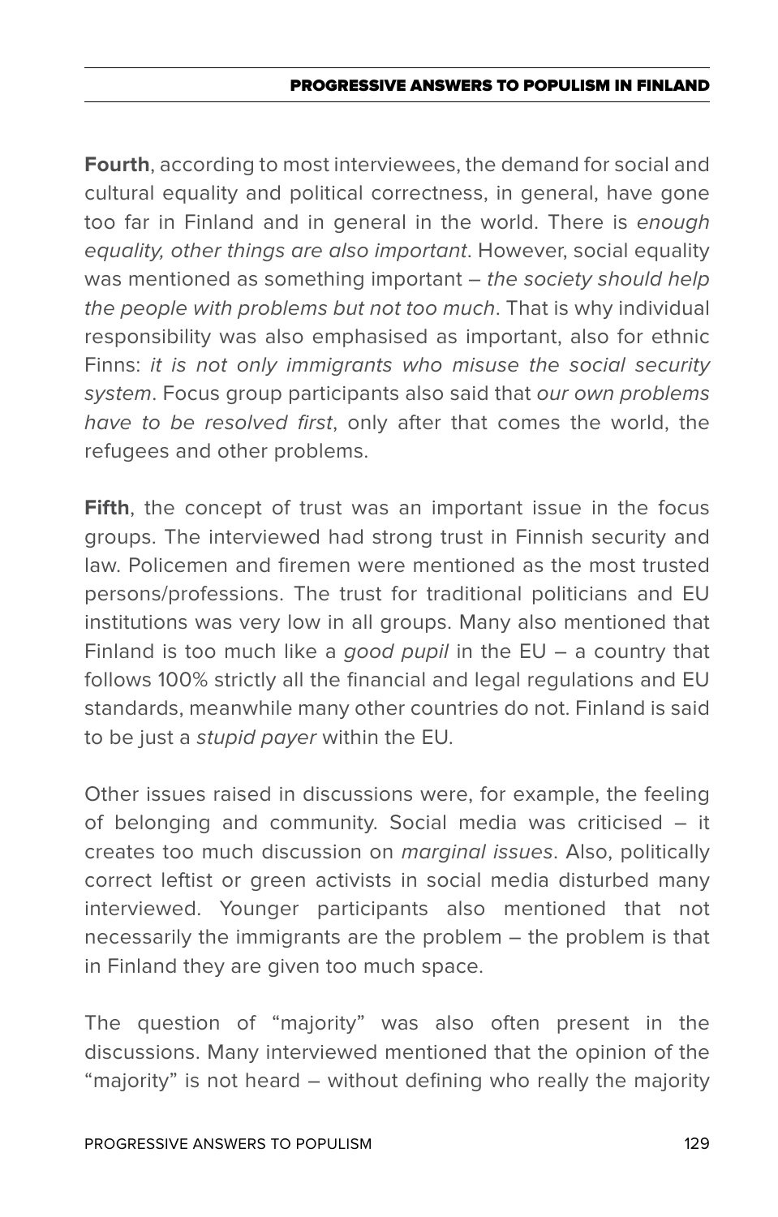**Fourth**, according to most interviewees, the demand for social and cultural equality and political correctness, in general, have gone too far in Finland and in general in the world. There is *enough equality, other things are also important*. However, social equality was mentioned as something important – *the society should help the people with problems but not too much*. That is why individual responsibility was also emphasised as important, also for ethnic Finns: *it is not only immigrants who misuse the social security system*. Focus group participants also said that *our own problems have to be resolved first*, only after that comes the world, the refugees and other problems.

**Fifth**, the concept of trust was an important issue in the focus groups. The interviewed had strong trust in Finnish security and law. Policemen and firemen were mentioned as the most trusted persons/professions. The trust for traditional politicians and EU institutions was very low in all groups. Many also mentioned that Finland is too much like a *good pupil* in the EU – a country that follows 100% strictly all the financial and legal regulations and EU standards, meanwhile many other countries do not. Finland is said to be just a *stupid payer* within the EU.

Other issues raised in discussions were, for example, the feeling of belonging and community. Social media was criticised – it creates too much discussion on *marginal issues*. Also, politically correct leftist or green activists in social media disturbed many interviewed. Younger participants also mentioned that not necessarily the immigrants are the problem – the problem is that in Finland they are given too much space.

The question of "majority" was also often present in the discussions. Many interviewed mentioned that the opinion of the "majority" is not heard – without defining who really the majority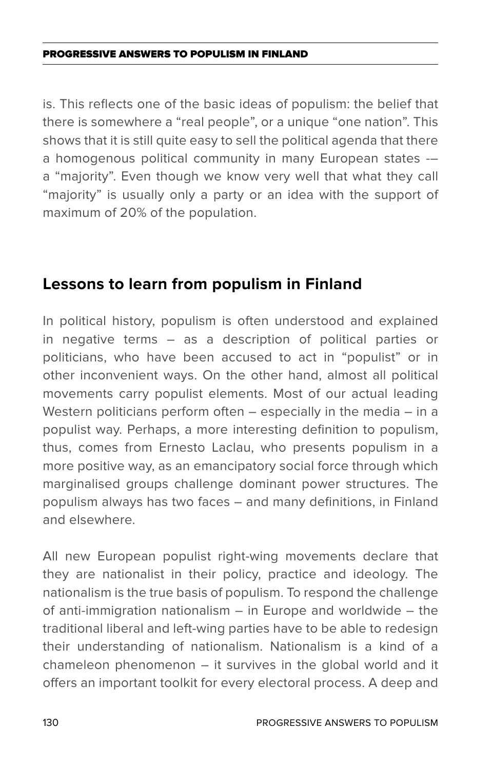is. This reflects one of the basic ideas of populism: the belief that there is somewhere a "real people", or a unique "one nation". This shows that it is still quite easy to sell the political agenda that there a homogenous political community in many European states -– a "majority". Even though we know very well that what they call "majority" is usually only a party or an idea with the support of maximum of 20% of the population.

## Lessons to learn from populism in Finland

In political history, populism is often understood and explained in negative terms – as a description of political parties or politicians, who have been accused to act in "populist" or in other inconvenient ways. On the other hand, almost all political movements carry populist elements. Most of our actual leading Western politicians perform often – especially in the media – in a populist way. Perhaps, a more interesting definition to populism, thus, comes from Ernesto Laclau, who presents populism in a more positive way, as an emancipatory social force through which marginalised groups challenge dominant power structures. The populism always has two faces – and many definitions, in Finland and elsewhere.

All new European populist right-wing movements declare that they are nationalist in their policy, practice and ideology. The nationalism is the true basis of populism. To respond the challenge of anti-immigration nationalism – in Europe and worldwide – the traditional liberal and left-wing parties have to be able to redesign their understanding of nationalism. Nationalism is a kind of a chameleon phenomenon – it survives in the global world and it offers an important toolkit for every electoral process. A deep and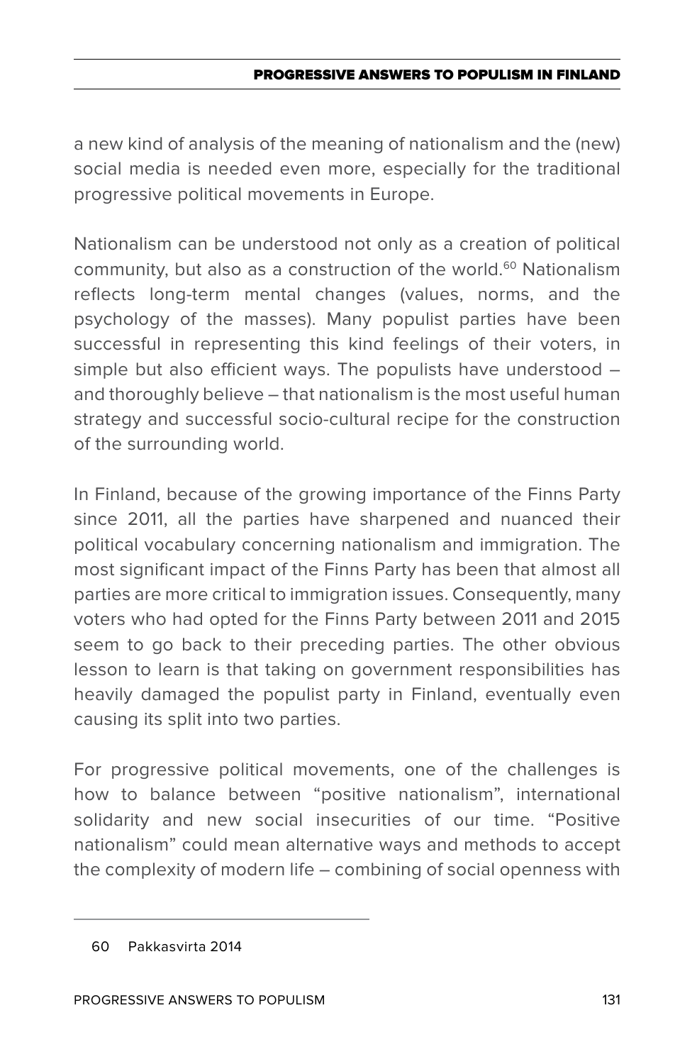a new kind of analysis of the meaning of nationalism and the (new) social media is needed even more, especially for the traditional progressive political movements in Europe.

Nationalism can be understood not only as a creation of political community, but also as a construction of the world.[60] Nationalism reflects long-term mental changes (values, norms, and the psychology of the masses). Many populist parties have been successful in representing this kind feelings of their voters, in simple but also efficient ways. The populists have understood – and thoroughly believe – that nationalism is the most useful human strategy and successful socio-cultural recipe for the construction of the surrounding world.

In Finland, because of the growing importance of the Finns Party since 2011, all the parties have sharpened and nuanced their political vocabulary concerning nationalism and immigration. The most significant impact of the Finns Party has been that almost all parties are more critical to immigration issues. Consequently, many voters who had opted for the Finns Party between 2011 and 2015 seem to go back to their preceding parties. The other obvious lesson to learn is that taking on government responsibilities has heavily damaged the populist party in Finland, eventually even causing its split into two parties.

For progressive political movements, one of the challenges is how to balance between "positive nationalism", international solidarity and new social insecurities of our time. "Positive nationalism" could mean alternative ways and methods to accept the complexity of modern life – combining of social openness with

---

60 Pakkasvirta 2014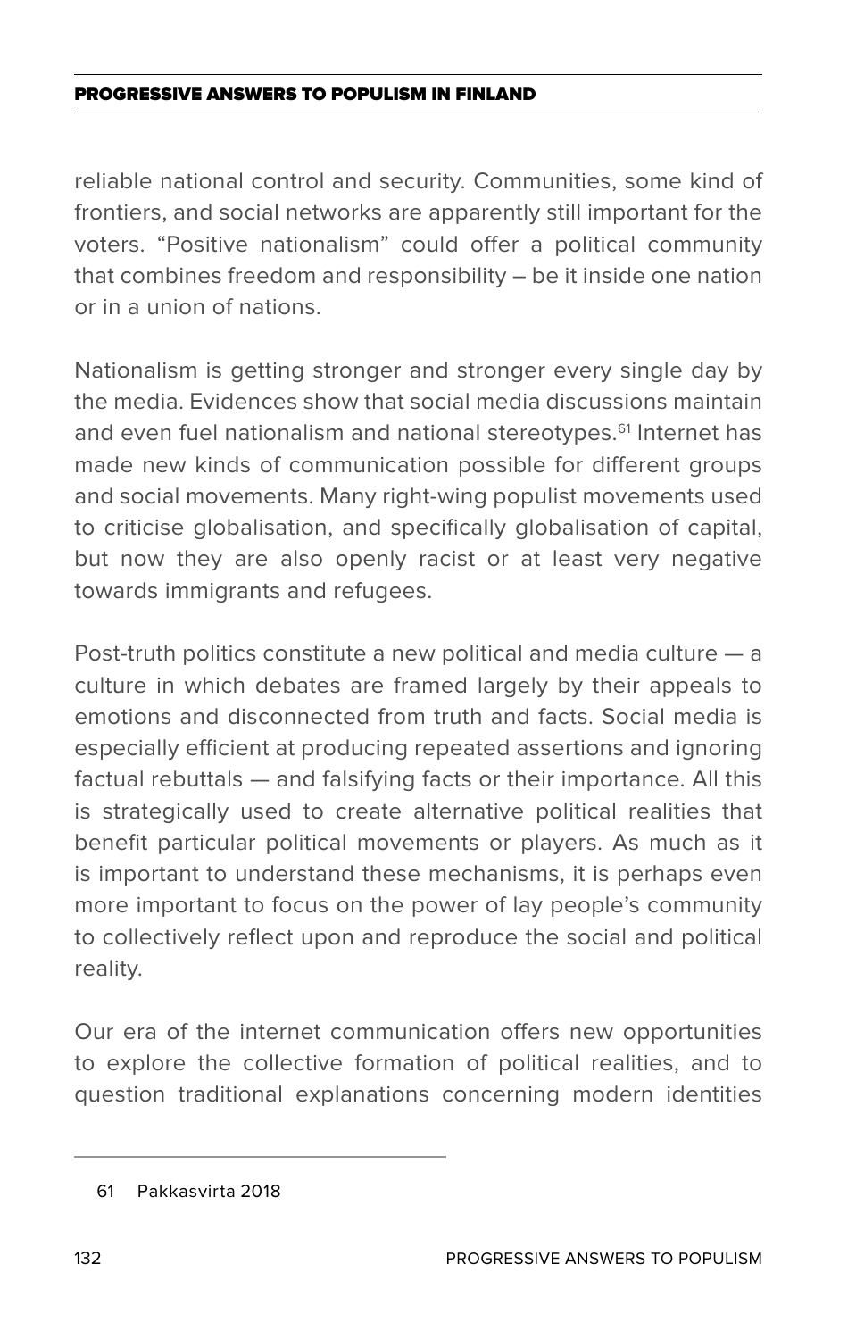reliable national control and security. Communities, some kind of frontiers, and social networks are apparently still important for the voters. "Positive nationalism" could offer a political community that combines freedom and responsibility – be it inside one nation or in a union of nations.

Nationalism is getting stronger and stronger every single day by the media. Evidences show that social media discussions maintain and even fuel nationalism and national stereotypes.[61] Internet has made new kinds of communication possible for different groups and social movements. Many right-wing populist movements used to criticise globalisation, and specifically globalisation of capital, but now they are also openly racist or at least very negative towards immigrants and refugees.

Post-truth politics constitute a new political and media culture — a culture in which debates are framed largely by their appeals to emotions and disconnected from truth and facts. Social media is especially efficient at producing repeated assertions and ignoring factual rebuttals — and falsifying facts or their importance. All this is strategically used to create alternative political realities that benefit particular political movements or players. As much as it is important to understand these mechanisms, it is perhaps even more important to focus on the power of lay people's community to collectively reflect upon and reproduce the social and political reality.

Our era of the internet communication offers new opportunities to explore the collective formation of political realities, and to question traditional explanations concerning modern identities

---

61 Pakkasvirta 2018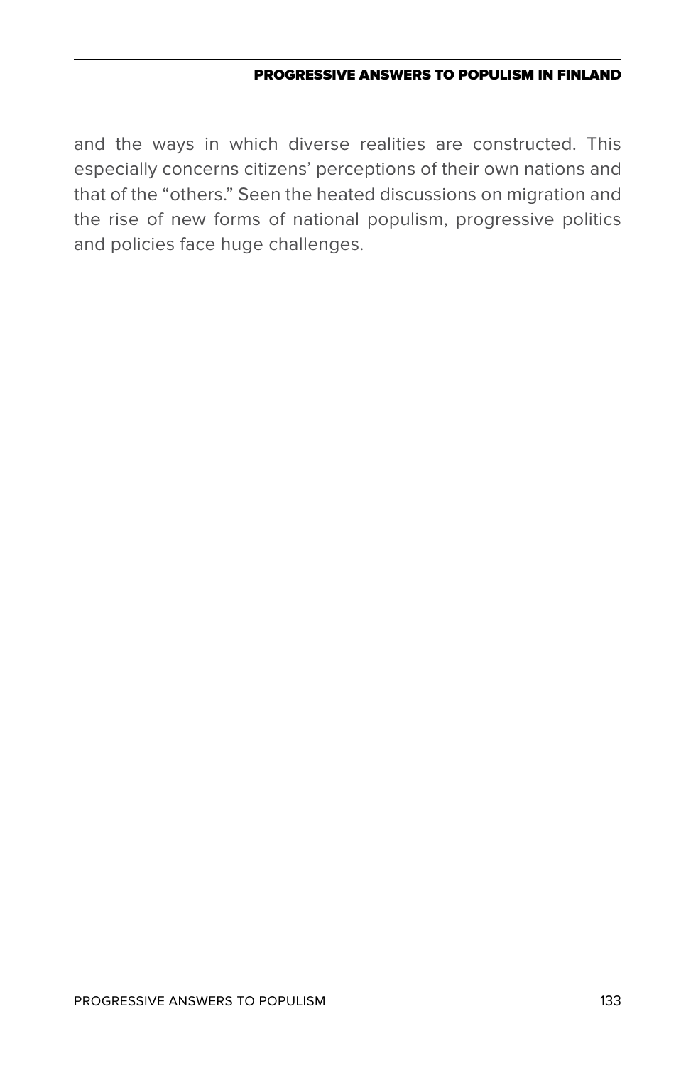and the ways in which diverse realities are constructed. This especially concerns citizens' perceptions of their own nations and that of the "others." Seen the heated discussions on migration and the rise of new forms of national populism, progressive politics and policies face huge challenges.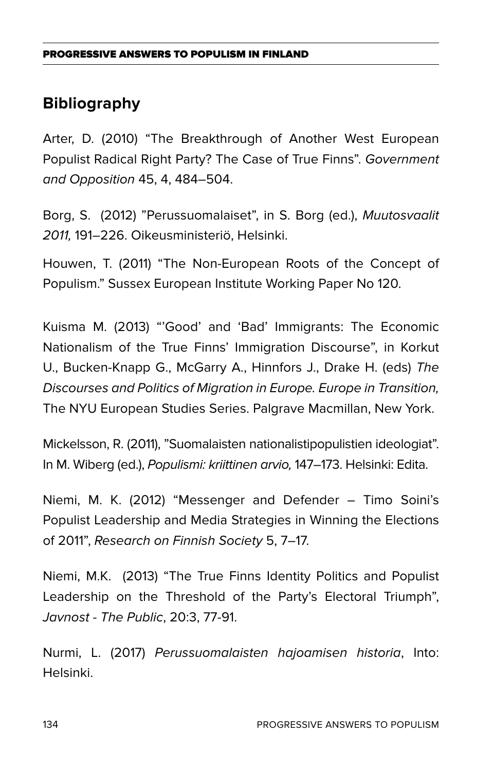## Bibliography

Arter, D. (2010) “The Breakthrough of Another West European Populist Radical Right Party? The Case of True Finns”. *Government and Opposition* 45, 4, 484–504.

Borg, S. (2012) ”Perussuomalaiset”, in S. Borg (ed.), *Muutosvaalit 2011,* 191–226. Oikeusministeriö, Helsinki.

Houwen, T. (2011) “The Non-European Roots of the Concept of Populism.” Sussex European Institute Working Paper No 120.

Kuisma M. (2013) “’Good’ and ‘Bad’ Immigrants: The Economic Nationalism of the True Finns’ Immigration Discourse”, in Korkut U., Bucken-Knapp G., McGarry A., Hinnfors J., Drake H. (eds) *The Discourses and Politics of Migration in Europe. Europe in Transition,* The NYU European Studies Series. Palgrave Macmillan, New York.

Mickelsson, R. (2011), ”Suomalaisten nationalistipopulistien ideologiat”. In M. Wiberg (ed.), *Populismi: kriittinen arvio,* 147–173. Helsinki: Edita.

Niemi, M. K. (2012) “Messenger and Defender – Timo Soini’s Populist Leadership and Media Strategies in Winning the Elections of 2011”, *Research on Finnish Society* 5, 7–17.

Niemi, M.K. (2013) “The True Finns Identity Politics and Populist Leadership on the Threshold of the Party’s Electoral Triumph”, *Javnost - The Public*, 20:3, 77-91.

Nurmi, L. (2017) *Perussuomalaisten hajoamisen historia*, Into: Helsinki.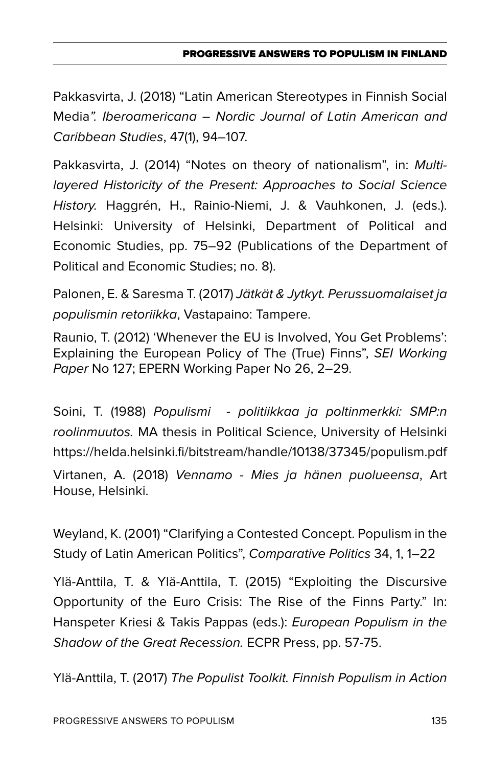Pakkasvirta, J. (2018) "Latin American Stereotypes in Finnish Social Media*". Iberoamericana – Nordic Journal of Latin American and Caribbean Studies*, 47(1), 94–107.

Pakkasvirta, J. (2014) "Notes on theory of nationalism", in: *Multi-layered Historicity of the Present: Approaches to Social Science History.* Haggrén, H., Rainio-Niemi, J. & Vauhkonen, J. (eds.). Helsinki: University of Helsinki, Department of Political and Economic Studies, pp. 75–92 (Publications of the Department of Political and Economic Studies; no. 8).

Palonen, E. & Saresma T. (2017) *Jätkät & Jytkyt. Perussuomalaiset ja populismin retoriikka*, Vastapaino: Tampere.

Raunio, T. (2012) 'Whenever the EU is Involved, You Get Problems': Explaining the European Policy of The (True) Finns", *SEI Working Paper* No 127; EPERN Working Paper No 26, 2–29.

Soini, T. (1988) *Populismi - politiikkaa ja poltinmerkki: SMP:n roolinmuutos.* MA thesis in Political Science, University of Helsinki https://helda.helsinki.fi/bitstream/handle/10138/37345/populism.pdf

Virtanen, A. (2018) *Vennamo - Mies ja hänen puolueensa*, Art House, Helsinki.

Weyland, K. (2001) "Clarifying a Contested Concept. Populism in the Study of Latin American Politics", *Comparative Politics* 34, 1, 1–22

Ylä-Anttila, T. & Ylä-Anttila, T. (2015) "Exploiting the Discursive Opportunity of the Euro Crisis: The Rise of the Finns Party." In: Hanspeter Kriesi & Takis Pappas (eds.): *European Populism in the Shadow of the Great Recession.* ECPR Press, pp. 57-75.

Ylä-Anttila, T. (2017) *The Populist Toolkit. Finnish Populism in Action*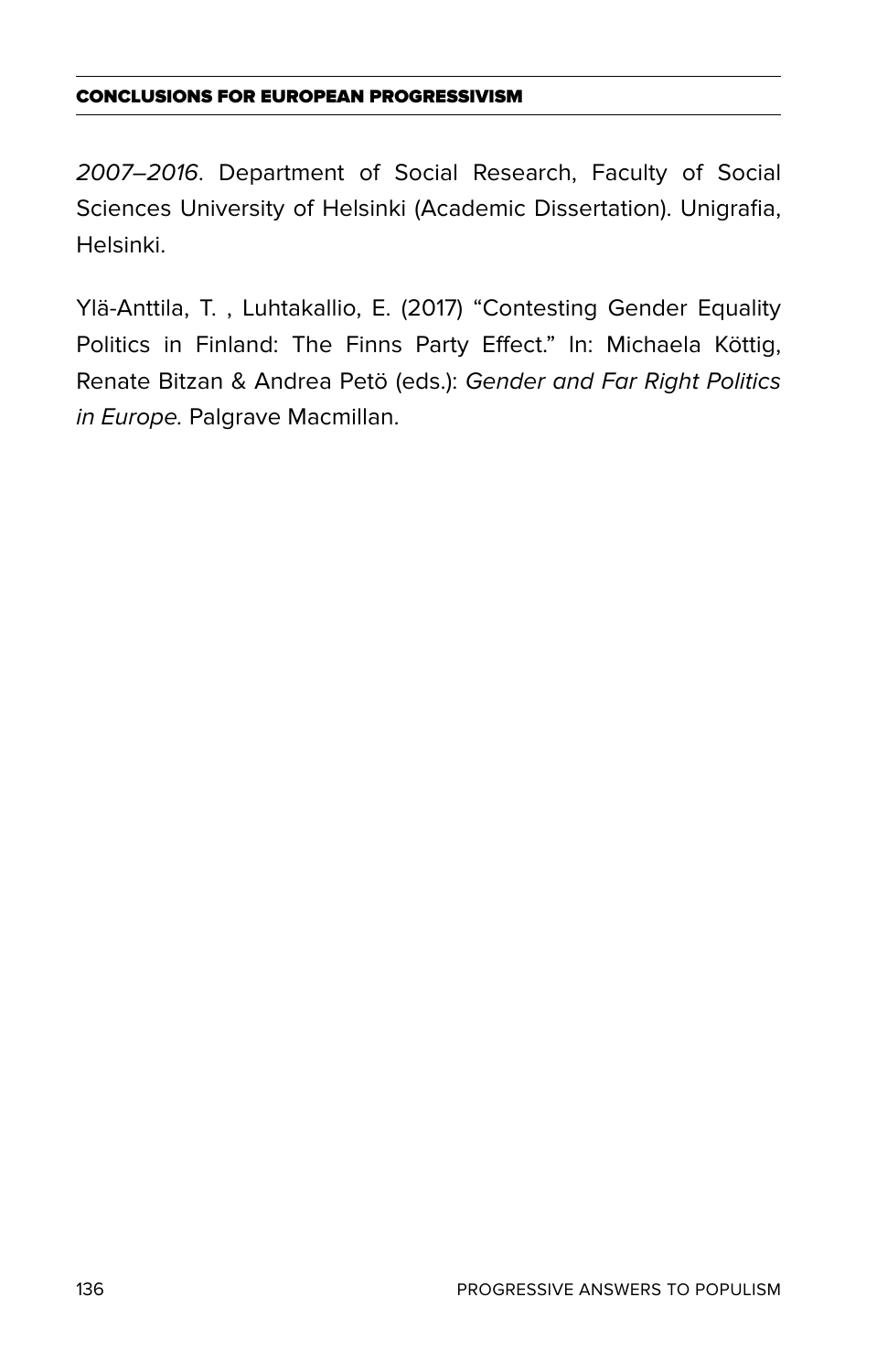*2007–2016*. Department of Social Research, Faculty of Social Sciences University of Helsinki (Academic Dissertation). Unigrafia, Helsinki.

Ylä-Anttila, T. , Luhtakallio, E. (2017) "Contesting Gender Equality Politics in Finland: The Finns Party Effect." In: Michaela Köttig, Renate Bitzan & Andrea Petö (eds.): *Gender and Far Right Politics in Europe*. Palgrave Macmillan.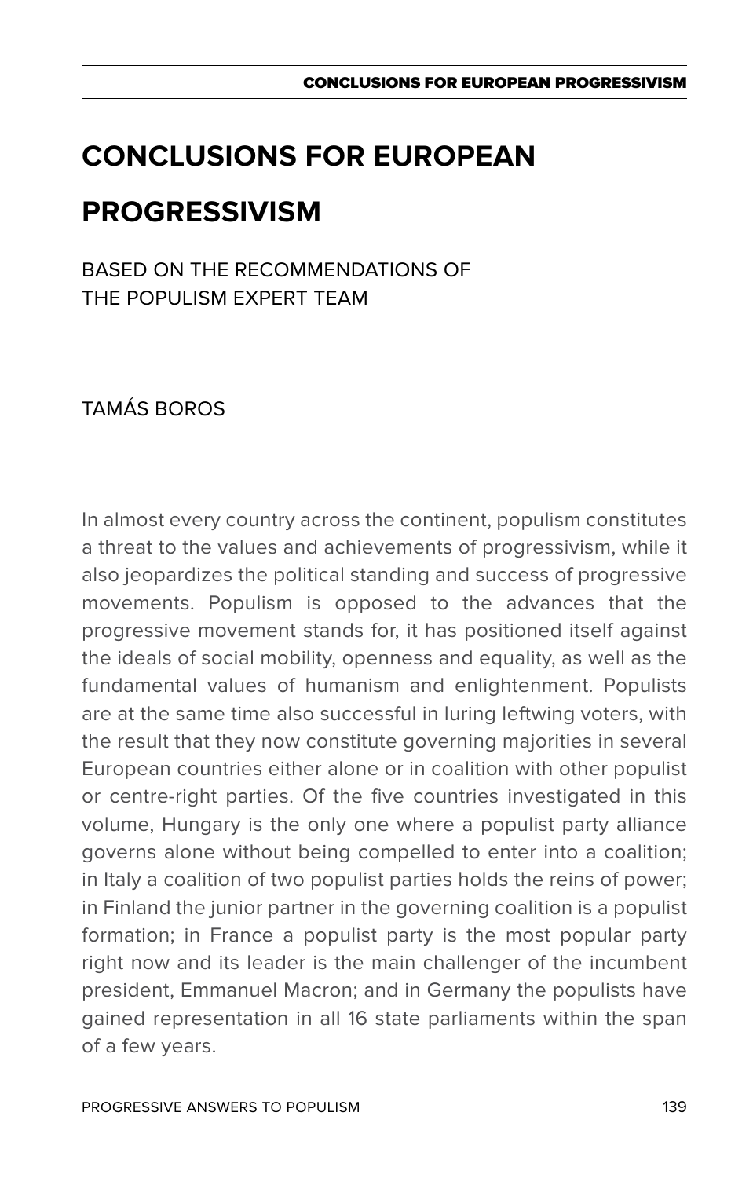# CONCLUSIONS FOR EUROPEAN PROGRESSIVISM

BASED ON THE RECOMMENDATIONS OF THE POPULISM EXPERT TEAM

TAMÁS BOROS

In almost every country across the continent, populism constitutes a threat to the values and achievements of progressivism, while it also jeopardizes the political standing and success of progressive movements. Populism is opposed to the advances that the progressive movement stands for, it has positioned itself against the ideals of social mobility, openness and equality, as well as the fundamental values of humanism and enlightenment. Populists are at the same time also successful in luring leftwing voters, with the result that they now constitute governing majorities in several European countries either alone or in coalition with other populist or centre-right parties. Of the five countries investigated in this volume, Hungary is the only one where a populist party alliance governs alone without being compelled to enter into a coalition; in Italy a coalition of two populist parties holds the reins of power; in Finland the junior partner in the governing coalition is a populist formation; in France a populist party is the most popular party right now and its leader is the main challenger of the incumbent president, Emmanuel Macron; and in Germany the populists have gained representation in all 16 state parliaments within the span of a few years.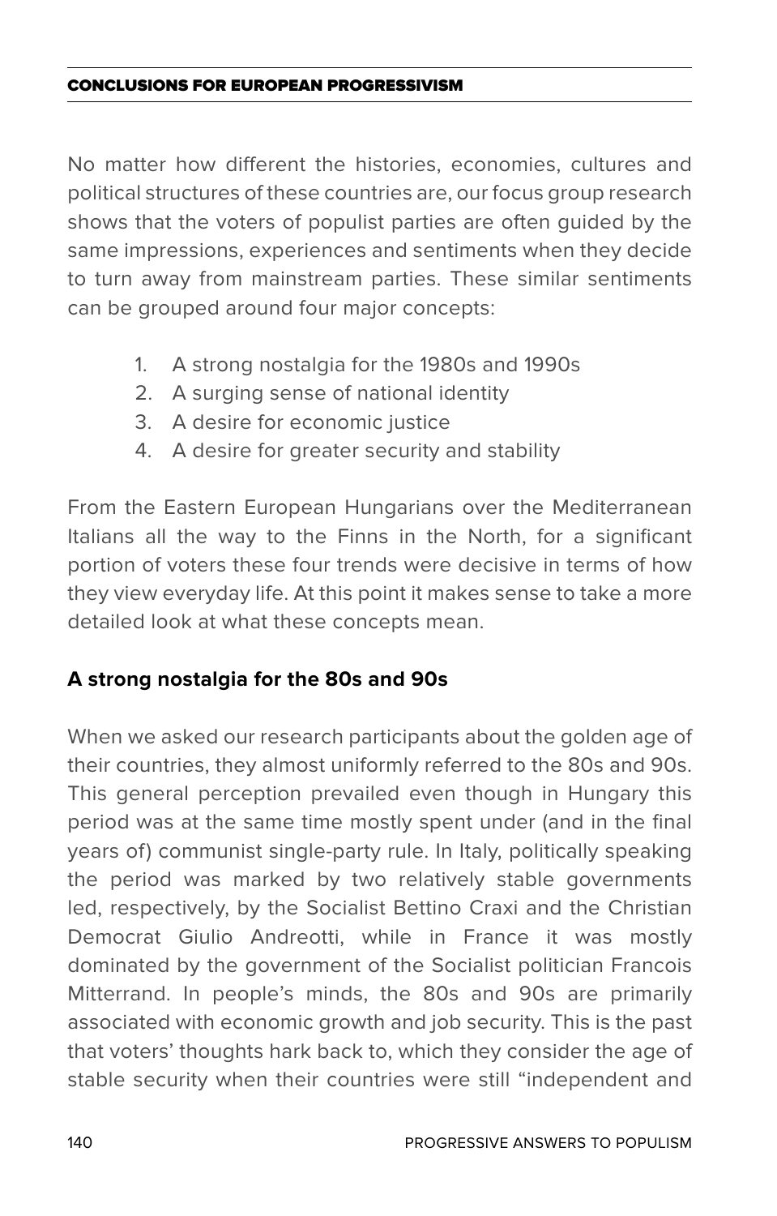No matter how different the histories, economies, cultures and political structures of these countries are, our focus group research shows that the voters of populist parties are often guided by the same impressions, experiences and sentiments when they decide to turn away from mainstream parties. These similar sentiments can be grouped around four major concepts:

1. A strong nostalgia for the 1980s and 1990s
2. A surging sense of national identity
3. A desire for economic justice
4. A desire for greater security and stability

From the Eastern European Hungarians over the Mediterranean Italians all the way to the Finns in the North, for a significant portion of voters these four trends were decisive in terms of how they view everyday life. At this point it makes sense to take a more detailed look at what these concepts mean.

**A strong nostalgia for the 80s and 90s**

When we asked our research participants about the golden age of their countries, they almost uniformly referred to the 80s and 90s. This general perception prevailed even though in Hungary this period was at the same time mostly spent under (and in the final years of) communist single-party rule. In Italy, politically speaking the period was marked by two relatively stable governments led, respectively, by the Socialist Bettino Craxi and the Christian Democrat Giulio Andreotti, while in France it was mostly dominated by the government of the Socialist politician Francois Mitterrand. In people's minds, the 80s and 90s are primarily associated with economic growth and job security. This is the past that voters' thoughts hark back to, which they consider the age of stable security when their countries were still "independent and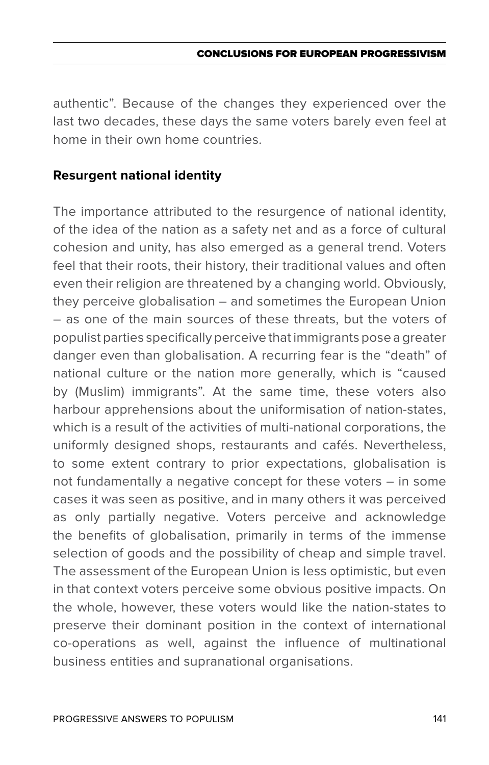authentic". Because of the changes they experienced over the last two decades, these days the same voters barely even feel at home in their own home countries.

**Resurgent national identity**

The importance attributed to the resurgence of national identity, of the idea of the nation as a safety net and as a force of cultural cohesion and unity, has also emerged as a general trend. Voters feel that their roots, their history, their traditional values and often even their religion are threatened by a changing world. Obviously, they perceive globalisation – and sometimes the European Union – as one of the main sources of these threats, but the voters of populist parties specifically perceive that immigrants pose a greater danger even than globalisation. A recurring fear is the "death" of national culture or the nation more generally, which is "caused by (Muslim) immigrants". At the same time, these voters also harbour apprehensions about the uniformisation of nation-states, which is a result of the activities of multi-national corporations, the uniformly designed shops, restaurants and cafés. Nevertheless, to some extent contrary to prior expectations, globalisation is not fundamentally a negative concept for these voters – in some cases it was seen as positive, and in many others it was perceived as only partially negative. Voters perceive and acknowledge the benefits of globalisation, primarily in terms of the immense selection of goods and the possibility of cheap and simple travel. The assessment of the European Union is less optimistic, but even in that context voters perceive some obvious positive impacts. On the whole, however, these voters would like the nation-states to preserve their dominant position in the context of international co-operations as well, against the influence of multinational business entities and supranational organisations.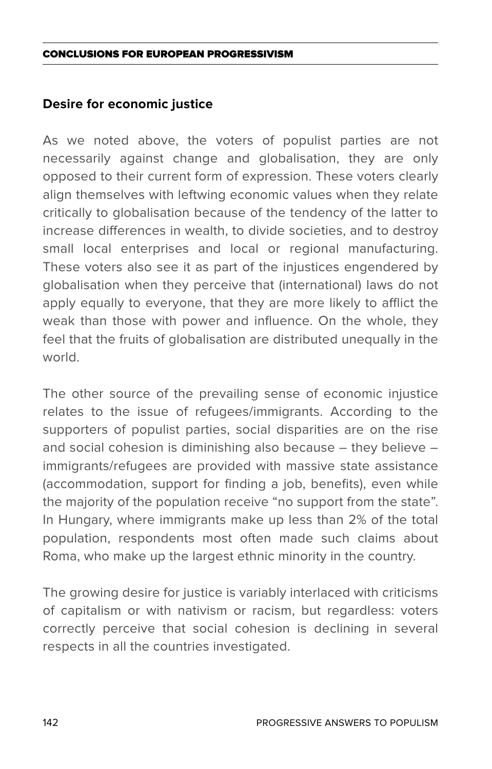### Desire for economic justice

As we noted above, the voters of populist parties are not necessarily against change and globalisation, they are only opposed to their current form of expression. These voters clearly align themselves with leftwing economic values when they relate critically to globalisation because of the tendency of the latter to increase differences in wealth, to divide societies, and to destroy small local enterprises and local or regional manufacturing. These voters also see it as part of the injustices engendered by globalisation when they perceive that (international) laws do not apply equally to everyone, that they are more likely to afflict the weak than those with power and influence. On the whole, they feel that the fruits of globalisation are distributed unequally in the world.

The other source of the prevailing sense of economic injustice relates to the issue of refugees/immigrants. According to the supporters of populist parties, social disparities are on the rise and social cohesion is diminishing also because – they believe – immigrants/refugees are provided with massive state assistance (accommodation, support for finding a job, benefits), even while the majority of the population receive "no support from the state". In Hungary, where immigrants make up less than 2% of the total population, respondents most often made such claims about Roma, who make up the largest ethnic minority in the country.

The growing desire for justice is variably interlaced with criticisms of capitalism or with nativism or racism, but regardless: voters correctly perceive that social cohesion is declining in several respects in all the countries investigated.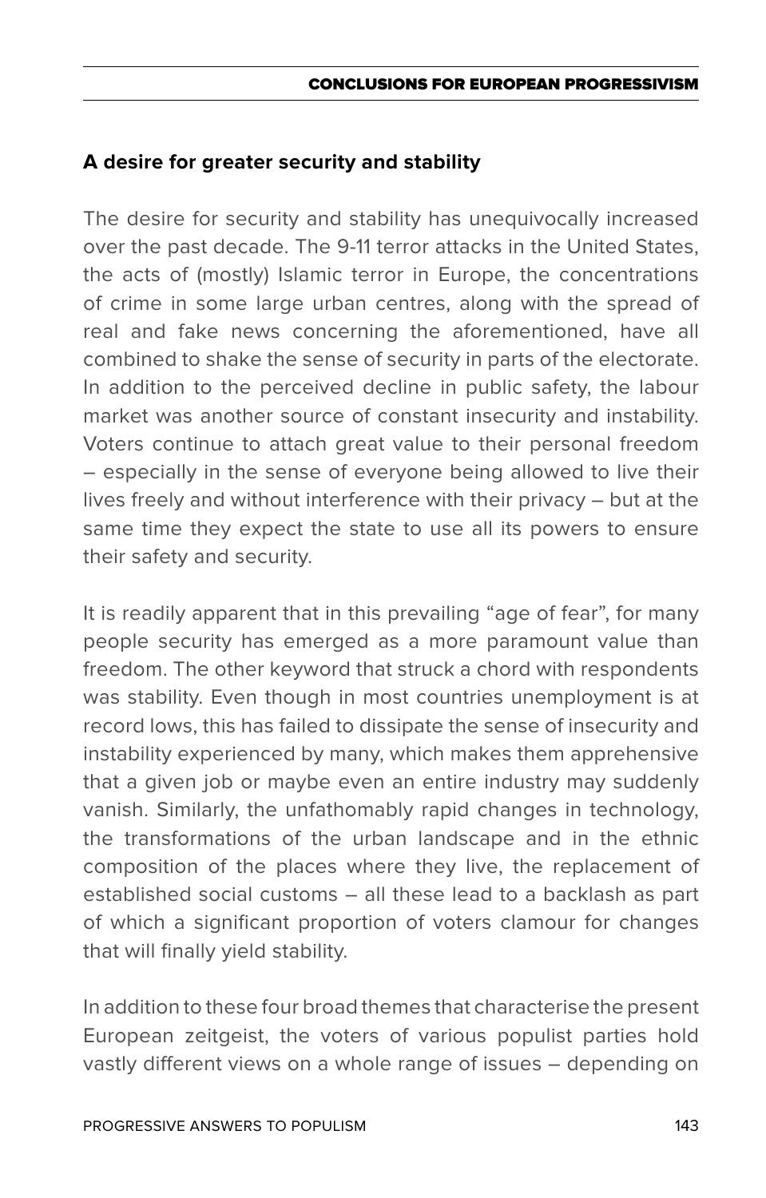### A desire for greater security and stability

The desire for security and stability has unequivocally increased over the past decade. The 9-11 terror attacks in the United States, the acts of (mostly) Islamic terror in Europe, the concentrations of crime in some large urban centres, along with the spread of real and fake news concerning the aforementioned, have all combined to shake the sense of security in parts of the electorate. In addition to the perceived decline in public safety, the labour market was another source of constant insecurity and instability. Voters continue to attach great value to their personal freedom – especially in the sense of everyone being allowed to live their lives freely and without interference with their privacy – but at the same time they expect the state to use all its powers to ensure their safety and security.

It is readily apparent that in this prevailing "age of fear", for many people security has emerged as a more paramount value than freedom. The other keyword that struck a chord with respondents was stability. Even though in most countries unemployment is at record lows, this has failed to dissipate the sense of insecurity and instability experienced by many, which makes them apprehensive that a given job or maybe even an entire industry may suddenly vanish. Similarly, the unfathomably rapid changes in technology, the transformations of the urban landscape and in the ethnic composition of the places where they live, the replacement of established social customs – all these lead to a backlash as part of which a significant proportion of voters clamour for changes that will finally yield stability.

In addition to these four broad themes that characterise the present European zeitgeist, the voters of various populist parties hold vastly different views on a whole range of issues – depending on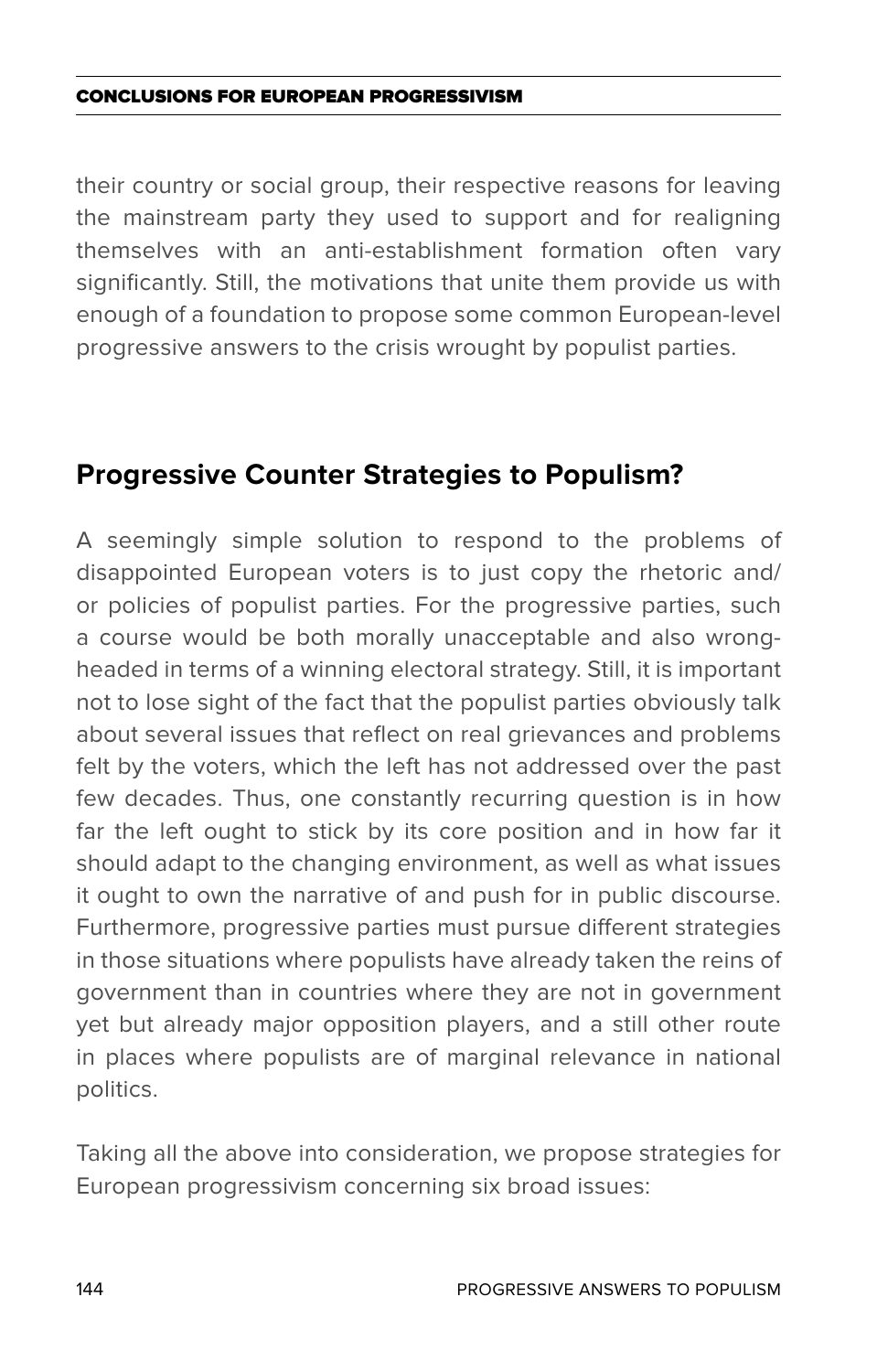their country or social group, their respective reasons for leaving the mainstream party they used to support and for realigning themselves with an anti-establishment formation often vary significantly. Still, the motivations that unite them provide us with enough of a foundation to propose some common European-level progressive answers to the crisis wrought by populist parties.

## Progressive Counter Strategies to Populism?

A seemingly simple solution to respond to the problems of disappointed European voters is to just copy the rhetoric and/ or policies of populist parties. For the progressive parties, such a course would be both morally unacceptable and also wrong-headed in terms of a winning electoral strategy. Still, it is important not to lose sight of the fact that the populist parties obviously talk about several issues that reflect on real grievances and problems felt by the voters, which the left has not addressed over the past few decades. Thus, one constantly recurring question is in how far the left ought to stick by its core position and in how far it should adapt to the changing environment, as well as what issues it ought to own the narrative of and push for in public discourse. Furthermore, progressive parties must pursue different strategies in those situations where populists have already taken the reins of government than in countries where they are not in government yet but already major opposition players, and a still other route in places where populists are of marginal relevance in national politics.

Taking all the above into consideration, we propose strategies for European progressivism concerning six broad issues: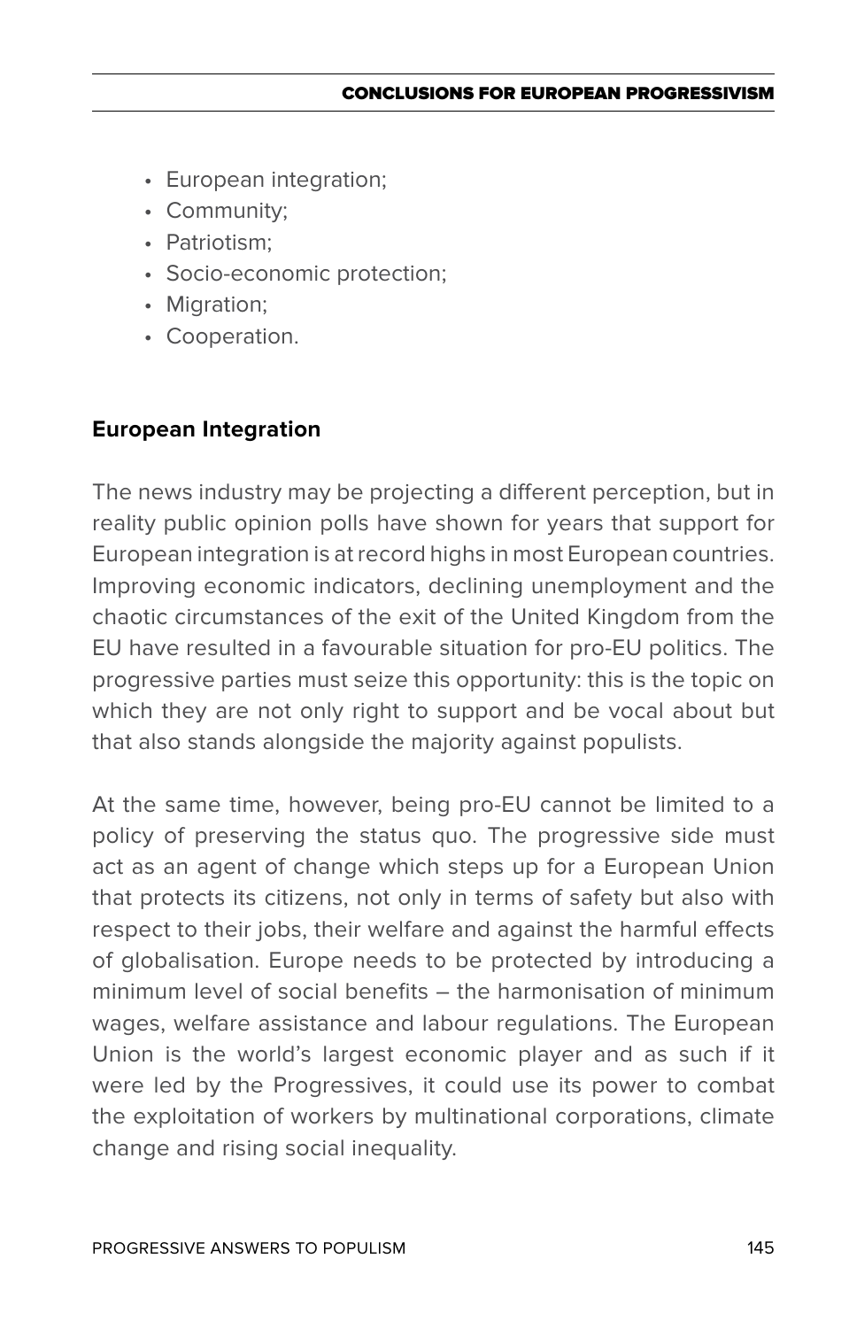- European integration;
- Community;
- Patriotism;
- Socio-economic protection;
- Migration;
- Cooperation.

**European Integration**

The news industry may be projecting a different perception, but in reality public opinion polls have shown for years that support for European integration is at record highs in most European countries. Improving economic indicators, declining unemployment and the chaotic circumstances of the exit of the United Kingdom from the EU have resulted in a favourable situation for pro-EU politics. The progressive parties must seize this opportunity: this is the topic on which they are not only right to support and be vocal about but that also stands alongside the majority against populists.

At the same time, however, being pro-EU cannot be limited to a policy of preserving the status quo. The progressive side must act as an agent of change which steps up for a European Union that protects its citizens, not only in terms of safety but also with respect to their jobs, their welfare and against the harmful effects of globalisation. Europe needs to be protected by introducing a minimum level of social benefits – the harmonisation of minimum wages, welfare assistance and labour regulations. The European Union is the world's largest economic player and as such if it were led by the Progressives, it could use its power to combat the exploitation of workers by multinational corporations, climate change and rising social inequality.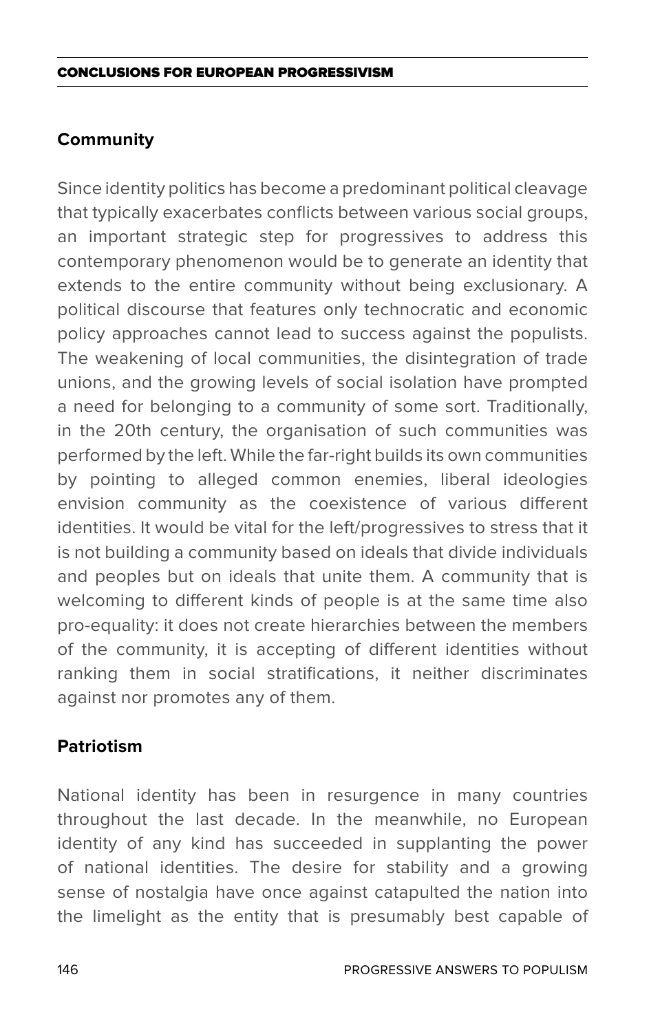## Community

Since identity politics has become a predominant political cleavage that typically exacerbates conflicts between various social groups, an important strategic step for progressives to address this contemporary phenomenon would be to generate an identity that extends to the entire community without being exclusionary. A political discourse that features only technocratic and economic policy approaches cannot lead to success against the populists. The weakening of local communities, the disintegration of trade unions, and the growing levels of social isolation have prompted a need for belonging to a community of some sort. Traditionally, in the 20th century, the organisation of such communities was performed by the left. While the far-right builds its own communities by pointing to alleged common enemies, liberal ideologies envision community as the coexistence of various different identities. It would be vital for the left/progressives to stress that it is not building a community based on ideals that divide individuals and peoples but on ideals that unite them. A community that is welcoming to different kinds of people is at the same time also pro-equality: it does not create hierarchies between the members of the community, it is accepting of different identities without ranking them in social stratifications, it neither discriminates against nor promotes any of them.

## Patriotism

National identity has been in resurgence in many countries throughout the last decade. In the meanwhile, no European identity of any kind has succeeded in supplanting the power of national identities. The desire for stability and a growing sense of nostalgia have once against catapulted the nation into the limelight as the entity that is presumably best capable of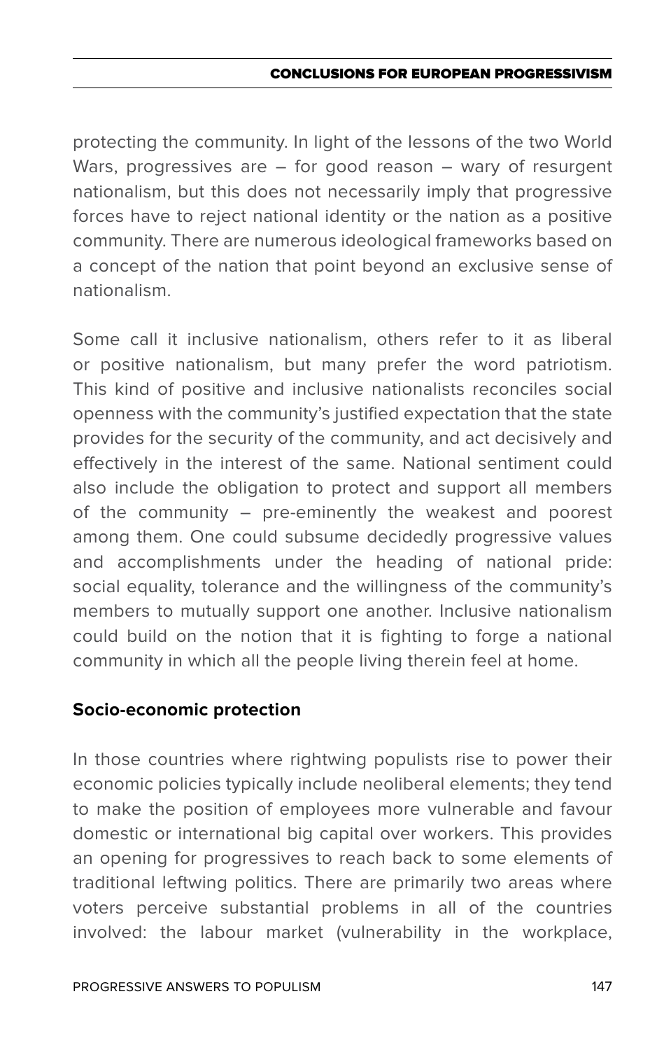protecting the community. In light of the lessons of the two World Wars, progressives are – for good reason – wary of resurgent nationalism, but this does not necessarily imply that progressive forces have to reject national identity or the nation as a positive community. There are numerous ideological frameworks based on a concept of the nation that point beyond an exclusive sense of nationalism.

Some call it inclusive nationalism, others refer to it as liberal or positive nationalism, but many prefer the word patriotism. This kind of positive and inclusive nationalists reconciles social openness with the community's justified expectation that the state provides for the security of the community, and act decisively and effectively in the interest of the same. National sentiment could also include the obligation to protect and support all members of the community – pre-eminently the weakest and poorest among them. One could subsume decidedly progressive values and accomplishments under the heading of national pride: social equality, tolerance and the willingness of the community's members to mutually support one another. Inclusive nationalism could build on the notion that it is fighting to forge a national community in which all the people living therein feel at home.

**Socio-economic protection**

In those countries where rightwing populists rise to power their economic policies typically include neoliberal elements; they tend to make the position of employees more vulnerable and favour domestic or international big capital over workers. This provides an opening for progressives to reach back to some elements of traditional leftwing politics. There are primarily two areas where voters perceive substantial problems in all of the countries involved: the labour market (vulnerability in the workplace,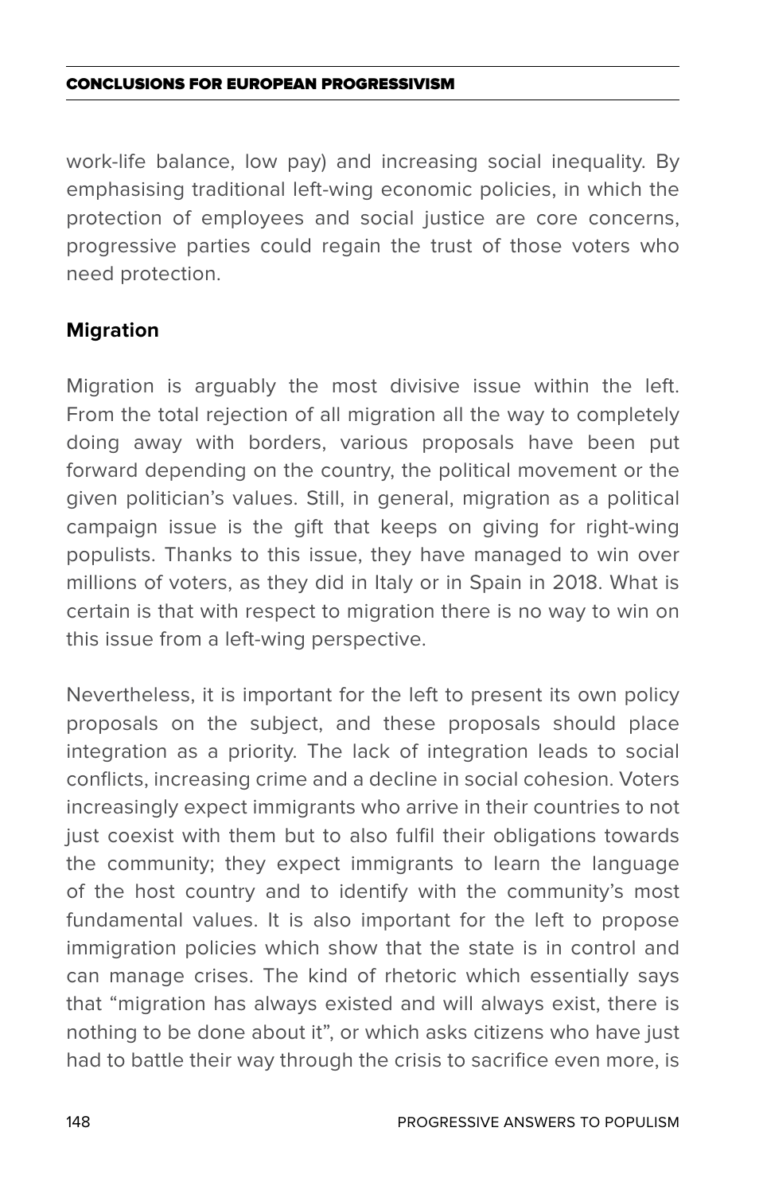work-life balance, low pay) and increasing social inequality. By emphasising traditional left-wing economic policies, in which the protection of employees and social justice are core concerns, progressive parties could regain the trust of those voters who need protection.

### Migration

Migration is arguably the most divisive issue within the left. From the total rejection of all migration all the way to completely doing away with borders, various proposals have been put forward depending on the country, the political movement or the given politician's values. Still, in general, migration as a political campaign issue is the gift that keeps on giving for right-wing populists. Thanks to this issue, they have managed to win over millions of voters, as they did in Italy or in Spain in 2018. What is certain is that with respect to migration there is no way to win on this issue from a left-wing perspective.

Nevertheless, it is important for the left to present its own policy proposals on the subject, and these proposals should place integration as a priority. The lack of integration leads to social conflicts, increasing crime and a decline in social cohesion. Voters increasingly expect immigrants who arrive in their countries to not just coexist with them but to also fulfil their obligations towards the community; they expect immigrants to learn the language of the host country and to identify with the community's most fundamental values. It is also important for the left to propose immigration policies which show that the state is in control and can manage crises. The kind of rhetoric which essentially says that "migration has always existed and will always exist, there is nothing to be done about it", or which asks citizens who have just had to battle their way through the crisis to sacrifice even more, is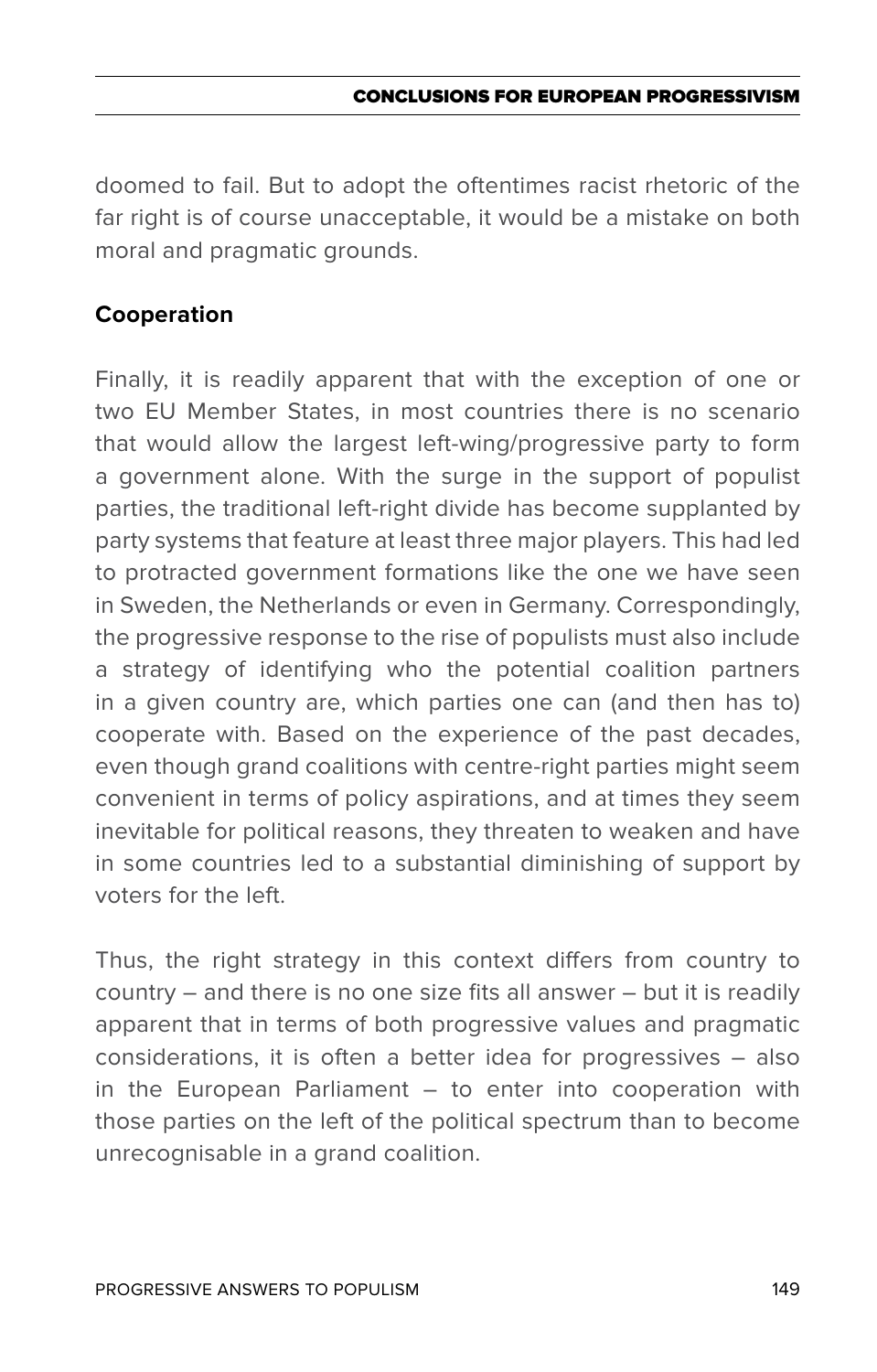doomed to fail. But to adopt the oftentimes racist rhetoric of the far right is of course unacceptable, it would be a mistake on both moral and pragmatic grounds.

**Cooperation**

Finally, it is readily apparent that with the exception of one or two EU Member States, in most countries there is no scenario that would allow the largest left-wing/progressive party to form a government alone. With the surge in the support of populist parties, the traditional left-right divide has become supplanted by party systems that feature at least three major players. This had led to protracted government formations like the one we have seen in Sweden, the Netherlands or even in Germany. Correspondingly, the progressive response to the rise of populists must also include a strategy of identifying who the potential coalition partners in a given country are, which parties one can (and then has to) cooperate with. Based on the experience of the past decades, even though grand coalitions with centre-right parties might seem convenient in terms of policy aspirations, and at times they seem inevitable for political reasons, they threaten to weaken and have in some countries led to a substantial diminishing of support by voters for the left.

Thus, the right strategy in this context differs from country to country – and there is no one size fits all answer – but it is readily apparent that in terms of both progressive values and pragmatic considerations, it is often a better idea for progressives – also in the European Parliament – to enter into cooperation with those parties on the left of the political spectrum than to become unrecognisable in a grand coalition.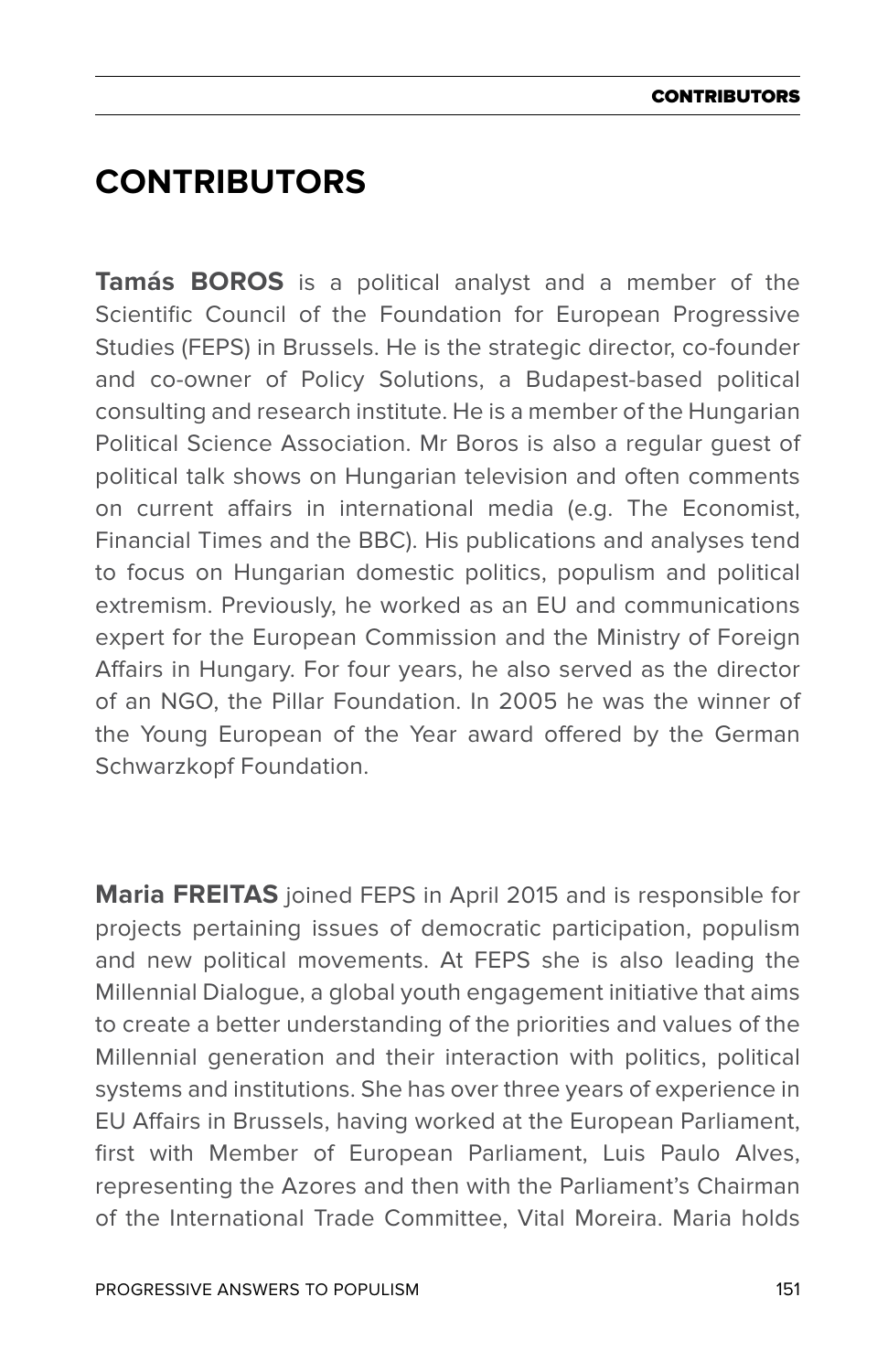# CONTRIBUTORS

**Tamás BOROS** is a political analyst and a member of the Scientific Council of the Foundation for European Progressive Studies (FEPS) in Brussels. He is the strategic director, co-founder and co-owner of Policy Solutions, a Budapest-based political consulting and research institute. He is a member of the Hungarian Political Science Association. Mr Boros is also a regular guest of political talk shows on Hungarian television and often comments on current affairs in international media (e.g. The Economist, Financial Times and the BBC). His publications and analyses tend to focus on Hungarian domestic politics, populism and political extremism. Previously, he worked as an EU and communications expert for the European Commission and the Ministry of Foreign Affairs in Hungary. For four years, he also served as the director of an NGO, the Pillar Foundation. In 2005 he was the winner of the Young European of the Year award offered by the German Schwarzkopf Foundation.

**Maria FREITAS** joined FEPS in April 2015 and is responsible for projects pertaining issues of democratic participation, populism and new political movements. At FEPS she is also leading the Millennial Dialogue, a global youth engagement initiative that aims to create a better understanding of the priorities and values of the Millennial generation and their interaction with politics, political systems and institutions. She has over three years of experience in EU Affairs in Brussels, having worked at the European Parliament, first with Member of European Parliament, Luis Paulo Alves, representing the Azores and then with the Parliament's Chairman of the International Trade Committee, Vital Moreira. Maria holds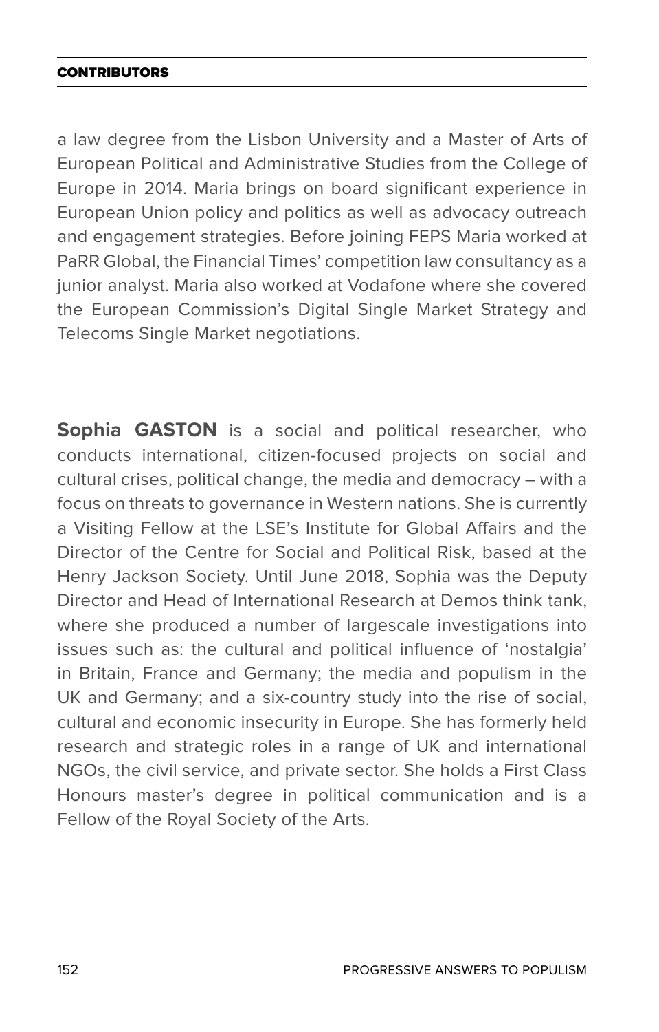a law degree from the Lisbon University and a Master of Arts of European Political and Administrative Studies from the College of Europe in 2014. Maria brings on board significant experience in European Union policy and politics as well as advocacy outreach and engagement strategies. Before joining FEPS Maria worked at PaRR Global, the Financial Times' competition law consultancy as a junior analyst. Maria also worked at Vodafone where she covered the European Commission's Digital Single Market Strategy and Telecoms Single Market negotiations.

**Sophia GASTON** is a social and political researcher, who conducts international, citizen-focused projects on social and cultural crises, political change, the media and democracy – with a focus on threats to governance in Western nations. She is currently a Visiting Fellow at the LSE's Institute for Global Affairs and the Director of the Centre for Social and Political Risk, based at the Henry Jackson Society. Until June 2018, Sophia was the Deputy Director and Head of International Research at Demos think tank, where she produced a number of largescale investigations into issues such as: the cultural and political influence of 'nostalgia' in Britain, France and Germany; the media and populism in the UK and Germany; and a six-country study into the rise of social, cultural and economic insecurity in Europe. She has formerly held research and strategic roles in a range of UK and international NGOs, the civil service, and private sector. She holds a First Class Honours master's degree in political communication and is a Fellow of the Royal Society of the Arts.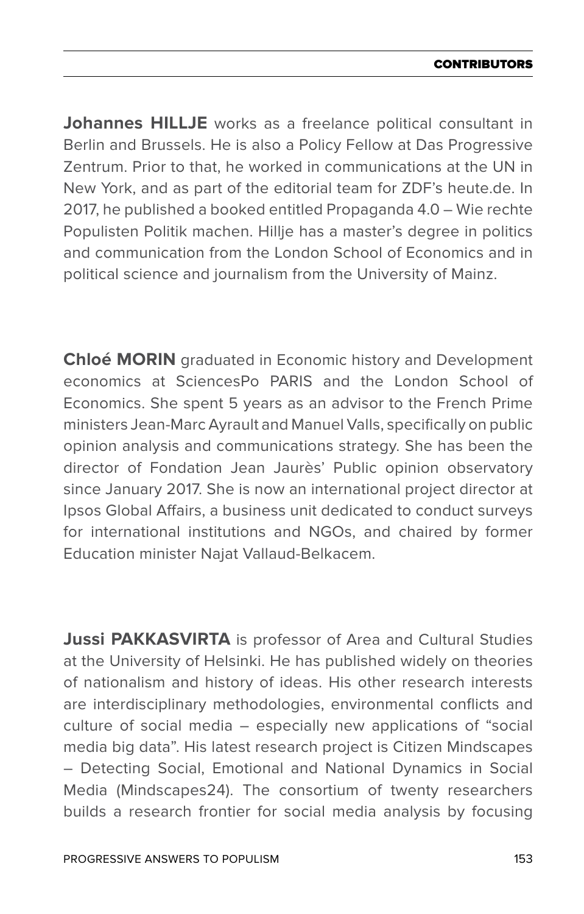**Johannes HILLJE** works as a freelance political consultant in Berlin and Brussels. He is also a Policy Fellow at Das Progressive Zentrum. Prior to that, he worked in communications at the UN in New York, and as part of the editorial team for ZDF's heute.de. In 2017, he published a booked entitled Propaganda 4.0 – Wie rechte Populisten Politik machen. Hillje has a master's degree in politics and communication from the London School of Economics and in political science and journalism from the University of Mainz.

**Chloé MORIN** graduated in Economic history and Development economics at SciencesPo PARIS and the London School of Economics. She spent 5 years as an advisor to the French Prime ministers Jean-Marc Ayrault and Manuel Valls, specifically on public opinion analysis and communications strategy. She has been the director of Fondation Jean Jaurès' Public opinion observatory since January 2017. She is now an international project director at Ipsos Global Affairs, a business unit dedicated to conduct surveys for international institutions and NGOs, and chaired by former Education minister Najat Vallaud-Belkacem.

**Jussi PAKKASVIRTA** is professor of Area and Cultural Studies at the University of Helsinki. He has published widely on theories of nationalism and history of ideas. His other research interests are interdisciplinary methodologies, environmental conflicts and culture of social media – especially new applications of "social media big data". His latest research project is Citizen Mindscapes – Detecting Social, Emotional and National Dynamics in Social Media (Mindscapes24). The consortium of twenty researchers builds a research frontier for social media analysis by focusing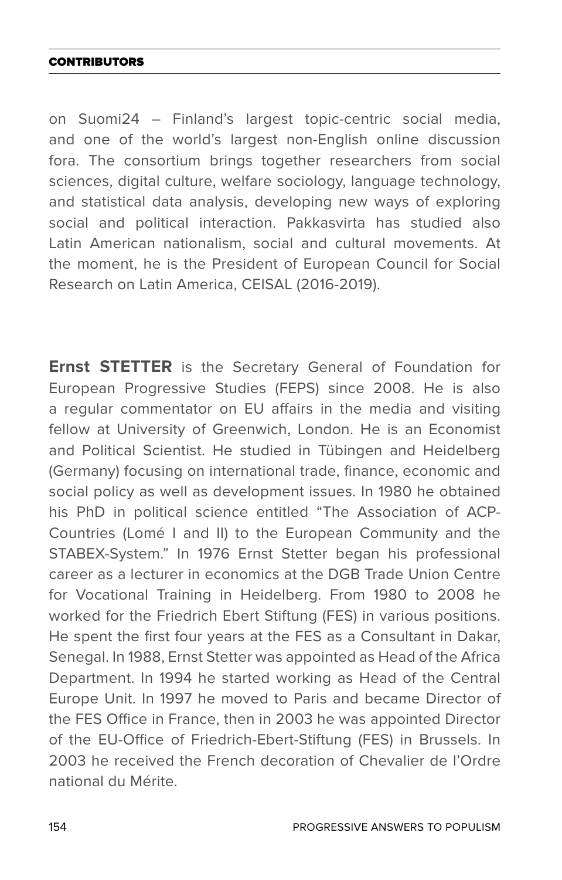on Suomi24 – Finland's largest topic-centric social media, and one of the world's largest non-English online discussion fora. The consortium brings together researchers from social sciences, digital culture, welfare sociology, language technology, and statistical data analysis, developing new ways of exploring social and political interaction. Pakkasvirta has studied also Latin American nationalism, social and cultural movements. At the moment, he is the President of European Council for Social Research on Latin America, CEISAL (2016-2019).

**Ernst STETTER** is the Secretary General of Foundation for European Progressive Studies (FEPS) since 2008. He is also a regular commentator on EU affairs in the media and visiting fellow at University of Greenwich, London. He is an Economist and Political Scientist. He studied in Tübingen and Heidelberg (Germany) focusing on international trade, finance, economic and social policy as well as development issues. In 1980 he obtained his PhD in political science entitled "The Association of ACP-Countries (Lomé I and II) to the European Community and the STABEX-System." In 1976 Ernst Stetter began his professional career as a lecturer in economics at the DGB Trade Union Centre for Vocational Training in Heidelberg. From 1980 to 2008 he worked for the Friedrich Ebert Stiftung (FES) in various positions. He spent the first four years at the FES as a Consultant in Dakar, Senegal. In 1988, Ernst Stetter was appointed as Head of the Africa Department. In 1994 he started working as Head of the Central Europe Unit. In 1997 he moved to Paris and became Director of the FES Office in France, then in 2003 he was appointed Director of the EU-Office of Friedrich-Ebert-Stiftung (FES) in Brussels. In 2003 he received the French decoration of Chevalier de l'Ordre national du Mérite.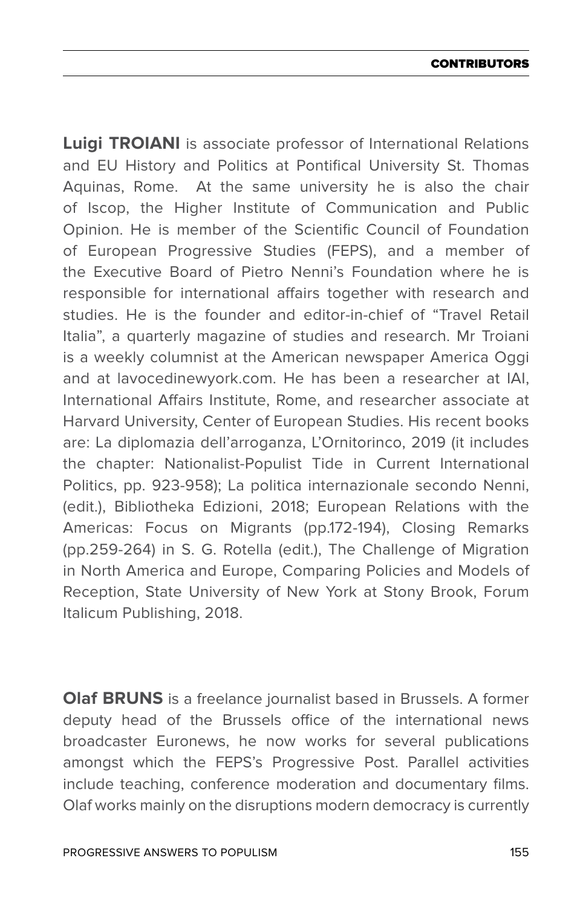**Luigi TROIANI** is associate professor of International Relations and EU History and Politics at Pontifical University St. Thomas Aquinas, Rome. At the same university he is also the chair of Iscop, the Higher Institute of Communication and Public Opinion. He is member of the Scientific Council of Foundation of European Progressive Studies (FEPS), and a member of the Executive Board of Pietro Nenni's Foundation where he is responsible for international affairs together with research and studies. He is the founder and editor-in-chief of "Travel Retail Italia", a quarterly magazine of studies and research. Mr Troiani is a weekly columnist at the American newspaper America Oggi and at lavocedinewyork.com. He has been a researcher at IAI, International Affairs Institute, Rome, and researcher associate at Harvard University, Center of European Studies. His recent books are: La diplomazia dell'arroganza, L'Ornitorinco, 2019 (it includes the chapter: Nationalist-Populist Tide in Current International Politics, pp. 923-958); La politica internazionale secondo Nenni, (edit.), Bibliotheka Edizioni, 2018; European Relations with the Americas: Focus on Migrants (pp.172-194), Closing Remarks (pp.259-264) in S. G. Rotella (edit.), The Challenge of Migration in North America and Europe, Comparing Policies and Models of Reception, State University of New York at Stony Brook, Forum Italicum Publishing, 2018.

**Olaf BRUNS** is a freelance journalist based in Brussels. A former deputy head of the Brussels office of the international news broadcaster Euronews, he now works for several publications amongst which the FEPS's Progressive Post. Parallel activities include teaching, conference moderation and documentary films. Olaf works mainly on the disruptions modern democracy is currently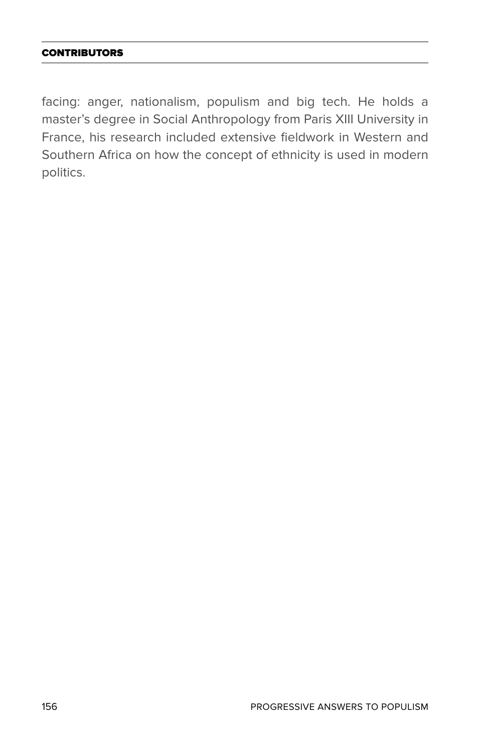facing: anger, nationalism, populism and big tech. He holds a master's degree in Social Anthropology from Paris XIII University in France, his research included extensive fieldwork in Western and Southern Africa on how the concept of ethnicity is used in modern politics.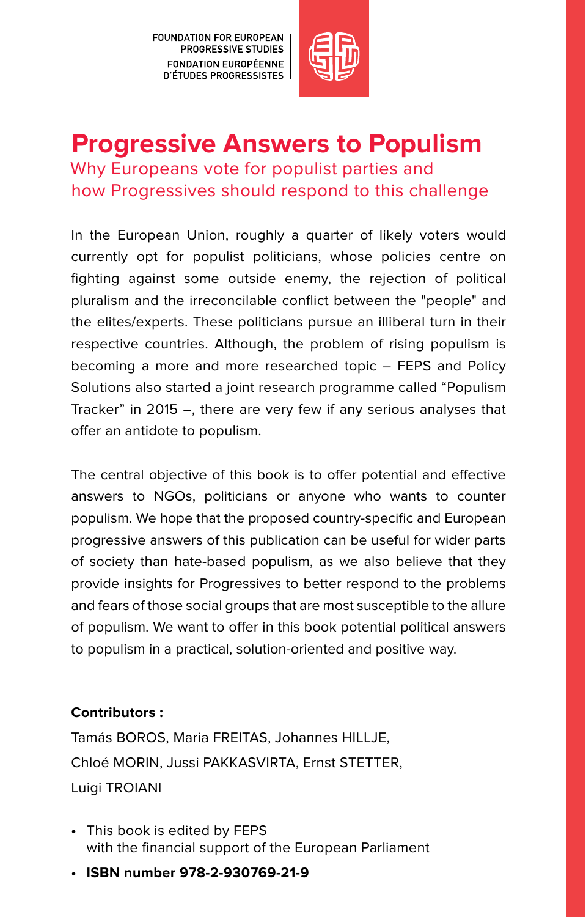FOUNDATION FOR EUROPEAN PROGRESSIVE STUDIES
FONDATION EUROPÉENNE D'ÉTUDES PROGRESSISTES

# Progressive Answers to Populism

## Why Europeans vote for populist parties and how Progressives should respond to this challenge

In the European Union, roughly a quarter of likely voters would currently opt for populist politicians, whose policies centre on fighting against some outside enemy, the rejection of political pluralism and the irreconcilable conflict between the "people" and the elites/experts. These politicians pursue an illiberal turn in their respective countries. Although, the problem of rising populism is becoming a more and more researched topic – FEPS and Policy Solutions also started a joint research programme called "Populism Tracker" in 2015 –, there are very few if any serious analyses that offer an antidote to populism.

The central objective of this book is to offer potential and effective answers to NGOs, politicians or anyone who wants to counter populism. We hope that the proposed country-specific and European progressive answers of this publication can be useful for wider parts of society than hate-based populism, as we also believe that they provide insights for Progressives to better respond to the problems and fears of those social groups that are most susceptible to the allure of populism. We want to offer in this book potential political answers to populism in a practical, solution-oriented and positive way.

**Contributors :**

Tamás BOROS, Maria FREITAS, Johannes HILLJE, Chloé MORIN, Jussi PAKKASVIRTA, Ernst STETTER, Luigi TROIANI

- This book is edited by FEPS with the financial support of the European Parliament
- **ISBN number 978-2-930769-21-9**